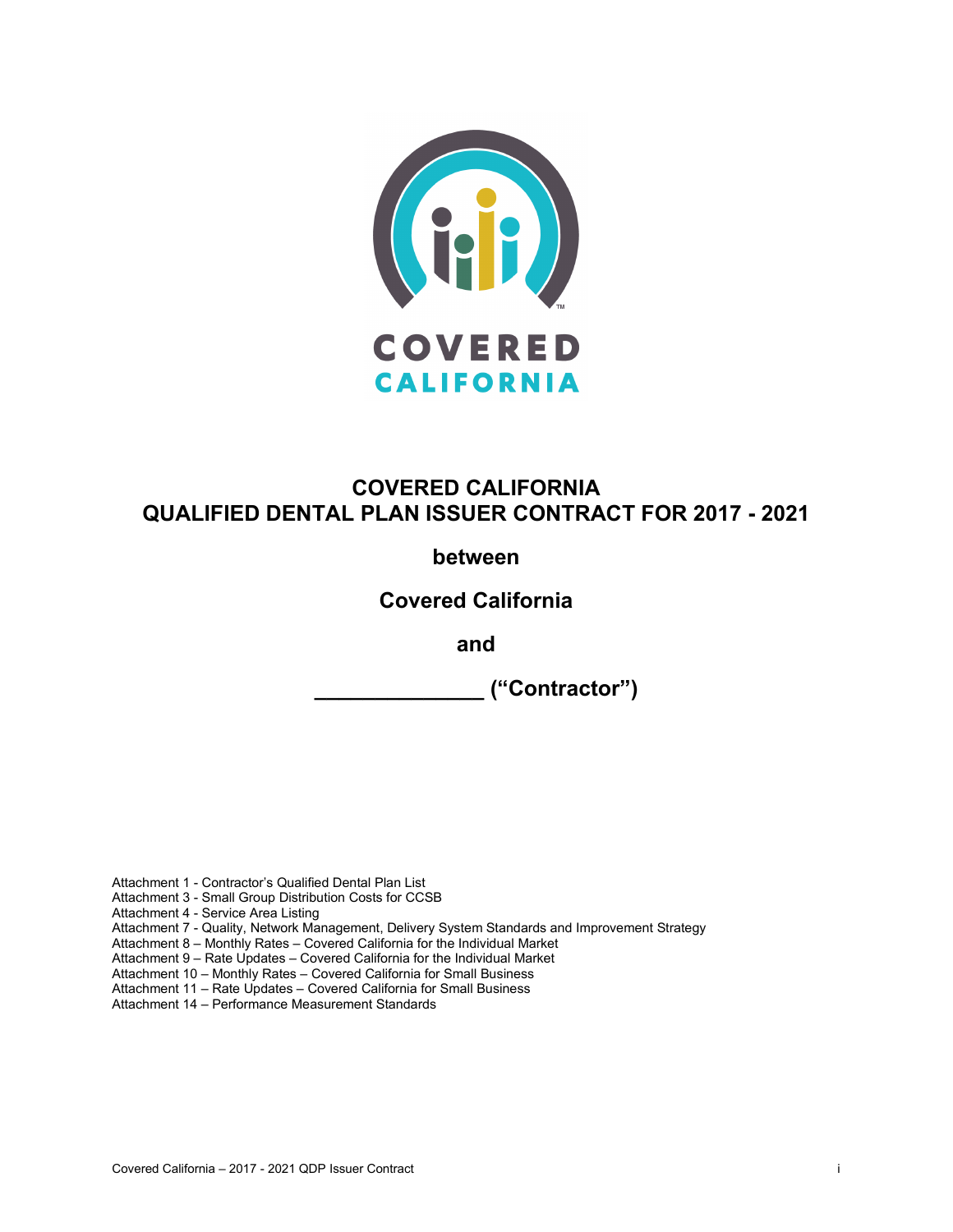COVERED CALIFORNIA

# COVERED CALIFORNIA QUALIFIED DENTAL PLAN ISSUER CONTRACT FOR 2017 - 2021

**between**

**Covered California**

**and**

**______________ ("Contractor")**

Attachment 1 - Contractor's Qualified Dental Plan List
Attachment 3 - Small Group Distribution Costs for CCSB
Attachment 4 - Service Area Listing
Attachment 7 - Quality, Network Management, Delivery System Standards and Improvement Strategy
Attachment 8 – Monthly Rates – Covered California for the Individual Market
Attachment 9 – Rate Updates – Covered California for the Individual Market
Attachment 10 – Monthly Rates – Covered California for Small Business
Attachment 11 – Rate Updates – Covered California for Small Business
Attachment 14 – Performance Measurement Standards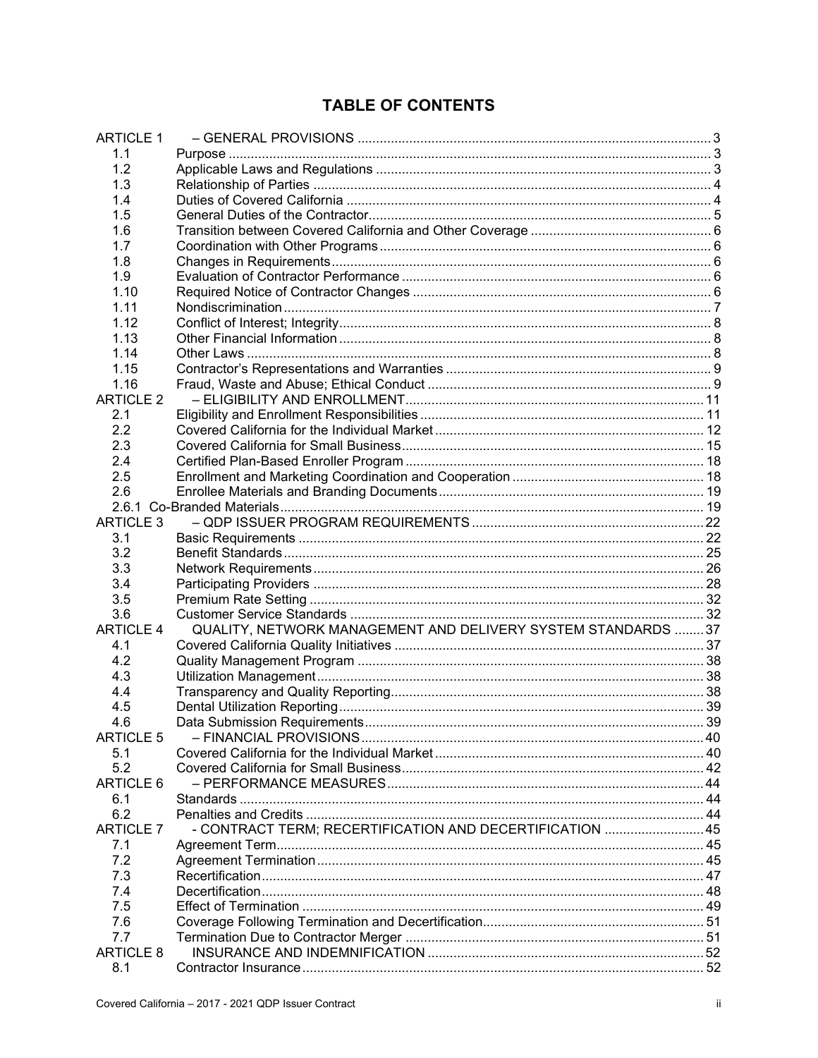## TABLE OF CONTENTS

| | | |
|---|---|---|
| ARTICLE 1 | – GENERAL PROVISIONS | 3 |
| 1.1 | Purpose | 3 |
| 1.2 | Applicable Laws and Regulations | 3 |
| 1.3 | Relationship of Parties | 4 |
| 1.4 | Duties of Covered California | 4 |
| 1.5 | General Duties of the Contractor | 5 |
| 1.6 | Transition between Covered California and Other Coverage | 6 |
| 1.7 | Coordination with Other Programs | 6 |
| 1.8 | Changes in Requirements | 6 |
| 1.9 | Evaluation of Contractor Performance | 6 |
| 1.10 | Required Notice of Contractor Changes | 6 |
| 1.11 | Nondiscrimination | 7 |
| 1.12 | Conflict of Interest; Integrity | 8 |
| 1.13 | Other Financial Information | 8 |
| 1.14 | Other Laws | 8 |
| 1.15 | Contractor's Representations and Warranties | 9 |
| 1.16 | Fraud, Waste and Abuse; Ethical Conduct | 9 |
| ARTICLE 2 | – ELIGIBILITY AND ENROLLMENT | 11 |
| 2.1 | Eligibility and Enrollment Responsibilities | 11 |
| 2.2 | Covered California for the Individual Market | 12 |
| 2.3 | Covered California for Small Business | 15 |
| 2.4 | Certified Plan-Based Enroller Program | 18 |
| 2.5 | Enrollment and Marketing Coordination and Cooperation | 18 |
| 2.6 | Enrollee Materials and Branding Documents | 19 |
| 2.6.1 | Co-Branded Materials | 19 |
| ARTICLE 3 | – QDP ISSUER PROGRAM REQUIREMENTS | 22 |
| 3.1 | Basic Requirements | 22 |
| 3.2 | Benefit Standards | 25 |
| 3.3 | Network Requirements | 26 |
| 3.4 | Participating Providers | 28 |
| 3.5 | Premium Rate Setting | 32 |
| 3.6 | Customer Service Standards | 32 |
| ARTICLE 4 | QUALITY, NETWORK MANAGEMENT AND DELIVERY SYSTEM STANDARDS | 37 |
| 4.1 | Covered California Quality Initiatives | 37 |
| 4.2 | Quality Management Program | 38 |
| 4.3 | Utilization Management | 38 |
| 4.4 | Transparency and Quality Reporting | 38 |
| 4.5 | Dental Utilization Reporting | 39 |
| 4.6 | Data Submission Requirements | 39 |
| ARTICLE 5 | – FINANCIAL PROVISIONS | 40 |
| 5.1 | Covered California for the Individual Market | 40 |
| 5.2 | Covered California for Small Business | 42 |
| ARTICLE 6 | – PERFORMANCE MEASURES | 44 |
| 6.1 | Standards | 44 |
| 6.2 | Penalties and Credits | 44 |
| ARTICLE 7 | - CONTRACT TERM; RECERTIFICATION AND DECERTIFICATION | 45 |
| 7.1 | Agreement Term | 45 |
| 7.2 | Agreement Termination | 45 |
| 7.3 | Recertification | 47 |
| 7.4 | Decertification | 48 |
| 7.5 | Effect of Termination | 49 |
| 7.6 | Coverage Following Termination and Decertification | 51 |
| 7.7 | Termination Due to Contractor Merger | 51 |
| ARTICLE 8 | INSURANCE AND INDEMNIFICATION | 52 |
| 8.1 | Contractor Insurance | 52 |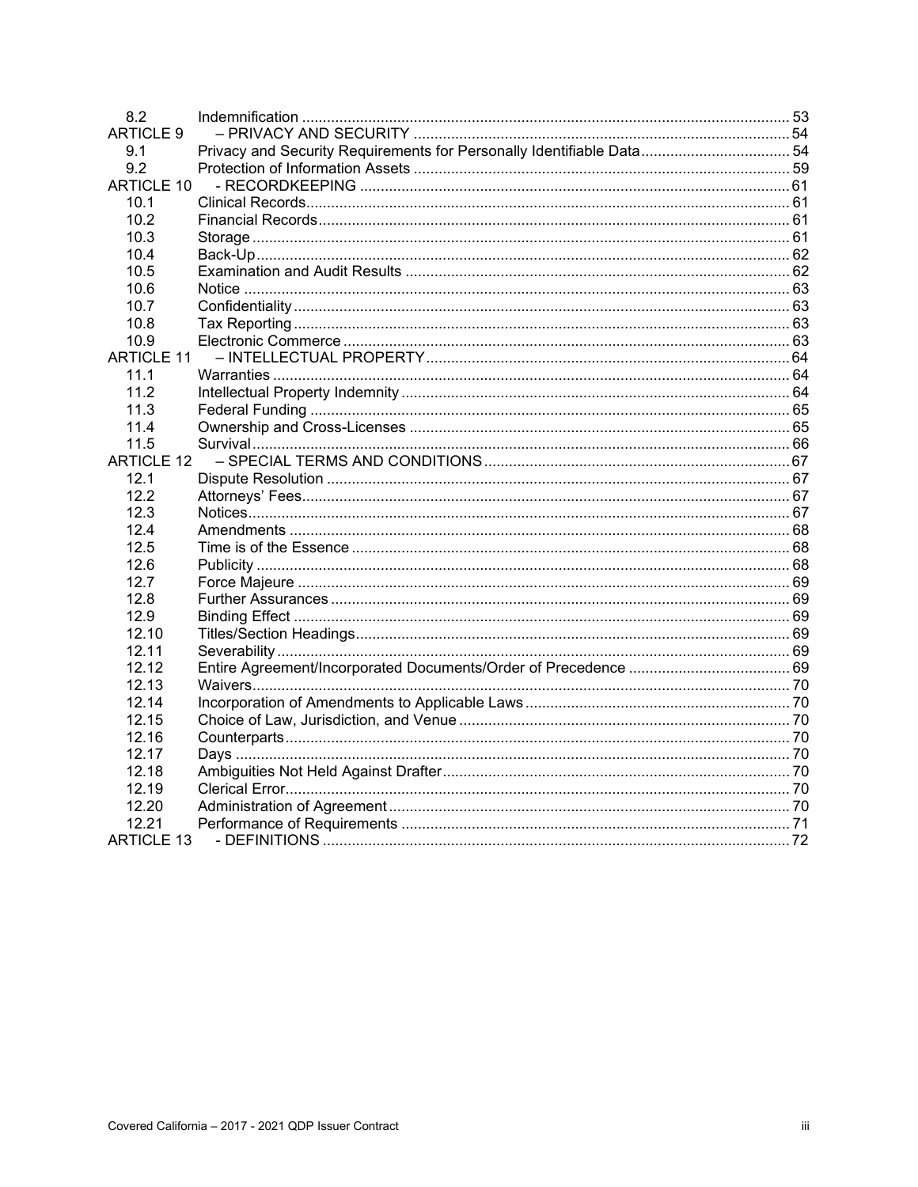| | | |
|---|---|---|
| 8.2 | Indemnification | 53 |
| ARTICLE 9 | – PRIVACY AND SECURITY | 54 |
| 9.1 | Privacy and Security Requirements for Personally Identifiable Data | 54 |
| 9.2 | Protection of Information Assets | 59 |
| ARTICLE 10 | - RECORDKEEPING | 61 |
| 10.1 | Clinical Records | 61 |
| 10.2 | Financial Records | 61 |
| 10.3 | Storage | 61 |
| 10.4 | Back-Up | 62 |
| 10.5 | Examination and Audit Results | 62 |
| 10.6 | Notice | 63 |
| 10.7 | Confidentiality | 63 |
| 10.8 | Tax Reporting | 63 |
| 10.9 | Electronic Commerce | 63 |
| ARTICLE 11 | – INTELLECTUAL PROPERTY | 64 |
| 11.1 | Warranties | 64 |
| 11.2 | Intellectual Property Indemnity | 64 |
| 11.3 | Federal Funding | 65 |
| 11.4 | Ownership and Cross-Licenses | 65 |
| 11.5 | Survival | 66 |
| ARTICLE 12 | – SPECIAL TERMS AND CONDITIONS | 67 |
| 12.1 | Dispute Resolution | 67 |
| 12.2 | Attorneys' Fees | 67 |
| 12.3 | Notices | 67 |
| 12.4 | Amendments | 68 |
| 12.5 | Time is of the Essence | 68 |
| 12.6 | Publicity | 68 |
| 12.7 | Force Majeure | 69 |
| 12.8 | Further Assurances | 69 |
| 12.9 | Binding Effect | 69 |
| 12.10 | Titles/Section Headings | 69 |
| 12.11 | Severability | 69 |
| 12.12 | Entire Agreement/Incorporated Documents/Order of Precedence | 69 |
| 12.13 | Waivers | 70 |
| 12.14 | Incorporation of Amendments to Applicable Laws | 70 |
| 12.15 | Choice of Law, Jurisdiction, and Venue | 70 |
| 12.16 | Counterparts | 70 |
| 12.17 | Days | 70 |
| 12.18 | Ambiguities Not Held Against Drafter | 70 |
| 12.19 | Clerical Error | 70 |
| 12.20 | Administration of Agreement | 70 |
| 12.21 | Performance of Requirements | 71 |
| ARTICLE 13 | - DEFINITIONS | 72 |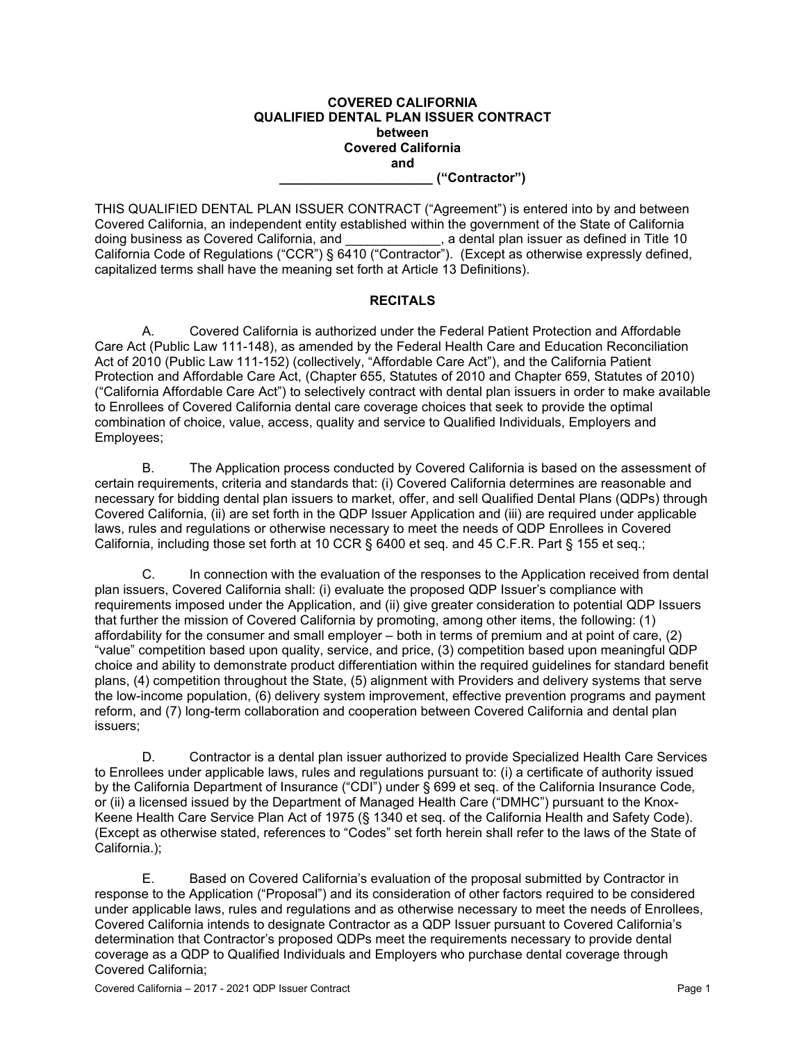**COVERED CALIFORNIA**
**QUALIFIED DENTAL PLAN ISSUER CONTRACT**
**between**
**Covered California**
**and**
**_____________________ ("Contractor")**

THIS QUALIFIED DENTAL PLAN ISSUER CONTRACT ("Agreement") is entered into by and between Covered California, an independent entity established within the government of the State of California doing business as Covered California, and _____________, a dental plan issuer as defined in Title 10 California Code of Regulations ("CCR") § 6410 ("Contractor"). (Except as otherwise expressly defined, capitalized terms shall have the meaning set forth at Article 13 Definitions).

## RECITALS

A. Covered California is authorized under the Federal Patient Protection and Affordable Care Act (Public Law 111-148), as amended by the Federal Health Care and Education Reconciliation Act of 2010 (Public Law 111-152) (collectively, "Affordable Care Act"), and the California Patient Protection and Affordable Care Act, (Chapter 655, Statutes of 2010 and Chapter 659, Statutes of 2010) ("California Affordable Care Act") to selectively contract with dental plan issuers in order to make available to Enrollees of Covered California dental care coverage choices that seek to provide the optimal combination of choice, value, access, quality and service to Qualified Individuals, Employers and Employees;

B. The Application process conducted by Covered California is based on the assessment of certain requirements, criteria and standards that: (i) Covered California determines are reasonable and necessary for bidding dental plan issuers to market, offer, and sell Qualified Dental Plans (QDPs) through Covered California, (ii) are set forth in the QDP Issuer Application and (iii) are required under applicable laws, rules and regulations or otherwise necessary to meet the needs of QDP Enrollees in Covered California, including those set forth at 10 CCR § 6400 et seq. and 45 C.F.R. Part § 155 et seq.;

C. In connection with the evaluation of the responses to the Application received from dental plan issuers, Covered California shall: (i) evaluate the proposed QDP Issuer's compliance with requirements imposed under the Application, and (ii) give greater consideration to potential QDP Issuers that further the mission of Covered California by promoting, among other items, the following: (1) affordability for the consumer and small employer – both in terms of premium and at point of care, (2) "value" competition based upon quality, service, and price, (3) competition based upon meaningful QDP choice and ability to demonstrate product differentiation within the required guidelines for standard benefit plans, (4) competition throughout the State, (5) alignment with Providers and delivery systems that serve the low-income population, (6) delivery system improvement, effective prevention programs and payment reform, and (7) long-term collaboration and cooperation between Covered California and dental plan issuers;

D. Contractor is a dental plan issuer authorized to provide Specialized Health Care Services to Enrollees under applicable laws, rules and regulations pursuant to: (i) a certificate of authority issued by the California Department of Insurance ("CDI") under § 699 et seq. of the California Insurance Code, or (ii) a licensed issued by the Department of Managed Health Care ("DMHC") pursuant to the Knox-Keene Health Care Service Plan Act of 1975 (§ 1340 et seq. of the California Health and Safety Code). (Except as otherwise stated, references to "Codes" set forth herein shall refer to the laws of the State of California.);

E. Based on Covered California's evaluation of the proposal submitted by Contractor in response to the Application ("Proposal") and its consideration of other factors required to be considered under applicable laws, rules and regulations and as otherwise necessary to meet the needs of Enrollees, Covered California intends to designate Contractor as a QDP Issuer pursuant to Covered California's determination that Contractor's proposed QDPs meet the requirements necessary to provide dental coverage as a QDP to Qualified Individuals and Employers who purchase dental coverage through Covered California;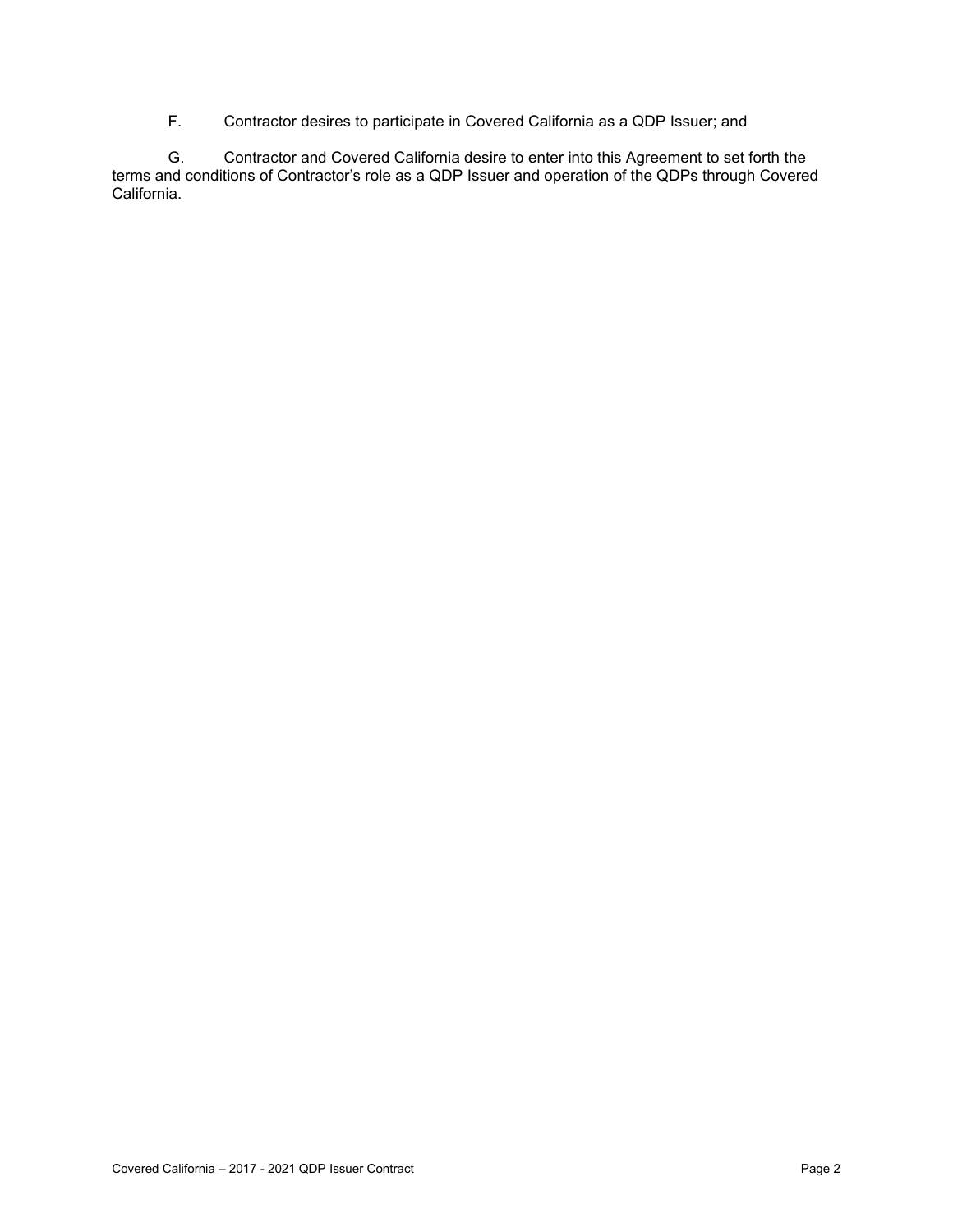F. Contractor desires to participate in Covered California as a QDP Issuer; and

G. Contractor and Covered California desire to enter into this Agreement to set forth the terms and conditions of Contractor's role as a QDP Issuer and operation of the QDPs through Covered California.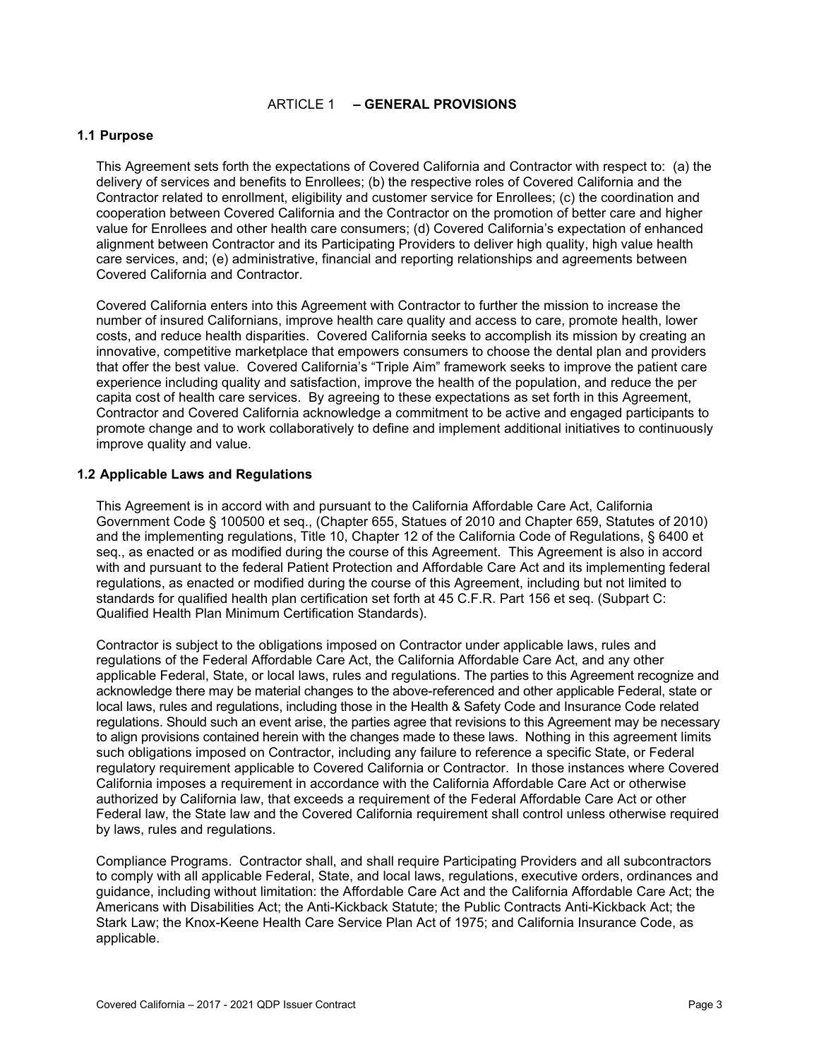# ARTICLE 1 – GENERAL PROVISIONS

## 1.1 Purpose

This Agreement sets forth the expectations of Covered California and Contractor with respect to: (a) the delivery of services and benefits to Enrollees; (b) the respective roles of Covered California and the Contractor related to enrollment, eligibility and customer service for Enrollees; (c) the coordination and cooperation between Covered California and the Contractor on the promotion of better care and higher value for Enrollees and other health care consumers; (d) Covered California's expectation of enhanced alignment between Contractor and its Participating Providers to deliver high quality, high value health care services, and; (e) administrative, financial and reporting relationships and agreements between Covered California and Contractor.

Covered California enters into this Agreement with Contractor to further the mission to increase the number of insured Californians, improve health care quality and access to care, promote health, lower costs, and reduce health disparities. Covered California seeks to accomplish its mission by creating an innovative, competitive marketplace that empowers consumers to choose the dental plan and providers that offer the best value. Covered California's "Triple Aim" framework seeks to improve the patient care experience including quality and satisfaction, improve the health of the population, and reduce the per capita cost of health care services. By agreeing to these expectations as set forth in this Agreement, Contractor and Covered California acknowledge a commitment to be active and engaged participants to promote change and to work collaboratively to define and implement additional initiatives to continuously improve quality and value.

## 1.2 Applicable Laws and Regulations

This Agreement is in accord with and pursuant to the California Affordable Care Act, California Government Code § 100500 et seq., (Chapter 655, Statues of 2010 and Chapter 659, Statutes of 2010) and the implementing regulations, Title 10, Chapter 12 of the California Code of Regulations, § 6400 et seq., as enacted or as modified during the course of this Agreement. This Agreement is also in accord with and pursuant to the federal Patient Protection and Affordable Care Act and its implementing federal regulations, as enacted or modified during the course of this Agreement, including but not limited to standards for qualified health plan certification set forth at 45 C.F.R. Part 156 et seq. (Subpart C: Qualified Health Plan Minimum Certification Standards).

Contractor is subject to the obligations imposed on Contractor under applicable laws, rules and regulations of the Federal Affordable Care Act, the California Affordable Care Act, and any other applicable Federal, State, or local laws, rules and regulations. The parties to this Agreement recognize and acknowledge there may be material changes to the above-referenced and other applicable Federal, state or local laws, rules and regulations, including those in the Health & Safety Code and Insurance Code related regulations. Should such an event arise, the parties agree that revisions to this Agreement may be necessary to align provisions contained herein with the changes made to these laws. Nothing in this agreement limits such obligations imposed on Contractor, including any failure to reference a specific State, or Federal regulatory requirement applicable to Covered California or Contractor. In those instances where Covered California imposes a requirement in accordance with the California Affordable Care Act or otherwise authorized by California law, that exceeds a requirement of the Federal Affordable Care Act or other Federal law, the State law and the Covered California requirement shall control unless otherwise required by laws, rules and regulations.

Compliance Programs. Contractor shall, and shall require Participating Providers and all subcontractors to comply with all applicable Federal, State, and local laws, regulations, executive orders, ordinances and guidance, including without limitation: the Affordable Care Act and the California Affordable Care Act; the Americans with Disabilities Act; the Anti-Kickback Statute; the Public Contracts Anti-Kickback Act; the Stark Law; the Knox-Keene Health Care Service Plan Act of 1975; and California Insurance Code, as applicable.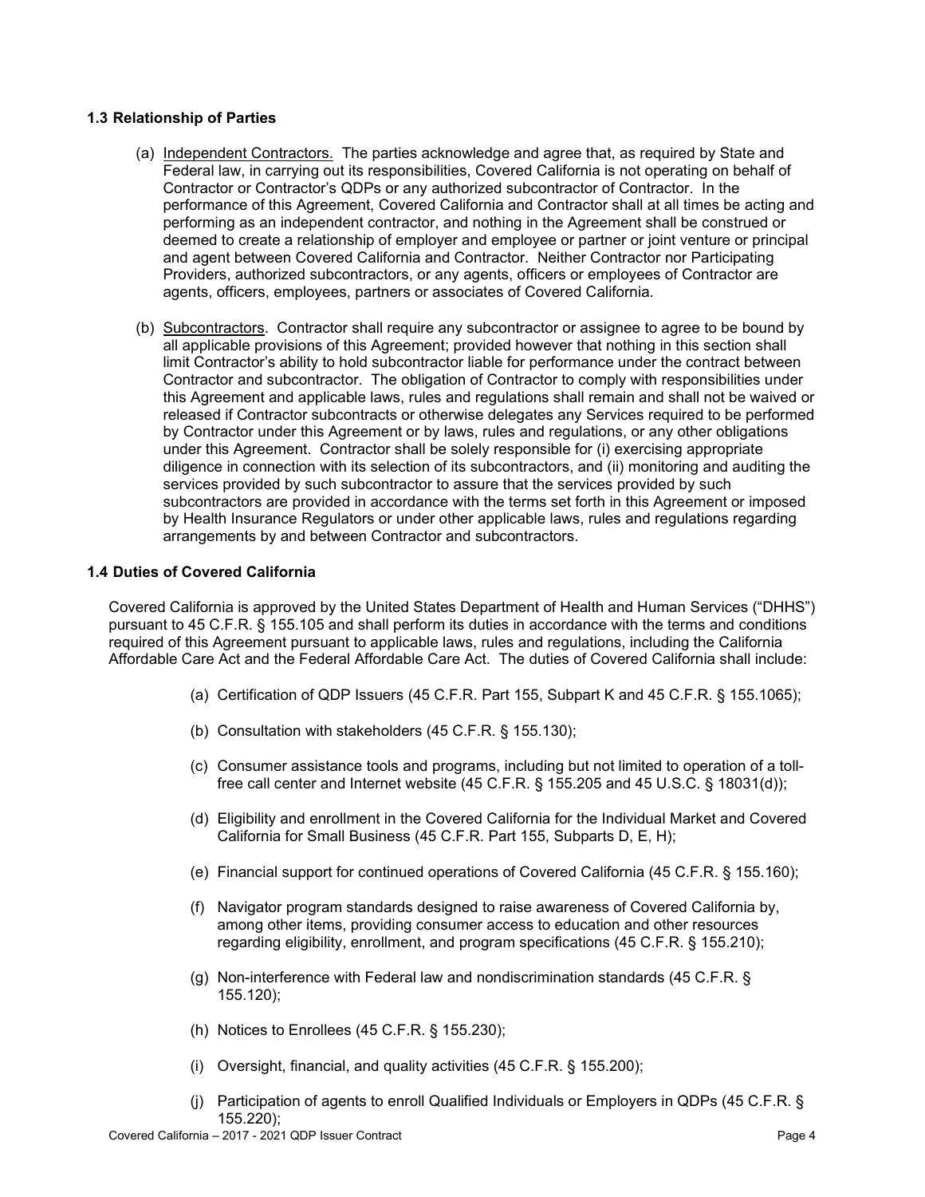### 1.3 Relationship of Parties

(a) Independent Contractors. The parties acknowledge and agree that, as required by State and Federal law, in carrying out its responsibilities, Covered California is not operating on behalf of Contractor or Contractor's QDPs or any authorized subcontractor of Contractor. In the performance of this Agreement, Covered California and Contractor shall at all times be acting and performing as an independent contractor, and nothing in the Agreement shall be construed or deemed to create a relationship of employer and employee or partner or joint venture or principal and agent between Covered California and Contractor. Neither Contractor nor Participating Providers, authorized subcontractors, or any agents, officers or employees of Contractor are agents, officers, employees, partners or associates of Covered California.

(b) Subcontractors. Contractor shall require any subcontractor or assignee to agree to be bound by all applicable provisions of this Agreement; provided however that nothing in this section shall limit Contractor's ability to hold subcontractor liable for performance under the contract between Contractor and subcontractor. The obligation of Contractor to comply with responsibilities under this Agreement and applicable laws, rules and regulations shall remain and shall not be waived or released if Contractor subcontracts or otherwise delegates any Services required to be performed by Contractor under this Agreement or by laws, rules and regulations, or any other obligations under this Agreement. Contractor shall be solely responsible for (i) exercising appropriate diligence in connection with its selection of its subcontractors, and (ii) monitoring and auditing the services provided by such subcontractor to assure that the services provided by such subcontractors are provided in accordance with the terms set forth in this Agreement or imposed by Health Insurance Regulators or under other applicable laws, rules and regulations regarding arrangements by and between Contractor and subcontractors.

### 1.4 Duties of Covered California

Covered California is approved by the United States Department of Health and Human Services ("DHHS") pursuant to 45 C.F.R. § 155.105 and shall perform its duties in accordance with the terms and conditions required of this Agreement pursuant to applicable laws, rules and regulations, including the California Affordable Care Act and the Federal Affordable Care Act. The duties of Covered California shall include:

(a) Certification of QDP Issuers (45 C.F.R. Part 155, Subpart K and 45 C.F.R. § 155.1065);

(b) Consultation with stakeholders (45 C.F.R. § 155.130);

(c) Consumer assistance tools and programs, including but not limited to operation of a toll-free call center and Internet website (45 C.F.R. § 155.205 and 45 U.S.C. § 18031(d));

(d) Eligibility and enrollment in the Covered California for the Individual Market and Covered California for Small Business (45 C.F.R. Part 155, Subparts D, E, H);

(e) Financial support for continued operations of Covered California (45 C.F.R. § 155.160);

(f) Navigator program standards designed to raise awareness of Covered California by, among other items, providing consumer access to education and other resources regarding eligibility, enrollment, and program specifications (45 C.F.R. § 155.210);

(g) Non-interference with Federal law and nondiscrimination standards (45 C.F.R. § 155.120);

(h) Notices to Enrollees (45 C.F.R. § 155.230);

(i) Oversight, financial, and quality activities (45 C.F.R. § 155.200);

(j) Participation of agents to enroll Qualified Individuals or Employers in QDPs (45 C.F.R. § 155.220);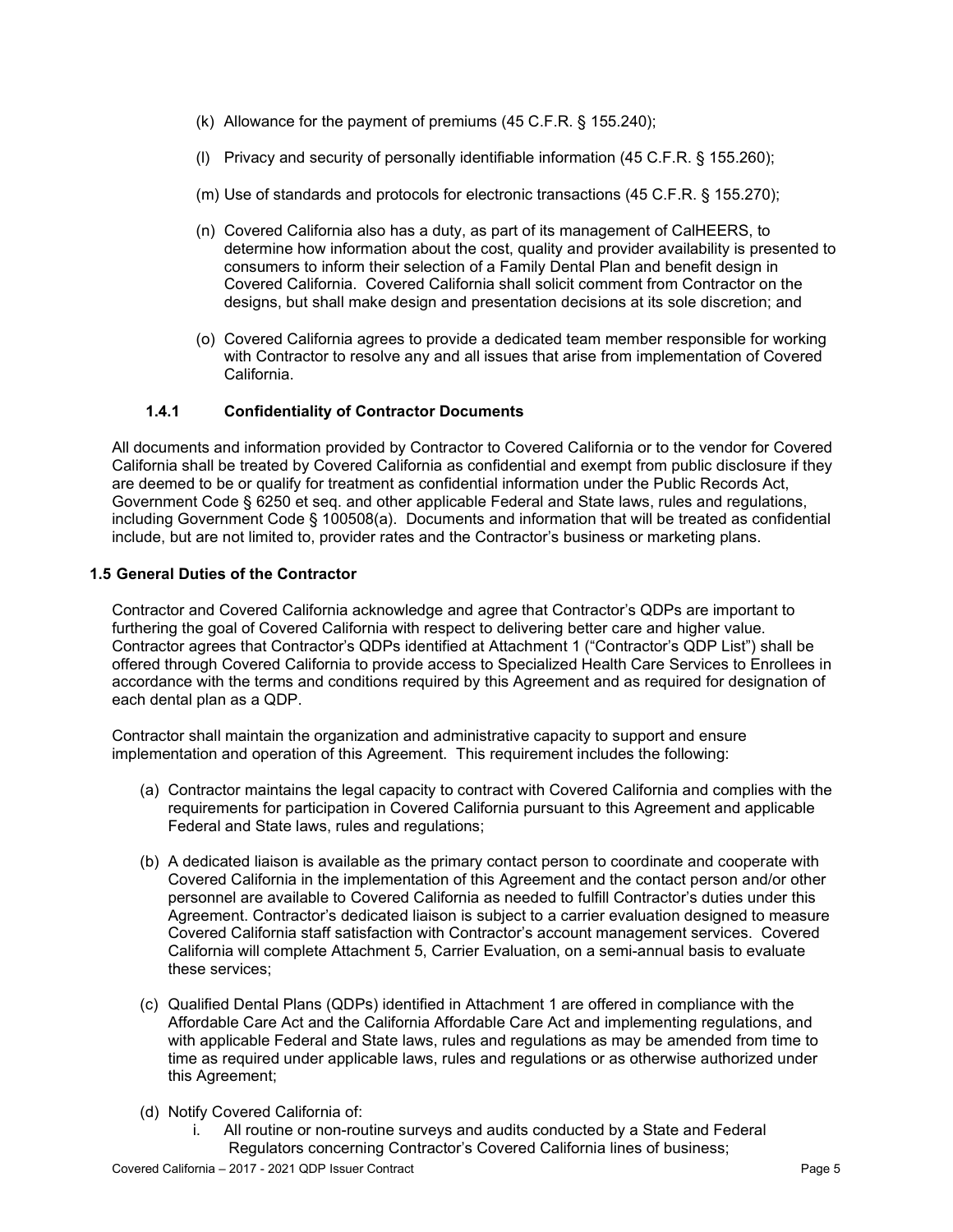(k) Allowance for the payment of premiums (45 C.F.R. § 155.240);

(l) Privacy and security of personally identifiable information (45 C.F.R. § 155.260);

(m) Use of standards and protocols for electronic transactions (45 C.F.R. § 155.270);

(n) Covered California also has a duty, as part of its management of CalHEERS, to determine how information about the cost, quality and provider availability is presented to consumers to inform their selection of a Family Dental Plan and benefit design in Covered California. Covered California shall solicit comment from Contractor on the designs, but shall make design and presentation decisions at its sole discretion; and

(o) Covered California agrees to provide a dedicated team member responsible for working with Contractor to resolve any and all issues that arise from implementation of Covered California.

### 1.4.1 Confidentiality of Contractor Documents

All documents and information provided by Contractor to Covered California or to the vendor for Covered California shall be treated by Covered California as confidential and exempt from public disclosure if they are deemed to be or qualify for treatment as confidential information under the Public Records Act, Government Code § 6250 et seq. and other applicable Federal and State laws, rules and regulations, including Government Code § 100508(a). Documents and information that will be treated as confidential include, but are not limited to, provider rates and the Contractor's business or marketing plans.

## 1.5 General Duties of the Contractor

Contractor and Covered California acknowledge and agree that Contractor's QDPs are important to furthering the goal of Covered California with respect to delivering better care and higher value. Contractor agrees that Contractor's QDPs identified at Attachment 1 ("Contractor's QDP List") shall be offered through Covered California to provide access to Specialized Health Care Services to Enrollees in accordance with the terms and conditions required by this Agreement and as required for designation of each dental plan as a QDP.

Contractor shall maintain the organization and administrative capacity to support and ensure implementation and operation of this Agreement. This requirement includes the following:

(a) Contractor maintains the legal capacity to contract with Covered California and complies with the requirements for participation in Covered California pursuant to this Agreement and applicable Federal and State laws, rules and regulations;

(b) A dedicated liaison is available as the primary contact person to coordinate and cooperate with Covered California in the implementation of this Agreement and the contact person and/or other personnel are available to Covered California as needed to fulfill Contractor's duties under this Agreement. Contractor's dedicated liaison is subject to a carrier evaluation designed to measure Covered California staff satisfaction with Contractor's account management services. Covered California will complete Attachment 5, Carrier Evaluation, on a semi-annual basis to evaluate these services;

(c) Qualified Dental Plans (QDPs) identified in Attachment 1 are offered in compliance with the Affordable Care Act and the California Affordable Care Act and implementing regulations, and with applicable Federal and State laws, rules and regulations as may be amended from time to time as required under applicable laws, rules and regulations or as otherwise authorized under this Agreement;

(d) Notify Covered California of:
   i. All routine or non-routine surveys and audits conducted by a State and Federal Regulators concerning Contractor's Covered California lines of business;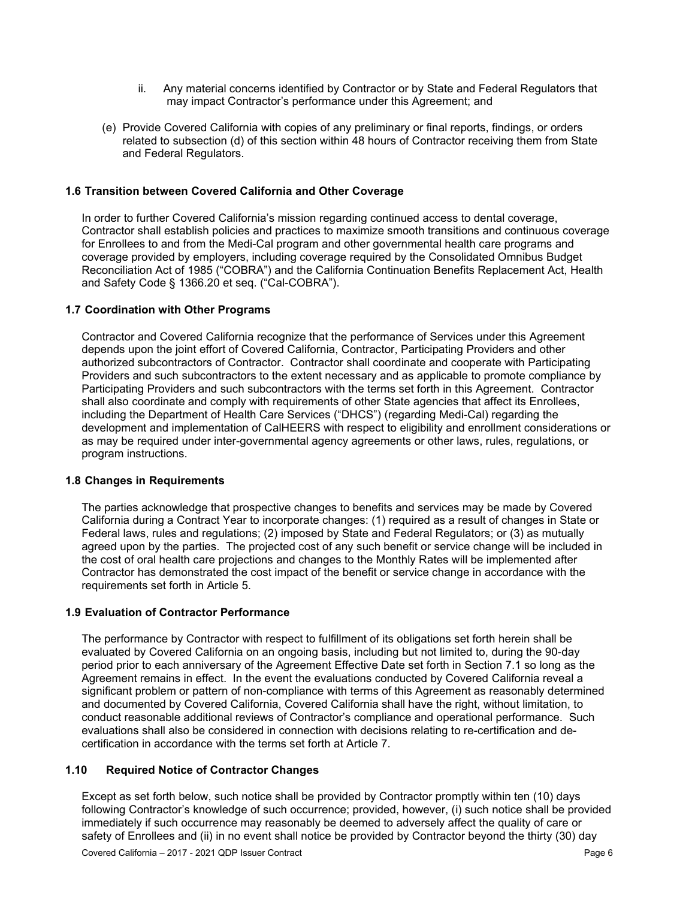ii. Any material concerns identified by Contractor or by State and Federal Regulators that may impact Contractor's performance under this Agreement; and

(e) Provide Covered California with copies of any preliminary or final reports, findings, or orders related to subsection (d) of this section within 48 hours of Contractor receiving them from State and Federal Regulators.

### 1.6 Transition between Covered California and Other Coverage

In order to further Covered California's mission regarding continued access to dental coverage, Contractor shall establish policies and practices to maximize smooth transitions and continuous coverage for Enrollees to and from the Medi-Cal program and other governmental health care programs and coverage provided by employers, including coverage required by the Consolidated Omnibus Budget Reconciliation Act of 1985 ("COBRA") and the California Continuation Benefits Replacement Act, Health and Safety Code § 1366.20 et seq. ("Cal-COBRA").

### 1.7 Coordination with Other Programs

Contractor and Covered California recognize that the performance of Services under this Agreement depends upon the joint effort of Covered California, Contractor, Participating Providers and other authorized subcontractors of Contractor. Contractor shall coordinate and cooperate with Participating Providers and such subcontractors to the extent necessary and as applicable to promote compliance by Participating Providers and such subcontractors with the terms set forth in this Agreement. Contractor shall also coordinate and comply with requirements of other State agencies that affect its Enrollees, including the Department of Health Care Services ("DHCS") (regarding Medi-Cal) regarding the development and implementation of CalHEERS with respect to eligibility and enrollment considerations or as may be required under inter-governmental agency agreements or other laws, rules, regulations, or program instructions.

### 1.8 Changes in Requirements

The parties acknowledge that prospective changes to benefits and services may be made by Covered California during a Contract Year to incorporate changes: (1) required as a result of changes in State or Federal laws, rules and regulations; (2) imposed by State and Federal Regulators; or (3) as mutually agreed upon by the parties. The projected cost of any such benefit or service change will be included in the cost of oral health care projections and changes to the Monthly Rates will be implemented after Contractor has demonstrated the cost impact of the benefit or service change in accordance with the requirements set forth in Article 5.

### 1.9 Evaluation of Contractor Performance

The performance by Contractor with respect to fulfillment of its obligations set forth herein shall be evaluated by Covered California on an ongoing basis, including but not limited to, during the 90-day period prior to each anniversary of the Agreement Effective Date set forth in Section 7.1 so long as the Agreement remains in effect. In the event the evaluations conducted by Covered California reveal a significant problem or pattern of non-compliance with terms of this Agreement as reasonably determined and documented by Covered California, Covered California shall have the right, without limitation, to conduct reasonable additional reviews of Contractor's compliance and operational performance. Such evaluations shall also be considered in connection with decisions relating to re-certification and de-certification in accordance with the terms set forth at Article 7.

### 1.10 Required Notice of Contractor Changes

Except as set forth below, such notice shall be provided by Contractor promptly within ten (10) days following Contractor's knowledge of such occurrence; provided, however, (i) such notice shall be provided immediately if such occurrence may reasonably be deemed to adversely affect the quality of care or safety of Enrollees and (ii) in no event shall notice be provided by Contractor beyond the thirty (30) day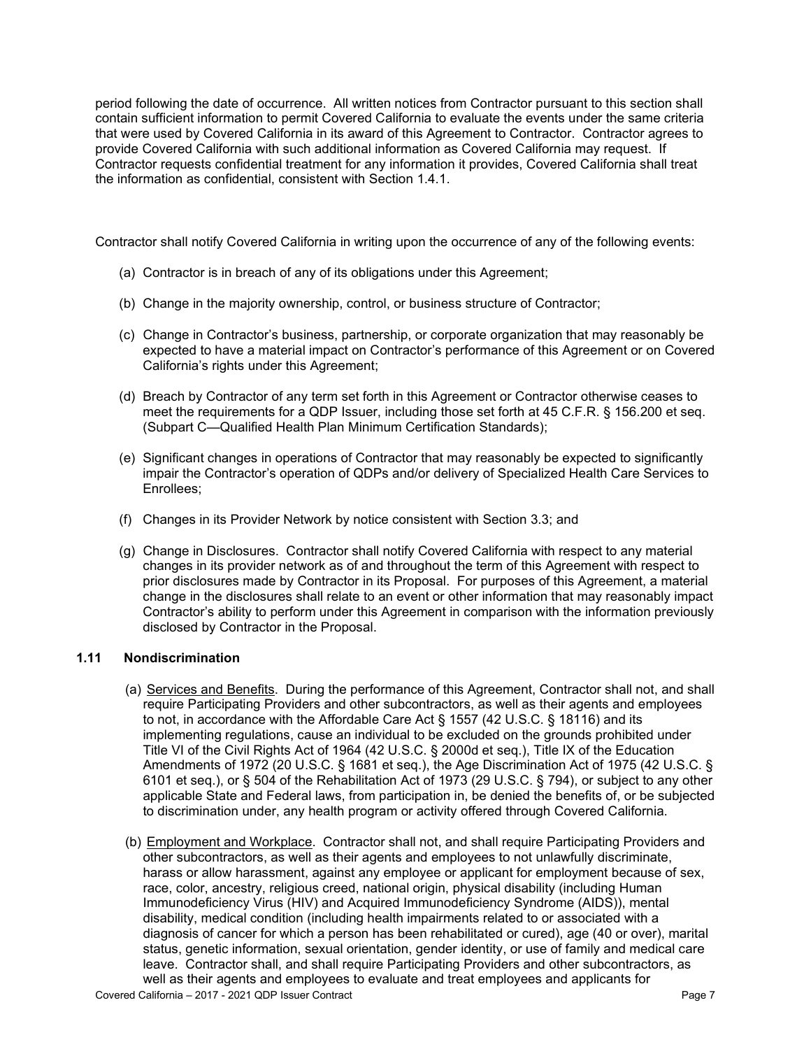period following the date of occurrence. All written notices from Contractor pursuant to this section shall contain sufficient information to permit Covered California to evaluate the events under the same criteria that were used by Covered California in its award of this Agreement to Contractor. Contractor agrees to provide Covered California with such additional information as Covered California may request. If Contractor requests confidential treatment for any information it provides, Covered California shall treat the information as confidential, consistent with Section 1.4.1.

Contractor shall notify Covered California in writing upon the occurrence of any of the following events:

(a) Contractor is in breach of any of its obligations under this Agreement;

(b) Change in the majority ownership, control, or business structure of Contractor;

(c) Change in Contractor's business, partnership, or corporate organization that may reasonably be expected to have a material impact on Contractor's performance of this Agreement or on Covered California's rights under this Agreement;

(d) Breach by Contractor of any term set forth in this Agreement or Contractor otherwise ceases to meet the requirements for a QDP Issuer, including those set forth at 45 C.F.R. § 156.200 et seq. (Subpart C—Qualified Health Plan Minimum Certification Standards);

(e) Significant changes in operations of Contractor that may reasonably be expected to significantly impair the Contractor's operation of QDPs and/or delivery of Specialized Health Care Services to Enrollees;

(f) Changes in its Provider Network by notice consistent with Section 3.3; and

(g) Change in Disclosures. Contractor shall notify Covered California with respect to any material changes in its provider network as of and throughout the term of this Agreement with respect to prior disclosures made by Contractor in its Proposal. For purposes of this Agreement, a material change in the disclosures shall relate to an event or other information that may reasonably impact Contractor's ability to perform under this Agreement in comparison with the information previously disclosed by Contractor in the Proposal.

### 1.11 Nondiscrimination

(a) Services and Benefits. During the performance of this Agreement, Contractor shall not, and shall require Participating Providers and other subcontractors, as well as their agents and employees to not, in accordance with the Affordable Care Act § 1557 (42 U.S.C. § 18116) and its implementing regulations, cause an individual to be excluded on the grounds prohibited under Title VI of the Civil Rights Act of 1964 (42 U.S.C. § 2000d et seq.), Title IX of the Education Amendments of 1972 (20 U.S.C. § 1681 et seq.), the Age Discrimination Act of 1975 (42 U.S.C. § 6101 et seq.), or § 504 of the Rehabilitation Act of 1973 (29 U.S.C. § 794), or subject to any other applicable State and Federal laws, from participation in, be denied the benefits of, or be subjected to discrimination under, any health program or activity offered through Covered California.

(b) Employment and Workplace. Contractor shall not, and shall require Participating Providers and other subcontractors, as well as their agents and employees to not unlawfully discriminate, harass or allow harassment, against any employee or applicant for employment because of sex, race, color, ancestry, religious creed, national origin, physical disability (including Human Immunodeficiency Virus (HIV) and Acquired Immunodeficiency Syndrome (AIDS)), mental disability, medical condition (including health impairments related to or associated with a diagnosis of cancer for which a person has been rehabilitated or cured), age (40 or over), marital status, genetic information, sexual orientation, gender identity, or use of family and medical care leave. Contractor shall, and shall require Participating Providers and other subcontractors, as well as their agents and employees to evaluate and treat employees and applicants for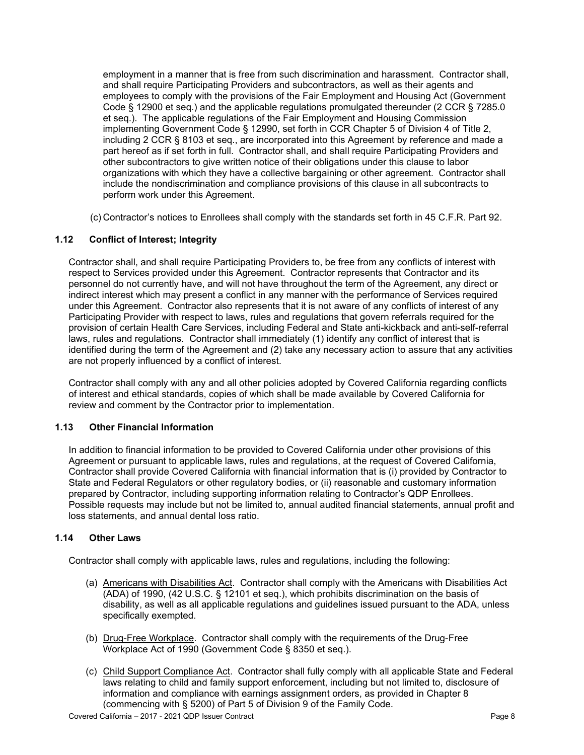employment in a manner that is free from such discrimination and harassment. Contractor shall, and shall require Participating Providers and subcontractors, as well as their agents and employees to comply with the provisions of the Fair Employment and Housing Act (Government Code § 12900 et seq.) and the applicable regulations promulgated thereunder (2 CCR § 7285.0 et seq.). The applicable regulations of the Fair Employment and Housing Commission implementing Government Code § 12990, set forth in CCR Chapter 5 of Division 4 of Title 2, including 2 CCR § 8103 et seq., are incorporated into this Agreement by reference and made a part hereof as if set forth in full. Contractor shall, and shall require Participating Providers and other subcontractors to give written notice of their obligations under this clause to labor organizations with which they have a collective bargaining or other agreement. Contractor shall include the nondiscrimination and compliance provisions of this clause in all subcontracts to perform work under this Agreement.

(c) Contractor's notices to Enrollees shall comply with the standards set forth in 45 C.F.R. Part 92.

### 1.12 Conflict of Interest; Integrity

Contractor shall, and shall require Participating Providers to, be free from any conflicts of interest with respect to Services provided under this Agreement. Contractor represents that Contractor and its personnel do not currently have, and will not have throughout the term of the Agreement, any direct or indirect interest which may present a conflict in any manner with the performance of Services required under this Agreement. Contractor also represents that it is not aware of any conflicts of interest of any Participating Provider with respect to laws, rules and regulations that govern referrals required for the provision of certain Health Care Services, including Federal and State anti-kickback and anti-self-referral laws, rules and regulations. Contractor shall immediately (1) identify any conflict of interest that is identified during the term of the Agreement and (2) take any necessary action to assure that any activities are not properly influenced by a conflict of interest.

Contractor shall comply with any and all other policies adopted by Covered California regarding conflicts of interest and ethical standards, copies of which shall be made available by Covered California for review and comment by the Contractor prior to implementation.

### 1.13 Other Financial Information

In addition to financial information to be provided to Covered California under other provisions of this Agreement or pursuant to applicable laws, rules and regulations, at the request of Covered California, Contractor shall provide Covered California with financial information that is (i) provided by Contractor to State and Federal Regulators or other regulatory bodies, or (ii) reasonable and customary information prepared by Contractor, including supporting information relating to Contractor's QDP Enrollees. Possible requests may include but not be limited to, annual audited financial statements, annual profit and loss statements, and annual dental loss ratio.

### 1.14 Other Laws

Contractor shall comply with applicable laws, rules and regulations, including the following:

(a) Americans with Disabilities Act. Contractor shall comply with the Americans with Disabilities Act (ADA) of 1990, (42 U.S.C. § 12101 et seq.), which prohibits discrimination on the basis of disability, as well as all applicable regulations and guidelines issued pursuant to the ADA, unless specifically exempted.

(b) Drug-Free Workplace. Contractor shall comply with the requirements of the Drug-Free Workplace Act of 1990 (Government Code § 8350 et seq.).

(c) Child Support Compliance Act. Contractor shall fully comply with all applicable State and Federal laws relating to child and family support enforcement, including but not limited to, disclosure of information and compliance with earnings assignment orders, as provided in Chapter 8 (commencing with § 5200) of Part 5 of Division 9 of the Family Code.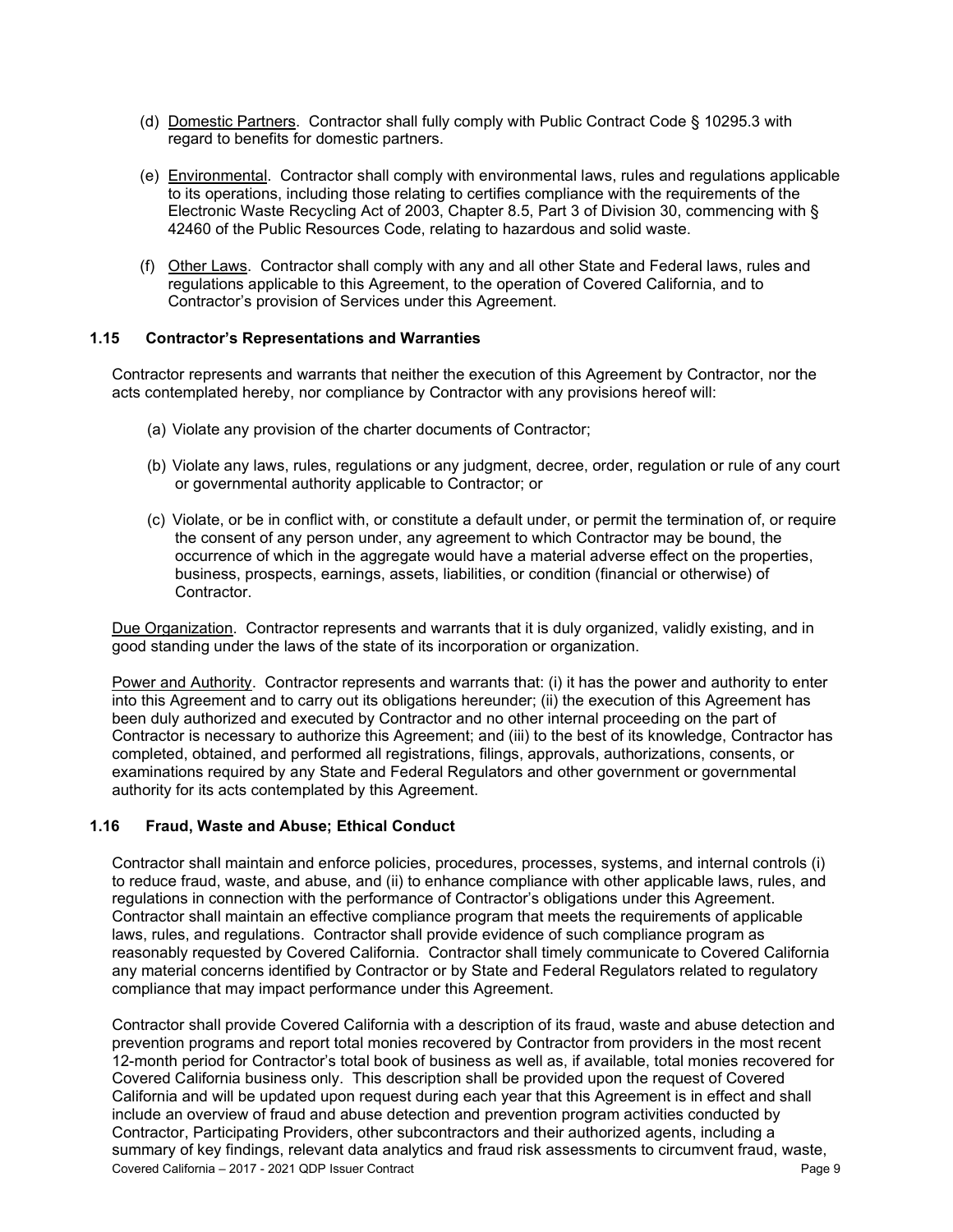(d) Domestic Partners. Contractor shall fully comply with Public Contract Code § 10295.3 with regard to benefits for domestic partners.

(e) Environmental. Contractor shall comply with environmental laws, rules and regulations applicable to its operations, including those relating to certifies compliance with the requirements of the Electronic Waste Recycling Act of 2003, Chapter 8.5, Part 3 of Division 30, commencing with § 42460 of the Public Resources Code, relating to hazardous and solid waste.

(f) Other Laws. Contractor shall comply with any and all other State and Federal laws, rules and regulations applicable to this Agreement, to the operation of Covered California, and to Contractor's provision of Services under this Agreement.

### 1.15 Contractor's Representations and Warranties

Contractor represents and warrants that neither the execution of this Agreement by Contractor, nor the acts contemplated hereby, nor compliance by Contractor with any provisions hereof will:

(a) Violate any provision of the charter documents of Contractor;

(b) Violate any laws, rules, regulations or any judgment, decree, order, regulation or rule of any court or governmental authority applicable to Contractor; or

(c) Violate, or be in conflict with, or constitute a default under, or permit the termination of, or require the consent of any person under, any agreement to which Contractor may be bound, the occurrence of which in the aggregate would have a material adverse effect on the properties, business, prospects, earnings, assets, liabilities, or condition (financial or otherwise) of Contractor.

Due Organization. Contractor represents and warrants that it is duly organized, validly existing, and in good standing under the laws of the state of its incorporation or organization.

Power and Authority. Contractor represents and warrants that: (i) it has the power and authority to enter into this Agreement and to carry out its obligations hereunder; (ii) the execution of this Agreement has been duly authorized and executed by Contractor and no other internal proceeding on the part of Contractor is necessary to authorize this Agreement; and (iii) to the best of its knowledge, Contractor has completed, obtained, and performed all registrations, filings, approvals, authorizations, consents, or examinations required by any State and Federal Regulators and other government or governmental authority for its acts contemplated by this Agreement.

### 1.16 Fraud, Waste and Abuse; Ethical Conduct

Contractor shall maintain and enforce policies, procedures, processes, systems, and internal controls (i) to reduce fraud, waste, and abuse, and (ii) to enhance compliance with other applicable laws, rules, and regulations in connection with the performance of Contractor's obligations under this Agreement. Contractor shall maintain an effective compliance program that meets the requirements of applicable laws, rules, and regulations. Contractor shall provide evidence of such compliance program as reasonably requested by Covered California. Contractor shall timely communicate to Covered California any material concerns identified by Contractor or by State and Federal Regulators related to regulatory compliance that may impact performance under this Agreement.

Contractor shall provide Covered California with a description of its fraud, waste and abuse detection and prevention programs and report total monies recovered by Contractor from providers in the most recent 12-month period for Contractor's total book of business as well as, if available, total monies recovered for Covered California business only. This description shall be provided upon the request of Covered California and will be updated upon request during each year that this Agreement is in effect and shall include an overview of fraud and abuse detection and prevention program activities conducted by Contractor, Participating Providers, other subcontractors and their authorized agents, including a summary of key findings, relevant data analytics and fraud risk assessments to circumvent fraud, waste,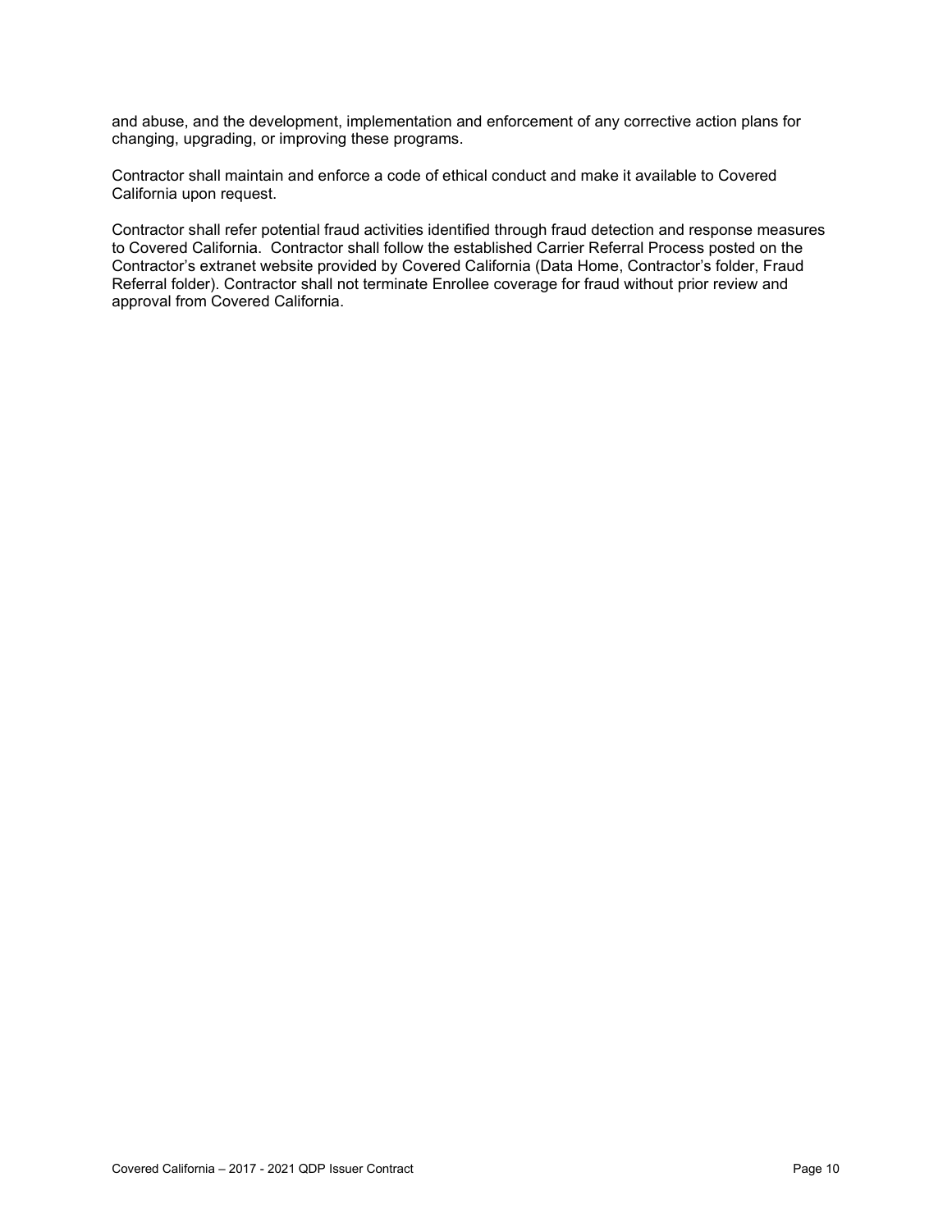and abuse, and the development, implementation and enforcement of any corrective action plans for changing, upgrading, or improving these programs.

Contractor shall maintain and enforce a code of ethical conduct and make it available to Covered California upon request.

Contractor shall refer potential fraud activities identified through fraud detection and response measures to Covered California. Contractor shall follow the established Carrier Referral Process posted on the Contractor's extranet website provided by Covered California (Data Home, Contractor's folder, Fraud Referral folder). Contractor shall not terminate Enrollee coverage for fraud without prior review and approval from Covered California.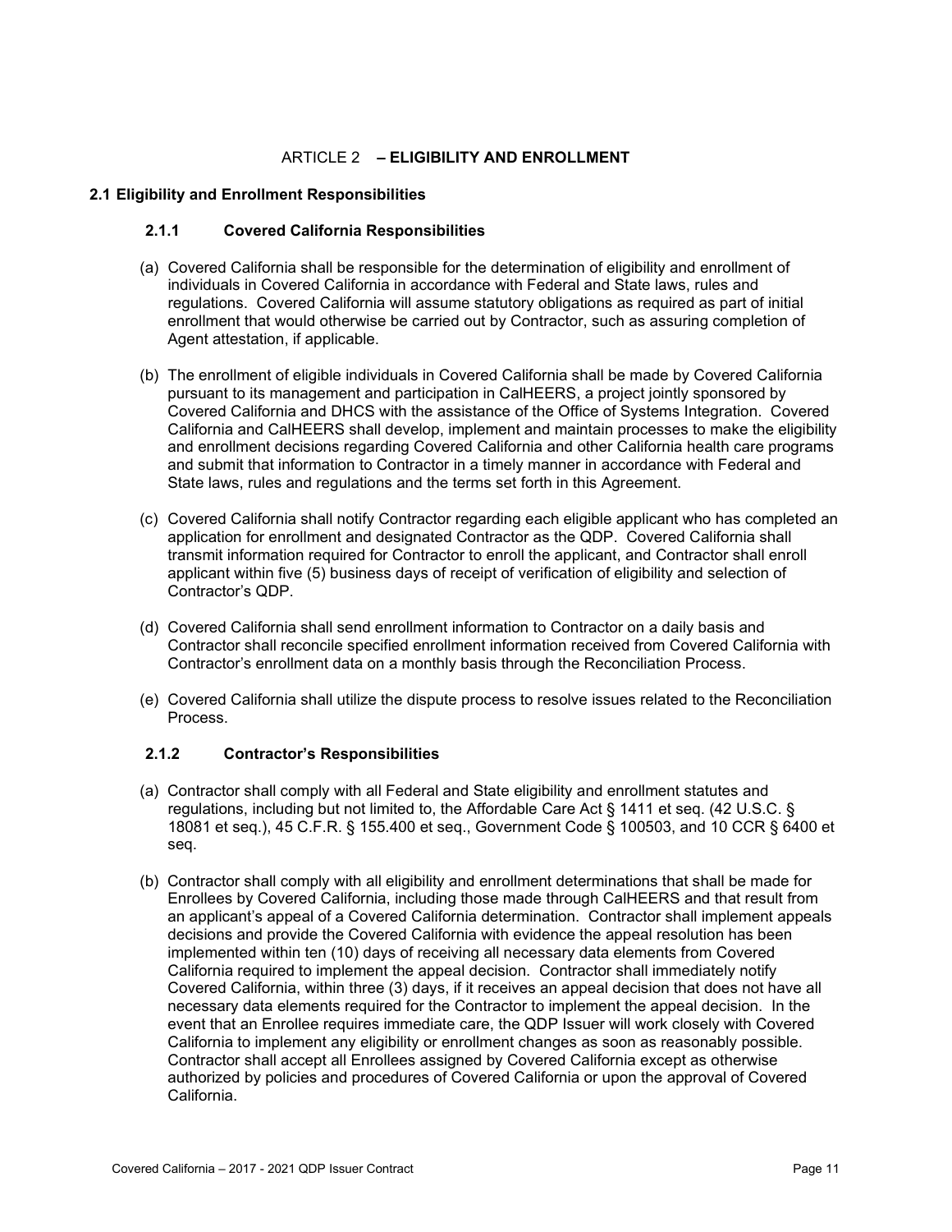# ARTICLE 2 – ELIGIBILITY AND ENROLLMENT

## 2.1 Eligibility and Enrollment Responsibilities

### 2.1.1 Covered California Responsibilities

(a) Covered California shall be responsible for the determination of eligibility and enrollment of individuals in Covered California in accordance with Federal and State laws, rules and regulations. Covered California will assume statutory obligations as required as part of initial enrollment that would otherwise be carried out by Contractor, such as assuring completion of Agent attestation, if applicable.

(b) The enrollment of eligible individuals in Covered California shall be made by Covered California pursuant to its management and participation in CalHEERS, a project jointly sponsored by Covered California and DHCS with the assistance of the Office of Systems Integration. Covered California and CalHEERS shall develop, implement and maintain processes to make the eligibility and enrollment decisions regarding Covered California and other California health care programs and submit that information to Contractor in a timely manner in accordance with Federal and State laws, rules and regulations and the terms set forth in this Agreement.

(c) Covered California shall notify Contractor regarding each eligible applicant who has completed an application for enrollment and designated Contractor as the QDP. Covered California shall transmit information required for Contractor to enroll the applicant, and Contractor shall enroll applicant within five (5) business days of receipt of verification of eligibility and selection of Contractor's QDP.

(d) Covered California shall send enrollment information to Contractor on a daily basis and Contractor shall reconcile specified enrollment information received from Covered California with Contractor's enrollment data on a monthly basis through the Reconciliation Process.

(e) Covered California shall utilize the dispute process to resolve issues related to the Reconciliation Process.

### 2.1.2 Contractor's Responsibilities

(a) Contractor shall comply with all Federal and State eligibility and enrollment statutes and regulations, including but not limited to, the Affordable Care Act § 1411 et seq. (42 U.S.C. § 18081 et seq.), 45 C.F.R. § 155.400 et seq., Government Code § 100503, and 10 CCR § 6400 et seq.

(b) Contractor shall comply with all eligibility and enrollment determinations that shall be made for Enrollees by Covered California, including those made through CalHEERS and that result from an applicant's appeal of a Covered California determination. Contractor shall implement appeals decisions and provide the Covered California with evidence the appeal resolution has been implemented within ten (10) days of receiving all necessary data elements from Covered California required to implement the appeal decision. Contractor shall immediately notify Covered California, within three (3) days, if it receives an appeal decision that does not have all necessary data elements required for the Contractor to implement the appeal decision. In the event that an Enrollee requires immediate care, the QDP Issuer will work closely with Covered California to implement any eligibility or enrollment changes as soon as reasonably possible. Contractor shall accept all Enrollees assigned by Covered California except as otherwise authorized by policies and procedures of Covered California or upon the approval of Covered California.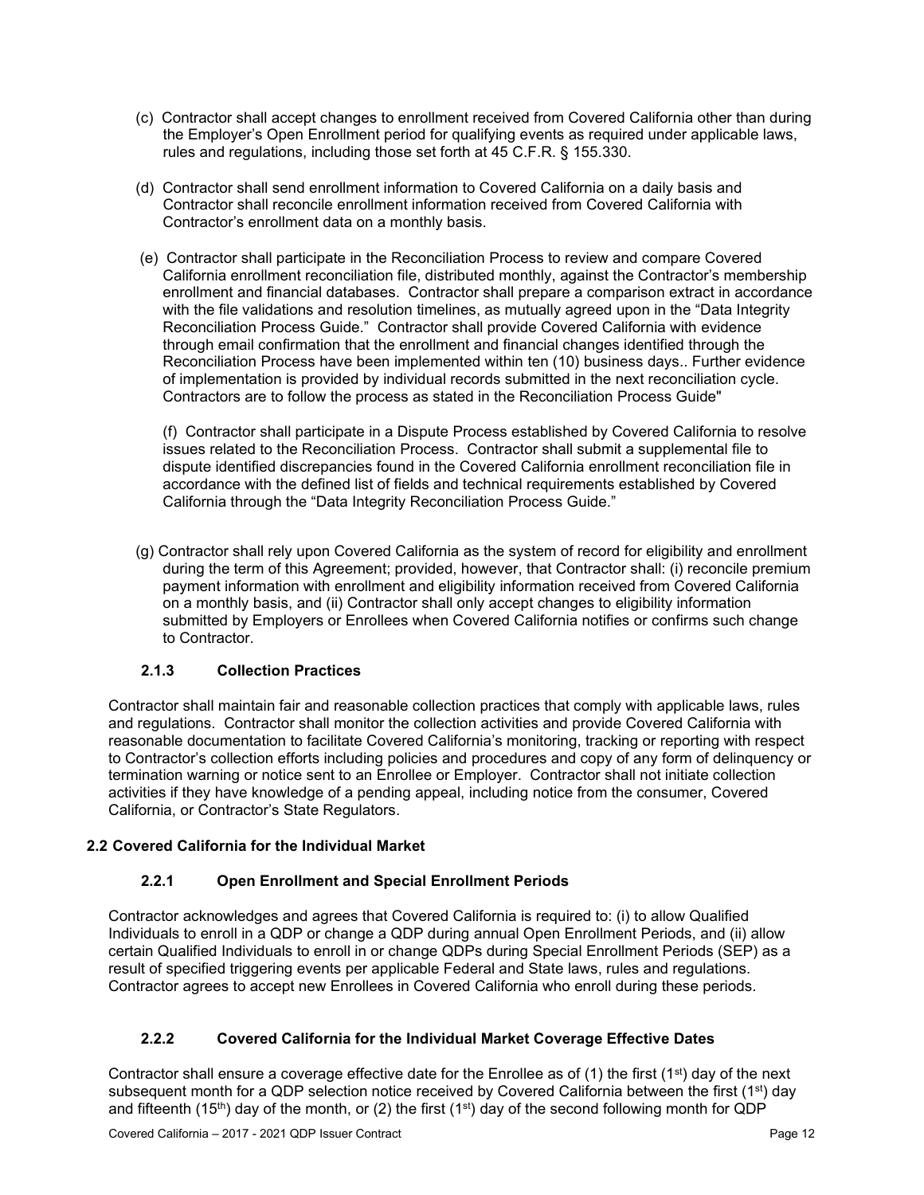(c) Contractor shall accept changes to enrollment received from Covered California other than during the Employer's Open Enrollment period for qualifying events as required under applicable laws, rules and regulations, including those set forth at 45 C.F.R. § 155.330.

(d) Contractor shall send enrollment information to Covered California on a daily basis and Contractor shall reconcile enrollment information received from Covered California with Contractor's enrollment data on a monthly basis.

(e) Contractor shall participate in the Reconciliation Process to review and compare Covered California enrollment reconciliation file, distributed monthly, against the Contractor's membership enrollment and financial databases. Contractor shall prepare a comparison extract in accordance with the file validations and resolution timelines, as mutually agreed upon in the "Data Integrity Reconciliation Process Guide." Contractor shall provide Covered California with evidence through email confirmation that the enrollment and financial changes identified through the Reconciliation Process have been implemented within ten (10) business days.. Further evidence of implementation is provided by individual records submitted in the next reconciliation cycle. Contractors are to follow the process as stated in the Reconciliation Process Guide"

(f) Contractor shall participate in a Dispute Process established by Covered California to resolve issues related to the Reconciliation Process. Contractor shall submit a supplemental file to dispute identified discrepancies found in the Covered California enrollment reconciliation file in accordance with the defined list of fields and technical requirements established by Covered California through the "Data Integrity Reconciliation Process Guide."

(g) Contractor shall rely upon Covered California as the system of record for eligibility and enrollment during the term of this Agreement; provided, however, that Contractor shall: (i) reconcile premium payment information with enrollment and eligibility information received from Covered California on a monthly basis, and (ii) Contractor shall only accept changes to eligibility information submitted by Employers or Enrollees when Covered California notifies or confirms such change to Contractor.

### 2.1.3 Collection Practices

Contractor shall maintain fair and reasonable collection practices that comply with applicable laws, rules and regulations. Contractor shall monitor the collection activities and provide Covered California with reasonable documentation to facilitate Covered California's monitoring, tracking or reporting with respect to Contractor's collection efforts including policies and procedures and copy of any form of delinquency or termination warning or notice sent to an Enrollee or Employer. Contractor shall not initiate collection activities if they have knowledge of a pending appeal, including notice from the consumer, Covered California, or Contractor's State Regulators.

## 2.2 Covered California for the Individual Market

### 2.2.1 Open Enrollment and Special Enrollment Periods

Contractor acknowledges and agrees that Covered California is required to: (i) to allow Qualified Individuals to enroll in a QDP or change a QDP during annual Open Enrollment Periods, and (ii) allow certain Qualified Individuals to enroll in or change QDPs during Special Enrollment Periods (SEP) as a result of specified triggering events per applicable Federal and State laws, rules and regulations. Contractor agrees to accept new Enrollees in Covered California who enroll during these periods.

### 2.2.2 Covered California for the Individual Market Coverage Effective Dates

Contractor shall ensure a coverage effective date for the Enrollee as of (1) the first (1st) day of the next subsequent month for a QDP selection notice received by Covered California between the first (1st) day and fifteenth (15th) day of the month, or (2) the first (1st) day of the second following month for QDP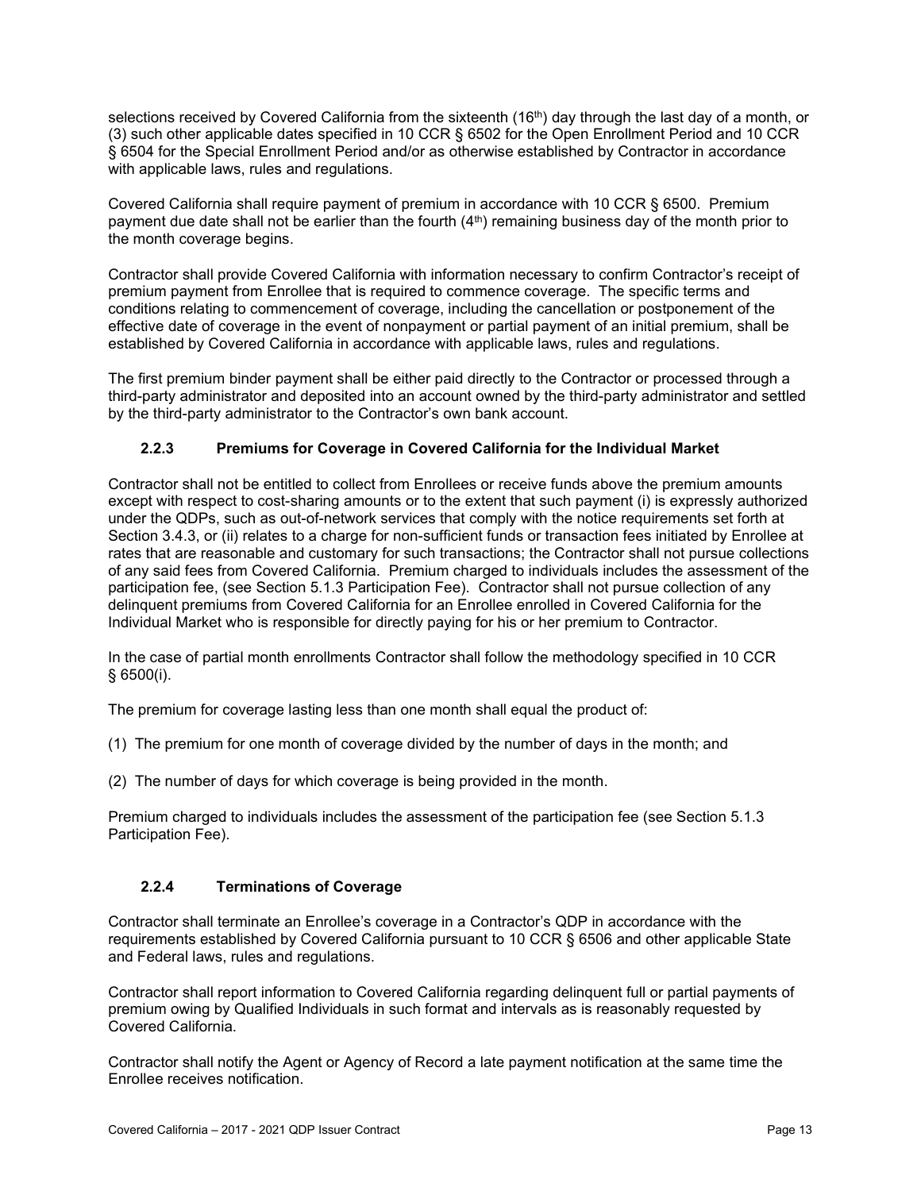selections received by Covered California from the sixteenth (16th) day through the last day of a month, or (3) such other applicable dates specified in 10 CCR § 6502 for the Open Enrollment Period and 10 CCR § 6504 for the Special Enrollment Period and/or as otherwise established by Contractor in accordance with applicable laws, rules and regulations.

Covered California shall require payment of premium in accordance with 10 CCR § 6500. Premium payment due date shall not be earlier than the fourth (4th) remaining business day of the month prior to the month coverage begins.

Contractor shall provide Covered California with information necessary to confirm Contractor's receipt of premium payment from Enrollee that is required to commence coverage. The specific terms and conditions relating to commencement of coverage, including the cancellation or postponement of the effective date of coverage in the event of nonpayment or partial payment of an initial premium, shall be established by Covered California in accordance with applicable laws, rules and regulations.

The first premium binder payment shall be either paid directly to the Contractor or processed through a third-party administrator and deposited into an account owned by the third-party administrator and settled by the third-party administrator to the Contractor's own bank account.

### 2.2.3 Premiums for Coverage in Covered California for the Individual Market

Contractor shall not be entitled to collect from Enrollees or receive funds above the premium amounts except with respect to cost-sharing amounts or to the extent that such payment (i) is expressly authorized under the QDPs, such as out-of-network services that comply with the notice requirements set forth at Section 3.4.3, or (ii) relates to a charge for non-sufficient funds or transaction fees initiated by Enrollee at rates that are reasonable and customary for such transactions; the Contractor shall not pursue collections of any said fees from Covered California. Premium charged to individuals includes the assessment of the participation fee, (see Section 5.1.3 Participation Fee). Contractor shall not pursue collection of any delinquent premiums from Covered California for an Enrollee enrolled in Covered California for the Individual Market who is responsible for directly paying for his or her premium to Contractor.

In the case of partial month enrollments Contractor shall follow the methodology specified in 10 CCR § 6500(i).

The premium for coverage lasting less than one month shall equal the product of:

(1) The premium for one month of coverage divided by the number of days in the month; and

(2) The number of days for which coverage is being provided in the month.

Premium charged to individuals includes the assessment of the participation fee (see Section 5.1.3 Participation Fee).

### 2.2.4 Terminations of Coverage

Contractor shall terminate an Enrollee's coverage in a Contractor's QDP in accordance with the requirements established by Covered California pursuant to 10 CCR § 6506 and other applicable State and Federal laws, rules and regulations.

Contractor shall report information to Covered California regarding delinquent full or partial payments of premium owing by Qualified Individuals in such format and intervals as is reasonably requested by Covered California.

Contractor shall notify the Agent or Agency of Record a late payment notification at the same time the Enrollee receives notification.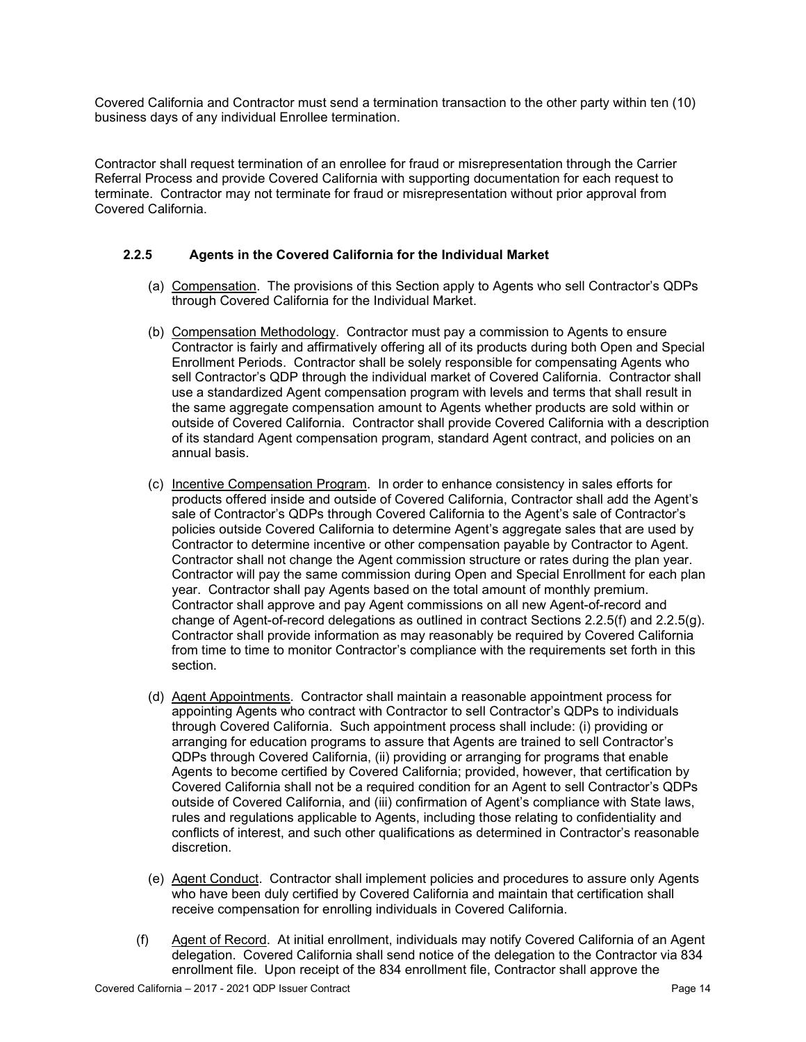Covered California and Contractor must send a termination transaction to the other party within ten (10) business days of any individual Enrollee termination.

Contractor shall request termination of an enrollee for fraud or misrepresentation through the Carrier Referral Process and provide Covered California with supporting documentation for each request to terminate. Contractor may not terminate for fraud or misrepresentation without prior approval from Covered California.

### 2.2.5 Agents in the Covered California for the Individual Market

(a) Compensation. The provisions of this Section apply to Agents who sell Contractor's QDPs through Covered California for the Individual Market.

(b) Compensation Methodology. Contractor must pay a commission to Agents to ensure Contractor is fairly and affirmatively offering all of its products during both Open and Special Enrollment Periods. Contractor shall be solely responsible for compensating Agents who sell Contractor's QDP through the individual market of Covered California. Contractor shall use a standardized Agent compensation program with levels and terms that shall result in the same aggregate compensation amount to Agents whether products are sold within or outside of Covered California. Contractor shall provide Covered California with a description of its standard Agent compensation program, standard Agent contract, and policies on an annual basis.

(c) Incentive Compensation Program. In order to enhance consistency in sales efforts for products offered inside and outside of Covered California, Contractor shall add the Agent's sale of Contractor's QDPs through Covered California to the Agent's sale of Contractor's policies outside Covered California to determine Agent's aggregate sales that are used by Contractor to determine incentive or other compensation payable by Contractor to Agent. Contractor shall not change the Agent commission structure or rates during the plan year. Contractor will pay the same commission during Open and Special Enrollment for each plan year. Contractor shall pay Agents based on the total amount of monthly premium. Contractor shall approve and pay Agent commissions on all new Agent-of-record and change of Agent-of-record delegations as outlined in contract Sections 2.2.5(f) and 2.2.5(g). Contractor shall provide information as may reasonably be required by Covered California from time to time to monitor Contractor's compliance with the requirements set forth in this section.

(d) Agent Appointments. Contractor shall maintain a reasonable appointment process for appointing Agents who contract with Contractor to sell Contractor's QDPs to individuals through Covered California. Such appointment process shall include: (i) providing or arranging for education programs to assure that Agents are trained to sell Contractor's QDPs through Covered California, (ii) providing or arranging for programs that enable Agents to become certified by Covered California; provided, however, that certification by Covered California shall not be a required condition for an Agent to sell Contractor's QDPs outside of Covered California, and (iii) confirmation of Agent's compliance with State laws, rules and regulations applicable to Agents, including those relating to confidentiality and conflicts of interest, and such other qualifications as determined in Contractor's reasonable discretion.

(e) Agent Conduct. Contractor shall implement policies and procedures to assure only Agents who have been duly certified by Covered California and maintain that certification shall receive compensation for enrolling individuals in Covered California.

(f) Agent of Record. At initial enrollment, individuals may notify Covered California of an Agent delegation. Covered California shall send notice of the delegation to the Contractor via 834 enrollment file. Upon receipt of the 834 enrollment file, Contractor shall approve the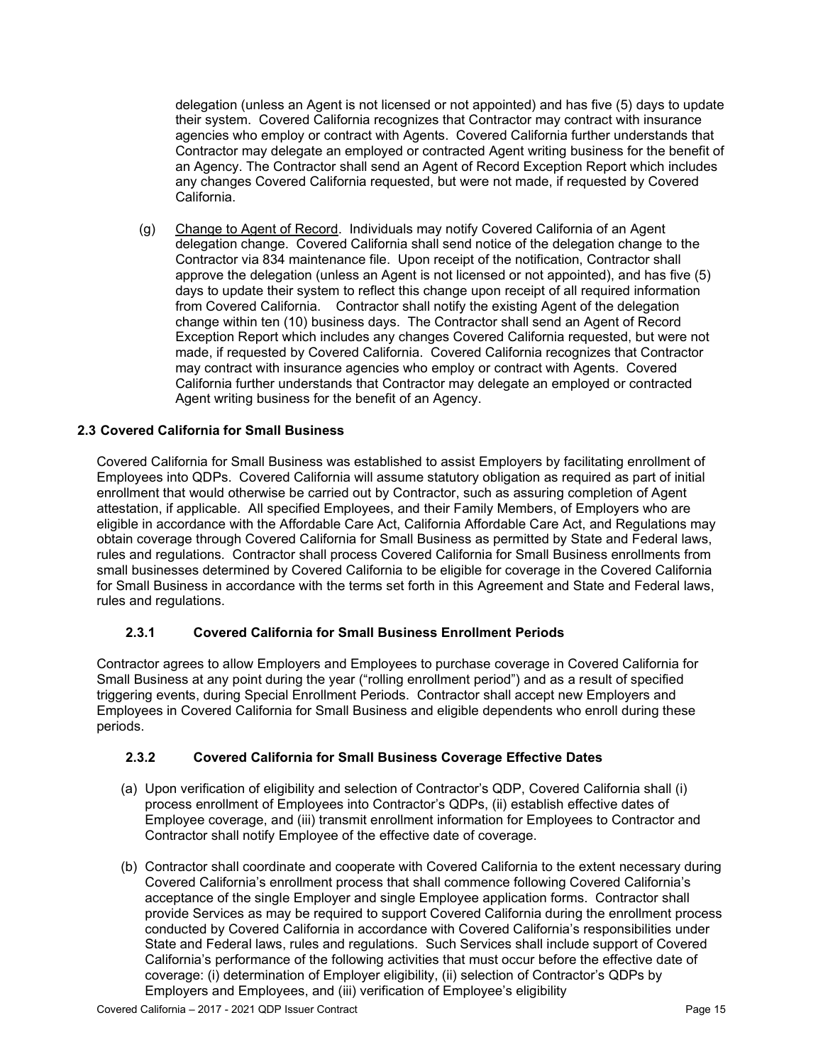delegation (unless an Agent is not licensed or not appointed) and has five (5) days to update their system. Covered California recognizes that Contractor may contract with insurance agencies who employ or contract with Agents. Covered California further understands that Contractor may delegate an employed or contracted Agent writing business for the benefit of an Agency. The Contractor shall send an Agent of Record Exception Report which includes any changes Covered California requested, but were not made, if requested by Covered California.

(g) Change to Agent of Record. Individuals may notify Covered California of an Agent delegation change. Covered California shall send notice of the delegation change to the Contractor via 834 maintenance file. Upon receipt of the notification, Contractor shall approve the delegation (unless an Agent is not licensed or not appointed), and has five (5) days to update their system to reflect this change upon receipt of all required information from Covered California. Contractor shall notify the existing Agent of the delegation change within ten (10) business days. The Contractor shall send an Agent of Record Exception Report which includes any changes Covered California requested, but were not made, if requested by Covered California. Covered California recognizes that Contractor may contract with insurance agencies who employ or contract with Agents. Covered California further understands that Contractor may delegate an employed or contracted Agent writing business for the benefit of an Agency.

### 2.3 Covered California for Small Business

Covered California for Small Business was established to assist Employers by facilitating enrollment of Employees into QDPs. Covered California will assume statutory obligation as required as part of initial enrollment that would otherwise be carried out by Contractor, such as assuring completion of Agent attestation, if applicable. All specified Employees, and their Family Members, of Employers who are eligible in accordance with the Affordable Care Act, California Affordable Care Act, and Regulations may obtain coverage through Covered California for Small Business as permitted by State and Federal laws, rules and regulations. Contractor shall process Covered California for Small Business enrollments from small businesses determined by Covered California to be eligible for coverage in the Covered California for Small Business in accordance with the terms set forth in this Agreement and State and Federal laws, rules and regulations.

#### 2.3.1 Covered California for Small Business Enrollment Periods

Contractor agrees to allow Employers and Employees to purchase coverage in Covered California for Small Business at any point during the year ("rolling enrollment period") and as a result of specified triggering events, during Special Enrollment Periods. Contractor shall accept new Employers and Employees in Covered California for Small Business and eligible dependents who enroll during these periods.

#### 2.3.2 Covered California for Small Business Coverage Effective Dates

(a) Upon verification of eligibility and selection of Contractor's QDP, Covered California shall (i) process enrollment of Employees into Contractor's QDPs, (ii) establish effective dates of Employee coverage, and (iii) transmit enrollment information for Employees to Contractor and Contractor shall notify Employee of the effective date of coverage.

(b) Contractor shall coordinate and cooperate with Covered California to the extent necessary during Covered California's enrollment process that shall commence following Covered California's acceptance of the single Employer and single Employee application forms. Contractor shall provide Services as may be required to support Covered California during the enrollment process conducted by Covered California in accordance with Covered California's responsibilities under State and Federal laws, rules and regulations. Such Services shall include support of Covered California's performance of the following activities that must occur before the effective date of coverage: (i) determination of Employer eligibility, (ii) selection of Contractor's QDPs by Employers and Employees, and (iii) verification of Employee's eligibility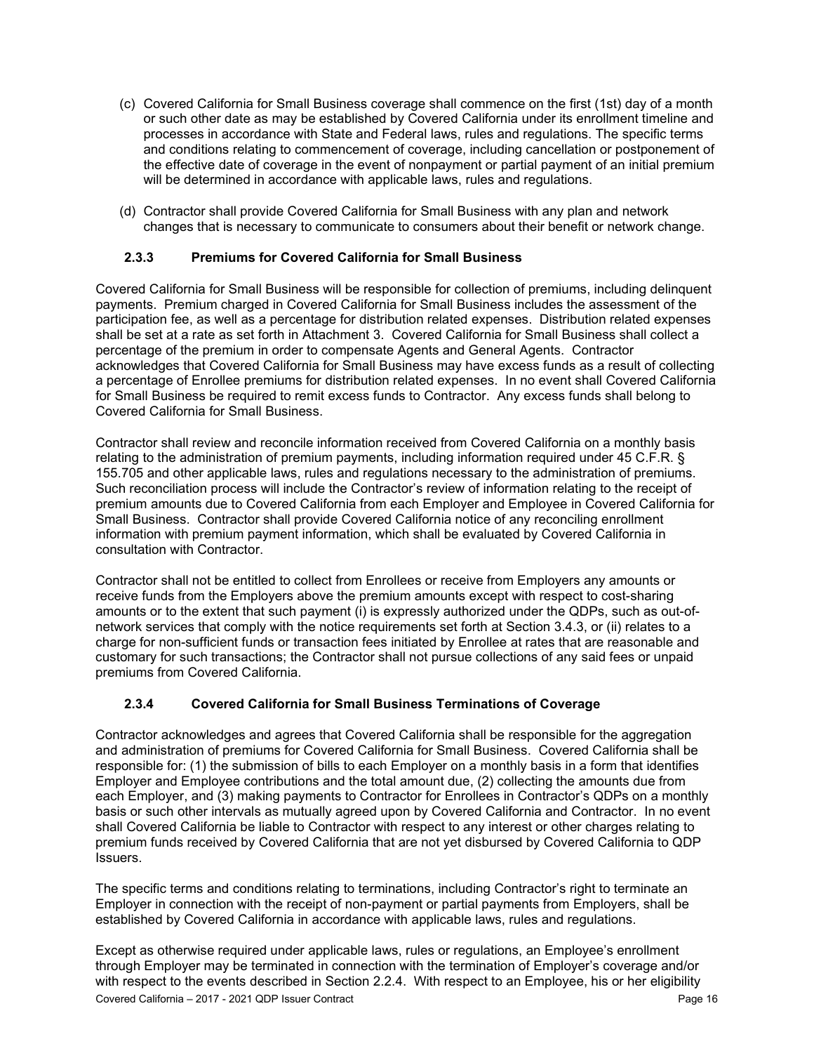(c) Covered California for Small Business coverage shall commence on the first (1st) day of a month or such other date as may be established by Covered California under its enrollment timeline and processes in accordance with State and Federal laws, rules and regulations. The specific terms and conditions relating to commencement of coverage, including cancellation or postponement of the effective date of coverage in the event of nonpayment or partial payment of an initial premium will be determined in accordance with applicable laws, rules and regulations.

(d) Contractor shall provide Covered California for Small Business with any plan and network changes that is necessary to communicate to consumers about their benefit or network change.

### 2.3.3 Premiums for Covered California for Small Business

Covered California for Small Business will be responsible for collection of premiums, including delinquent payments. Premium charged in Covered California for Small Business includes the assessment of the participation fee, as well as a percentage for distribution related expenses. Distribution related expenses shall be set at a rate as set forth in Attachment 3. Covered California for Small Business shall collect a percentage of the premium in order to compensate Agents and General Agents. Contractor acknowledges that Covered California for Small Business may have excess funds as a result of collecting a percentage of Enrollee premiums for distribution related expenses. In no event shall Covered California for Small Business be required to remit excess funds to Contractor. Any excess funds shall belong to Covered California for Small Business.

Contractor shall review and reconcile information received from Covered California on a monthly basis relating to the administration of premium payments, including information required under 45 C.F.R. § 155.705 and other applicable laws, rules and regulations necessary to the administration of premiums. Such reconciliation process will include the Contractor's review of information relating to the receipt of premium amounts due to Covered California from each Employer and Employee in Covered California for Small Business. Contractor shall provide Covered California notice of any reconciling enrollment information with premium payment information, which shall be evaluated by Covered California in consultation with Contractor.

Contractor shall not be entitled to collect from Enrollees or receive from Employers any amounts or receive funds from the Employers above the premium amounts except with respect to cost-sharing amounts or to the extent that such payment (i) is expressly authorized under the QDPs, such as out-of-network services that comply with the notice requirements set forth at Section 3.4.3, or (ii) relates to a charge for non-sufficient funds or transaction fees initiated by Enrollee at rates that are reasonable and customary for such transactions; the Contractor shall not pursue collections of any said fees or unpaid premiums from Covered California.

### 2.3.4 Covered California for Small Business Terminations of Coverage

Contractor acknowledges and agrees that Covered California shall be responsible for the aggregation and administration of premiums for Covered California for Small Business. Covered California shall be responsible for: (1) the submission of bills to each Employer on a monthly basis in a form that identifies Employer and Employee contributions and the total amount due, (2) collecting the amounts due from each Employer, and (3) making payments to Contractor for Enrollees in Contractor's QDPs on a monthly basis or such other intervals as mutually agreed upon by Covered California and Contractor. In no event shall Covered California be liable to Contractor with respect to any interest or other charges relating to premium funds received by Covered California that are not yet disbursed by Covered California to QDP Issuers.

The specific terms and conditions relating to terminations, including Contractor's right to terminate an Employer in connection with the receipt of non-payment or partial payments from Employers, shall be established by Covered California in accordance with applicable laws, rules and regulations.

Except as otherwise required under applicable laws, rules or regulations, an Employee's enrollment through Employer may be terminated in connection with the termination of Employer's coverage and/or with respect to the events described in Section 2.2.4. With respect to an Employee, his or her eligibility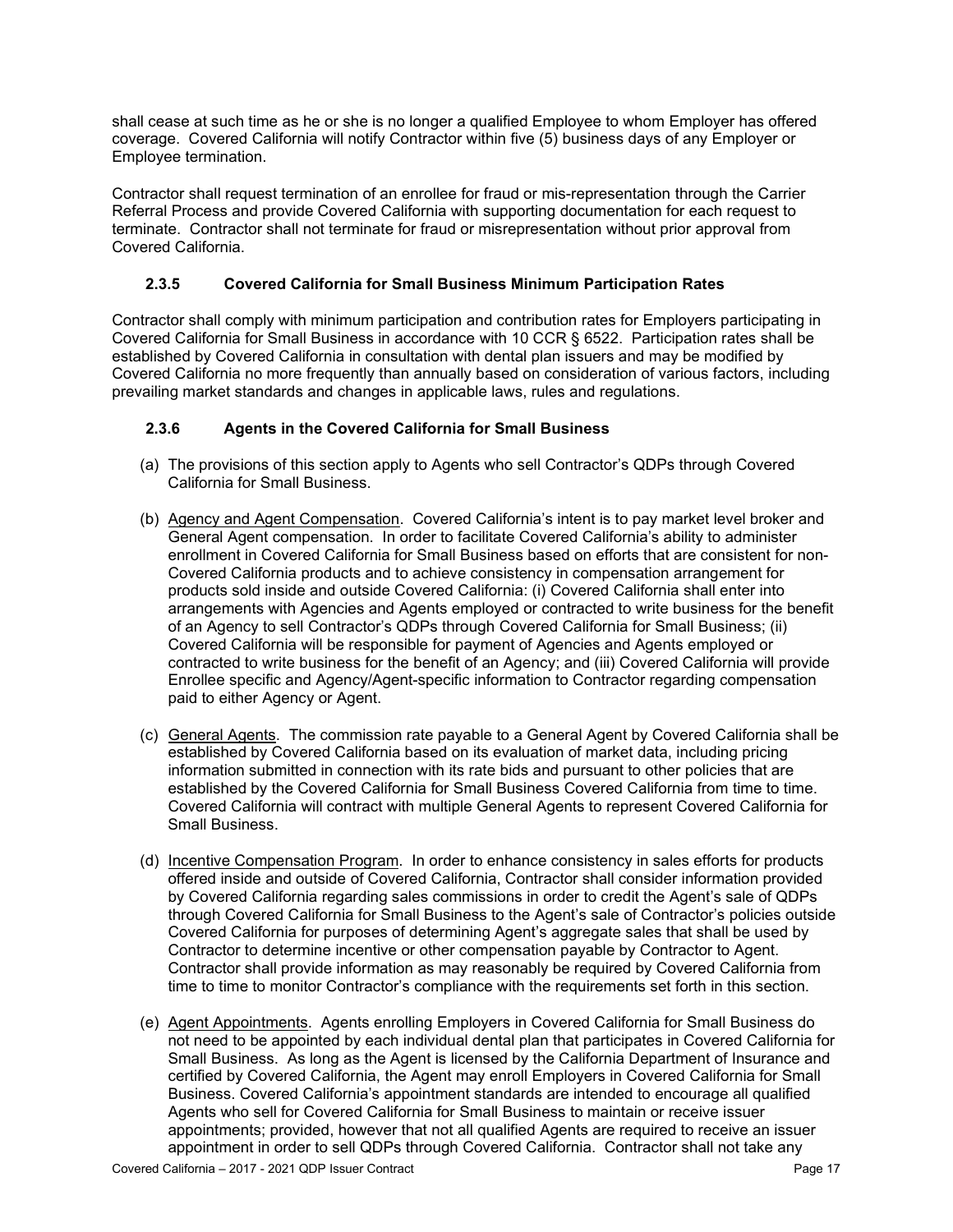shall cease at such time as he or she is no longer a qualified Employee to whom Employer has offered coverage. Covered California will notify Contractor within five (5) business days of any Employer or Employee termination.

Contractor shall request termination of an enrollee for fraud or mis-representation through the Carrier Referral Process and provide Covered California with supporting documentation for each request to terminate. Contractor shall not terminate for fraud or misrepresentation without prior approval from Covered California.

### 2.3.5 Covered California for Small Business Minimum Participation Rates

Contractor shall comply with minimum participation and contribution rates for Employers participating in Covered California for Small Business in accordance with 10 CCR § 6522. Participation rates shall be established by Covered California in consultation with dental plan issuers and may be modified by Covered California no more frequently than annually based on consideration of various factors, including prevailing market standards and changes in applicable laws, rules and regulations.

### 2.3.6 Agents in the Covered California for Small Business

(a) The provisions of this section apply to Agents who sell Contractor's QDPs through Covered California for Small Business.

(b) Agency and Agent Compensation. Covered California's intent is to pay market level broker and General Agent compensation. In order to facilitate Covered California's ability to administer enrollment in Covered California for Small Business based on efforts that are consistent for non-Covered California products and to achieve consistency in compensation arrangement for products sold inside and outside Covered California: (i) Covered California shall enter into arrangements with Agencies and Agents employed or contracted to write business for the benefit of an Agency to sell Contractor's QDPs through Covered California for Small Business; (ii) Covered California will be responsible for payment of Agencies and Agents employed or contracted to write business for the benefit of an Agency; and (iii) Covered California will provide Enrollee specific and Agency/Agent-specific information to Contractor regarding compensation paid to either Agency or Agent.

(c) General Agents. The commission rate payable to a General Agent by Covered California shall be established by Covered California based on its evaluation of market data, including pricing information submitted in connection with its rate bids and pursuant to other policies that are established by the Covered California for Small Business Covered California from time to time. Covered California will contract with multiple General Agents to represent Covered California for Small Business.

(d) Incentive Compensation Program. In order to enhance consistency in sales efforts for products offered inside and outside of Covered California, Contractor shall consider information provided by Covered California regarding sales commissions in order to credit the Agent's sale of QDPs through Covered California for Small Business to the Agent's sale of Contractor's policies outside Covered California for purposes of determining Agent's aggregate sales that shall be used by Contractor to determine incentive or other compensation payable by Contractor to Agent. Contractor shall provide information as may reasonably be required by Covered California from time to time to monitor Contractor's compliance with the requirements set forth in this section.

(e) Agent Appointments. Agents enrolling Employers in Covered California for Small Business do not need to be appointed by each individual dental plan that participates in Covered California for Small Business. As long as the Agent is licensed by the California Department of Insurance and certified by Covered California, the Agent may enroll Employers in Covered California for Small Business. Covered California's appointment standards are intended to encourage all qualified Agents who sell for Covered California for Small Business to maintain or receive issuer appointments; provided, however that not all qualified Agents are required to receive an issuer appointment in order to sell QDPs through Covered California. Contractor shall not take any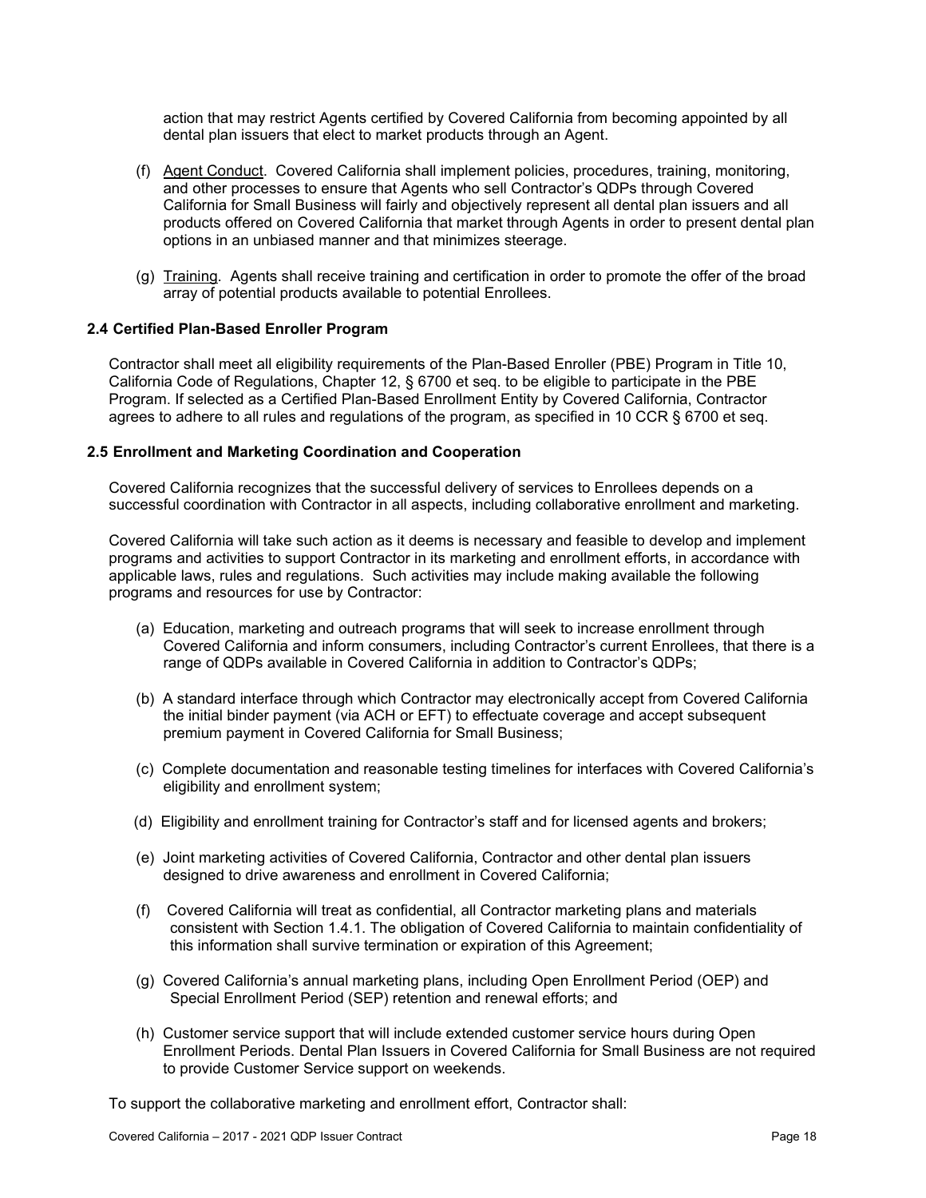action that may restrict Agents certified by Covered California from becoming appointed by all dental plan issuers that elect to market products through an Agent.

(f) Agent Conduct. Covered California shall implement policies, procedures, training, monitoring, and other processes to ensure that Agents who sell Contractor's QDPs through Covered California for Small Business will fairly and objectively represent all dental plan issuers and all products offered on Covered California that market through Agents in order to present dental plan options in an unbiased manner and that minimizes steerage.

(g) Training. Agents shall receive training and certification in order to promote the offer of the broad array of potential products available to potential Enrollees.

### 2.4 Certified Plan-Based Enroller Program

Contractor shall meet all eligibility requirements of the Plan-Based Enroller (PBE) Program in Title 10, California Code of Regulations, Chapter 12, § 6700 et seq. to be eligible to participate in the PBE Program. If selected as a Certified Plan-Based Enrollment Entity by Covered California, Contractor agrees to adhere to all rules and regulations of the program, as specified in 10 CCR § 6700 et seq.

### 2.5 Enrollment and Marketing Coordination and Cooperation

Covered California recognizes that the successful delivery of services to Enrollees depends on a successful coordination with Contractor in all aspects, including collaborative enrollment and marketing.

Covered California will take such action as it deems is necessary and feasible to develop and implement programs and activities to support Contractor in its marketing and enrollment efforts, in accordance with applicable laws, rules and regulations. Such activities may include making available the following programs and resources for use by Contractor:

(a) Education, marketing and outreach programs that will seek to increase enrollment through Covered California and inform consumers, including Contractor's current Enrollees, that there is a range of QDPs available in Covered California in addition to Contractor's QDPs;

(b) A standard interface through which Contractor may electronically accept from Covered California the initial binder payment (via ACH or EFT) to effectuate coverage and accept subsequent premium payment in Covered California for Small Business;

(c) Complete documentation and reasonable testing timelines for interfaces with Covered California's eligibility and enrollment system;

(d) Eligibility and enrollment training for Contractor's staff and for licensed agents and brokers;

(e) Joint marketing activities of Covered California, Contractor and other dental plan issuers designed to drive awareness and enrollment in Covered California;

(f) Covered California will treat as confidential, all Contractor marketing plans and materials consistent with Section 1.4.1. The obligation of Covered California to maintain confidentiality of this information shall survive termination or expiration of this Agreement;

(g) Covered California's annual marketing plans, including Open Enrollment Period (OEP) and Special Enrollment Period (SEP) retention and renewal efforts; and

(h) Customer service support that will include extended customer service hours during Open Enrollment Periods. Dental Plan Issuers in Covered California for Small Business are not required to provide Customer Service support on weekends.

To support the collaborative marketing and enrollment effort, Contractor shall: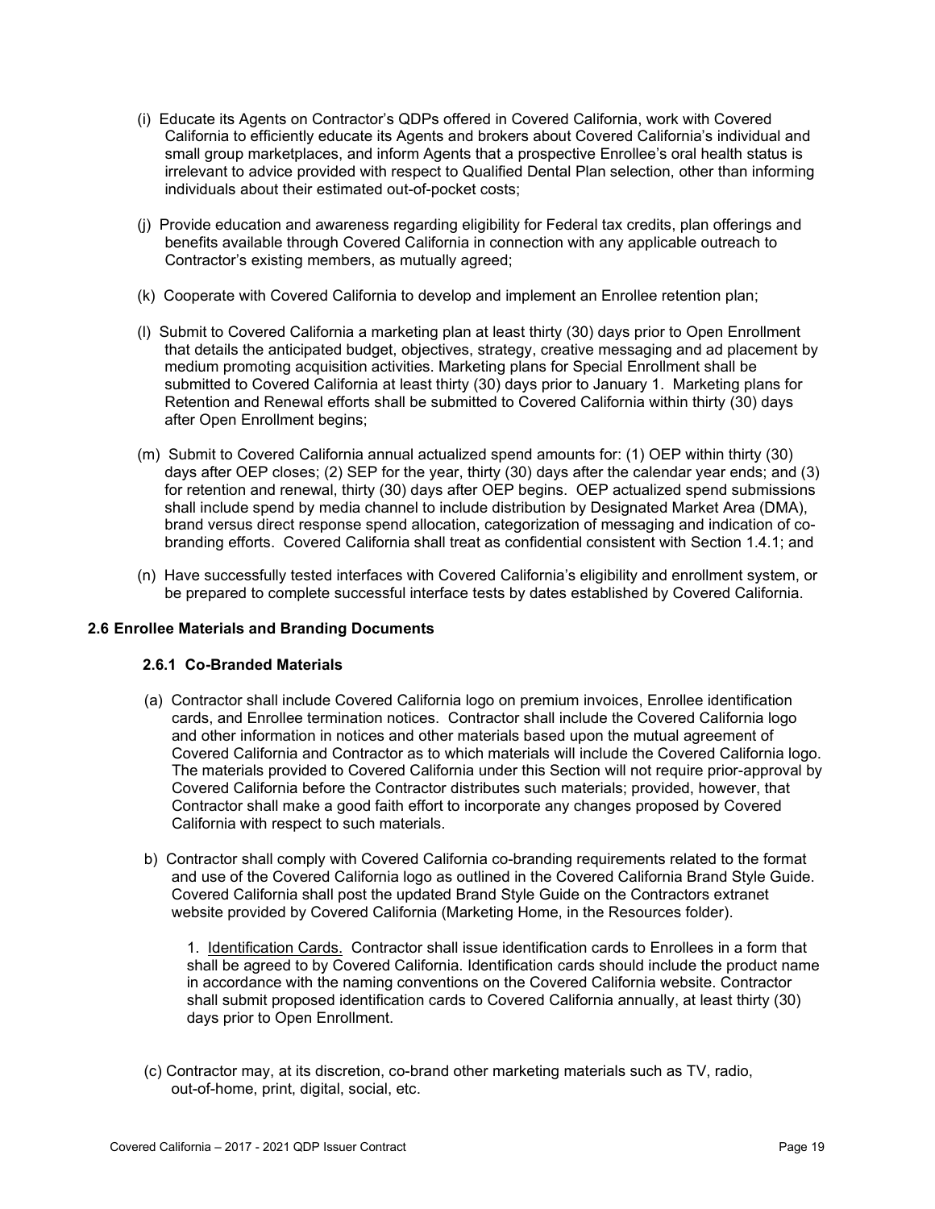(i) Educate its Agents on Contractor's QDPs offered in Covered California, work with Covered California to efficiently educate its Agents and brokers about Covered California's individual and small group marketplaces, and inform Agents that a prospective Enrollee's oral health status is irrelevant to advice provided with respect to Qualified Dental Plan selection, other than informing individuals about their estimated out-of-pocket costs;

(j) Provide education and awareness regarding eligibility for Federal tax credits, plan offerings and benefits available through Covered California in connection with any applicable outreach to Contractor's existing members, as mutually agreed;

(k) Cooperate with Covered California to develop and implement an Enrollee retention plan;

(l) Submit to Covered California a marketing plan at least thirty (30) days prior to Open Enrollment that details the anticipated budget, objectives, strategy, creative messaging and ad placement by medium promoting acquisition activities. Marketing plans for Special Enrollment shall be submitted to Covered California at least thirty (30) days prior to January 1. Marketing plans for Retention and Renewal efforts shall be submitted to Covered California within thirty (30) days after Open Enrollment begins;

(m) Submit to Covered California annual actualized spend amounts for: (1) OEP within thirty (30) days after OEP closes; (2) SEP for the year, thirty (30) days after the calendar year ends; and (3) for retention and renewal, thirty (30) days after OEP begins. OEP actualized spend submissions shall include spend by media channel to include distribution by Designated Market Area (DMA), brand versus direct response spend allocation, categorization of messaging and indication of co-branding efforts. Covered California shall treat as confidential consistent with Section 1.4.1; and

(n) Have successfully tested interfaces with Covered California's eligibility and enrollment system, or be prepared to complete successful interface tests by dates established by Covered California.

## 2.6 Enrollee Materials and Branding Documents

### 2.6.1 Co-Branded Materials

(a) Contractor shall include Covered California logo on premium invoices, Enrollee identification cards, and Enrollee termination notices. Contractor shall include the Covered California logo and other information in notices and other materials based upon the mutual agreement of Covered California and Contractor as to which materials will include the Covered California logo. The materials provided to Covered California under this Section will not require prior-approval by Covered California before the Contractor distributes such materials; provided, however, that Contractor shall make a good faith effort to incorporate any changes proposed by Covered California with respect to such materials.

b) Contractor shall comply with Covered California co-branding requirements related to the format and use of the Covered California logo as outlined in the Covered California Brand Style Guide. Covered California shall post the updated Brand Style Guide on the Contractors extranet website provided by Covered California (Marketing Home, in the Resources folder).

1. Identification Cards. Contractor shall issue identification cards to Enrollees in a form that shall be agreed to by Covered California. Identification cards should include the product name in accordance with the naming conventions on the Covered California website. Contractor shall submit proposed identification cards to Covered California annually, at least thirty (30) days prior to Open Enrollment.

(c) Contractor may, at its discretion, co-brand other marketing materials such as TV, radio, out-of-home, print, digital, social, etc.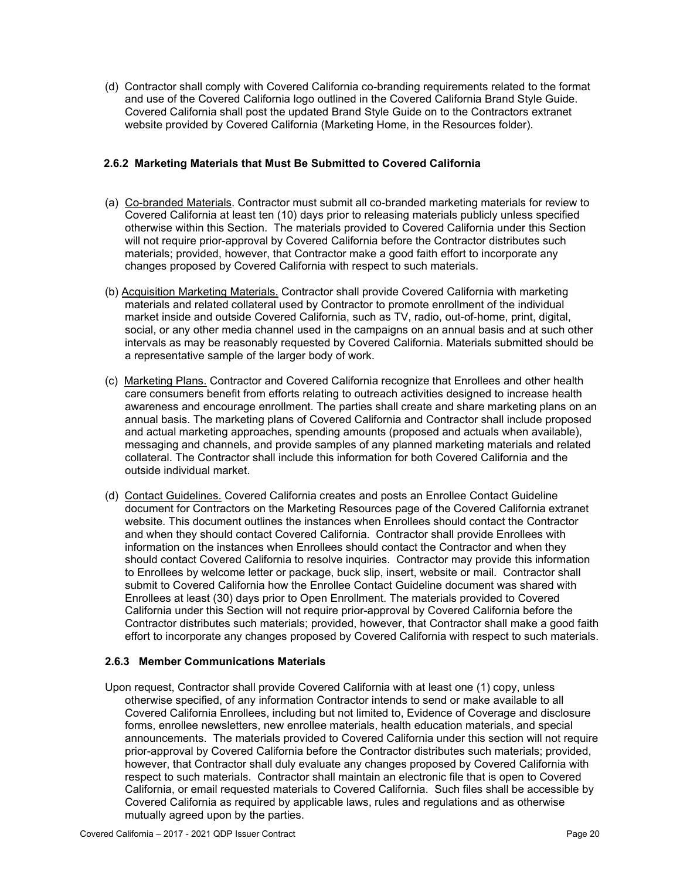(d) Contractor shall comply with Covered California co-branding requirements related to the format and use of the Covered California logo outlined in the Covered California Brand Style Guide. Covered California shall post the updated Brand Style Guide on to the Contractors extranet website provided by Covered California (Marketing Home, in the Resources folder).

### 2.6.2 Marketing Materials that Must Be Submitted to Covered California

(a) Co-branded Materials. Contractor must submit all co-branded marketing materials for review to Covered California at least ten (10) days prior to releasing materials publicly unless specified otherwise within this Section. The materials provided to Covered California under this Section will not require prior-approval by Covered California before the Contractor distributes such materials; provided, however, that Contractor make a good faith effort to incorporate any changes proposed by Covered California with respect to such materials.

(b) Acquisition Marketing Materials. Contractor shall provide Covered California with marketing materials and related collateral used by Contractor to promote enrollment of the individual market inside and outside Covered California, such as TV, radio, out-of-home, print, digital, social, or any other media channel used in the campaigns on an annual basis and at such other intervals as may be reasonably requested by Covered California. Materials submitted should be a representative sample of the larger body of work.

(c) Marketing Plans. Contractor and Covered California recognize that Enrollees and other health care consumers benefit from efforts relating to outreach activities designed to increase health awareness and encourage enrollment. The parties shall create and share marketing plans on an annual basis. The marketing plans of Covered California and Contractor shall include proposed and actual marketing approaches, spending amounts (proposed and actuals when available), messaging and channels, and provide samples of any planned marketing materials and related collateral. The Contractor shall include this information for both Covered California and the outside individual market.

(d) Contact Guidelines. Covered California creates and posts an Enrollee Contact Guideline document for Contractors on the Marketing Resources page of the Covered California extranet website. This document outlines the instances when Enrollees should contact the Contractor and when they should contact Covered California. Contractor shall provide Enrollees with information on the instances when Enrollees should contact the Contractor and when they should contact Covered California to resolve inquiries. Contractor may provide this information to Enrollees by welcome letter or package, buck slip, insert, website or mail. Contractor shall submit to Covered California how the Enrollee Contact Guideline document was shared with Enrollees at least (30) days prior to Open Enrollment. The materials provided to Covered California under this Section will not require prior-approval by Covered California before the Contractor distributes such materials; provided, however, that Contractor shall make a good faith effort to incorporate any changes proposed by Covered California with respect to such materials.

### 2.6.3 Member Communications Materials

Upon request, Contractor shall provide Covered California with at least one (1) copy, unless otherwise specified, of any information Contractor intends to send or make available to all Covered California Enrollees, including but not limited to, Evidence of Coverage and disclosure forms, enrollee newsletters, new enrollee materials, health education materials, and special announcements. The materials provided to Covered California under this section will not require prior-approval by Covered California before the Contractor distributes such materials; provided, however, that Contractor shall duly evaluate any changes proposed by Covered California with respect to such materials. Contractor shall maintain an electronic file that is open to Covered California, or email requested materials to Covered California. Such files shall be accessible by Covered California as required by applicable laws, rules and regulations and as otherwise mutually agreed upon by the parties.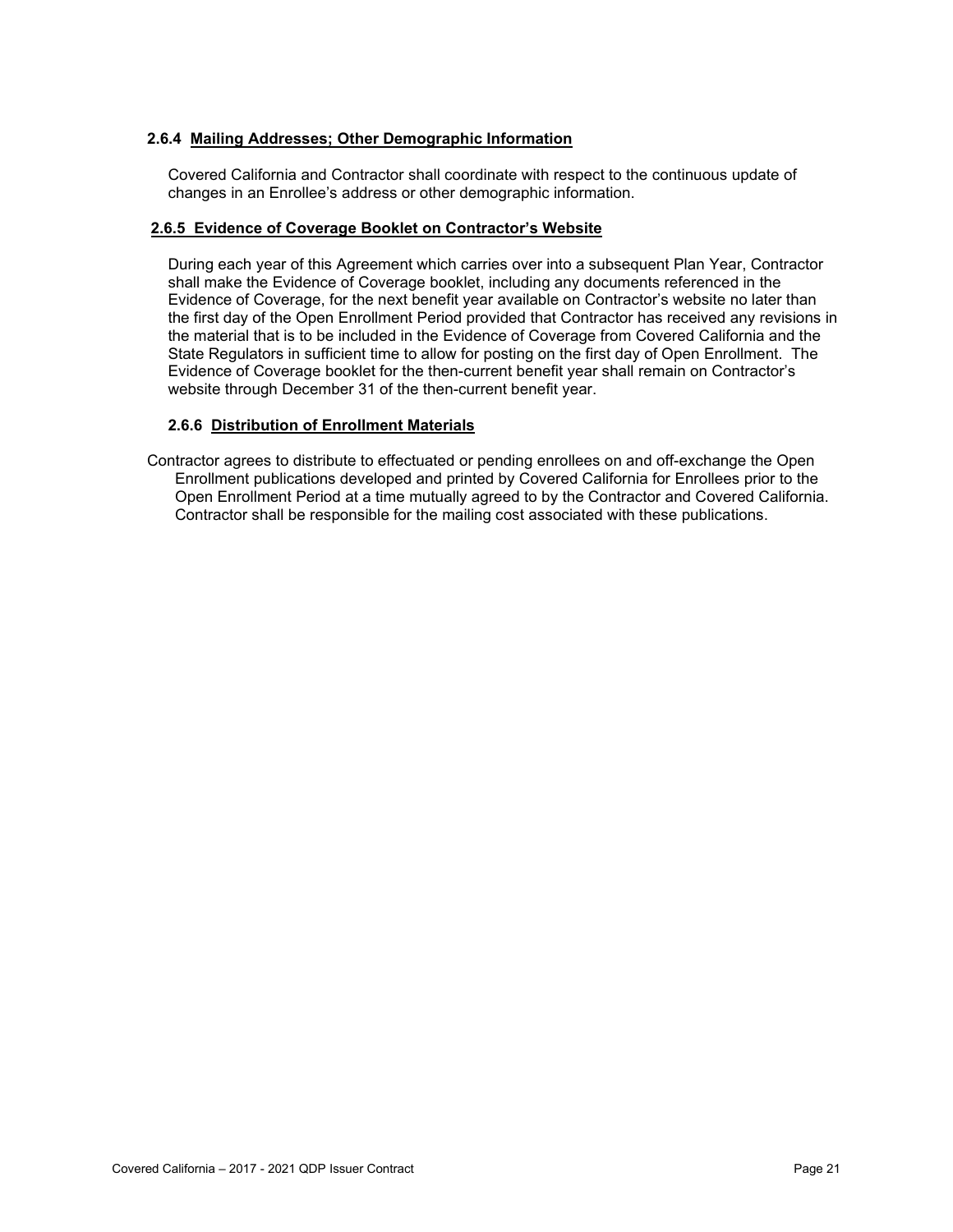#### 2.6.4 Mailing Addresses; Other Demographic Information

Covered California and Contractor shall coordinate with respect to the continuous update of changes in an Enrollee's address or other demographic information.

#### 2.6.5 Evidence of Coverage Booklet on Contractor's Website

During each year of this Agreement which carries over into a subsequent Plan Year, Contractor shall make the Evidence of Coverage booklet, including any documents referenced in the Evidence of Coverage, for the next benefit year available on Contractor's website no later than the first day of the Open Enrollment Period provided that Contractor has received any revisions in the material that is to be included in the Evidence of Coverage from Covered California and the State Regulators in sufficient time to allow for posting on the first day of Open Enrollment. The Evidence of Coverage booklet for the then-current benefit year shall remain on Contractor's website through December 31 of the then-current benefit year.

#### 2.6.6 Distribution of Enrollment Materials

Contractor agrees to distribute to effectuated or pending enrollees on and off-exchange the Open Enrollment publications developed and printed by Covered California for Enrollees prior to the Open Enrollment Period at a time mutually agreed to by the Contractor and Covered California. Contractor shall be responsible for the mailing cost associated with these publications.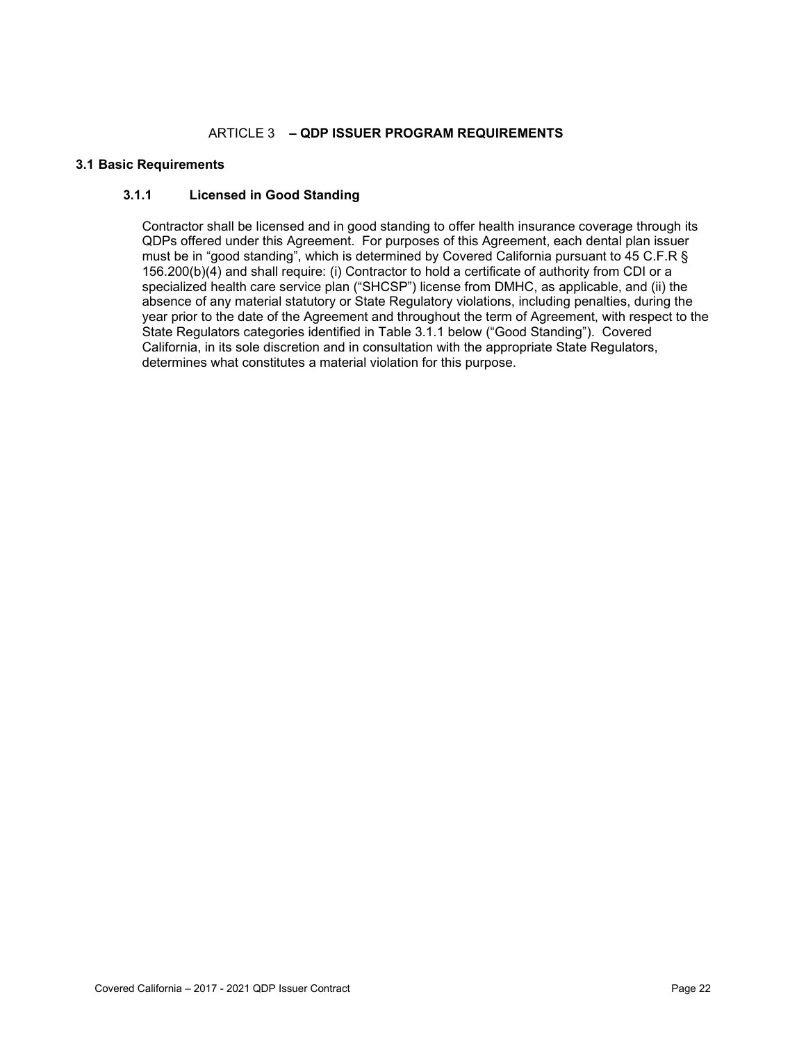## ARTICLE 3 – QDP ISSUER PROGRAM REQUIREMENTS

### 3.1 Basic Requirements

#### 3.1.1 Licensed in Good Standing

Contractor shall be licensed and in good standing to offer health insurance coverage through its QDPs offered under this Agreement. For purposes of this Agreement, each dental plan issuer must be in "good standing", which is determined by Covered California pursuant to 45 C.F.R § 156.200(b)(4) and shall require: (i) Contractor to hold a certificate of authority from CDI or a specialized health care service plan ("SHCSP") license from DMHC, as applicable, and (ii) the absence of any material statutory or State Regulatory violations, including penalties, during the year prior to the date of the Agreement and throughout the term of Agreement, with respect to the State Regulators categories identified in Table 3.1.1 below ("Good Standing"). Covered California, in its sole discretion and in consultation with the appropriate State Regulators, determines what constitutes a material violation for this purpose.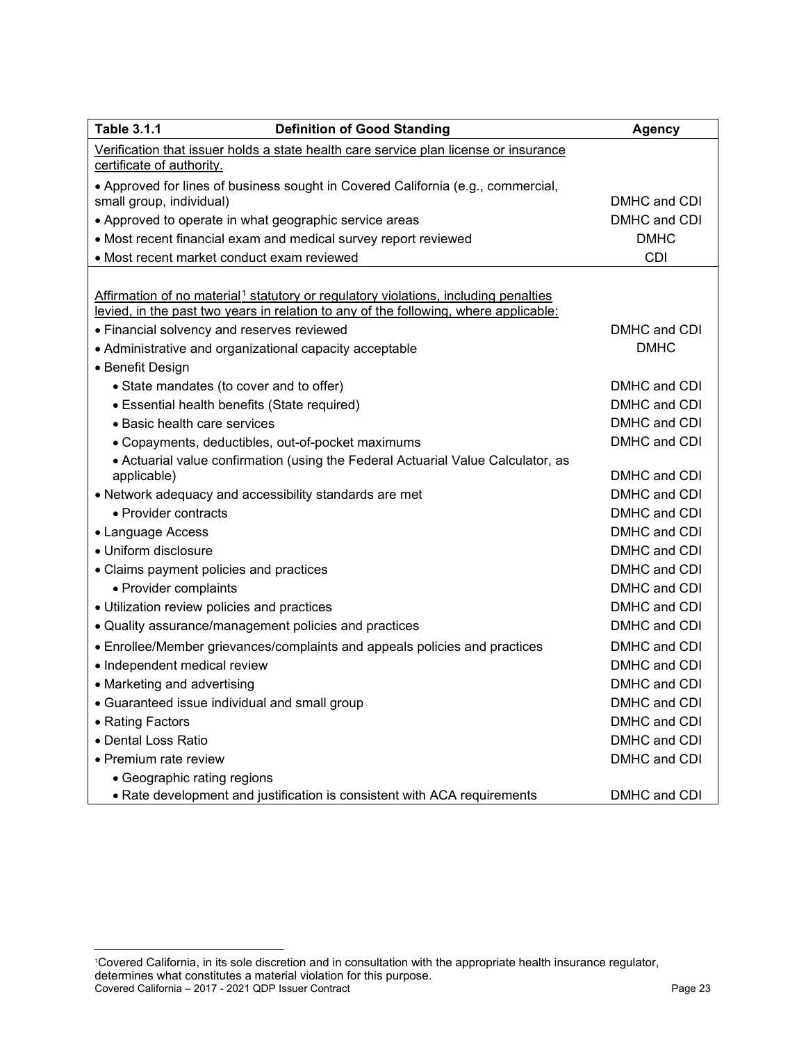| Table 3.1.1 Definition of Good Standing | Agency |
|---|---|
| Verification that issuer holds a state health care service plan license or insurance certificate of authority. | |
| • Approved for lines of business sought in Covered California (e.g., commercial, small group, individual) | DMHC and CDI |
| • Approved to operate in what geographic service areas | DMHC and CDI |
| • Most recent financial exam and medical survey report reviewed | DMHC |
| • Most recent market conduct exam reviewed | CDI |
| Affirmation of no material[1] statutory or regulatory violations, including penalties levied, in the past two years in relation to any of the following, where applicable: | |
| • Financial solvency and reserves reviewed | DMHC and CDI |
| • Administrative and organizational capacity acceptable | DMHC |
| • Benefit Design | |
| • State mandates (to cover and to offer) | DMHC and CDI |
| • Essential health benefits (State required) | DMHC and CDI |
| • Basic health care services | DMHC and CDI |
| • Copayments, deductibles, out-of-pocket maximums | DMHC and CDI |
| • Actuarial value confirmation (using the Federal Actuarial Value Calculator, as applicable) | DMHC and CDI |
| • Network adequacy and accessibility standards are met | DMHC and CDI |
| • Provider contracts | DMHC and CDI |
| • Language Access | DMHC and CDI |
| • Uniform disclosure | DMHC and CDI |
| • Claims payment policies and practices | DMHC and CDI |
| • Provider complaints | DMHC and CDI |
| • Utilization review policies and practices | DMHC and CDI |
| • Quality assurance/management policies and practices | DMHC and CDI |
| • Enrollee/Member grievances/complaints and appeals policies and practices | DMHC and CDI |
| • Independent medical review | DMHC and CDI |
| • Marketing and advertising | DMHC and CDI |
| • Guaranteed issue individual and small group | DMHC and CDI |
| • Rating Factors | DMHC and CDI |
| • Dental Loss Ratio | DMHC and CDI |
| • Premium rate review | DMHC and CDI |
| • Geographic rating regions | |
| • Rate development and justification is consistent with ACA requirements | DMHC and CDI |

[1] Covered California, in its sole discretion and in consultation with the appropriate health insurance regulator, determines what constitutes a material violation for this purpose.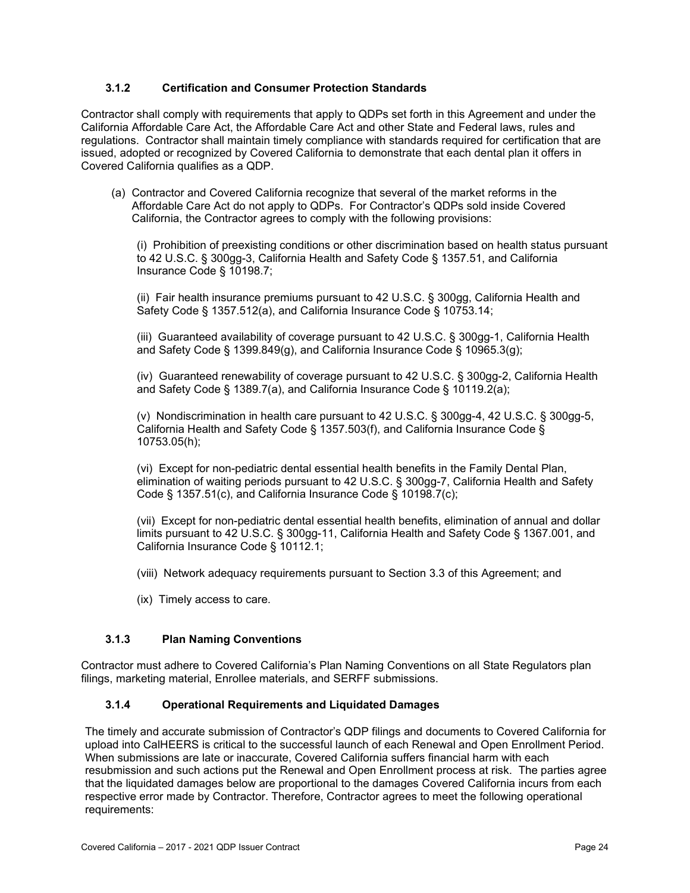### 3.1.2 Certification and Consumer Protection Standards

Contractor shall comply with requirements that apply to QDPs set forth in this Agreement and under the California Affordable Care Act, the Affordable Care Act and other State and Federal laws, rules and regulations. Contractor shall maintain timely compliance with standards required for certification that are issued, adopted or recognized by Covered California to demonstrate that each dental plan it offers in Covered California qualifies as a QDP.

(a) Contractor and Covered California recognize that several of the market reforms in the Affordable Care Act do not apply to QDPs. For Contractor's QDPs sold inside Covered California, the Contractor agrees to comply with the following provisions:

(i) Prohibition of preexisting conditions or other discrimination based on health status pursuant to 42 U.S.C. § 300gg-3, California Health and Safety Code § 1357.51, and California Insurance Code § 10198.7;

(ii) Fair health insurance premiums pursuant to 42 U.S.C. § 300gg, California Health and Safety Code § 1357.512(a), and California Insurance Code § 10753.14;

(iii) Guaranteed availability of coverage pursuant to 42 U.S.C. § 300gg-1, California Health and Safety Code § 1399.849(g), and California Insurance Code § 10965.3(g);

(iv) Guaranteed renewability of coverage pursuant to 42 U.S.C. § 300gg-2, California Health and Safety Code § 1389.7(a), and California Insurance Code § 10119.2(a);

(v) Nondiscrimination in health care pursuant to 42 U.S.C. § 300gg-4, 42 U.S.C. § 300gg-5, California Health and Safety Code § 1357.503(f), and California Insurance Code § 10753.05(h);

(vi) Except for non-pediatric dental essential health benefits in the Family Dental Plan, elimination of waiting periods pursuant to 42 U.S.C. § 300gg-7, California Health and Safety Code § 1357.51(c), and California Insurance Code § 10198.7(c);

(vii) Except for non-pediatric dental essential health benefits, elimination of annual and dollar limits pursuant to 42 U.S.C. § 300gg-11, California Health and Safety Code § 1367.001, and California Insurance Code § 10112.1;

(viii) Network adequacy requirements pursuant to Section 3.3 of this Agreement; and

(ix) Timely access to care.

### 3.1.3 Plan Naming Conventions

Contractor must adhere to Covered California's Plan Naming Conventions on all State Regulators plan filings, marketing material, Enrollee materials, and SERFF submissions.

### 3.1.4 Operational Requirements and Liquidated Damages

The timely and accurate submission of Contractor's QDP filings and documents to Covered California for upload into CalHEERS is critical to the successful launch of each Renewal and Open Enrollment Period. When submissions are late or inaccurate, Covered California suffers financial harm with each resubmission and such actions put the Renewal and Open Enrollment process at risk. The parties agree that the liquidated damages below are proportional to the damages Covered California incurs from each respective error made by Contractor. Therefore, Contractor agrees to meet the following operational requirements: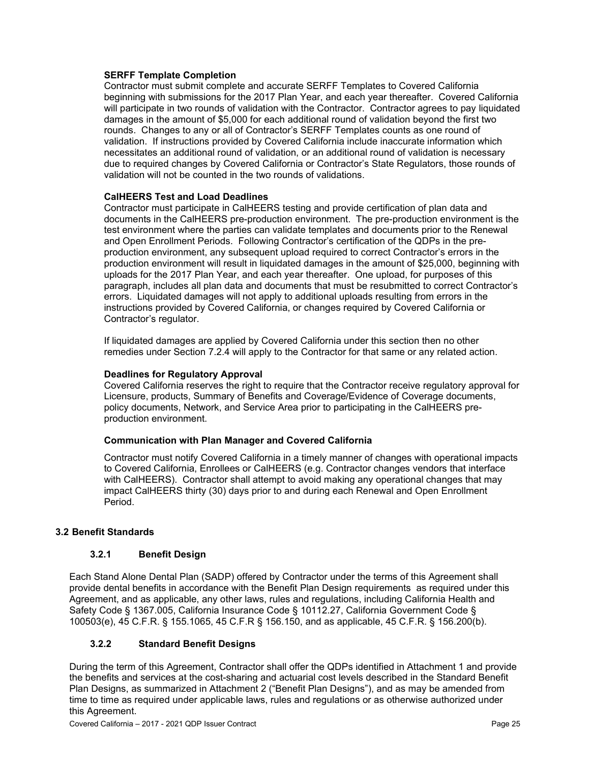**SERFF Template Completion**

Contractor must submit complete and accurate SERFF Templates to Covered California beginning with submissions for the 2017 Plan Year, and each year thereafter. Covered California will participate in two rounds of validation with the Contractor. Contractor agrees to pay liquidated damages in the amount of $5,000 for each additional round of validation beyond the first two rounds. Changes to any or all of Contractor's SERFF Templates counts as one round of validation. If instructions provided by Covered California include inaccurate information which necessitates an additional round of validation, or an additional round of validation is necessary due to required changes by Covered California or Contractor's State Regulators, those rounds of validation will not be counted in the two rounds of validations.

**CalHEERS Test and Load Deadlines**

Contractor must participate in CalHEERS testing and provide certification of plan data and documents in the CalHEERS pre-production environment. The pre-production environment is the test environment where the parties can validate templates and documents prior to the Renewal and Open Enrollment Periods. Following Contractor's certification of the QDPs in the pre-production environment, any subsequent upload required to correct Contractor's errors in the production environment will result in liquidated damages in the amount of $25,000, beginning with uploads for the 2017 Plan Year, and each year thereafter. One upload, for purposes of this paragraph, includes all plan data and documents that must be resubmitted to correct Contractor's errors. Liquidated damages will not apply to additional uploads resulting from errors in the instructions provided by Covered California, or changes required by Covered California or Contractor's regulator.

If liquidated damages are applied by Covered California under this section then no other remedies under Section 7.2.4 will apply to the Contractor for that same or any related action.

**Deadlines for Regulatory Approval**

Covered California reserves the right to require that the Contractor receive regulatory approval for Licensure, products, Summary of Benefits and Coverage/Evidence of Coverage documents, policy documents, Network, and Service Area prior to participating in the CalHEERS pre-production environment.

**Communication with Plan Manager and Covered California**

Contractor must notify Covered California in a timely manner of changes with operational impacts to Covered California, Enrollees or CalHEERS (e.g. Contractor changes vendors that interface with CalHEERS). Contractor shall attempt to avoid making any operational changes that may impact CalHEERS thirty (30) days prior to and during each Renewal and Open Enrollment Period.

## 3.2 Benefit Standards

### 3.2.1 Benefit Design

Each Stand Alone Dental Plan (SADP) offered by Contractor under the terms of this Agreement shall provide dental benefits in accordance with the Benefit Plan Design requirements as required under this Agreement, and as applicable, any other laws, rules and regulations, including California Health and Safety Code § 1367.005, California Insurance Code § 10112.27, California Government Code § 100503(e), 45 C.F.R. § 155.1065, 45 C.F.R § 156.150, and as applicable, 45 C.F.R. § 156.200(b).

### 3.2.2 Standard Benefit Designs

During the term of this Agreement, Contractor shall offer the QDPs identified in Attachment 1 and provide the benefits and services at the cost-sharing and actuarial cost levels described in the Standard Benefit Plan Designs, as summarized in Attachment 2 ("Benefit Plan Designs"), and as may be amended from time to time as required under applicable laws, rules and regulations or as otherwise authorized under this Agreement.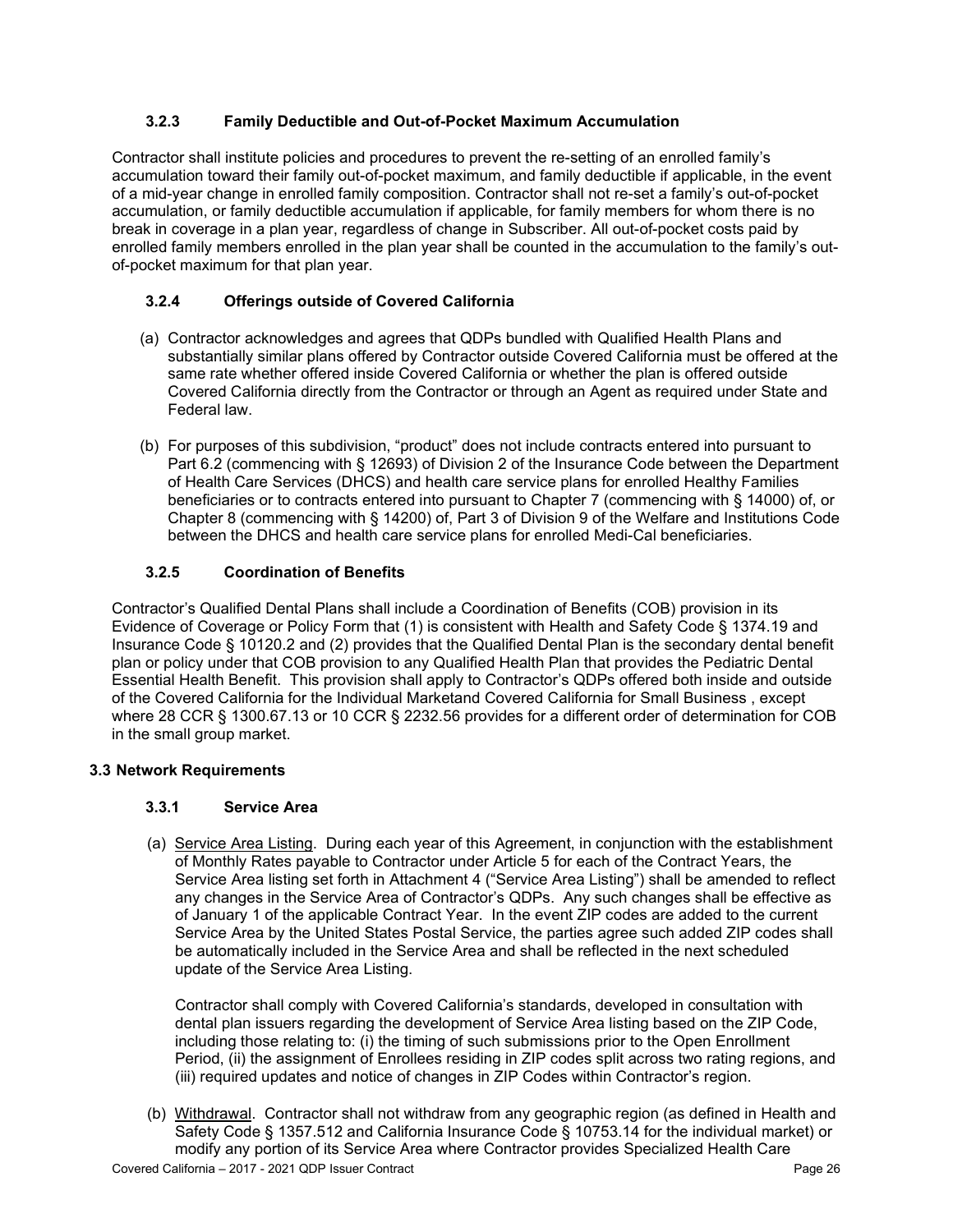### 3.2.3 Family Deductible and Out-of-Pocket Maximum Accumulation

Contractor shall institute policies and procedures to prevent the re-setting of an enrolled family's accumulation toward their family out-of-pocket maximum, and family deductible if applicable, in the event of a mid-year change in enrolled family composition. Contractor shall not re-set a family's out-of-pocket accumulation, or family deductible accumulation if applicable, for family members for whom there is no break in coverage in a plan year, regardless of change in Subscriber. All out-of-pocket costs paid by enrolled family members enrolled in the plan year shall be counted in the accumulation to the family's out-of-pocket maximum for that plan year.

### 3.2.4 Offerings outside of Covered California

(a) Contractor acknowledges and agrees that QDPs bundled with Qualified Health Plans and substantially similar plans offered by Contractor outside Covered California must be offered at the same rate whether offered inside Covered California or whether the plan is offered outside Covered California directly from the Contractor or through an Agent as required under State and Federal law.

(b) For purposes of this subdivision, "product" does not include contracts entered into pursuant to Part 6.2 (commencing with § 12693) of Division 2 of the Insurance Code between the Department of Health Care Services (DHCS) and health care service plans for enrolled Healthy Families beneficiaries or to contracts entered into pursuant to Chapter 7 (commencing with § 14000) of, or Chapter 8 (commencing with § 14200) of, Part 3 of Division 9 of the Welfare and Institutions Code between the DHCS and health care service plans for enrolled Medi-Cal beneficiaries.

### 3.2.5 Coordination of Benefits

Contractor's Qualified Dental Plans shall include a Coordination of Benefits (COB) provision in its Evidence of Coverage or Policy Form that (1) is consistent with Health and Safety Code § 1374.19 and Insurance Code § 10120.2 and (2) provides that the Qualified Dental Plan is the secondary dental benefit plan or policy under that COB provision to any Qualified Health Plan that provides the Pediatric Dental Essential Health Benefit. This provision shall apply to Contractor's QDPs offered both inside and outside of the Covered California for the Individual Marketand Covered California for Small Business , except where 28 CCR § 1300.67.13 or 10 CCR § 2232.56 provides for a different order of determination for COB in the small group market.

## 3.3 Network Requirements

### 3.3.1 Service Area

(a) Service Area Listing. During each year of this Agreement, in conjunction with the establishment of Monthly Rates payable to Contractor under Article 5 for each of the Contract Years, the Service Area listing set forth in Attachment 4 ("Service Area Listing") shall be amended to reflect any changes in the Service Area of Contractor's QDPs. Any such changes shall be effective as of January 1 of the applicable Contract Year. In the event ZIP codes are added to the current Service Area by the United States Postal Service, the parties agree such added ZIP codes shall be automatically included in the Service Area and shall be reflected in the next scheduled update of the Service Area Listing.

Contractor shall comply with Covered California's standards, developed in consultation with dental plan issuers regarding the development of Service Area listing based on the ZIP Code, including those relating to: (i) the timing of such submissions prior to the Open Enrollment Period, (ii) the assignment of Enrollees residing in ZIP codes split across two rating regions, and (iii) required updates and notice of changes in ZIP Codes within Contractor's region.

(b) Withdrawal. Contractor shall not withdraw from any geographic region (as defined in Health and Safety Code § 1357.512 and California Insurance Code § 10753.14 for the individual market) or modify any portion of its Service Area where Contractor provides Specialized Health Care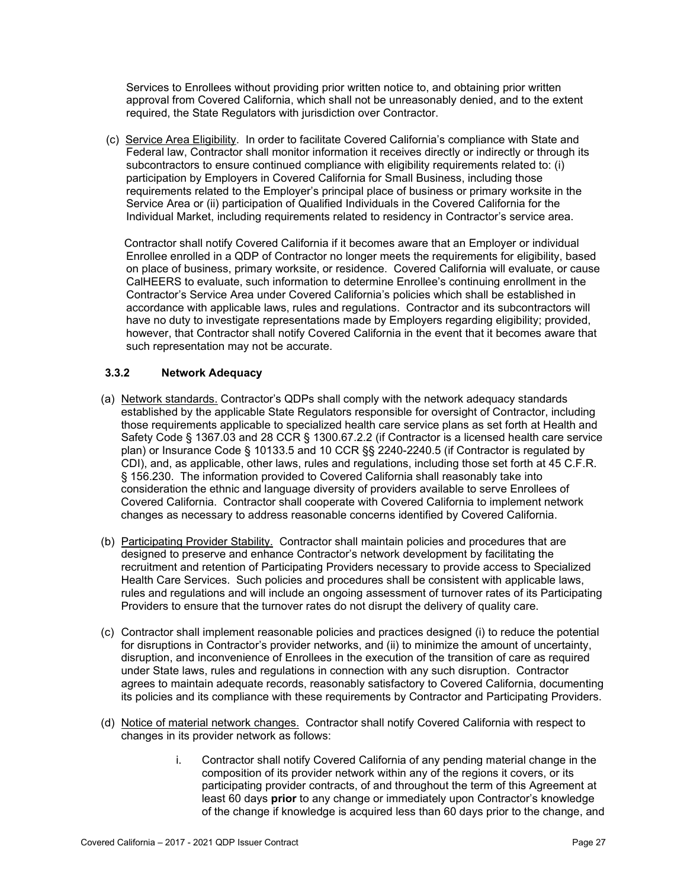Services to Enrollees without providing prior written notice to, and obtaining prior written approval from Covered California, which shall not be unreasonably denied, and to the extent required, the State Regulators with jurisdiction over Contractor.

(c) Service Area Eligibility. In order to facilitate Covered California's compliance with State and Federal law, Contractor shall monitor information it receives directly or indirectly or through its subcontractors to ensure continued compliance with eligibility requirements related to: (i) participation by Employers in Covered California for Small Business, including those requirements related to the Employer's principal place of business or primary worksite in the Service Area or (ii) participation of Qualified Individuals in the Covered California for the Individual Market, including requirements related to residency in Contractor's service area.

Contractor shall notify Covered California if it becomes aware that an Employer or individual Enrollee enrolled in a QDP of Contractor no longer meets the requirements for eligibility, based on place of business, primary worksite, or residence. Covered California will evaluate, or cause CalHEERS to evaluate, such information to determine Enrollee's continuing enrollment in the Contractor's Service Area under Covered California's policies which shall be established in accordance with applicable laws, rules and regulations. Contractor and its subcontractors will have no duty to investigate representations made by Employers regarding eligibility; provided, however, that Contractor shall notify Covered California in the event that it becomes aware that such representation may not be accurate.

### 3.3.2 Network Adequacy

(a) Network standards. Contractor's QDPs shall comply with the network adequacy standards established by the applicable State Regulators responsible for oversight of Contractor, including those requirements applicable to specialized health care service plans as set forth at Health and Safety Code § 1367.03 and 28 CCR § 1300.67.2.2 (if Contractor is a licensed health care service plan) or Insurance Code § 10133.5 and 10 CCR §§ 2240-2240.5 (if Contractor is regulated by CDI), and, as applicable, other laws, rules and regulations, including those set forth at 45 C.F.R. § 156.230. The information provided to Covered California shall reasonably take into consideration the ethnic and language diversity of providers available to serve Enrollees of Covered California. Contractor shall cooperate with Covered California to implement network changes as necessary to address reasonable concerns identified by Covered California.

(b) Participating Provider Stability. Contractor shall maintain policies and procedures that are designed to preserve and enhance Contractor's network development by facilitating the recruitment and retention of Participating Providers necessary to provide access to Specialized Health Care Services. Such policies and procedures shall be consistent with applicable laws, rules and regulations and will include an ongoing assessment of turnover rates of its Participating Providers to ensure that the turnover rates do not disrupt the delivery of quality care.

(c) Contractor shall implement reasonable policies and practices designed (i) to reduce the potential for disruptions in Contractor's provider networks, and (ii) to minimize the amount of uncertainty, disruption, and inconvenience of Enrollees in the execution of the transition of care as required under State laws, rules and regulations in connection with any such disruption. Contractor agrees to maintain adequate records, reasonably satisfactory to Covered California, documenting its policies and its compliance with these requirements by Contractor and Participating Providers.

(d) Notice of material network changes. Contractor shall notify Covered California with respect to changes in its provider network as follows:

i. Contractor shall notify Covered California of any pending material change in the composition of its provider network within any of the regions it covers, or its participating provider contracts, of and throughout the term of this Agreement at least 60 days **prior** to any change or immediately upon Contractor's knowledge of the change if knowledge is acquired less than 60 days prior to the change, and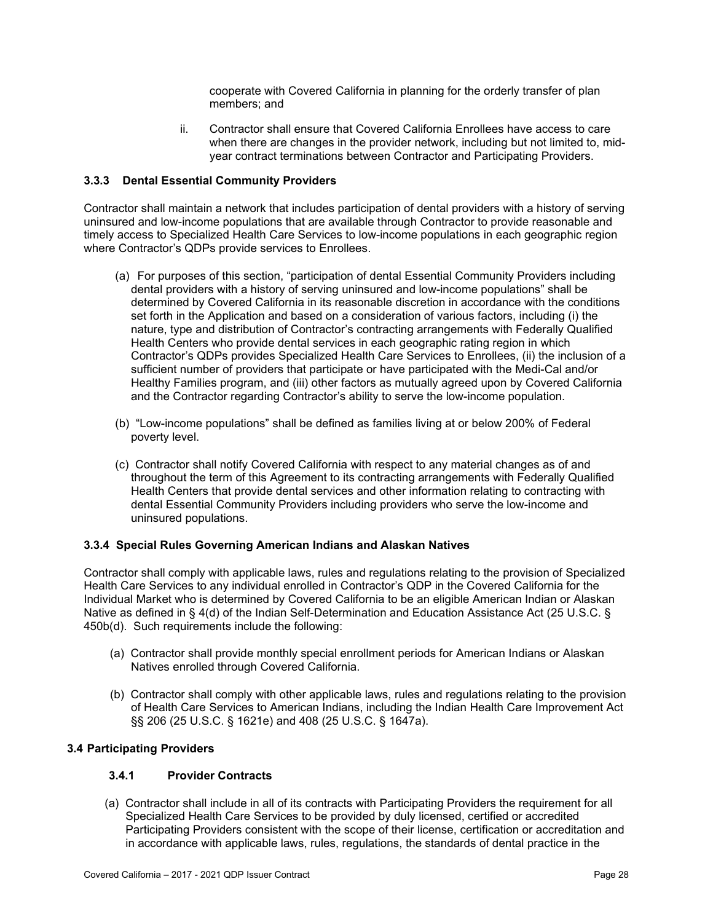cooperate with Covered California in planning for the orderly transfer of plan members; and

ii. Contractor shall ensure that Covered California Enrollees have access to care when there are changes in the provider network, including but not limited to, mid-year contract terminations between Contractor and Participating Providers.

#### 3.3.3 Dental Essential Community Providers

Contractor shall maintain a network that includes participation of dental providers with a history of serving uninsured and low-income populations that are available through Contractor to provide reasonable and timely access to Specialized Health Care Services to low-income populations in each geographic region where Contractor's QDPs provide services to Enrollees.

(a) For purposes of this section, "participation of dental Essential Community Providers including dental providers with a history of serving uninsured and low-income populations" shall be determined by Covered California in its reasonable discretion in accordance with the conditions set forth in the Application and based on a consideration of various factors, including (i) the nature, type and distribution of Contractor's contracting arrangements with Federally Qualified Health Centers who provide dental services in each geographic rating region in which Contractor's QDPs provides Specialized Health Care Services to Enrollees, (ii) the inclusion of a sufficient number of providers that participate or have participated with the Medi-Cal and/or Healthy Families program, and (iii) other factors as mutually agreed upon by Covered California and the Contractor regarding Contractor's ability to serve the low-income population.

(b) "Low-income populations" shall be defined as families living at or below 200% of Federal poverty level.

(c) Contractor shall notify Covered California with respect to any material changes as of and throughout the term of this Agreement to its contracting arrangements with Federally Qualified Health Centers that provide dental services and other information relating to contracting with dental Essential Community Providers including providers who serve the low-income and uninsured populations.

#### 3.3.4 Special Rules Governing American Indians and Alaskan Natives

Contractor shall comply with applicable laws, rules and regulations relating to the provision of Specialized Health Care Services to any individual enrolled in Contractor's QDP in the Covered California for the Individual Market who is determined by Covered California to be an eligible American Indian or Alaskan Native as defined in § 4(d) of the Indian Self-Determination and Education Assistance Act (25 U.S.C. § 450b(d). Such requirements include the following:

(a) Contractor shall provide monthly special enrollment periods for American Indians or Alaskan Natives enrolled through Covered California.

(b) Contractor shall comply with other applicable laws, rules and regulations relating to the provision of Health Care Services to American Indians, including the Indian Health Care Improvement Act §§ 206 (25 U.S.C. § 1621e) and 408 (25 U.S.C. § 1647a).

### 3.4 Participating Providers

#### 3.4.1 Provider Contracts

(a) Contractor shall include in all of its contracts with Participating Providers the requirement for all Specialized Health Care Services to be provided by duly licensed, certified or accredited Participating Providers consistent with the scope of their license, certification or accreditation and in accordance with applicable laws, rules, regulations, the standards of dental practice in the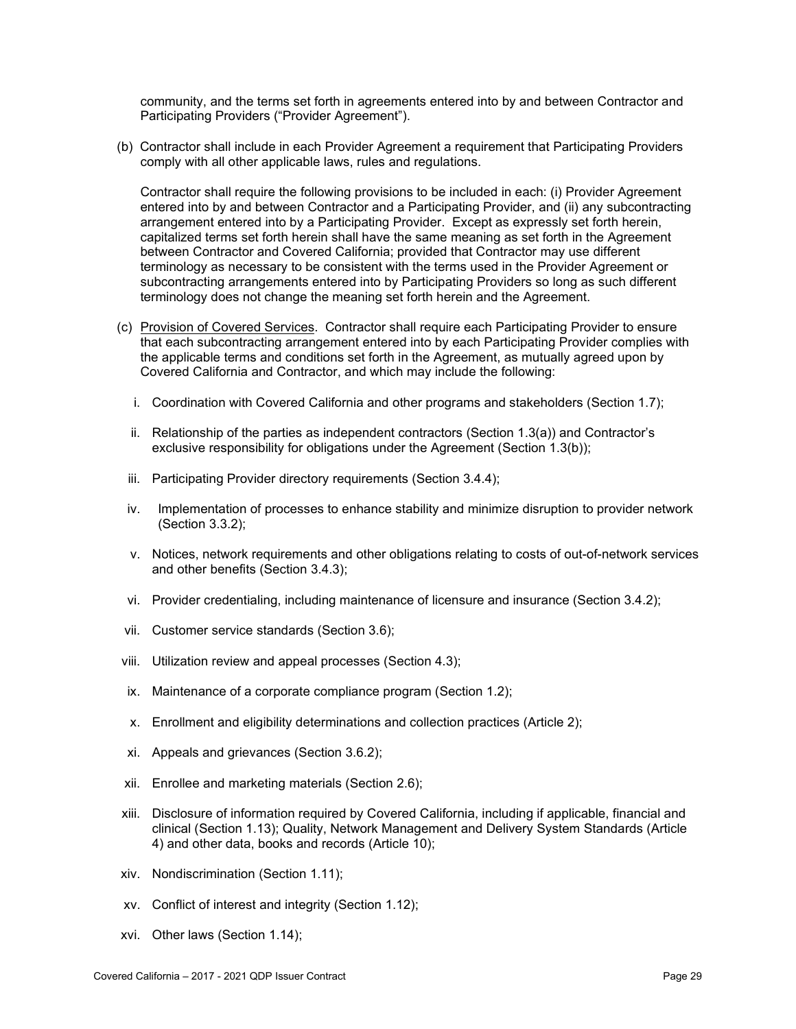community, and the terms set forth in agreements entered into by and between Contractor and Participating Providers ("Provider Agreement").

(b) Contractor shall include in each Provider Agreement a requirement that Participating Providers comply with all other applicable laws, rules and regulations.

Contractor shall require the following provisions to be included in each: (i) Provider Agreement entered into by and between Contractor and a Participating Provider, and (ii) any subcontracting arrangement entered into by a Participating Provider. Except as expressly set forth herein, capitalized terms set forth herein shall have the same meaning as set forth in the Agreement between Contractor and Covered California; provided that Contractor may use different terminology as necessary to be consistent with the terms used in the Provider Agreement or subcontracting arrangements entered into by Participating Providers so long as such different terminology does not change the meaning set forth herein and the Agreement.

(c) <u>Provision of Covered Services</u>. Contractor shall require each Participating Provider to ensure that each subcontracting arrangement entered into by each Participating Provider complies with the applicable terms and conditions set forth in the Agreement, as mutually agreed upon by Covered California and Contractor, and which may include the following:

i. Coordination with Covered California and other programs and stakeholders (Section 1.7);

ii. Relationship of the parties as independent contractors (Section 1.3(a)) and Contractor's exclusive responsibility for obligations under the Agreement (Section 1.3(b));

iii. Participating Provider directory requirements (Section 3.4.4);

iv. Implementation of processes to enhance stability and minimize disruption to provider network (Section 3.3.2);

v. Notices, network requirements and other obligations relating to costs of out-of-network services and other benefits (Section 3.4.3);

vi. Provider credentialing, including maintenance of licensure and insurance (Section 3.4.2);

vii. Customer service standards (Section 3.6);

viii. Utilization review and appeal processes (Section 4.3);

ix. Maintenance of a corporate compliance program (Section 1.2);

x. Enrollment and eligibility determinations and collection practices (Article 2);

xi. Appeals and grievances (Section 3.6.2);

xii. Enrollee and marketing materials (Section 2.6);

xiii. Disclosure of information required by Covered California, including if applicable, financial and clinical (Section 1.13); Quality, Network Management and Delivery System Standards (Article 4) and other data, books and records (Article 10);

xiv. Nondiscrimination (Section 1.11);

xv. Conflict of interest and integrity (Section 1.12);

xvi. Other laws (Section 1.14);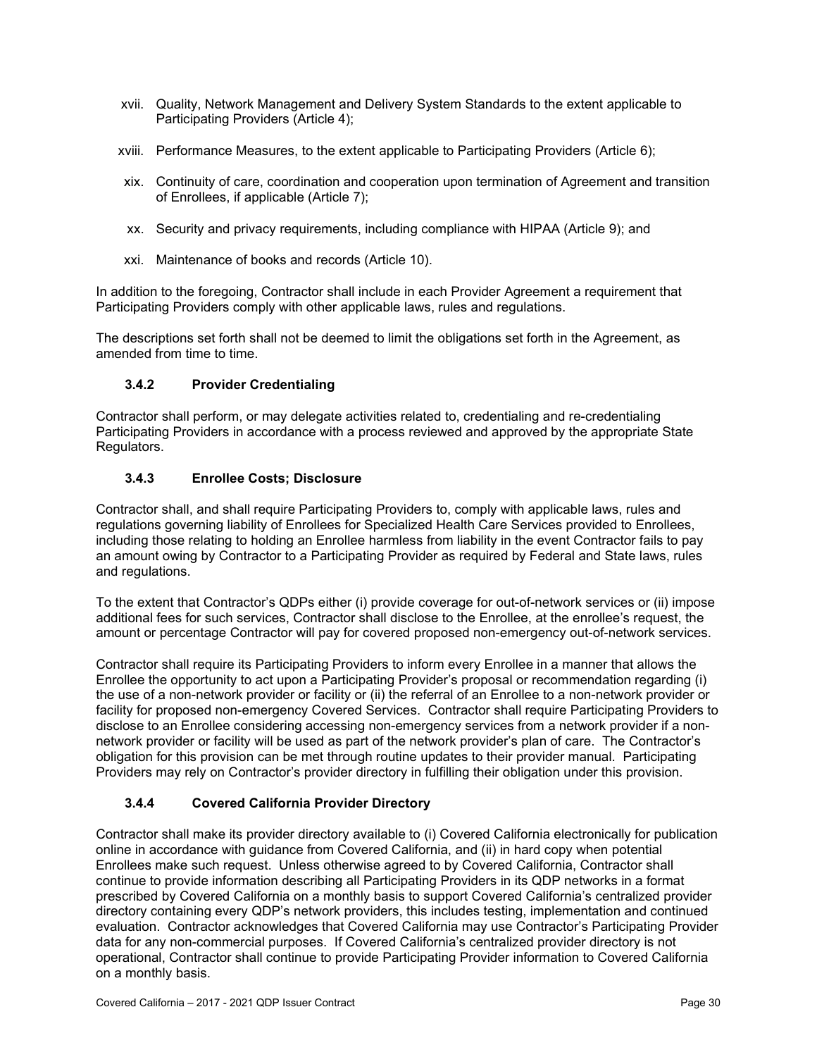xvii. Quality, Network Management and Delivery System Standards to the extent applicable to Participating Providers (Article 4);

xviii. Performance Measures, to the extent applicable to Participating Providers (Article 6);

xix. Continuity of care, coordination and cooperation upon termination of Agreement and transition of Enrollees, if applicable (Article 7);

xx. Security and privacy requirements, including compliance with HIPAA (Article 9); and

xxi. Maintenance of books and records (Article 10).

In addition to the foregoing, Contractor shall include in each Provider Agreement a requirement that Participating Providers comply with other applicable laws, rules and regulations.

The descriptions set forth shall not be deemed to limit the obligations set forth in the Agreement, as amended from time to time.

### 3.4.2 Provider Credentialing

Contractor shall perform, or may delegate activities related to, credentialing and re-credentialing Participating Providers in accordance with a process reviewed and approved by the appropriate State Regulators.

### 3.4.3 Enrollee Costs; Disclosure

Contractor shall, and shall require Participating Providers to, comply with applicable laws, rules and regulations governing liability of Enrollees for Specialized Health Care Services provided to Enrollees, including those relating to holding an Enrollee harmless from liability in the event Contractor fails to pay an amount owing by Contractor to a Participating Provider as required by Federal and State laws, rules and regulations.

To the extent that Contractor's QDPs either (i) provide coverage for out-of-network services or (ii) impose additional fees for such services, Contractor shall disclose to the Enrollee, at the enrollee's request, the amount or percentage Contractor will pay for covered proposed non-emergency out-of-network services.

Contractor shall require its Participating Providers to inform every Enrollee in a manner that allows the Enrollee the opportunity to act upon a Participating Provider's proposal or recommendation regarding (i) the use of a non-network provider or facility or (ii) the referral of an Enrollee to a non-network provider or facility for proposed non-emergency Covered Services. Contractor shall require Participating Providers to disclose to an Enrollee considering accessing non-emergency services from a network provider if a non-network provider or facility will be used as part of the network provider's plan of care. The Contractor's obligation for this provision can be met through routine updates to their provider manual. Participating Providers may rely on Contractor's provider directory in fulfilling their obligation under this provision.

### 3.4.4 Covered California Provider Directory

Contractor shall make its provider directory available to (i) Covered California electronically for publication online in accordance with guidance from Covered California, and (ii) in hard copy when potential Enrollees make such request. Unless otherwise agreed to by Covered California, Contractor shall continue to provide information describing all Participating Providers in its QDP networks in a format prescribed by Covered California on a monthly basis to support Covered California's centralized provider directory containing every QDP's network providers, this includes testing, implementation and continued evaluation. Contractor acknowledges that Covered California may use Contractor's Participating Provider data for any non-commercial purposes. If Covered California's centralized provider directory is not operational, Contractor shall continue to provide Participating Provider information to Covered California on a monthly basis.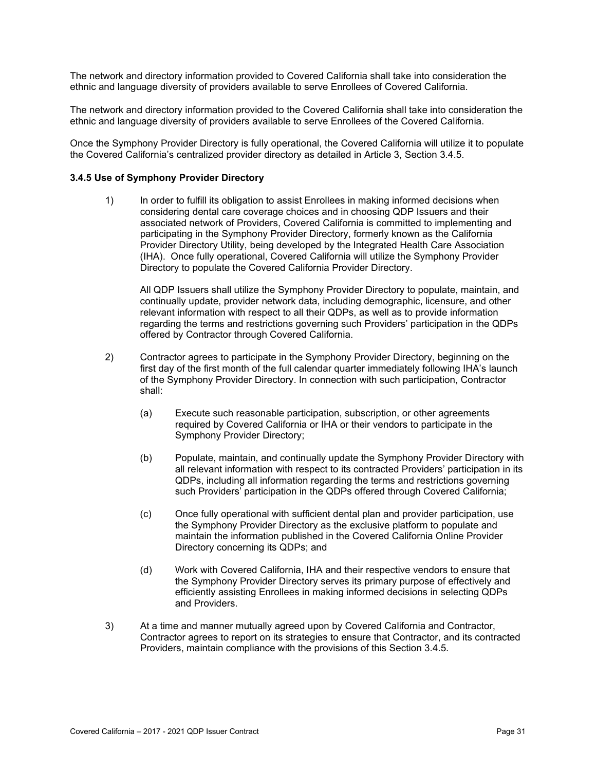The network and directory information provided to Covered California shall take into consideration the ethnic and language diversity of providers available to serve Enrollees of Covered California.

The network and directory information provided to the Covered California shall take into consideration the ethnic and language diversity of providers available to serve Enrollees of the Covered California.

Once the Symphony Provider Directory is fully operational, the Covered California will utilize it to populate the Covered California's centralized provider directory as detailed in Article 3, Section 3.4.5.

### 3.4.5 Use of Symphony Provider Directory

1) In order to fulfill its obligation to assist Enrollees in making informed decisions when considering dental care coverage choices and in choosing QDP Issuers and their associated network of Providers, Covered California is committed to implementing and participating in the Symphony Provider Directory, formerly known as the California Provider Directory Utility, being developed by the Integrated Health Care Association (IHA). Once fully operational, Covered California will utilize the Symphony Provider Directory to populate the Covered California Provider Directory.

   All QDP Issuers shall utilize the Symphony Provider Directory to populate, maintain, and continually update, provider network data, including demographic, licensure, and other relevant information with respect to all their QDPs, as well as to provide information regarding the terms and restrictions governing such Providers' participation in the QDPs offered by Contractor through Covered California.

2) Contractor agrees to participate in the Symphony Provider Directory, beginning on the first day of the first month of the full calendar quarter immediately following IHA's launch of the Symphony Provider Directory. In connection with such participation, Contractor shall:

   (a) Execute such reasonable participation, subscription, or other agreements required by Covered California or IHA or their vendors to participate in the Symphony Provider Directory;

   (b) Populate, maintain, and continually update the Symphony Provider Directory with all relevant information with respect to its contracted Providers' participation in its QDPs, including all information regarding the terms and restrictions governing such Providers' participation in the QDPs offered through Covered California;

   (c) Once fully operational with sufficient dental plan and provider participation, use the Symphony Provider Directory as the exclusive platform to populate and maintain the information published in the Covered California Online Provider Directory concerning its QDPs; and

   (d) Work with Covered California, IHA and their respective vendors to ensure that the Symphony Provider Directory serves its primary purpose of effectively and efficiently assisting Enrollees in making informed decisions in selecting QDPs and Providers.

3) At a time and manner mutually agreed upon by Covered California and Contractor, Contractor agrees to report on its strategies to ensure that Contractor, and its contracted Providers, maintain compliance with the provisions of this Section 3.4.5.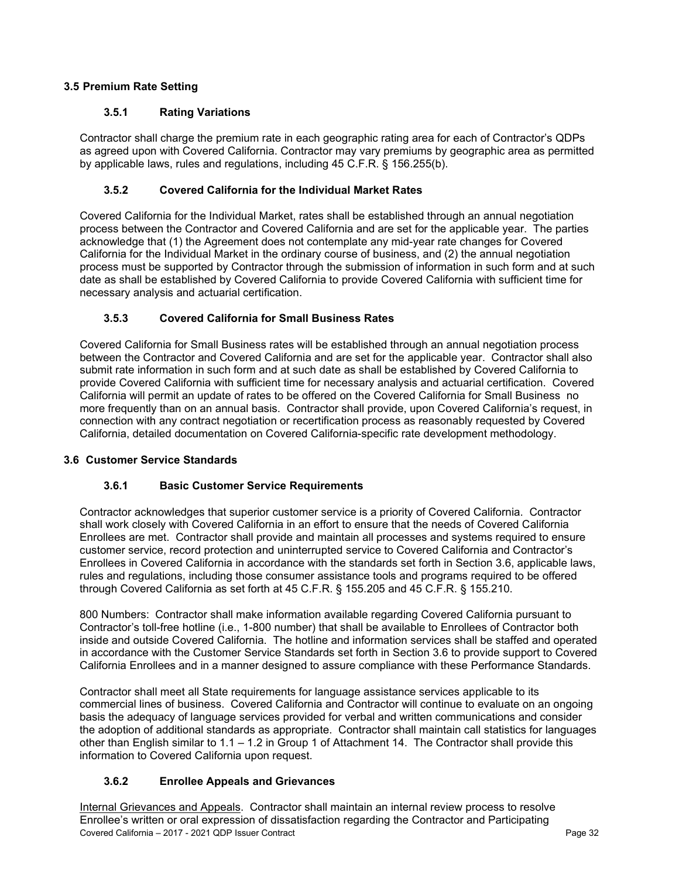## 3.5 Premium Rate Setting

### 3.5.1 Rating Variations

Contractor shall charge the premium rate in each geographic rating area for each of Contractor's QDPs as agreed upon with Covered California. Contractor may vary premiums by geographic area as permitted by applicable laws, rules and regulations, including 45 C.F.R. § 156.255(b).

### 3.5.2 Covered California for the Individual Market Rates

Covered California for the Individual Market, rates shall be established through an annual negotiation process between the Contractor and Covered California and are set for the applicable year. The parties acknowledge that (1) the Agreement does not contemplate any mid-year rate changes for Covered California for the Individual Market in the ordinary course of business, and (2) the annual negotiation process must be supported by Contractor through the submission of information in such form and at such date as shall be established by Covered California to provide Covered California with sufficient time for necessary analysis and actuarial certification.

### 3.5.3 Covered California for Small Business Rates

Covered California for Small Business rates will be established through an annual negotiation process between the Contractor and Covered California and are set for the applicable year. Contractor shall also submit rate information in such form and at such date as shall be established by Covered California to provide Covered California with sufficient time for necessary analysis and actuarial certification. Covered California will permit an update of rates to be offered on the Covered California for Small Business no more frequently than on an annual basis. Contractor shall provide, upon Covered California's request, in connection with any contract negotiation or recertification process as reasonably requested by Covered California, detailed documentation on Covered California-specific rate development methodology.

## 3.6 Customer Service Standards

### 3.6.1 Basic Customer Service Requirements

Contractor acknowledges that superior customer service is a priority of Covered California. Contractor shall work closely with Covered California in an effort to ensure that the needs of Covered California Enrollees are met. Contractor shall provide and maintain all processes and systems required to ensure customer service, record protection and uninterrupted service to Covered California and Contractor's Enrollees in Covered California in accordance with the standards set forth in Section 3.6, applicable laws, rules and regulations, including those consumer assistance tools and programs required to be offered through Covered California as set forth at 45 C.F.R. § 155.205 and 45 C.F.R. § 155.210.

800 Numbers: Contractor shall make information available regarding Covered California pursuant to Contractor's toll-free hotline (i.e., 1-800 number) that shall be available to Enrollees of Contractor both inside and outside Covered California. The hotline and information services shall be staffed and operated in accordance with the Customer Service Standards set forth in Section 3.6 to provide support to Covered California Enrollees and in a manner designed to assure compliance with these Performance Standards.

Contractor shall meet all State requirements for language assistance services applicable to its commercial lines of business. Covered California and Contractor will continue to evaluate on an ongoing basis the adequacy of language services provided for verbal and written communications and consider the adoption of additional standards as appropriate. Contractor shall maintain call statistics for languages other than English similar to 1.1 – 1.2 in Group 1 of Attachment 14. The Contractor shall provide this information to Covered California upon request.

### 3.6.2 Enrollee Appeals and Grievances

Internal Grievances and Appeals. Contractor shall maintain an internal review process to resolve Enrollee's written or oral expression of dissatisfaction regarding the Contractor and Participating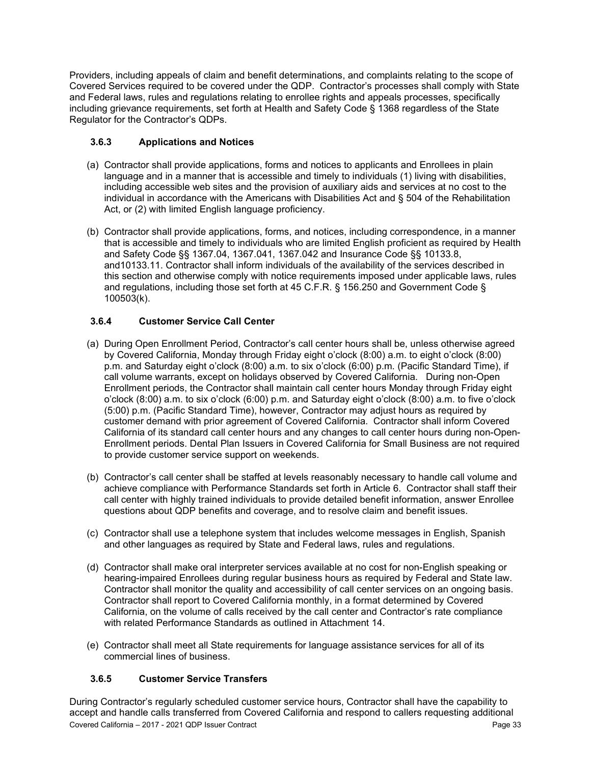Providers, including appeals of claim and benefit determinations, and complaints relating to the scope of Covered Services required to be covered under the QDP. Contractor's processes shall comply with State and Federal laws, rules and regulations relating to enrollee rights and appeals processes, specifically including grievance requirements, set forth at Health and Safety Code § 1368 regardless of the State Regulator for the Contractor's QDPs.

### 3.6.3 Applications and Notices

(a) Contractor shall provide applications, forms and notices to applicants and Enrollees in plain language and in a manner that is accessible and timely to individuals (1) living with disabilities, including accessible web sites and the provision of auxiliary aids and services at no cost to the individual in accordance with the Americans with Disabilities Act and § 504 of the Rehabilitation Act, or (2) with limited English language proficiency.

(b) Contractor shall provide applications, forms, and notices, including correspondence, in a manner that is accessible and timely to individuals who are limited English proficient as required by Health and Safety Code §§ 1367.04, 1367.041, 1367.042 and Insurance Code §§ 10133.8, and10133.11. Contractor shall inform individuals of the availability of the services described in this section and otherwise comply with notice requirements imposed under applicable laws, rules and regulations, including those set forth at 45 C.F.R. § 156.250 and Government Code § 100503(k).

### 3.6.4 Customer Service Call Center

(a) During Open Enrollment Period, Contractor's call center hours shall be, unless otherwise agreed by Covered California, Monday through Friday eight o'clock (8:00) a.m. to eight o'clock (8:00) p.m. and Saturday eight o'clock (8:00) a.m. to six o'clock (6:00) p.m. (Pacific Standard Time), if call volume warrants, except on holidays observed by Covered California. During non-Open Enrollment periods, the Contractor shall maintain call center hours Monday through Friday eight o'clock (8:00) a.m. to six o'clock (6:00) p.m. and Saturday eight o'clock (8:00) a.m. to five o'clock (5:00) p.m. (Pacific Standard Time), however, Contractor may adjust hours as required by customer demand with prior agreement of Covered California. Contractor shall inform Covered California of its standard call center hours and any changes to call center hours during non-Open-Enrollment periods. Dental Plan Issuers in Covered California for Small Business are not required to provide customer service support on weekends.

(b) Contractor's call center shall be staffed at levels reasonably necessary to handle call volume and achieve compliance with Performance Standards set forth in Article 6. Contractor shall staff their call center with highly trained individuals to provide detailed benefit information, answer Enrollee questions about QDP benefits and coverage, and to resolve claim and benefit issues.

(c) Contractor shall use a telephone system that includes welcome messages in English, Spanish and other languages as required by State and Federal laws, rules and regulations.

(d) Contractor shall make oral interpreter services available at no cost for non-English speaking or hearing-impaired Enrollees during regular business hours as required by Federal and State law. Contractor shall monitor the quality and accessibility of call center services on an ongoing basis. Contractor shall report to Covered California monthly, in a format determined by Covered California, on the volume of calls received by the call center and Contractor's rate compliance with related Performance Standards as outlined in Attachment 14.

(e) Contractor shall meet all State requirements for language assistance services for all of its commercial lines of business.

### 3.6.5 Customer Service Transfers

During Contractor's regularly scheduled customer service hours, Contractor shall have the capability to accept and handle calls transferred from Covered California and respond to callers requesting additional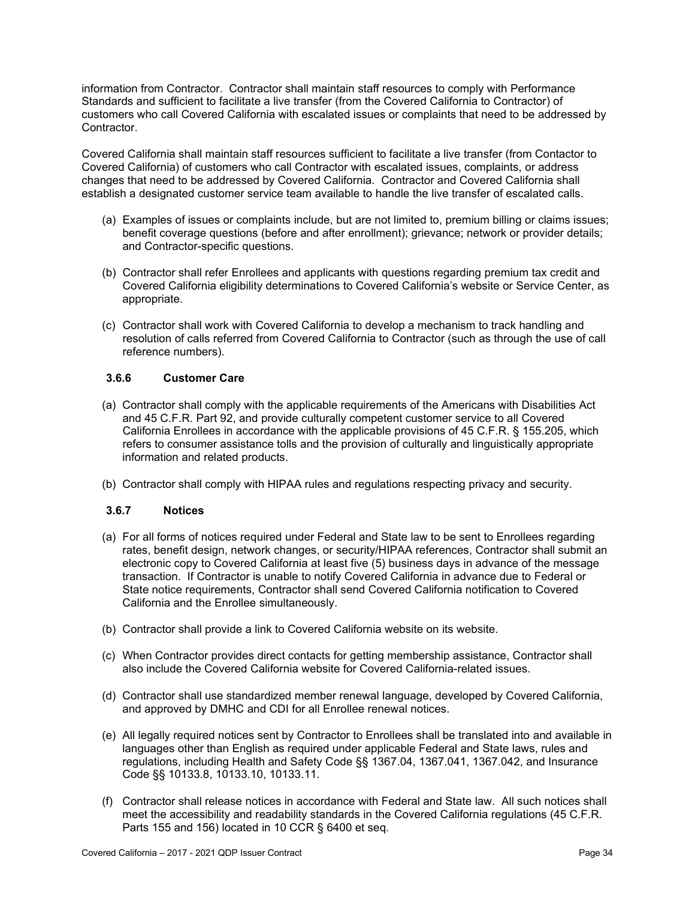information from Contractor. Contractor shall maintain staff resources to comply with Performance Standards and sufficient to facilitate a live transfer (from the Covered California to Contractor) of customers who call Covered California with escalated issues or complaints that need to be addressed by Contractor.

Covered California shall maintain staff resources sufficient to facilitate a live transfer (from Contactor to Covered California) of customers who call Contractor with escalated issues, complaints, or address changes that need to be addressed by Covered California. Contractor and Covered California shall establish a designated customer service team available to handle the live transfer of escalated calls.

(a) Examples of issues or complaints include, but are not limited to, premium billing or claims issues; benefit coverage questions (before and after enrollment); grievance; network or provider details; and Contractor-specific questions.

(b) Contractor shall refer Enrollees and applicants with questions regarding premium tax credit and Covered California eligibility determinations to Covered California's website or Service Center, as appropriate.

(c) Contractor shall work with Covered California to develop a mechanism to track handling and resolution of calls referred from Covered California to Contractor (such as through the use of call reference numbers).

### 3.6.6 Customer Care

(a) Contractor shall comply with the applicable requirements of the Americans with Disabilities Act and 45 C.F.R. Part 92, and provide culturally competent customer service to all Covered California Enrollees in accordance with the applicable provisions of 45 C.F.R. § 155.205, which refers to consumer assistance tolls and the provision of culturally and linguistically appropriate information and related products.

(b) Contractor shall comply with HIPAA rules and regulations respecting privacy and security.

### 3.6.7 Notices

(a) For all forms of notices required under Federal and State law to be sent to Enrollees regarding rates, benefit design, network changes, or security/HIPAA references, Contractor shall submit an electronic copy to Covered California at least five (5) business days in advance of the message transaction. If Contractor is unable to notify Covered California in advance due to Federal or State notice requirements, Contractor shall send Covered California notification to Covered California and the Enrollee simultaneously.

(b) Contractor shall provide a link to Covered California website on its website.

(c) When Contractor provides direct contacts for getting membership assistance, Contractor shall also include the Covered California website for Covered California-related issues.

(d) Contractor shall use standardized member renewal language, developed by Covered California, and approved by DMHC and CDI for all Enrollee renewal notices.

(e) All legally required notices sent by Contractor to Enrollees shall be translated into and available in languages other than English as required under applicable Federal and State laws, rules and regulations, including Health and Safety Code §§ 1367.04, 1367.041, 1367.042, and Insurance Code §§ 10133.8, 10133.10, 10133.11.

(f) Contractor shall release notices in accordance with Federal and State law. All such notices shall meet the accessibility and readability standards in the Covered California regulations (45 C.F.R. Parts 155 and 156) located in 10 CCR § 6400 et seq.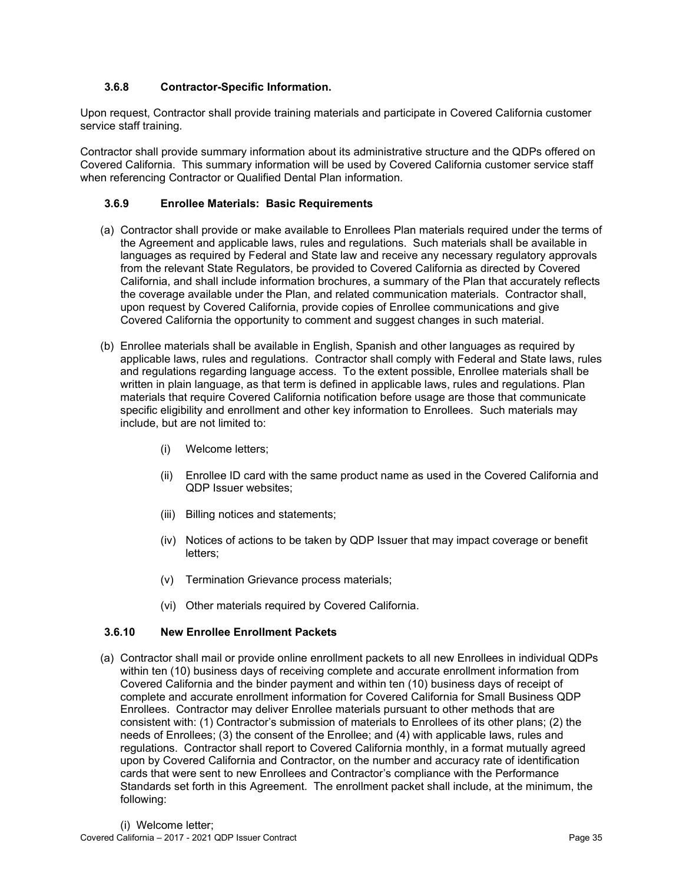### 3.6.8 Contractor-Specific Information.

Upon request, Contractor shall provide training materials and participate in Covered California customer service staff training.

Contractor shall provide summary information about its administrative structure and the QDPs offered on Covered California. This summary information will be used by Covered California customer service staff when referencing Contractor or Qualified Dental Plan information.

### 3.6.9 Enrollee Materials: Basic Requirements

(a) Contractor shall provide or make available to Enrollees Plan materials required under the terms of the Agreement and applicable laws, rules and regulations. Such materials shall be available in languages as required by Federal and State law and receive any necessary regulatory approvals from the relevant State Regulators, be provided to Covered California as directed by Covered California, and shall include information brochures, a summary of the Plan that accurately reflects the coverage available under the Plan, and related communication materials. Contractor shall, upon request by Covered California, provide copies of Enrollee communications and give Covered California the opportunity to comment and suggest changes in such material.

(b) Enrollee materials shall be available in English, Spanish and other languages as required by applicable laws, rules and regulations. Contractor shall comply with Federal and State laws, rules and regulations regarding language access. To the extent possible, Enrollee materials shall be written in plain language, as that term is defined in applicable laws, rules and regulations. Plan materials that require Covered California notification before usage are those that communicate specific eligibility and enrollment and other key information to Enrollees. Such materials may include, but are not limited to:

- (i) Welcome letters;
- (ii) Enrollee ID card with the same product name as used in the Covered California and QDP Issuer websites;
- (iii) Billing notices and statements;
- (iv) Notices of actions to be taken by QDP Issuer that may impact coverage or benefit letters;
- (v) Termination Grievance process materials;
- (vi) Other materials required by Covered California.

### 3.6.10 New Enrollee Enrollment Packets

(a) Contractor shall mail or provide online enrollment packets to all new Enrollees in individual QDPs within ten (10) business days of receiving complete and accurate enrollment information from Covered California and the binder payment and within ten (10) business days of receipt of complete and accurate enrollment information for Covered California for Small Business QDP Enrollees. Contractor may deliver Enrollee materials pursuant to other methods that are consistent with: (1) Contractor's submission of materials to Enrollees of its other plans; (2) the needs of Enrollees; (3) the consent of the Enrollee; and (4) with applicable laws, rules and regulations. Contractor shall report to Covered California monthly, in a format mutually agreed upon by Covered California and Contractor, on the number and accuracy rate of identification cards that were sent to new Enrollees and Contractor's compliance with the Performance Standards set forth in this Agreement. The enrollment packet shall include, at the minimum, the following:

- (i) Welcome letter;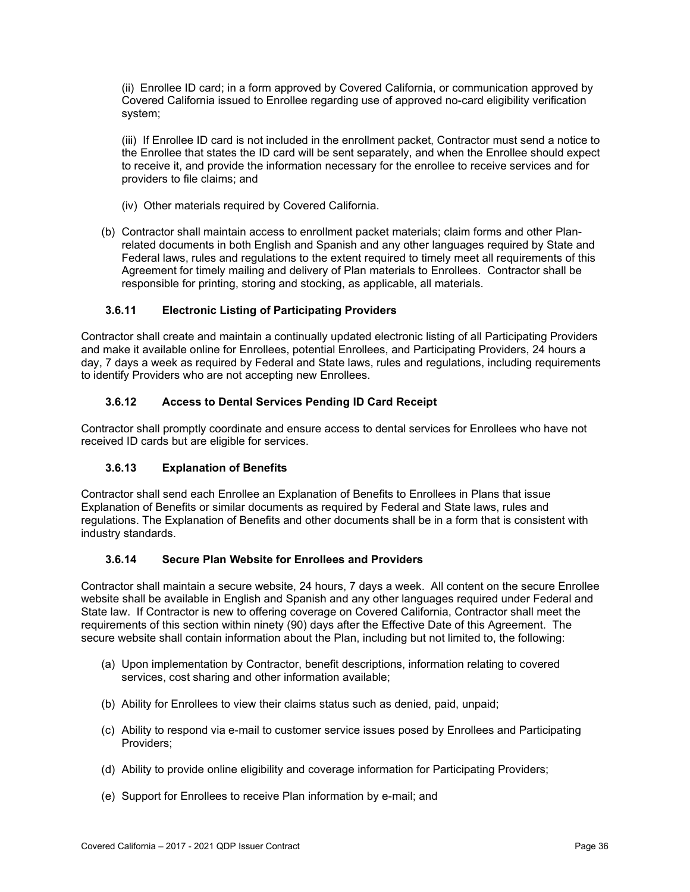(ii) Enrollee ID card; in a form approved by Covered California, or communication approved by Covered California issued to Enrollee regarding use of approved no-card eligibility verification system;

(iii) If Enrollee ID card is not included in the enrollment packet, Contractor must send a notice to the Enrollee that states the ID card will be sent separately, and when the Enrollee should expect to receive it, and provide the information necessary for the enrollee to receive services and for providers to file claims; and

(iv) Other materials required by Covered California.

(b) Contractor shall maintain access to enrollment packet materials; claim forms and other Plan-related documents in both English and Spanish and any other languages required by State and Federal laws, rules and regulations to the extent required to timely meet all requirements of this Agreement for timely mailing and delivery of Plan materials to Enrollees. Contractor shall be responsible for printing, storing and stocking, as applicable, all materials.

### 3.6.11 Electronic Listing of Participating Providers

Contractor shall create and maintain a continually updated electronic listing of all Participating Providers and make it available online for Enrollees, potential Enrollees, and Participating Providers, 24 hours a day, 7 days a week as required by Federal and State laws, rules and regulations, including requirements to identify Providers who are not accepting new Enrollees.

### 3.6.12 Access to Dental Services Pending ID Card Receipt

Contractor shall promptly coordinate and ensure access to dental services for Enrollees who have not received ID cards but are eligible for services.

### 3.6.13 Explanation of Benefits

Contractor shall send each Enrollee an Explanation of Benefits to Enrollees in Plans that issue Explanation of Benefits or similar documents as required by Federal and State laws, rules and regulations. The Explanation of Benefits and other documents shall be in a form that is consistent with industry standards.

### 3.6.14 Secure Plan Website for Enrollees and Providers

Contractor shall maintain a secure website, 24 hours, 7 days a week. All content on the secure Enrollee website shall be available in English and Spanish and any other languages required under Federal and State law. If Contractor is new to offering coverage on Covered California, Contractor shall meet the requirements of this section within ninety (90) days after the Effective Date of this Agreement. The secure website shall contain information about the Plan, including but not limited to, the following:

(a) Upon implementation by Contractor, benefit descriptions, information relating to covered services, cost sharing and other information available;

(b) Ability for Enrollees to view their claims status such as denied, paid, unpaid;

(c) Ability to respond via e-mail to customer service issues posed by Enrollees and Participating Providers;

(d) Ability to provide online eligibility and coverage information for Participating Providers;

(e) Support for Enrollees to receive Plan information by e-mail; and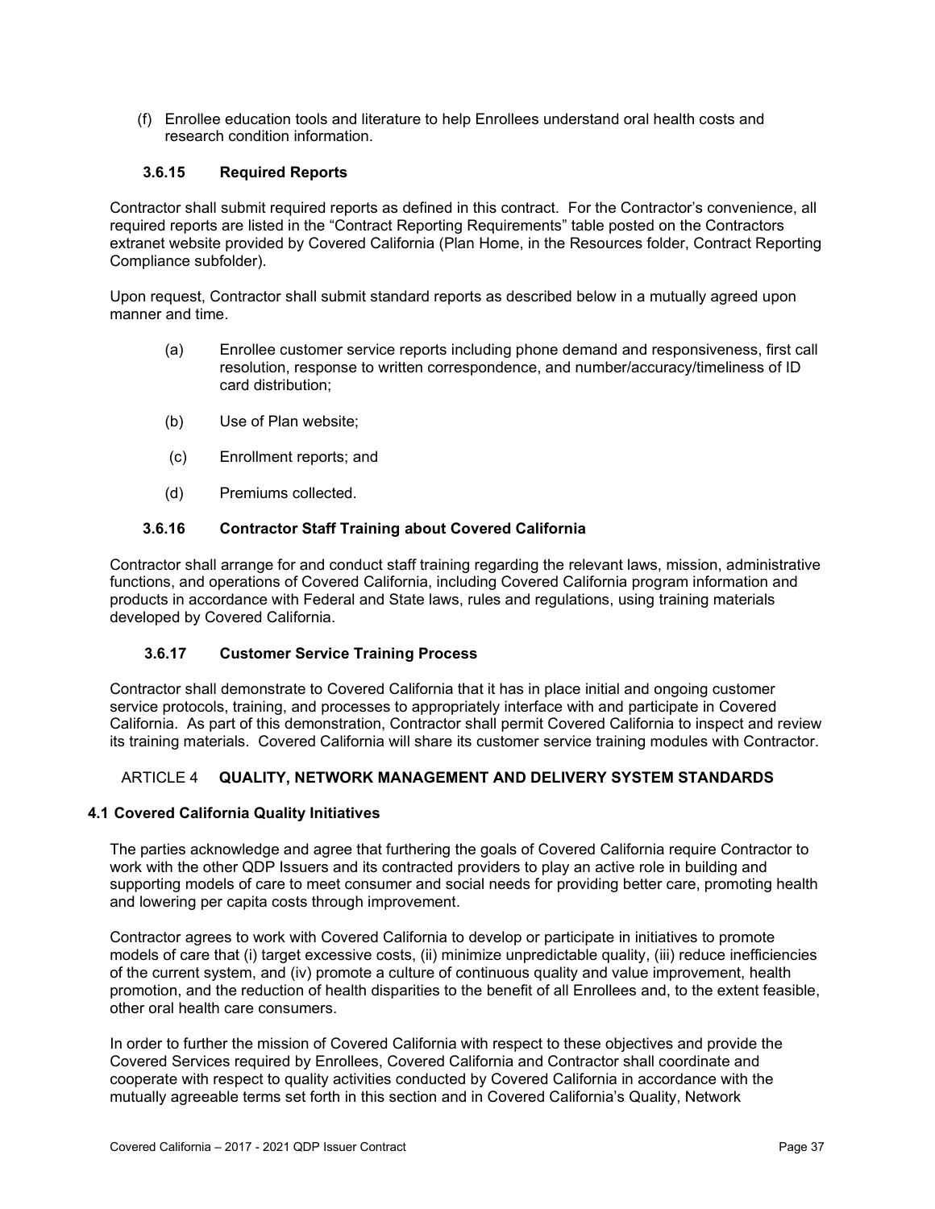(f) Enrollee education tools and literature to help Enrollees understand oral health costs and research condition information.

### 3.6.15 Required Reports

Contractor shall submit required reports as defined in this contract. For the Contractor's convenience, all required reports are listed in the "Contract Reporting Requirements" table posted on the Contractors extranet website provided by Covered California (Plan Home, in the Resources folder, Contract Reporting Compliance subfolder).

Upon request, Contractor shall submit standard reports as described below in a mutually agreed upon manner and time.

(a) Enrollee customer service reports including phone demand and responsiveness, first call resolution, response to written correspondence, and number/accuracy/timeliness of ID card distribution;

(b) Use of Plan website;

(c) Enrollment reports; and

(d) Premiums collected.

### 3.6.16 Contractor Staff Training about Covered California

Contractor shall arrange for and conduct staff training regarding the relevant laws, mission, administrative functions, and operations of Covered California, including Covered California program information and products in accordance with Federal and State laws, rules and regulations, using training materials developed by Covered California.

### 3.6.17 Customer Service Training Process

Contractor shall demonstrate to Covered California that it has in place initial and ongoing customer service protocols, training, and processes to appropriately interface with and participate in Covered California. As part of this demonstration, Contractor shall permit Covered California to inspect and review its training materials. Covered California will share its customer service training modules with Contractor.

## ARTICLE 4 QUALITY, NETWORK MANAGEMENT AND DELIVERY SYSTEM STANDARDS

### 4.1 Covered California Quality Initiatives

The parties acknowledge and agree that furthering the goals of Covered California require Contractor to work with the other QDP Issuers and its contracted providers to play an active role in building and supporting models of care to meet consumer and social needs for providing better care, promoting health and lowering per capita costs through improvement.

Contractor agrees to work with Covered California to develop or participate in initiatives to promote models of care that (i) target excessive costs, (ii) minimize unpredictable quality, (iii) reduce inefficiencies of the current system, and (iv) promote a culture of continuous quality and value improvement, health promotion, and the reduction of health disparities to the benefit of all Enrollees and, to the extent feasible, other oral health care consumers.

In order to further the mission of Covered California with respect to these objectives and provide the Covered Services required by Enrollees, Covered California and Contractor shall coordinate and cooperate with respect to quality activities conducted by Covered California in accordance with the mutually agreeable terms set forth in this section and in Covered California's Quality, Network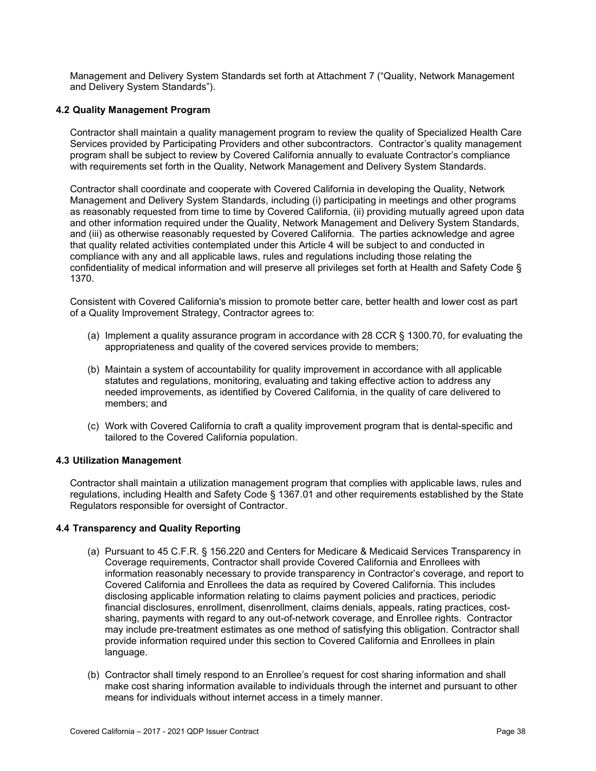Management and Delivery System Standards set forth at Attachment 7 ("Quality, Network Management and Delivery System Standards").

### 4.2 Quality Management Program

Contractor shall maintain a quality management program to review the quality of Specialized Health Care Services provided by Participating Providers and other subcontractors. Contractor's quality management program shall be subject to review by Covered California annually to evaluate Contractor's compliance with requirements set forth in the Quality, Network Management and Delivery System Standards.

Contractor shall coordinate and cooperate with Covered California in developing the Quality, Network Management and Delivery System Standards, including (i) participating in meetings and other programs as reasonably requested from time to time by Covered California, (ii) providing mutually agreed upon data and other information required under the Quality, Network Management and Delivery System Standards, and (iii) as otherwise reasonably requested by Covered California. The parties acknowledge and agree that quality related activities contemplated under this Article 4 will be subject to and conducted in compliance with any and all applicable laws, rules and regulations including those relating the confidentiality of medical information and will preserve all privileges set forth at Health and Safety Code § 1370.

Consistent with Covered California's mission to promote better care, better health and lower cost as part of a Quality Improvement Strategy, Contractor agrees to:

(a) Implement a quality assurance program in accordance with 28 CCR § 1300.70, for evaluating the appropriateness and quality of the covered services provide to members;

(b) Maintain a system of accountability for quality improvement in accordance with all applicable statutes and regulations, monitoring, evaluating and taking effective action to address any needed improvements, as identified by Covered California, in the quality of care delivered to members; and

(c) Work with Covered California to craft a quality improvement program that is dental-specific and tailored to the Covered California population.

### 4.3 Utilization Management

Contractor shall maintain a utilization management program that complies with applicable laws, rules and regulations, including Health and Safety Code § 1367.01 and other requirements established by the State Regulators responsible for oversight of Contractor.

### 4.4 Transparency and Quality Reporting

(a) Pursuant to 45 C.F.R. § 156.220 and Centers for Medicare & Medicaid Services Transparency in Coverage requirements, Contractor shall provide Covered California and Enrollees with information reasonably necessary to provide transparency in Contractor's coverage, and report to Covered California and Enrollees the data as required by Covered California. This includes disclosing applicable information relating to claims payment policies and practices, periodic financial disclosures, enrollment, disenrollment, claims denials, appeals, rating practices, cost-sharing, payments with regard to any out-of-network coverage, and Enrollee rights. Contractor may include pre-treatment estimates as one method of satisfying this obligation. Contractor shall provide information required under this section to Covered California and Enrollees in plain language.

(b) Contractor shall timely respond to an Enrollee's request for cost sharing information and shall make cost sharing information available to individuals through the internet and pursuant to other means for individuals without internet access in a timely manner.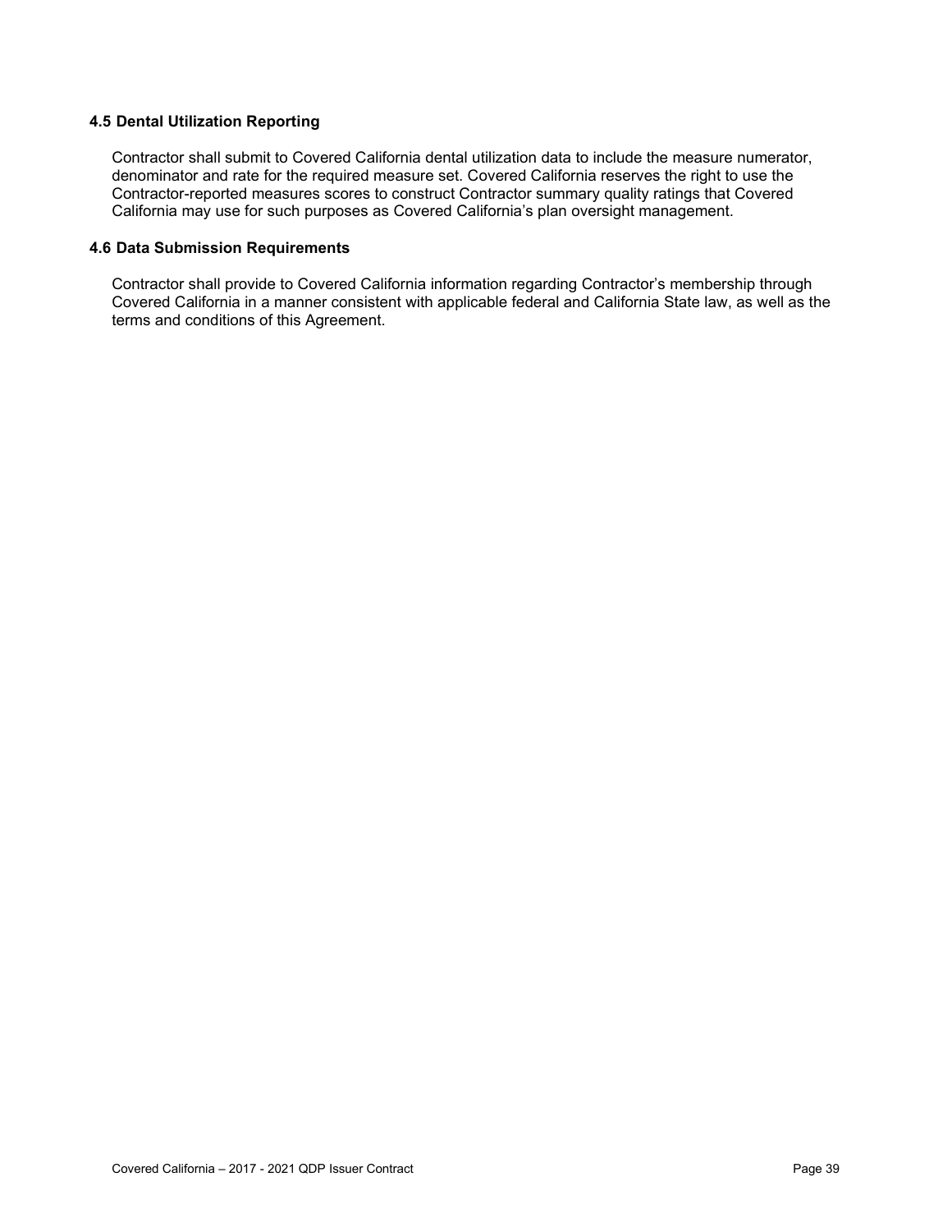### 4.5 Dental Utilization Reporting

Contractor shall submit to Covered California dental utilization data to include the measure numerator, denominator and rate for the required measure set. Covered California reserves the right to use the Contractor-reported measures scores to construct Contractor summary quality ratings that Covered California may use for such purposes as Covered California's plan oversight management.

### 4.6 Data Submission Requirements

Contractor shall provide to Covered California information regarding Contractor's membership through Covered California in a manner consistent with applicable federal and California State law, as well as the terms and conditions of this Agreement.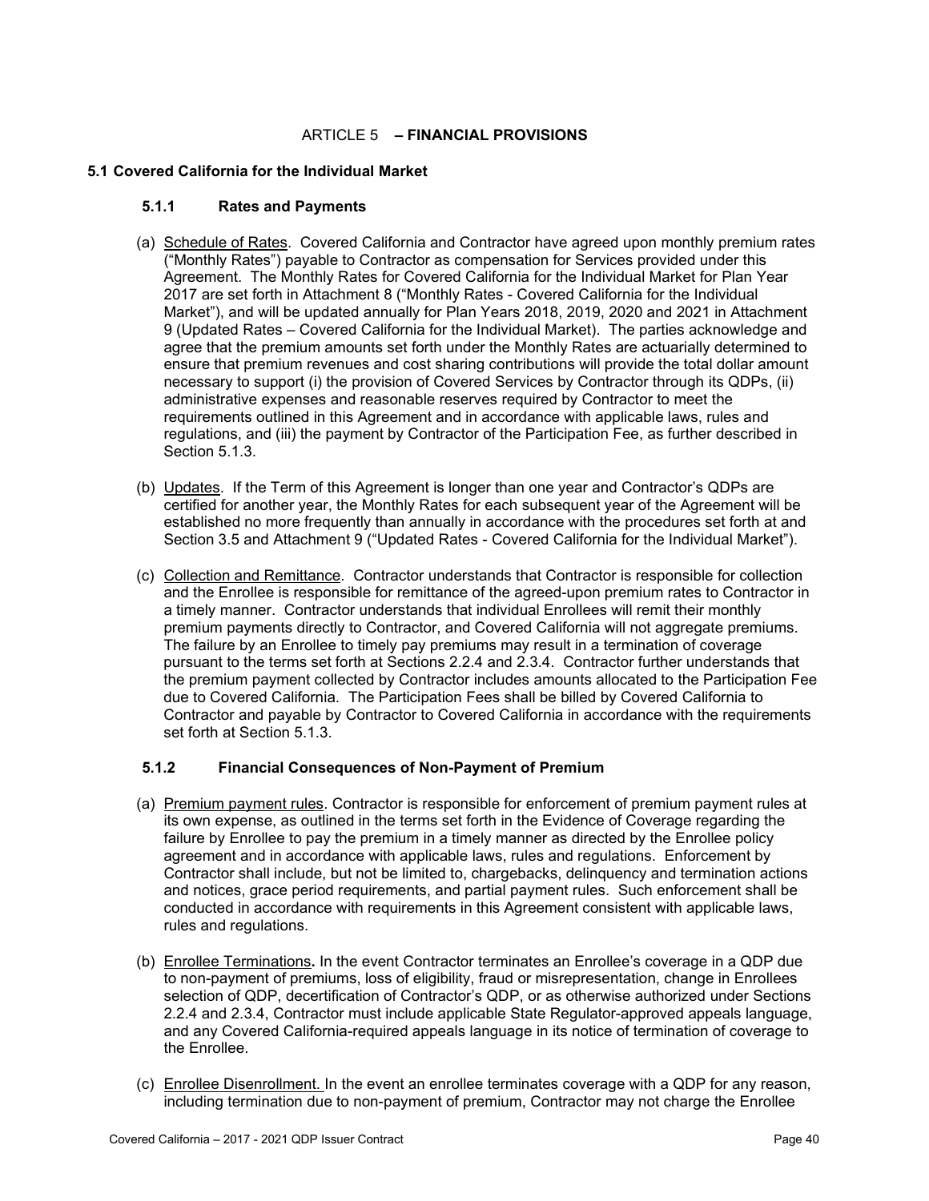# ARTICLE 5 – FINANCIAL PROVISIONS

## 5.1 Covered California for the Individual Market

### 5.1.1 Rates and Payments

(a) Schedule of Rates. Covered California and Contractor have agreed upon monthly premium rates ("Monthly Rates") payable to Contractor as compensation for Services provided under this Agreement. The Monthly Rates for Covered California for the Individual Market for Plan Year 2017 are set forth in Attachment 8 ("Monthly Rates - Covered California for the Individual Market"), and will be updated annually for Plan Years 2018, 2019, 2020 and 2021 in Attachment 9 (Updated Rates – Covered California for the Individual Market). The parties acknowledge and agree that the premium amounts set forth under the Monthly Rates are actuarially determined to ensure that premium revenues and cost sharing contributions will provide the total dollar amount necessary to support (i) the provision of Covered Services by Contractor through its QDPs, (ii) administrative expenses and reasonable reserves required by Contractor to meet the requirements outlined in this Agreement and in accordance with applicable laws, rules and regulations, and (iii) the payment by Contractor of the Participation Fee, as further described in Section 5.1.3.

(b) Updates. If the Term of this Agreement is longer than one year and Contractor's QDPs are certified for another year, the Monthly Rates for each subsequent year of the Agreement will be established no more frequently than annually in accordance with the procedures set forth at and Section 3.5 and Attachment 9 ("Updated Rates - Covered California for the Individual Market").

(c) Collection and Remittance. Contractor understands that Contractor is responsible for collection and the Enrollee is responsible for remittance of the agreed-upon premium rates to Contractor in a timely manner. Contractor understands that individual Enrollees will remit their monthly premium payments directly to Contractor, and Covered California will not aggregate premiums. The failure by an Enrollee to timely pay premiums may result in a termination of coverage pursuant to the terms set forth at Sections 2.2.4 and 2.3.4. Contractor further understands that the premium payment collected by Contractor includes amounts allocated to the Participation Fee due to Covered California. The Participation Fees shall be billed by Covered California to Contractor and payable by Contractor to Covered California in accordance with the requirements set forth at Section 5.1.3.

### 5.1.2 Financial Consequences of Non-Payment of Premium

(a) Premium payment rules. Contractor is responsible for enforcement of premium payment rules at its own expense, as outlined in the terms set forth in the Evidence of Coverage regarding the failure by Enrollee to pay the premium in a timely manner as directed by the Enrollee policy agreement and in accordance with applicable laws, rules and regulations. Enforcement by Contractor shall include, but not be limited to, chargebacks, delinquency and termination actions and notices, grace period requirements, and partial payment rules. Such enforcement shall be conducted in accordance with requirements in this Agreement consistent with applicable laws, rules and regulations.

(b) Enrollee Terminations**.** In the event Contractor terminates an Enrollee's coverage in a QDP due to non-payment of premiums, loss of eligibility, fraud or misrepresentation, change in Enrollees selection of QDP, decertification of Contractor's QDP, or as otherwise authorized under Sections 2.2.4 and 2.3.4, Contractor must include applicable State Regulator-approved appeals language, and any Covered California-required appeals language in its notice of termination of coverage to the Enrollee.

(c) Enrollee Disenrollment. In the event an enrollee terminates coverage with a QDP for any reason, including termination due to non-payment of premium, Contractor may not charge the Enrollee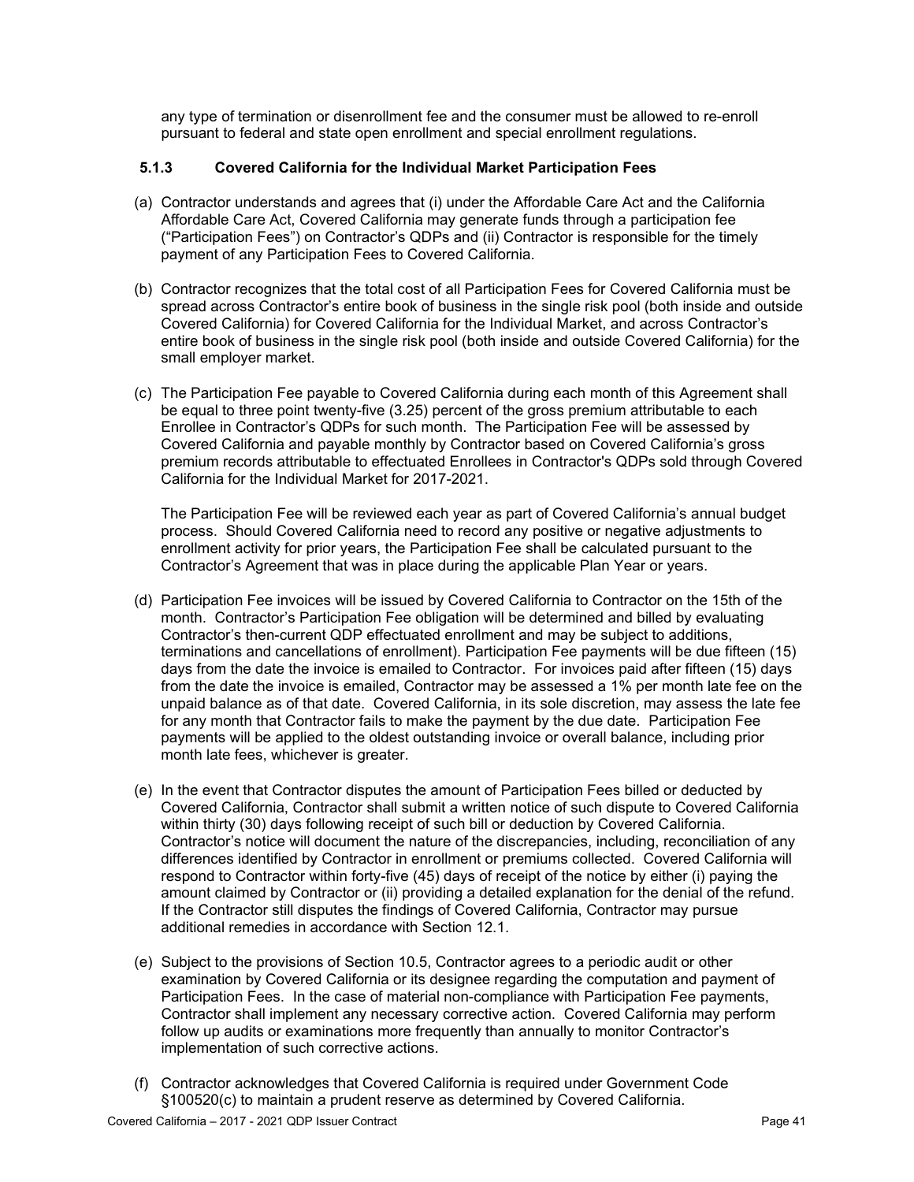any type of termination or disenrollment fee and the consumer must be allowed to re-enroll pursuant to federal and state open enrollment and special enrollment regulations.

### 5.1.3 Covered California for the Individual Market Participation Fees

(a) Contractor understands and agrees that (i) under the Affordable Care Act and the California Affordable Care Act, Covered California may generate funds through a participation fee ("Participation Fees") on Contractor's QDPs and (ii) Contractor is responsible for the timely payment of any Participation Fees to Covered California.

(b) Contractor recognizes that the total cost of all Participation Fees for Covered California must be spread across Contractor's entire book of business in the single risk pool (both inside and outside Covered California) for Covered California for the Individual Market, and across Contractor's entire book of business in the single risk pool (both inside and outside Covered California) for the small employer market.

(c) The Participation Fee payable to Covered California during each month of this Agreement shall be equal to three point twenty-five (3.25) percent of the gross premium attributable to each Enrollee in Contractor's QDPs for such month. The Participation Fee will be assessed by Covered California and payable monthly by Contractor based on Covered California's gross premium records attributable to effectuated Enrollees in Contractor's QDPs sold through Covered California for the Individual Market for 2017-2021.

The Participation Fee will be reviewed each year as part of Covered California's annual budget process. Should Covered California need to record any positive or negative adjustments to enrollment activity for prior years, the Participation Fee shall be calculated pursuant to the Contractor's Agreement that was in place during the applicable Plan Year or years.

(d) Participation Fee invoices will be issued by Covered California to Contractor on the 15th of the month. Contractor's Participation Fee obligation will be determined and billed by evaluating Contractor's then-current QDP effectuated enrollment and may be subject to additions, terminations and cancellations of enrollment). Participation Fee payments will be due fifteen (15) days from the date the invoice is emailed to Contractor. For invoices paid after fifteen (15) days from the date the invoice is emailed, Contractor may be assessed a 1% per month late fee on the unpaid balance as of that date. Covered California, in its sole discretion, may assess the late fee for any month that Contractor fails to make the payment by the due date. Participation Fee payments will be applied to the oldest outstanding invoice or overall balance, including prior month late fees, whichever is greater.

(e) In the event that Contractor disputes the amount of Participation Fees billed or deducted by Covered California, Contractor shall submit a written notice of such dispute to Covered California within thirty (30) days following receipt of such bill or deduction by Covered California. Contractor's notice will document the nature of the discrepancies, including, reconciliation of any differences identified by Contractor in enrollment or premiums collected. Covered California will respond to Contractor within forty-five (45) days of receipt of the notice by either (i) paying the amount claimed by Contractor or (ii) providing a detailed explanation for the denial of the refund. If the Contractor still disputes the findings of Covered California, Contractor may pursue additional remedies in accordance with Section 12.1.

(e) Subject to the provisions of Section 10.5, Contractor agrees to a periodic audit or other examination by Covered California or its designee regarding the computation and payment of Participation Fees. In the case of material non-compliance with Participation Fee payments, Contractor shall implement any necessary corrective action. Covered California may perform follow up audits or examinations more frequently than annually to monitor Contractor's implementation of such corrective actions.

(f) Contractor acknowledges that Covered California is required under Government Code §100520(c) to maintain a prudent reserve as determined by Covered California.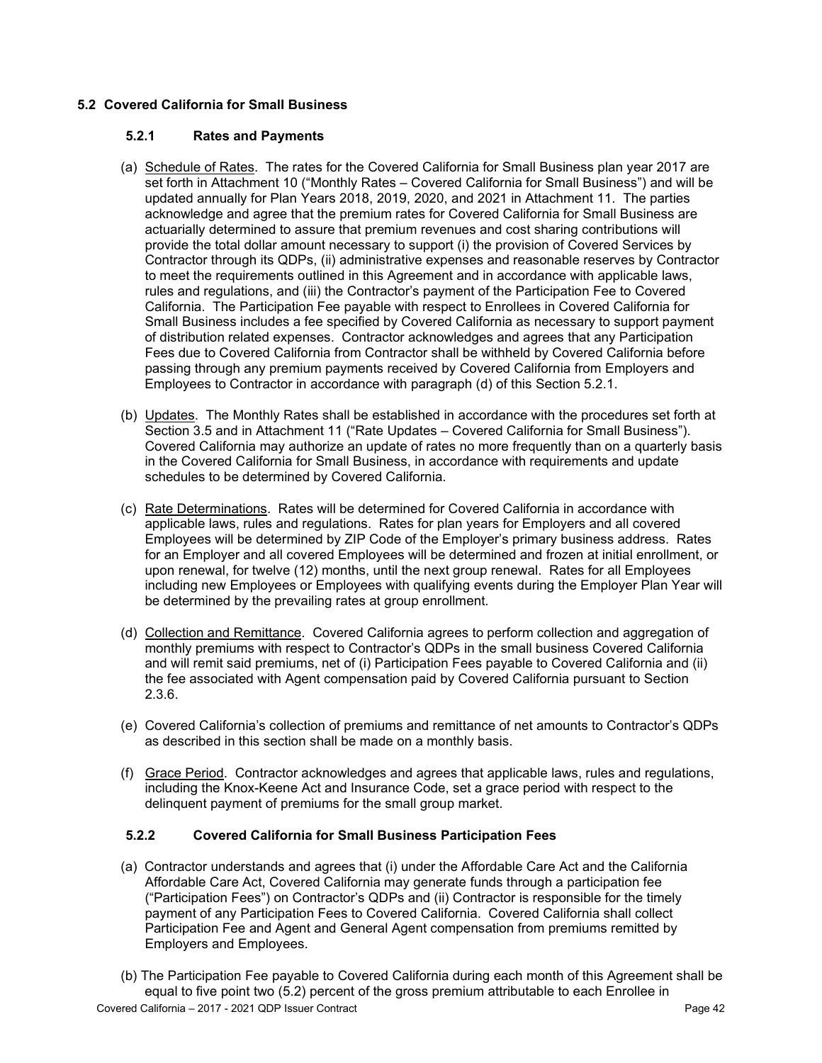## 5.2 Covered California for Small Business

### 5.2.1 Rates and Payments

(a) Schedule of Rates. The rates for the Covered California for Small Business plan year 2017 are set forth in Attachment 10 ("Monthly Rates – Covered California for Small Business") and will be updated annually for Plan Years 2018, 2019, 2020, and 2021 in Attachment 11. The parties acknowledge and agree that the premium rates for Covered California for Small Business are actuarially determined to assure that premium revenues and cost sharing contributions will provide the total dollar amount necessary to support (i) the provision of Covered Services by Contractor through its QDPs, (ii) administrative expenses and reasonable reserves by Contractor to meet the requirements outlined in this Agreement and in accordance with applicable laws, rules and regulations, and (iii) the Contractor's payment of the Participation Fee to Covered California. The Participation Fee payable with respect to Enrollees in Covered California for Small Business includes a fee specified by Covered California as necessary to support payment of distribution related expenses. Contractor acknowledges and agrees that any Participation Fees due to Covered California from Contractor shall be withheld by Covered California before passing through any premium payments received by Covered California from Employers and Employees to Contractor in accordance with paragraph (d) of this Section 5.2.1.

(b) Updates. The Monthly Rates shall be established in accordance with the procedures set forth at Section 3.5 and in Attachment 11 ("Rate Updates – Covered California for Small Business"). Covered California may authorize an update of rates no more frequently than on a quarterly basis in the Covered California for Small Business, in accordance with requirements and update schedules to be determined by Covered California.

(c) Rate Determinations. Rates will be determined for Covered California in accordance with applicable laws, rules and regulations. Rates for plan years for Employers and all covered Employees will be determined by ZIP Code of the Employer's primary business address. Rates for an Employer and all covered Employees will be determined and frozen at initial enrollment, or upon renewal, for twelve (12) months, until the next group renewal. Rates for all Employees including new Employees or Employees with qualifying events during the Employer Plan Year will be determined by the prevailing rates at group enrollment.

(d) Collection and Remittance. Covered California agrees to perform collection and aggregation of monthly premiums with respect to Contractor's QDPs in the small business Covered California and will remit said premiums, net of (i) Participation Fees payable to Covered California and (ii) the fee associated with Agent compensation paid by Covered California pursuant to Section 2.3.6.

(e) Covered California's collection of premiums and remittance of net amounts to Contractor's QDPs as described in this section shall be made on a monthly basis.

(f) Grace Period. Contractor acknowledges and agrees that applicable laws, rules and regulations, including the Knox-Keene Act and Insurance Code, set a grace period with respect to the delinquent payment of premiums for the small group market.

### 5.2.2 Covered California for Small Business Participation Fees

(a) Contractor understands and agrees that (i) under the Affordable Care Act and the California Affordable Care Act, Covered California may generate funds through a participation fee ("Participation Fees") on Contractor's QDPs and (ii) Contractor is responsible for the timely payment of any Participation Fees to Covered California. Covered California shall collect Participation Fee and Agent and General Agent compensation from premiums remitted by Employers and Employees.

(b) The Participation Fee payable to Covered California during each month of this Agreement shall be equal to five point two (5.2) percent of the gross premium attributable to each Enrollee in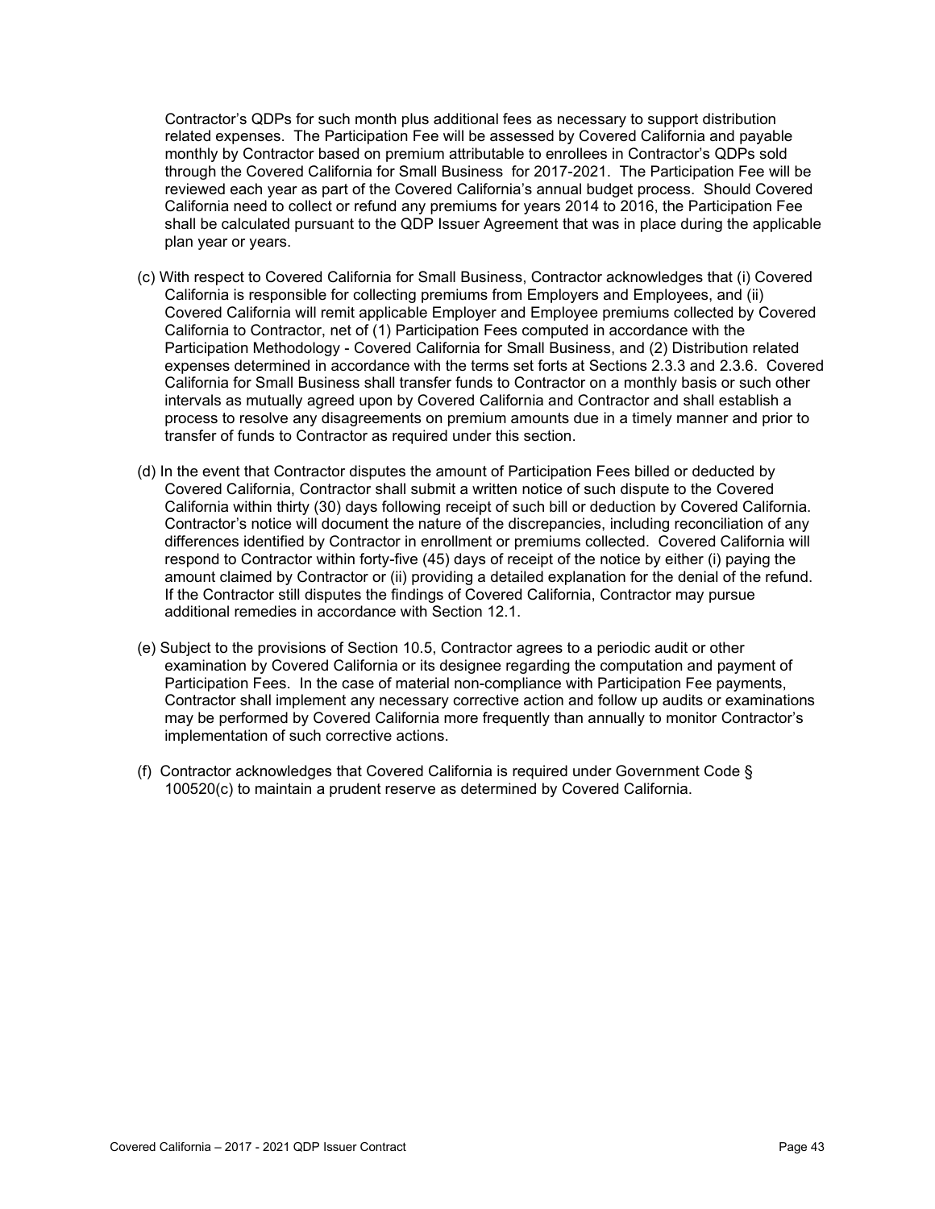Contractor's QDPs for such month plus additional fees as necessary to support distribution related expenses. The Participation Fee will be assessed by Covered California and payable monthly by Contractor based on premium attributable to enrollees in Contractor's QDPs sold through the Covered California for Small Business for 2017-2021. The Participation Fee will be reviewed each year as part of the Covered California's annual budget process. Should Covered California need to collect or refund any premiums for years 2014 to 2016, the Participation Fee shall be calculated pursuant to the QDP Issuer Agreement that was in place during the applicable plan year or years.

(c) With respect to Covered California for Small Business, Contractor acknowledges that (i) Covered California is responsible for collecting premiums from Employers and Employees, and (ii) Covered California will remit applicable Employer and Employee premiums collected by Covered California to Contractor, net of (1) Participation Fees computed in accordance with the Participation Methodology - Covered California for Small Business, and (2) Distribution related expenses determined in accordance with the terms set forts at Sections 2.3.3 and 2.3.6. Covered California for Small Business shall transfer funds to Contractor on a monthly basis or such other intervals as mutually agreed upon by Covered California and Contractor and shall establish a process to resolve any disagreements on premium amounts due in a timely manner and prior to transfer of funds to Contractor as required under this section.

(d) In the event that Contractor disputes the amount of Participation Fees billed or deducted by Covered California, Contractor shall submit a written notice of such dispute to the Covered California within thirty (30) days following receipt of such bill or deduction by Covered California. Contractor's notice will document the nature of the discrepancies, including reconciliation of any differences identified by Contractor in enrollment or premiums collected. Covered California will respond to Contractor within forty-five (45) days of receipt of the notice by either (i) paying the amount claimed by Contractor or (ii) providing a detailed explanation for the denial of the refund. If the Contractor still disputes the findings of Covered California, Contractor may pursue additional remedies in accordance with Section 12.1.

(e) Subject to the provisions of Section 10.5, Contractor agrees to a periodic audit or other examination by Covered California or its designee regarding the computation and payment of Participation Fees. In the case of material non-compliance with Participation Fee payments, Contractor shall implement any necessary corrective action and follow up audits or examinations may be performed by Covered California more frequently than annually to monitor Contractor's implementation of such corrective actions.

(f) Contractor acknowledges that Covered California is required under Government Code § 100520(c) to maintain a prudent reserve as determined by Covered California.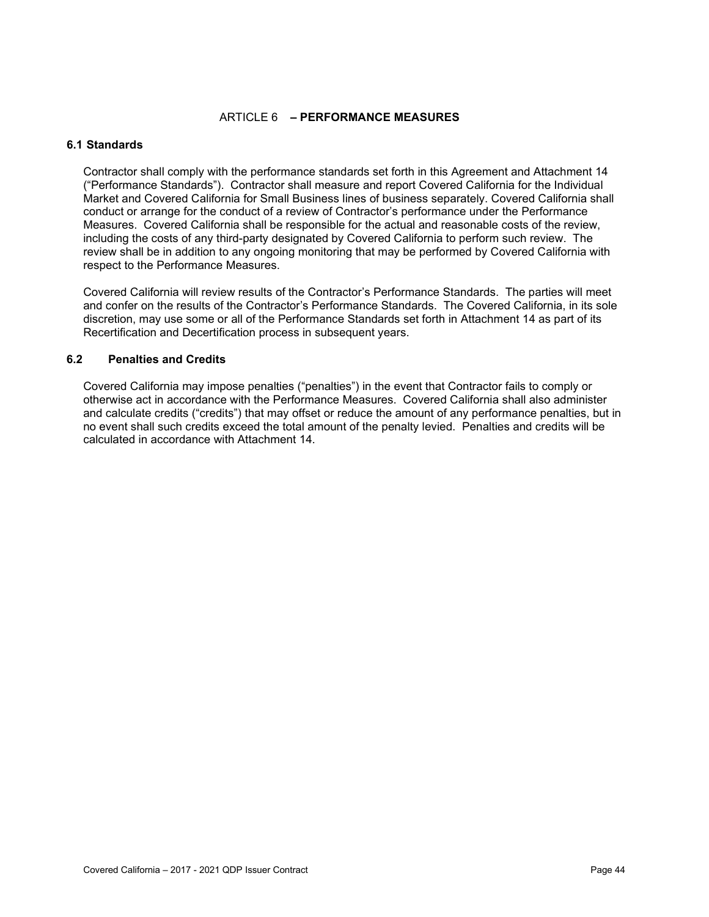# ARTICLE 6 – PERFORMANCE MEASURES

## 6.1 Standards

Contractor shall comply with the performance standards set forth in this Agreement and Attachment 14 ("Performance Standards"). Contractor shall measure and report Covered California for the Individual Market and Covered California for Small Business lines of business separately. Covered California shall conduct or arrange for the conduct of a review of Contractor's performance under the Performance Measures. Covered California shall be responsible for the actual and reasonable costs of the review, including the costs of any third-party designated by Covered California to perform such review. The review shall be in addition to any ongoing monitoring that may be performed by Covered California with respect to the Performance Measures.

Covered California will review results of the Contractor's Performance Standards. The parties will meet and confer on the results of the Contractor's Performance Standards. The Covered California, in its sole discretion, may use some or all of the Performance Standards set forth in Attachment 14 as part of its Recertification and Decertification process in subsequent years.

## 6.2 Penalties and Credits

Covered California may impose penalties ("penalties") in the event that Contractor fails to comply or otherwise act in accordance with the Performance Measures. Covered California shall also administer and calculate credits ("credits") that may offset or reduce the amount of any performance penalties, but in no event shall such credits exceed the total amount of the penalty levied. Penalties and credits will be calculated in accordance with Attachment 14.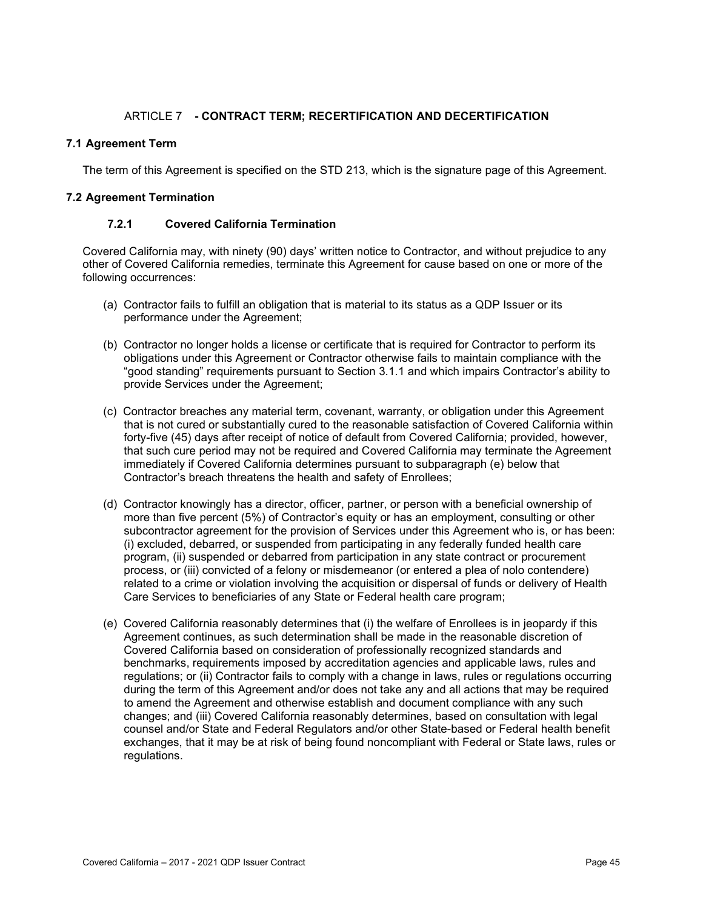## ARTICLE 7 - CONTRACT TERM; RECERTIFICATION AND DECERTIFICATION

### 7.1 Agreement Term

The term of this Agreement is specified on the STD 213, which is the signature page of this Agreement.

### 7.2 Agreement Termination

#### 7.2.1 Covered California Termination

Covered California may, with ninety (90) days' written notice to Contractor, and without prejudice to any other of Covered California remedies, terminate this Agreement for cause based on one or more of the following occurrences:

(a) Contractor fails to fulfill an obligation that is material to its status as a QDP Issuer or its performance under the Agreement;

(b) Contractor no longer holds a license or certificate that is required for Contractor to perform its obligations under this Agreement or Contractor otherwise fails to maintain compliance with the "good standing" requirements pursuant to Section 3.1.1 and which impairs Contractor's ability to provide Services under the Agreement;

(c) Contractor breaches any material term, covenant, warranty, or obligation under this Agreement that is not cured or substantially cured to the reasonable satisfaction of Covered California within forty-five (45) days after receipt of notice of default from Covered California; provided, however, that such cure period may not be required and Covered California may terminate the Agreement immediately if Covered California determines pursuant to subparagraph (e) below that Contractor's breach threatens the health and safety of Enrollees;

(d) Contractor knowingly has a director, officer, partner, or person with a beneficial ownership of more than five percent (5%) of Contractor's equity or has an employment, consulting or other subcontractor agreement for the provision of Services under this Agreement who is, or has been: (i) excluded, debarred, or suspended from participating in any federally funded health care program, (ii) suspended or debarred from participation in any state contract or procurement process, or (iii) convicted of a felony or misdemeanor (or entered a plea of nolo contendere) related to a crime or violation involving the acquisition or dispersal of funds or delivery of Health Care Services to beneficiaries of any State or Federal health care program;

(e) Covered California reasonably determines that (i) the welfare of Enrollees is in jeopardy if this Agreement continues, as such determination shall be made in the reasonable discretion of Covered California based on consideration of professionally recognized standards and benchmarks, requirements imposed by accreditation agencies and applicable laws, rules and regulations; or (ii) Contractor fails to comply with a change in laws, rules or regulations occurring during the term of this Agreement and/or does not take any and all actions that may be required to amend the Agreement and otherwise establish and document compliance with any such changes; and (iii) Covered California reasonably determines, based on consultation with legal counsel and/or State and Federal Regulators and/or other State-based or Federal health benefit exchanges, that it may be at risk of being found noncompliant with Federal or State laws, rules or regulations.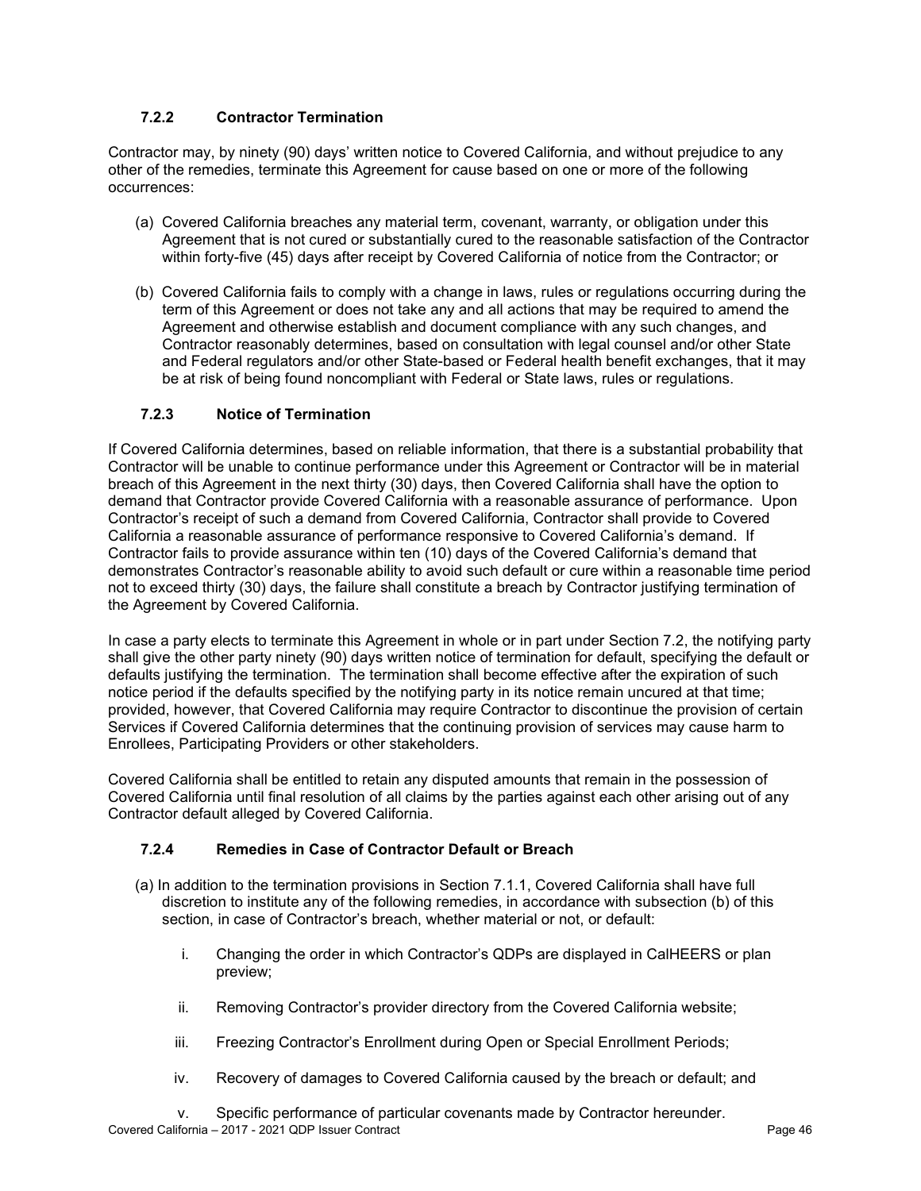### 7.2.2 Contractor Termination

Contractor may, by ninety (90) days' written notice to Covered California, and without prejudice to any other of the remedies, terminate this Agreement for cause based on one or more of the following occurrences:

(a) Covered California breaches any material term, covenant, warranty, or obligation under this Agreement that is not cured or substantially cured to the reasonable satisfaction of the Contractor within forty-five (45) days after receipt by Covered California of notice from the Contractor; or

(b) Covered California fails to comply with a change in laws, rules or regulations occurring during the term of this Agreement or does not take any and all actions that may be required to amend the Agreement and otherwise establish and document compliance with any such changes, and Contractor reasonably determines, based on consultation with legal counsel and/or other State and Federal regulators and/or other State-based or Federal health benefit exchanges, that it may be at risk of being found noncompliant with Federal or State laws, rules or regulations.

### 7.2.3 Notice of Termination

If Covered California determines, based on reliable information, that there is a substantial probability that Contractor will be unable to continue performance under this Agreement or Contractor will be in material breach of this Agreement in the next thirty (30) days, then Covered California shall have the option to demand that Contractor provide Covered California with a reasonable assurance of performance. Upon Contractor's receipt of such a demand from Covered California, Contractor shall provide to Covered California a reasonable assurance of performance responsive to Covered California's demand. If Contractor fails to provide assurance within ten (10) days of the Covered California's demand that demonstrates Contractor's reasonable ability to avoid such default or cure within a reasonable time period not to exceed thirty (30) days, the failure shall constitute a breach by Contractor justifying termination of the Agreement by Covered California.

In case a party elects to terminate this Agreement in whole or in part under Section 7.2, the notifying party shall give the other party ninety (90) days written notice of termination for default, specifying the default or defaults justifying the termination. The termination shall become effective after the expiration of such notice period if the defaults specified by the notifying party in its notice remain uncured at that time; provided, however, that Covered California may require Contractor to discontinue the provision of certain Services if Covered California determines that the continuing provision of services may cause harm to Enrollees, Participating Providers or other stakeholders.

Covered California shall be entitled to retain any disputed amounts that remain in the possession of Covered California until final resolution of all claims by the parties against each other arising out of any Contractor default alleged by Covered California.

### 7.2.4 Remedies in Case of Contractor Default or Breach

(a) In addition to the termination provisions in Section 7.1.1, Covered California shall have full discretion to institute any of the following remedies, in accordance with subsection (b) of this section, in case of Contractor's breach, whether material or not, or default:

i. Changing the order in which Contractor's QDPs are displayed in CalHEERS or plan preview;

ii. Removing Contractor's provider directory from the Covered California website;

iii. Freezing Contractor's Enrollment during Open or Special Enrollment Periods;

iv. Recovery of damages to Covered California caused by the breach or default; and

v. Specific performance of particular covenants made by Contractor hereunder.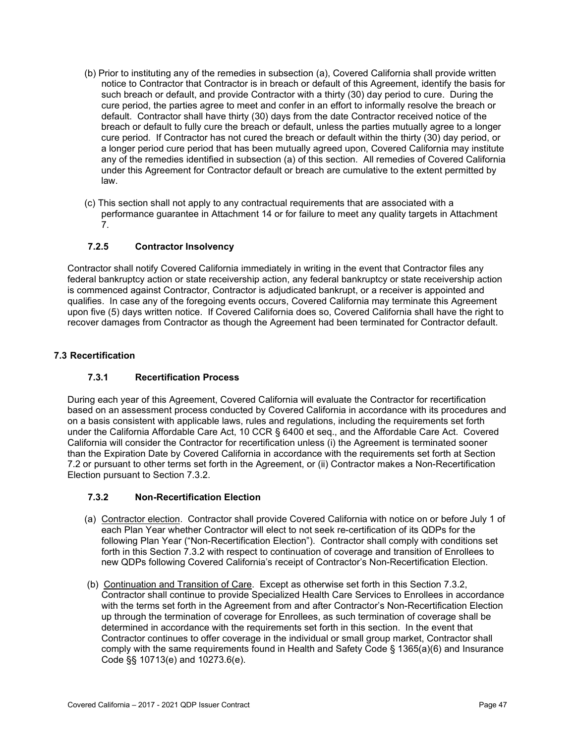(b) Prior to instituting any of the remedies in subsection (a), Covered California shall provide written notice to Contractor that Contractor is in breach or default of this Agreement, identify the basis for such breach or default, and provide Contractor with a thirty (30) day period to cure. During the cure period, the parties agree to meet and confer in an effort to informally resolve the breach or default. Contractor shall have thirty (30) days from the date Contractor received notice of the breach or default to fully cure the breach or default, unless the parties mutually agree to a longer cure period. If Contractor has not cured the breach or default within the thirty (30) day period, or a longer period cure period that has been mutually agreed upon, Covered California may institute any of the remedies identified in subsection (a) of this section. All remedies of Covered California under this Agreement for Contractor default or breach are cumulative to the extent permitted by law.

(c) This section shall not apply to any contractual requirements that are associated with a performance guarantee in Attachment 14 or for failure to meet any quality targets in Attachment 7.

### 7.2.5 Contractor Insolvency

Contractor shall notify Covered California immediately in writing in the event that Contractor files any federal bankruptcy action or state receivership action, any federal bankruptcy or state receivership action is commenced against Contractor, Contractor is adjudicated bankrupt, or a receiver is appointed and qualifies. In case any of the foregoing events occurs, Covered California may terminate this Agreement upon five (5) days written notice. If Covered California does so, Covered California shall have the right to recover damages from Contractor as though the Agreement had been terminated for Contractor default.

## 7.3 Recertification

### 7.3.1 Recertification Process

During each year of this Agreement, Covered California will evaluate the Contractor for recertification based on an assessment process conducted by Covered California in accordance with its procedures and on a basis consistent with applicable laws, rules and regulations, including the requirements set forth under the California Affordable Care Act, 10 CCR § 6400 et seq., and the Affordable Care Act. Covered California will consider the Contractor for recertification unless (i) the Agreement is terminated sooner than the Expiration Date by Covered California in accordance with the requirements set forth at Section 7.2 or pursuant to other terms set forth in the Agreement, or (ii) Contractor makes a Non-Recertification Election pursuant to Section 7.3.2.

### 7.3.2 Non-Recertification Election

(a) Contractor election. Contractor shall provide Covered California with notice on or before July 1 of each Plan Year whether Contractor will elect to not seek re-certification of its QDPs for the following Plan Year ("Non-Recertification Election"). Contractor shall comply with conditions set forth in this Section 7.3.2 with respect to continuation of coverage and transition of Enrollees to new QDPs following Covered California's receipt of Contractor's Non-Recertification Election.

(b) Continuation and Transition of Care. Except as otherwise set forth in this Section 7.3.2, Contractor shall continue to provide Specialized Health Care Services to Enrollees in accordance with the terms set forth in the Agreement from and after Contractor's Non-Recertification Election up through the termination of coverage for Enrollees, as such termination of coverage shall be determined in accordance with the requirements set forth in this section. In the event that Contractor continues to offer coverage in the individual or small group market, Contractor shall comply with the same requirements found in Health and Safety Code § 1365(a)(6) and Insurance Code §§ 10713(e) and 10273.6(e).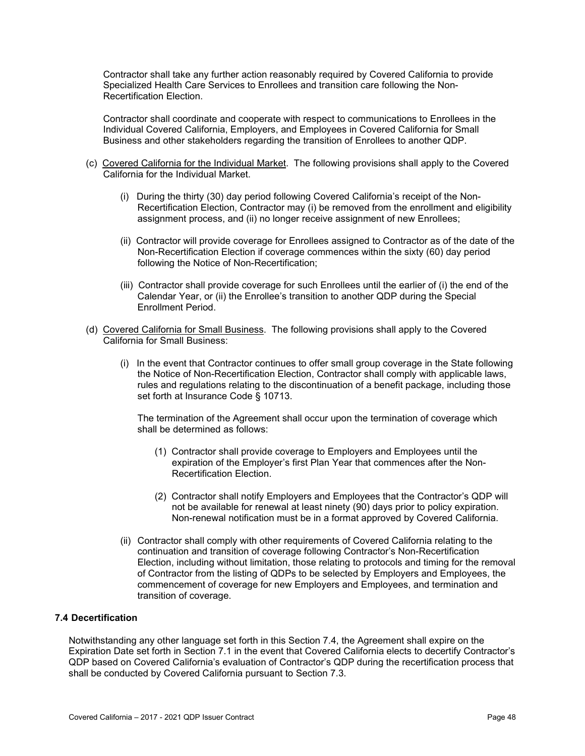Contractor shall take any further action reasonably required by Covered California to provide Specialized Health Care Services to Enrollees and transition care following the Non-Recertification Election.

Contractor shall coordinate and cooperate with respect to communications to Enrollees in the Individual Covered California, Employers, and Employees in Covered California for Small Business and other stakeholders regarding the transition of Enrollees to another QDP.

(c) Covered California for the Individual Market. The following provisions shall apply to the Covered California for the Individual Market.

  (i) During the thirty (30) day period following Covered California's receipt of the Non-Recertification Election, Contractor may (i) be removed from the enrollment and eligibility assignment process, and (ii) no longer receive assignment of new Enrollees;

  (ii) Contractor will provide coverage for Enrollees assigned to Contractor as of the date of the Non-Recertification Election if coverage commences within the sixty (60) day period following the Notice of Non-Recertification;

  (iii) Contractor shall provide coverage for such Enrollees until the earlier of (i) the end of the Calendar Year, or (ii) the Enrollee's transition to another QDP during the Special Enrollment Period.

(d) Covered California for Small Business. The following provisions shall apply to the Covered California for Small Business:

  (i) In the event that Contractor continues to offer small group coverage in the State following the Notice of Non-Recertification Election, Contractor shall comply with applicable laws, rules and regulations relating to the discontinuation of a benefit package, including those set forth at Insurance Code § 10713.

  The termination of the Agreement shall occur upon the termination of coverage which shall be determined as follows:

    (1) Contractor shall provide coverage to Employers and Employees until the expiration of the Employer's first Plan Year that commences after the Non-Recertification Election.

    (2) Contractor shall notify Employers and Employees that the Contractor's QDP will not be available for renewal at least ninety (90) days prior to policy expiration. Non-renewal notification must be in a format approved by Covered California.

  (ii) Contractor shall comply with other requirements of Covered California relating to the continuation and transition of coverage following Contractor's Non-Recertification Election, including without limitation, those relating to protocols and timing for the removal of Contractor from the listing of QDPs to be selected by Employers and Employees, the commencement of coverage for new Employers and Employees, and termination and transition of coverage.

### 7.4 Decertification

Notwithstanding any other language set forth in this Section 7.4, the Agreement shall expire on the Expiration Date set forth in Section 7.1 in the event that Covered California elects to decertify Contractor's QDP based on Covered California's evaluation of Contractor's QDP during the recertification process that shall be conducted by Covered California pursuant to Section 7.3.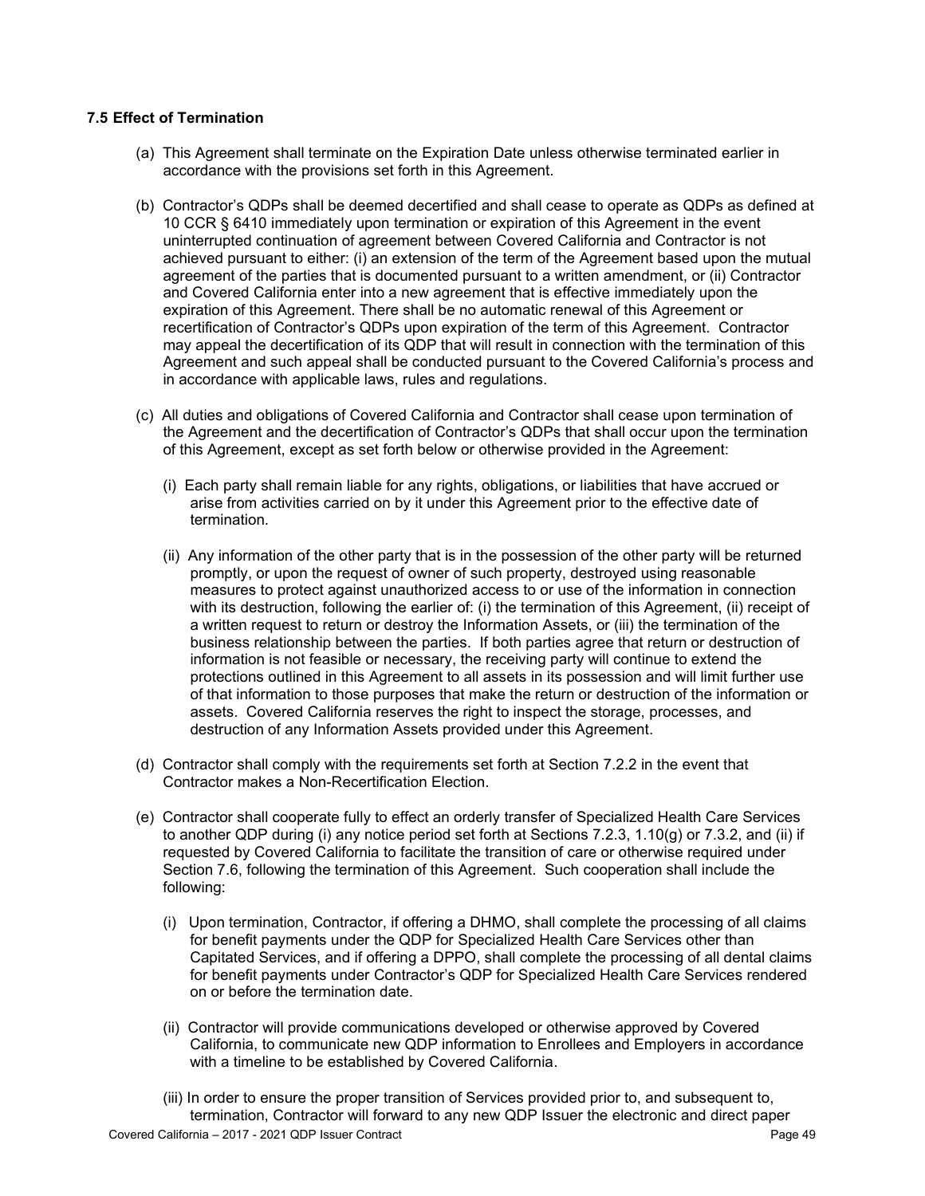### 7.5 Effect of Termination

(a) This Agreement shall terminate on the Expiration Date unless otherwise terminated earlier in accordance with the provisions set forth in this Agreement.

(b) Contractor's QDPs shall be deemed decertified and shall cease to operate as QDPs as defined at 10 CCR § 6410 immediately upon termination or expiration of this Agreement in the event uninterrupted continuation of agreement between Covered California and Contractor is not achieved pursuant to either: (i) an extension of the term of the Agreement based upon the mutual agreement of the parties that is documented pursuant to a written amendment, or (ii) Contractor and Covered California enter into a new agreement that is effective immediately upon the expiration of this Agreement. There shall be no automatic renewal of this Agreement or recertification of Contractor's QDPs upon expiration of the term of this Agreement. Contractor may appeal the decertification of its QDP that will result in connection with the termination of this Agreement and such appeal shall be conducted pursuant to the Covered California's process and in accordance with applicable laws, rules and regulations.

(c) All duties and obligations of Covered California and Contractor shall cease upon termination of the Agreement and the decertification of Contractor's QDPs that shall occur upon the termination of this Agreement, except as set forth below or otherwise provided in the Agreement:

(i) Each party shall remain liable for any rights, obligations, or liabilities that have accrued or arise from activities carried on by it under this Agreement prior to the effective date of termination.

(ii) Any information of the other party that is in the possession of the other party will be returned promptly, or upon the request of owner of such property, destroyed using reasonable measures to protect against unauthorized access to or use of the information in connection with its destruction, following the earlier of: (i) the termination of this Agreement, (ii) receipt of a written request to return or destroy the Information Assets, or (iii) the termination of the business relationship between the parties. If both parties agree that return or destruction of information is not feasible or necessary, the receiving party will continue to extend the protections outlined in this Agreement to all assets in its possession and will limit further use of that information to those purposes that make the return or destruction of the information or assets. Covered California reserves the right to inspect the storage, processes, and destruction of any Information Assets provided under this Agreement.

(d) Contractor shall comply with the requirements set forth at Section 7.2.2 in the event that Contractor makes a Non-Recertification Election.

(e) Contractor shall cooperate fully to effect an orderly transfer of Specialized Health Care Services to another QDP during (i) any notice period set forth at Sections 7.2.3, 1.10(g) or 7.3.2, and (ii) if requested by Covered California to facilitate the transition of care or otherwise required under Section 7.6, following the termination of this Agreement. Such cooperation shall include the following:

(i) Upon termination, Contractor, if offering a DHMO, shall complete the processing of all claims for benefit payments under the QDP for Specialized Health Care Services other than Capitated Services, and if offering a DPPO, shall complete the processing of all dental claims for benefit payments under Contractor's QDP for Specialized Health Care Services rendered on or before the termination date.

(ii) Contractor will provide communications developed or otherwise approved by Covered California, to communicate new QDP information to Enrollees and Employers in accordance with a timeline to be established by Covered California.

(iii) In order to ensure the proper transition of Services provided prior to, and subsequent to, termination, Contractor will forward to any new QDP Issuer the electronic and direct paper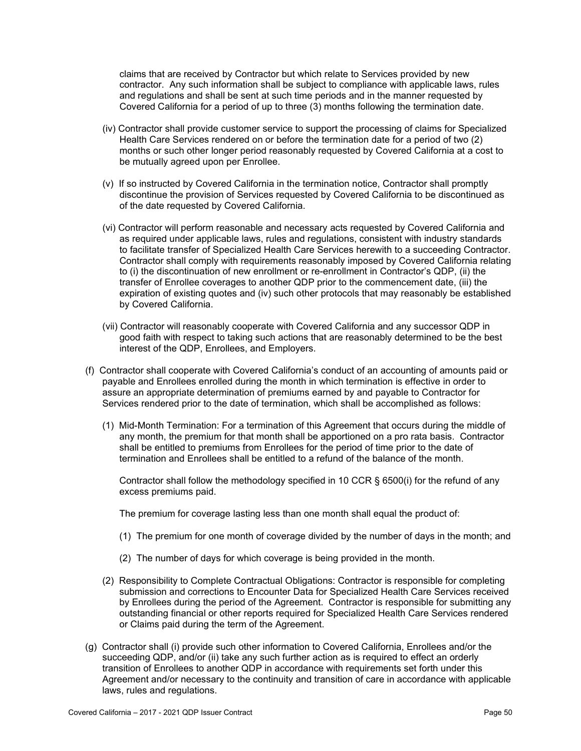claims that are received by Contractor but which relate to Services provided by new contractor. Any such information shall be subject to compliance with applicable laws, rules and regulations and shall be sent at such time periods and in the manner requested by Covered California for a period of up to three (3) months following the termination date.

(iv) Contractor shall provide customer service to support the processing of claims for Specialized Health Care Services rendered on or before the termination date for a period of two (2) months or such other longer period reasonably requested by Covered California at a cost to be mutually agreed upon per Enrollee.

(v) If so instructed by Covered California in the termination notice, Contractor shall promptly discontinue the provision of Services requested by Covered California to be discontinued as of the date requested by Covered California.

(vi) Contractor will perform reasonable and necessary acts requested by Covered California and as required under applicable laws, rules and regulations, consistent with industry standards to facilitate transfer of Specialized Health Care Services herewith to a succeeding Contractor. Contractor shall comply with requirements reasonably imposed by Covered California relating to (i) the discontinuation of new enrollment or re-enrollment in Contractor's QDP, (ii) the transfer of Enrollee coverages to another QDP prior to the commencement date, (iii) the expiration of existing quotes and (iv) such other protocols that may reasonably be established by Covered California.

(vii) Contractor will reasonably cooperate with Covered California and any successor QDP in good faith with respect to taking such actions that are reasonably determined to be the best interest of the QDP, Enrollees, and Employers.

(f) Contractor shall cooperate with Covered California's conduct of an accounting of amounts paid or payable and Enrollees enrolled during the month in which termination is effective in order to assure an appropriate determination of premiums earned by and payable to Contractor for Services rendered prior to the date of termination, which shall be accomplished as follows:

(1) Mid-Month Termination: For a termination of this Agreement that occurs during the middle of any month, the premium for that month shall be apportioned on a pro rata basis. Contractor shall be entitled to premiums from Enrollees for the period of time prior to the date of termination and Enrollees shall be entitled to a refund of the balance of the month.

Contractor shall follow the methodology specified in 10 CCR § 6500(i) for the refund of any excess premiums paid.

The premium for coverage lasting less than one month shall equal the product of:

(1) The premium for one month of coverage divided by the number of days in the month; and

(2) The number of days for which coverage is being provided in the month.

(2) Responsibility to Complete Contractual Obligations: Contractor is responsible for completing submission and corrections to Encounter Data for Specialized Health Care Services received by Enrollees during the period of the Agreement. Contractor is responsible for submitting any outstanding financial or other reports required for Specialized Health Care Services rendered or Claims paid during the term of the Agreement.

(g) Contractor shall (i) provide such other information to Covered California, Enrollees and/or the succeeding QDP, and/or (ii) take any such further action as is required to effect an orderly transition of Enrollees to another QDP in accordance with requirements set forth under this Agreement and/or necessary to the continuity and transition of care in accordance with applicable laws, rules and regulations.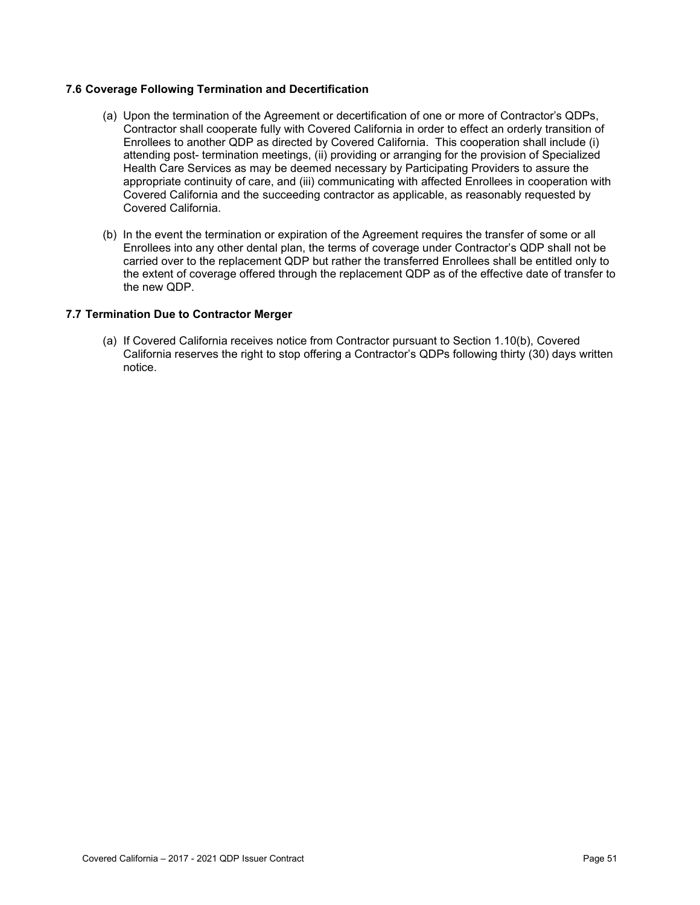### 7.6 Coverage Following Termination and Decertification

(a) Upon the termination of the Agreement or decertification of one or more of Contractor's QDPs, Contractor shall cooperate fully with Covered California in order to effect an orderly transition of Enrollees to another QDP as directed by Covered California. This cooperation shall include (i) attending post- termination meetings, (ii) providing or arranging for the provision of Specialized Health Care Services as may be deemed necessary by Participating Providers to assure the appropriate continuity of care, and (iii) communicating with affected Enrollees in cooperation with Covered California and the succeeding contractor as applicable, as reasonably requested by Covered California.

(b) In the event the termination or expiration of the Agreement requires the transfer of some or all Enrollees into any other dental plan, the terms of coverage under Contractor's QDP shall not be carried over to the replacement QDP but rather the transferred Enrollees shall be entitled only to the extent of coverage offered through the replacement QDP as of the effective date of transfer to the new QDP.

### 7.7 Termination Due to Contractor Merger

(a) If Covered California receives notice from Contractor pursuant to Section 1.10(b), Covered California reserves the right to stop offering a Contractor's QDPs following thirty (30) days written notice.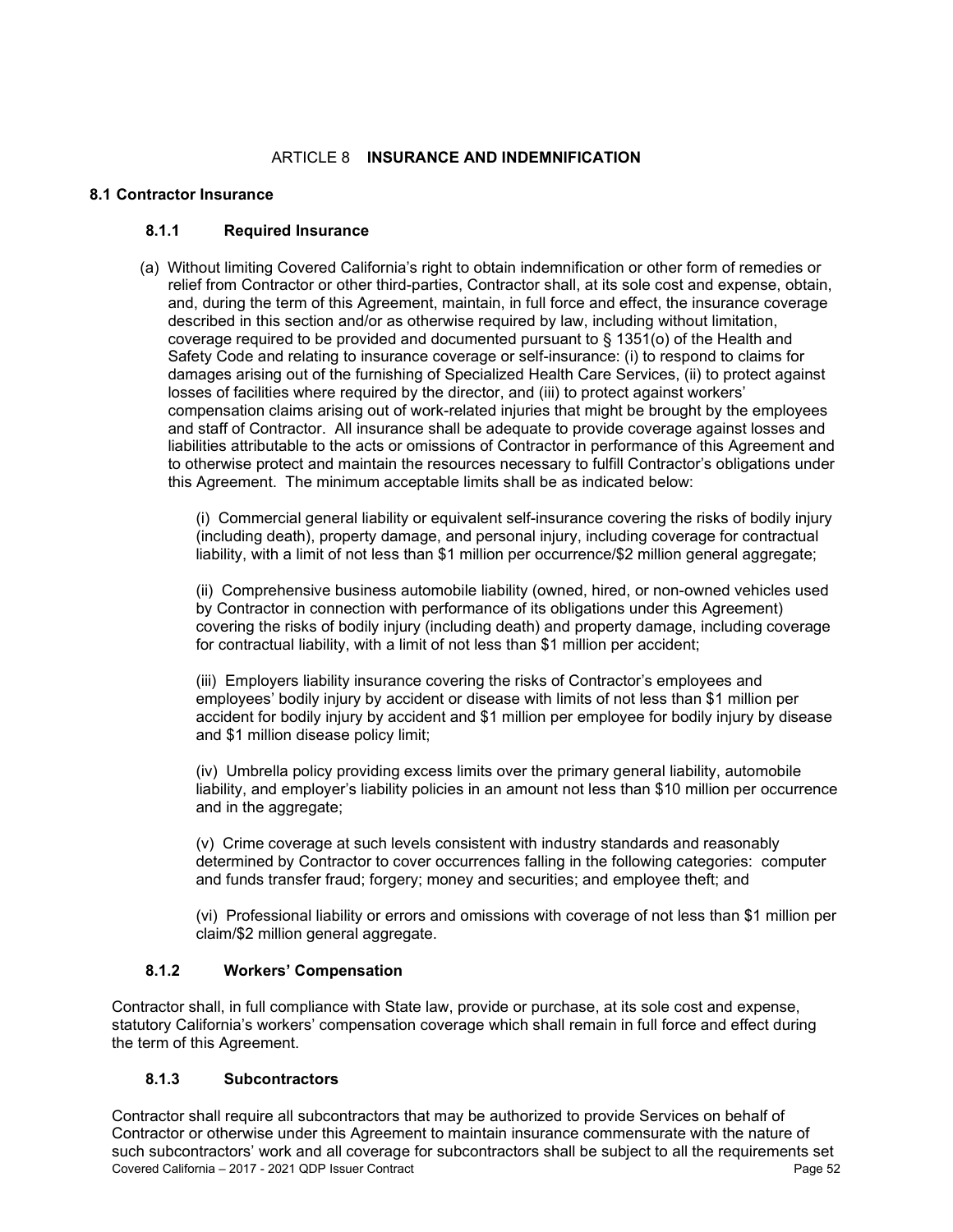# ARTICLE 8 **INSURANCE AND INDEMNIFICATION**

## 8.1 Contractor Insurance

### 8.1.1 Required Insurance

(a) Without limiting Covered California's right to obtain indemnification or other form of remedies or relief from Contractor or other third-parties, Contractor shall, at its sole cost and expense, obtain, and, during the term of this Agreement, maintain, in full force and effect, the insurance coverage described in this section and/or as otherwise required by law, including without limitation, coverage required to be provided and documented pursuant to § 1351(o) of the Health and Safety Code and relating to insurance coverage or self-insurance: (i) to respond to claims for damages arising out of the furnishing of Specialized Health Care Services, (ii) to protect against losses of facilities where required by the director, and (iii) to protect against workers' compensation claims arising out of work-related injuries that might be brought by the employees and staff of Contractor. All insurance shall be adequate to provide coverage against losses and liabilities attributable to the acts or omissions of Contractor in performance of this Agreement and to otherwise protect and maintain the resources necessary to fulfill Contractor's obligations under this Agreement. The minimum acceptable limits shall be as indicated below:

(i) Commercial general liability or equivalent self-insurance covering the risks of bodily injury (including death), property damage, and personal injury, including coverage for contractual liability, with a limit of not less than $1 million per occurrence/$2 million general aggregate;

(ii) Comprehensive business automobile liability (owned, hired, or non-owned vehicles used by Contractor in connection with performance of its obligations under this Agreement) covering the risks of bodily injury (including death) and property damage, including coverage for contractual liability, with a limit of not less than $1 million per accident;

(iii) Employers liability insurance covering the risks of Contractor's employees and employees' bodily injury by accident or disease with limits of not less than $1 million per accident for bodily injury by accident and $1 million per employee for bodily injury by disease and $1 million disease policy limit;

(iv) Umbrella policy providing excess limits over the primary general liability, automobile liability, and employer's liability policies in an amount not less than $10 million per occurrence and in the aggregate;

(v) Crime coverage at such levels consistent with industry standards and reasonably determined by Contractor to cover occurrences falling in the following categories: computer and funds transfer fraud; forgery; money and securities; and employee theft; and

(vi) Professional liability or errors and omissions with coverage of not less than $1 million per claim/$2 million general aggregate.

### 8.1.2 Workers' Compensation

Contractor shall, in full compliance with State law, provide or purchase, at its sole cost and expense, statutory California's workers' compensation coverage which shall remain in full force and effect during the term of this Agreement.

### 8.1.3 Subcontractors

Contractor shall require all subcontractors that may be authorized to provide Services on behalf of Contractor or otherwise under this Agreement to maintain insurance commensurate with the nature of such subcontractors' work and all coverage for subcontractors shall be subject to all the requirements set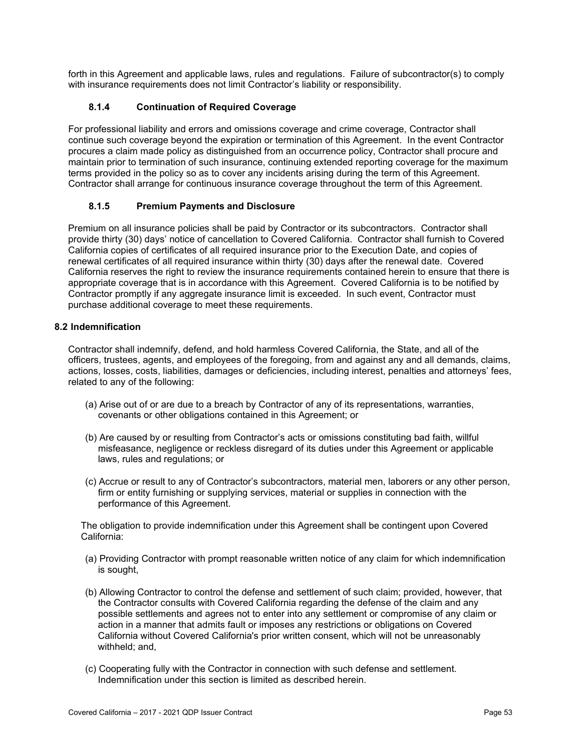forth in this Agreement and applicable laws, rules and regulations. Failure of subcontractor(s) to comply with insurance requirements does not limit Contractor's liability or responsibility.

#### 8.1.4 Continuation of Required Coverage

For professional liability and errors and omissions coverage and crime coverage, Contractor shall continue such coverage beyond the expiration or termination of this Agreement. In the event Contractor procures a claim made policy as distinguished from an occurrence policy, Contractor shall procure and maintain prior to termination of such insurance, continuing extended reporting coverage for the maximum terms provided in the policy so as to cover any incidents arising during the term of this Agreement. Contractor shall arrange for continuous insurance coverage throughout the term of this Agreement.

#### 8.1.5 Premium Payments and Disclosure

Premium on all insurance policies shall be paid by Contractor or its subcontractors. Contractor shall provide thirty (30) days' notice of cancellation to Covered California. Contractor shall furnish to Covered California copies of certificates of all required insurance prior to the Execution Date, and copies of renewal certificates of all required insurance within thirty (30) days after the renewal date. Covered California reserves the right to review the insurance requirements contained herein to ensure that there is appropriate coverage that is in accordance with this Agreement. Covered California is to be notified by Contractor promptly if any aggregate insurance limit is exceeded. In such event, Contractor must purchase additional coverage to meet these requirements.

### 8.2 Indemnification

Contractor shall indemnify, defend, and hold harmless Covered California, the State, and all of the officers, trustees, agents, and employees of the foregoing, from and against any and all demands, claims, actions, losses, costs, liabilities, damages or deficiencies, including interest, penalties and attorneys' fees, related to any of the following:

(a) Arise out of or are due to a breach by Contractor of any of its representations, warranties, covenants or other obligations contained in this Agreement; or

(b) Are caused by or resulting from Contractor's acts or omissions constituting bad faith, willful misfeasance, negligence or reckless disregard of its duties under this Agreement or applicable laws, rules and regulations; or

(c) Accrue or result to any of Contractor's subcontractors, material men, laborers or any other person, firm or entity furnishing or supplying services, material or supplies in connection with the performance of this Agreement.

The obligation to provide indemnification under this Agreement shall be contingent upon Covered California:

(a) Providing Contractor with prompt reasonable written notice of any claim for which indemnification is sought,

(b) Allowing Contractor to control the defense and settlement of such claim; provided, however, that the Contractor consults with Covered California regarding the defense of the claim and any possible settlements and agrees not to enter into any settlement or compromise of any claim or action in a manner that admits fault or imposes any restrictions or obligations on Covered California without Covered California's prior written consent, which will not be unreasonably withheld; and,

(c) Cooperating fully with the Contractor in connection with such defense and settlement. Indemnification under this section is limited as described herein.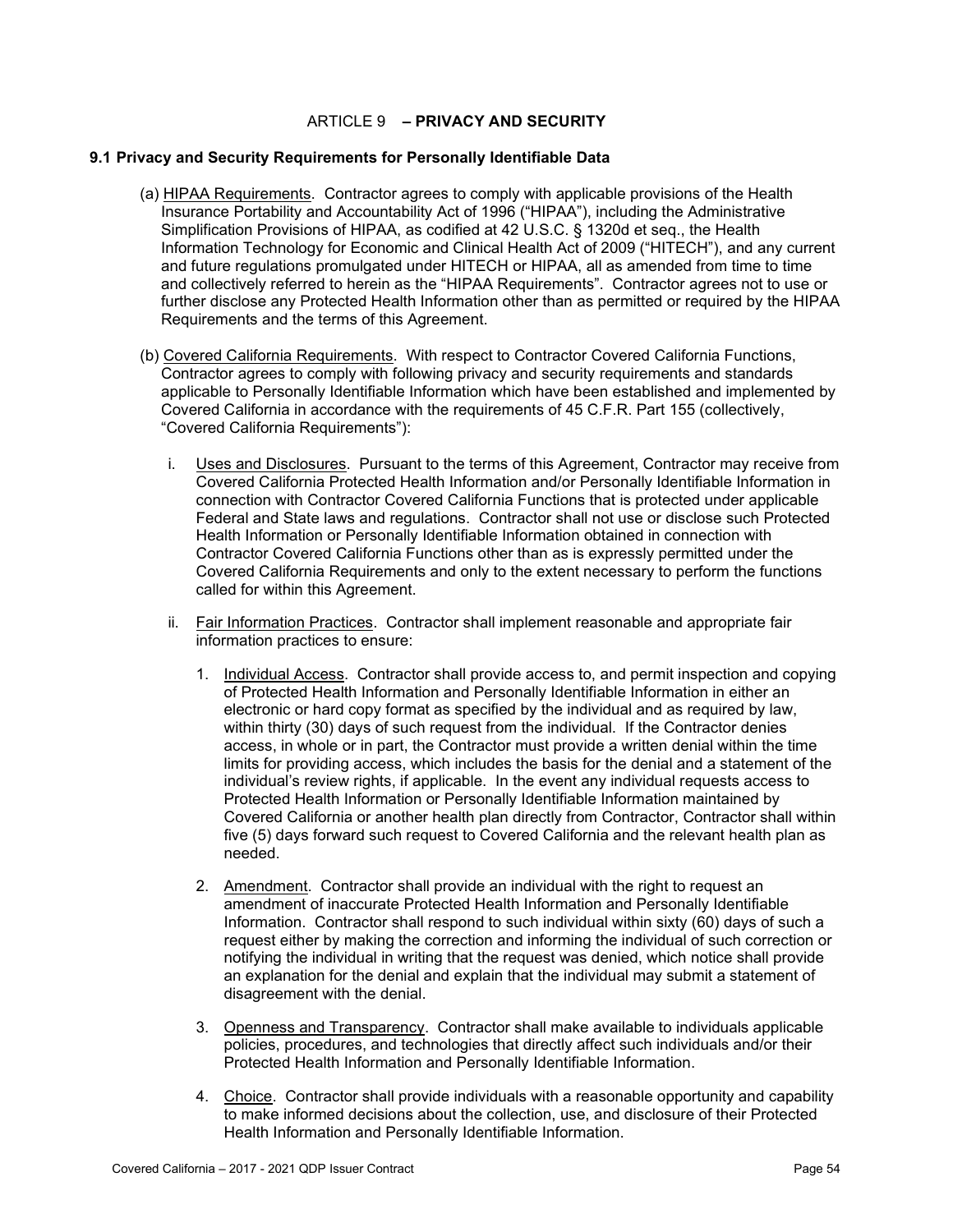# ARTICLE 9 – PRIVACY AND SECURITY

## 9.1 Privacy and Security Requirements for Personally Identifiable Data

(a) <u>HIPAA Requirements</u>. Contractor agrees to comply with applicable provisions of the Health Insurance Portability and Accountability Act of 1996 ("HIPAA"), including the Administrative Simplification Provisions of HIPAA, as codified at 42 U.S.C. § 1320d et seq., the Health Information Technology for Economic and Clinical Health Act of 2009 ("HITECH"), and any current and future regulations promulgated under HITECH or HIPAA, all as amended from time to time and collectively referred to herein as the "HIPAA Requirements". Contractor agrees not to use or further disclose any Protected Health Information other than as permitted or required by the HIPAA Requirements and the terms of this Agreement.

(b) <u>Covered California Requirements</u>. With respect to Contractor Covered California Functions, Contractor agrees to comply with following privacy and security requirements and standards applicable to Personally Identifiable Information which have been established and implemented by Covered California in accordance with the requirements of 45 C.F.R. Part 155 (collectively, "Covered California Requirements"):

i. <u>Uses and Disclosures</u>. Pursuant to the terms of this Agreement, Contractor may receive from Covered California Protected Health Information and/or Personally Identifiable Information in connection with Contractor Covered California Functions that is protected under applicable Federal and State laws and regulations. Contractor shall not use or disclose such Protected Health Information or Personally Identifiable Information obtained in connection with Contractor Covered California Functions other than as is expressly permitted under the Covered California Requirements and only to the extent necessary to perform the functions called for within this Agreement.

ii. <u>Fair Information Practices</u>. Contractor shall implement reasonable and appropriate fair information practices to ensure:

1. <u>Individual Access</u>. Contractor shall provide access to, and permit inspection and copying of Protected Health Information and Personally Identifiable Information in either an electronic or hard copy format as specified by the individual and as required by law, within thirty (30) days of such request from the individual. If the Contractor denies access, in whole or in part, the Contractor must provide a written denial within the time limits for providing access, which includes the basis for the denial and a statement of the individual's review rights, if applicable. In the event any individual requests access to Protected Health Information or Personally Identifiable Information maintained by Covered California or another health plan directly from Contractor, Contractor shall within five (5) days forward such request to Covered California and the relevant health plan as needed.

2. <u>Amendment</u>. Contractor shall provide an individual with the right to request an amendment of inaccurate Protected Health Information and Personally Identifiable Information. Contractor shall respond to such individual within sixty (60) days of such a request either by making the correction and informing the individual of such correction or notifying the individual in writing that the request was denied, which notice shall provide an explanation for the denial and explain that the individual may submit a statement of disagreement with the denial.

3. <u>Openness and Transparency</u>. Contractor shall make available to individuals applicable policies, procedures, and technologies that directly affect such individuals and/or their Protected Health Information and Personally Identifiable Information.

4. <u>Choice</u>. Contractor shall provide individuals with a reasonable opportunity and capability to make informed decisions about the collection, use, and disclosure of their Protected Health Information and Personally Identifiable Information.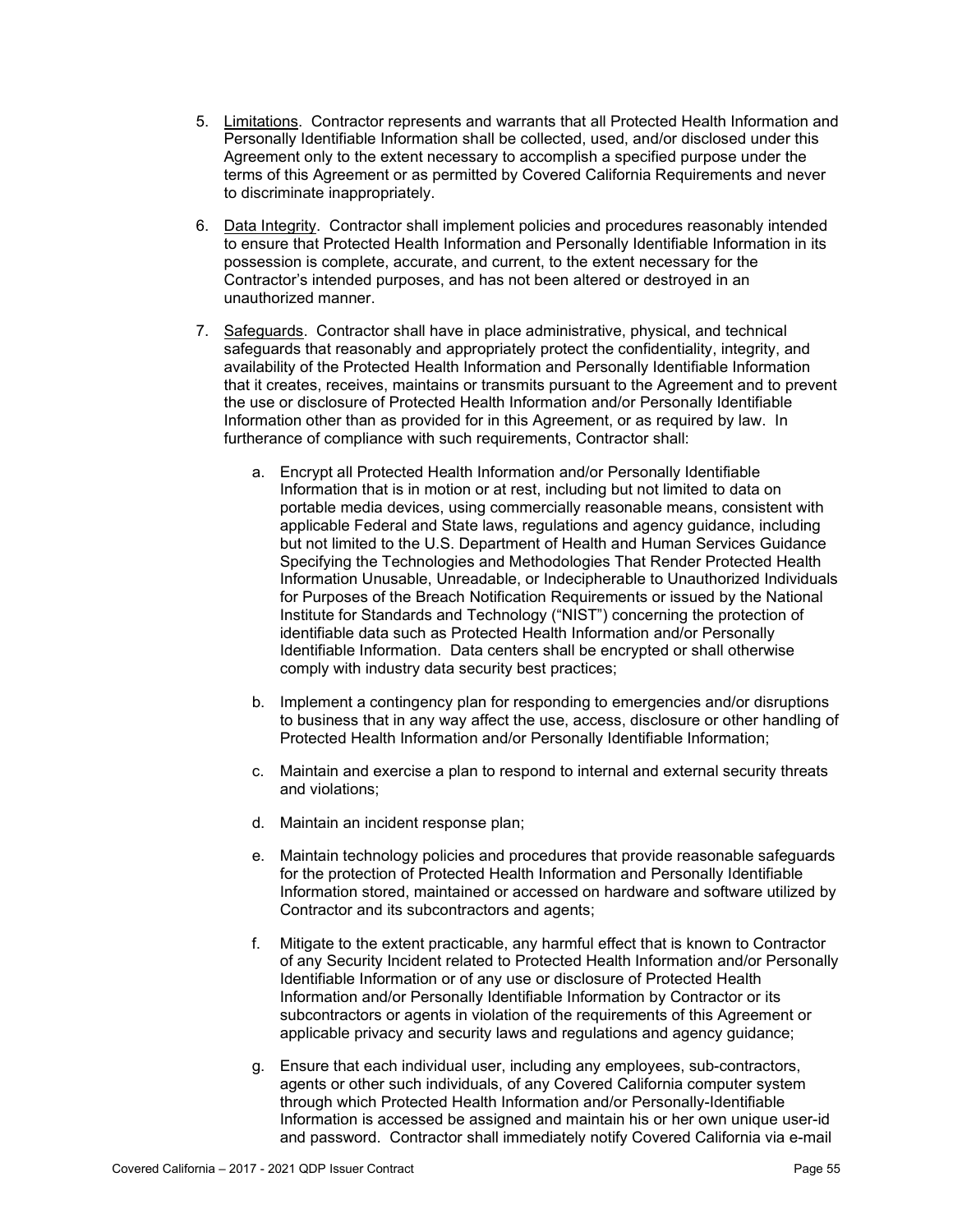5. Limitations. Contractor represents and warrants that all Protected Health Information and Personally Identifiable Information shall be collected, used, and/or disclosed under this Agreement only to the extent necessary to accomplish a specified purpose under the terms of this Agreement or as permitted by Covered California Requirements and never to discriminate inappropriately.

6. Data Integrity. Contractor shall implement policies and procedures reasonably intended to ensure that Protected Health Information and Personally Identifiable Information in its possession is complete, accurate, and current, to the extent necessary for the Contractor's intended purposes, and has not been altered or destroyed in an unauthorized manner.

7. Safeguards. Contractor shall have in place administrative, physical, and technical safeguards that reasonably and appropriately protect the confidentiality, integrity, and availability of the Protected Health Information and Personally Identifiable Information that it creates, receives, maintains or transmits pursuant to the Agreement and to prevent the use or disclosure of Protected Health Information and/or Personally Identifiable Information other than as provided for in this Agreement, or as required by law. In furtherance of compliance with such requirements, Contractor shall:

    a. Encrypt all Protected Health Information and/or Personally Identifiable Information that is in motion or at rest, including but not limited to data on portable media devices, using commercially reasonable means, consistent with applicable Federal and State laws, regulations and agency guidance, including but not limited to the U.S. Department of Health and Human Services Guidance Specifying the Technologies and Methodologies That Render Protected Health Information Unusable, Unreadable, or Indecipherable to Unauthorized Individuals for Purposes of the Breach Notification Requirements or issued by the National Institute for Standards and Technology ("NIST") concerning the protection of identifiable data such as Protected Health Information and/or Personally Identifiable Information. Data centers shall be encrypted or shall otherwise comply with industry data security best practices;

    b. Implement a contingency plan for responding to emergencies and/or disruptions to business that in any way affect the use, access, disclosure or other handling of Protected Health Information and/or Personally Identifiable Information;

    c. Maintain and exercise a plan to respond to internal and external security threats and violations;

    d. Maintain an incident response plan;

    e. Maintain technology policies and procedures that provide reasonable safeguards for the protection of Protected Health Information and Personally Identifiable Information stored, maintained or accessed on hardware and software utilized by Contractor and its subcontractors and agents;

    f. Mitigate to the extent practicable, any harmful effect that is known to Contractor of any Security Incident related to Protected Health Information and/or Personally Identifiable Information or of any use or disclosure of Protected Health Information and/or Personally Identifiable Information by Contractor or its subcontractors or agents in violation of the requirements of this Agreement or applicable privacy and security laws and regulations and agency guidance;

    g. Ensure that each individual user, including any employees, sub-contractors, agents or other such individuals, of any Covered California computer system through which Protected Health Information and/or Personally-Identifiable Information is accessed be assigned and maintain his or her own unique user-id and password. Contractor shall immediately notify Covered California via e-mail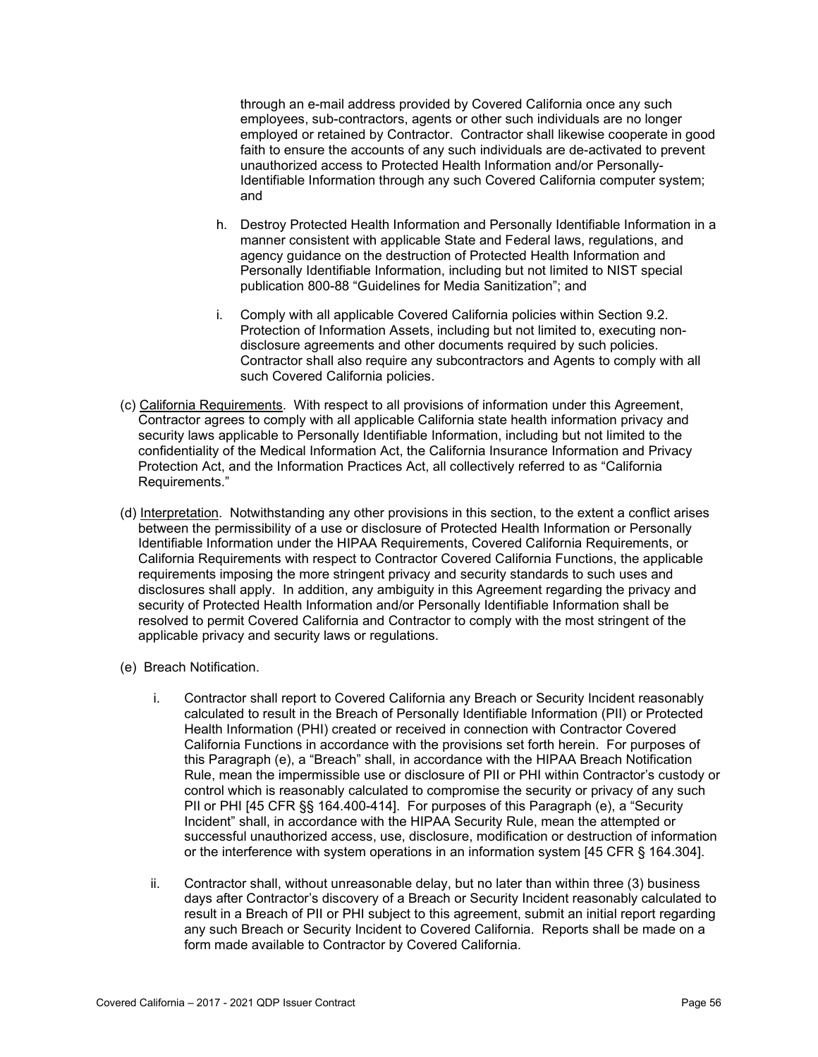through an e-mail address provided by Covered California once any such employees, sub-contractors, agents or other such individuals are no longer employed or retained by Contractor. Contractor shall likewise cooperate in good faith to ensure the accounts of any such individuals are de-activated to prevent unauthorized access to Protected Health Information and/or Personally-Identifiable Information through any such Covered California computer system; and

h. Destroy Protected Health Information and Personally Identifiable Information in a manner consistent with applicable State and Federal laws, regulations, and agency guidance on the destruction of Protected Health Information and Personally Identifiable Information, including but not limited to NIST special publication 800-88 "Guidelines for Media Sanitization"; and

i. Comply with all applicable Covered California policies within Section 9.2. Protection of Information Assets, including but not limited to, executing non-disclosure agreements and other documents required by such policies. Contractor shall also require any subcontractors and Agents to comply with all such Covered California policies.

(c) California Requirements. With respect to all provisions of information under this Agreement, Contractor agrees to comply with all applicable California state health information privacy and security laws applicable to Personally Identifiable Information, including but not limited to the confidentiality of the Medical Information Act, the California Insurance Information and Privacy Protection Act, and the Information Practices Act, all collectively referred to as "California Requirements."

(d) Interpretation. Notwithstanding any other provisions in this section, to the extent a conflict arises between the permissibility of a use or disclosure of Protected Health Information or Personally Identifiable Information under the HIPAA Requirements, Covered California Requirements, or California Requirements with respect to Contractor Covered California Functions, the applicable requirements imposing the more stringent privacy and security standards to such uses and disclosures shall apply. In addition, any ambiguity in this Agreement regarding the privacy and security of Protected Health Information and/or Personally Identifiable Information shall be resolved to permit Covered California and Contractor to comply with the most stringent of the applicable privacy and security laws or regulations.

(e) Breach Notification.

i. Contractor shall report to Covered California any Breach or Security Incident reasonably calculated to result in the Breach of Personally Identifiable Information (PII) or Protected Health Information (PHI) created or received in connection with Contractor Covered California Functions in accordance with the provisions set forth herein. For purposes of this Paragraph (e), a "Breach" shall, in accordance with the HIPAA Breach Notification Rule, mean the impermissible use or disclosure of PII or PHI within Contractor's custody or control which is reasonably calculated to compromise the security or privacy of any such PII or PHI [45 CFR §§ 164.400-414]. For purposes of this Paragraph (e), a "Security Incident" shall, in accordance with the HIPAA Security Rule, mean the attempted or successful unauthorized access, use, disclosure, modification or destruction of information or the interference with system operations in an information system [45 CFR § 164.304].

ii. Contractor shall, without unreasonable delay, but no later than within three (3) business days after Contractor's discovery of a Breach or Security Incident reasonably calculated to result in a Breach of PII or PHI subject to this agreement, submit an initial report regarding any such Breach or Security Incident to Covered California. Reports shall be made on a form made available to Contractor by Covered California.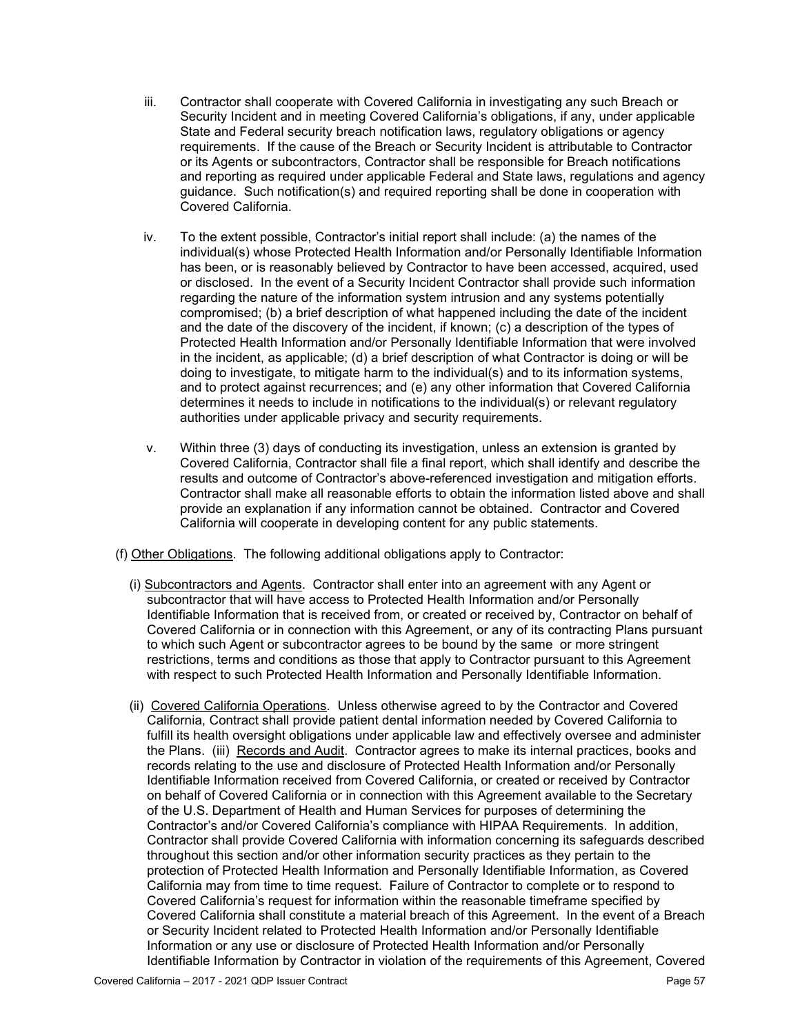iii. Contractor shall cooperate with Covered California in investigating any such Breach or Security Incident and in meeting Covered California's obligations, if any, under applicable State and Federal security breach notification laws, regulatory obligations or agency requirements. If the cause of the Breach or Security Incident is attributable to Contractor or its Agents or subcontractors, Contractor shall be responsible for Breach notifications and reporting as required under applicable Federal and State laws, regulations and agency guidance. Such notification(s) and required reporting shall be done in cooperation with Covered California.

iv. To the extent possible, Contractor's initial report shall include: (a) the names of the individual(s) whose Protected Health Information and/or Personally Identifiable Information has been, or is reasonably believed by Contractor to have been accessed, acquired, used or disclosed. In the event of a Security Incident Contractor shall provide such information regarding the nature of the information system intrusion and any systems potentially compromised; (b) a brief description of what happened including the date of the incident and the date of the discovery of the incident, if known; (c) a description of the types of Protected Health Information and/or Personally Identifiable Information that were involved in the incident, as applicable; (d) a brief description of what Contractor is doing or will be doing to investigate, to mitigate harm to the individual(s) and to its information systems, and to protect against recurrences; and (e) any other information that Covered California determines it needs to include in notifications to the individual(s) or relevant regulatory authorities under applicable privacy and security requirements.

v. Within three (3) days of conducting its investigation, unless an extension is granted by Covered California, Contractor shall file a final report, which shall identify and describe the results and outcome of Contractor's above-referenced investigation and mitigation efforts. Contractor shall make all reasonable efforts to obtain the information listed above and shall provide an explanation if any information cannot be obtained. Contractor and Covered California will cooperate in developing content for any public statements.

(f) Other Obligations. The following additional obligations apply to Contractor:

(i) Subcontractors and Agents. Contractor shall enter into an agreement with any Agent or subcontractor that will have access to Protected Health Information and/or Personally Identifiable Information that is received from, or created or received by, Contractor on behalf of Covered California or in connection with this Agreement, or any of its contracting Plans pursuant to which such Agent or subcontractor agrees to be bound by the same or more stringent restrictions, terms and conditions as those that apply to Contractor pursuant to this Agreement with respect to such Protected Health Information and Personally Identifiable Information.

(ii) Covered California Operations. Unless otherwise agreed to by the Contractor and Covered California, Contract shall provide patient dental information needed by Covered California to fulfill its health oversight obligations under applicable law and effectively oversee and administer the Plans. (iii) Records and Audit. Contractor agrees to make its internal practices, books and records relating to the use and disclosure of Protected Health Information and/or Personally Identifiable Information received from Covered California, or created or received by Contractor on behalf of Covered California or in connection with this Agreement available to the Secretary of the U.S. Department of Health and Human Services for purposes of determining the Contractor's and/or Covered California's compliance with HIPAA Requirements. In addition, Contractor shall provide Covered California with information concerning its safeguards described throughout this section and/or other information security practices as they pertain to the protection of Protected Health Information and Personally Identifiable Information, as Covered California may from time to time request. Failure of Contractor to complete or to respond to Covered California's request for information within the reasonable timeframe specified by Covered California shall constitute a material breach of this Agreement. In the event of a Breach or Security Incident related to Protected Health Information and/or Personally Identifiable Information or any use or disclosure of Protected Health Information and/or Personally Identifiable Information by Contractor in violation of the requirements of this Agreement, Covered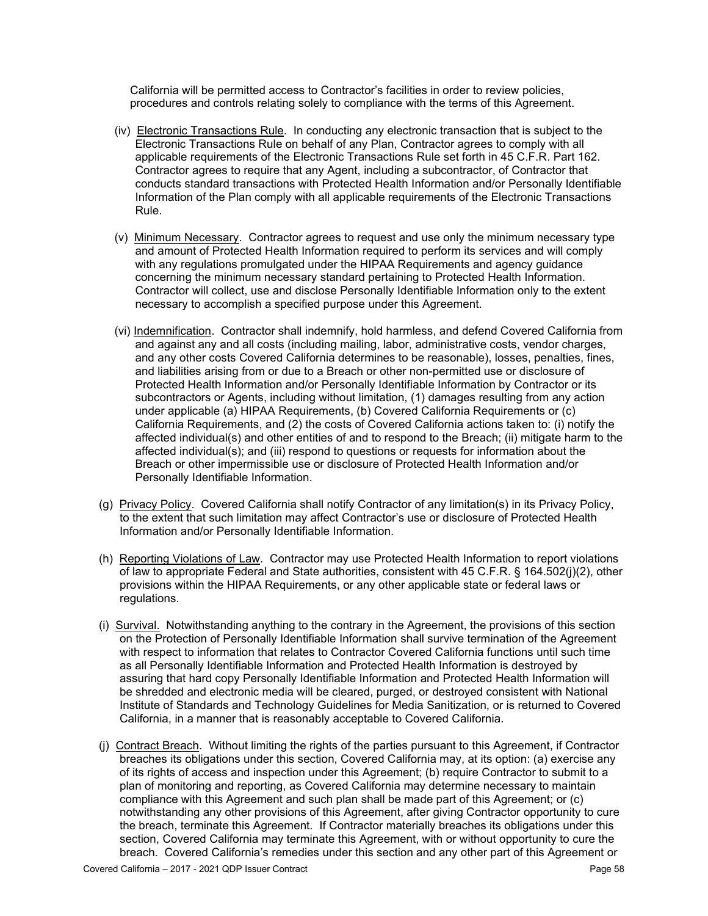California will be permitted access to Contractor's facilities in order to review policies, procedures and controls relating solely to compliance with the terms of this Agreement.

(iv) Electronic Transactions Rule. In conducting any electronic transaction that is subject to the Electronic Transactions Rule on behalf of any Plan, Contractor agrees to comply with all applicable requirements of the Electronic Transactions Rule set forth in 45 C.F.R. Part 162. Contractor agrees to require that any Agent, including a subcontractor, of Contractor that conducts standard transactions with Protected Health Information and/or Personally Identifiable Information of the Plan comply with all applicable requirements of the Electronic Transactions Rule.

(v) Minimum Necessary. Contractor agrees to request and use only the minimum necessary type and amount of Protected Health Information required to perform its services and will comply with any regulations promulgated under the HIPAA Requirements and agency guidance concerning the minimum necessary standard pertaining to Protected Health Information. Contractor will collect, use and disclose Personally Identifiable Information only to the extent necessary to accomplish a specified purpose under this Agreement.

(vi) Indemnification. Contractor shall indemnify, hold harmless, and defend Covered California from and against any and all costs (including mailing, labor, administrative costs, vendor charges, and any other costs Covered California determines to be reasonable), losses, penalties, fines, and liabilities arising from or due to a Breach or other non-permitted use or disclosure of Protected Health Information and/or Personally Identifiable Information by Contractor or its subcontractors or Agents, including without limitation, (1) damages resulting from any action under applicable (a) HIPAA Requirements, (b) Covered California Requirements or (c) California Requirements, and (2) the costs of Covered California actions taken to: (i) notify the affected individual(s) and other entities of and to respond to the Breach; (ii) mitigate harm to the affected individual(s); and (iii) respond to questions or requests for information about the Breach or other impermissible use or disclosure of Protected Health Information and/or Personally Identifiable Information.

(g) Privacy Policy. Covered California shall notify Contractor of any limitation(s) in its Privacy Policy, to the extent that such limitation may affect Contractor's use or disclosure of Protected Health Information and/or Personally Identifiable Information.

(h) Reporting Violations of Law. Contractor may use Protected Health Information to report violations of law to appropriate Federal and State authorities, consistent with 45 C.F.R. § 164.502(j)(2), other provisions within the HIPAA Requirements, or any other applicable state or federal laws or regulations.

(i) Survival. Notwithstanding anything to the contrary in the Agreement, the provisions of this section on the Protection of Personally Identifiable Information shall survive termination of the Agreement with respect to information that relates to Contractor Covered California functions until such time as all Personally Identifiable Information and Protected Health Information is destroyed by assuring that hard copy Personally Identifiable Information and Protected Health Information will be shredded and electronic media will be cleared, purged, or destroyed consistent with National Institute of Standards and Technology Guidelines for Media Sanitization, or is returned to Covered California, in a manner that is reasonably acceptable to Covered California.

(j) Contract Breach. Without limiting the rights of the parties pursuant to this Agreement, if Contractor breaches its obligations under this section, Covered California may, at its option: (a) exercise any of its rights of access and inspection under this Agreement; (b) require Contractor to submit to a plan of monitoring and reporting, as Covered California may determine necessary to maintain compliance with this Agreement and such plan shall be made part of this Agreement; or (c) notwithstanding any other provisions of this Agreement, after giving Contractor opportunity to cure the breach, terminate this Agreement. If Contractor materially breaches its obligations under this section, Covered California may terminate this Agreement, with or without opportunity to cure the breach. Covered California's remedies under this section and any other part of this Agreement or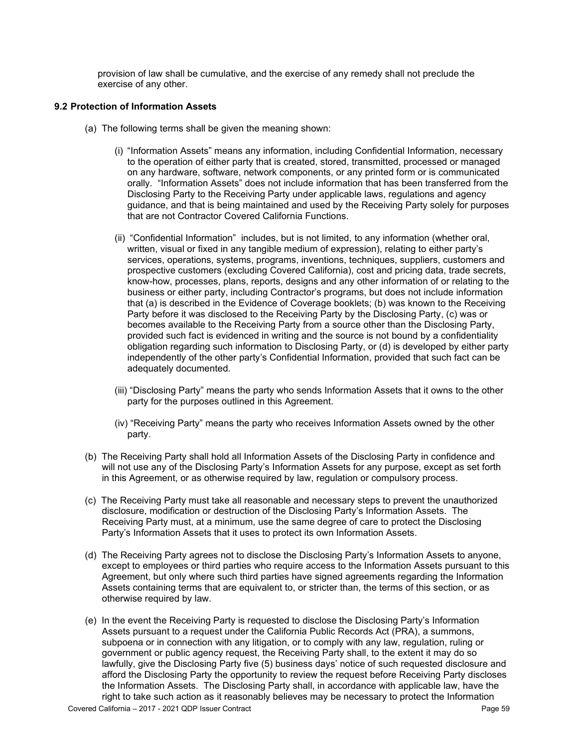provision of law shall be cumulative, and the exercise of any remedy shall not preclude the exercise of any other.

### 9.2 Protection of Information Assets

(a) The following terms shall be given the meaning shown:

(i) "Information Assets" means any information, including Confidential Information, necessary to the operation of either party that is created, stored, transmitted, processed or managed on any hardware, software, network components, or any printed form or is communicated orally. "Information Assets" does not include information that has been transferred from the Disclosing Party to the Receiving Party under applicable laws, regulations and agency guidance, and that is being maintained and used by the Receiving Party solely for purposes that are not Contractor Covered California Functions.

(ii) "Confidential Information" includes, but is not limited, to any information (whether oral, written, visual or fixed in any tangible medium of expression), relating to either party's services, operations, systems, programs, inventions, techniques, suppliers, customers and prospective customers (excluding Covered California), cost and pricing data, trade secrets, know-how, processes, plans, reports, designs and any other information of or relating to the business or either party, including Contractor's programs, but does not include information that (a) is described in the Evidence of Coverage booklets; (b) was known to the Receiving Party before it was disclosed to the Receiving Party by the Disclosing Party, (c) was or becomes available to the Receiving Party from a source other than the Disclosing Party, provided such fact is evidenced in writing and the source is not bound by a confidentiality obligation regarding such information to Disclosing Party, or (d) is developed by either party independently of the other party's Confidential Information, provided that such fact can be adequately documented.

(iii) "Disclosing Party" means the party who sends Information Assets that it owns to the other party for the purposes outlined in this Agreement.

(iv) "Receiving Party" means the party who receives Information Assets owned by the other party.

(b) The Receiving Party shall hold all Information Assets of the Disclosing Party in confidence and will not use any of the Disclosing Party's Information Assets for any purpose, except as set forth in this Agreement, or as otherwise required by law, regulation or compulsory process.

(c) The Receiving Party must take all reasonable and necessary steps to prevent the unauthorized disclosure, modification or destruction of the Disclosing Party's Information Assets. The Receiving Party must, at a minimum, use the same degree of care to protect the Disclosing Party's Information Assets that it uses to protect its own Information Assets.

(d) The Receiving Party agrees not to disclose the Disclosing Party's Information Assets to anyone, except to employees or third parties who require access to the Information Assets pursuant to this Agreement, but only where such third parties have signed agreements regarding the Information Assets containing terms that are equivalent to, or stricter than, the terms of this section, or as otherwise required by law.

(e) In the event the Receiving Party is requested to disclose the Disclosing Party's Information Assets pursuant to a request under the California Public Records Act (PRA), a summons, subpoena or in connection with any litigation, or to comply with any law, regulation, ruling or government or public agency request, the Receiving Party shall, to the extent it may do so lawfully, give the Disclosing Party five (5) business days' notice of such requested disclosure and afford the Disclosing Party the opportunity to review the request before Receiving Party discloses the Information Assets. The Disclosing Party shall, in accordance with applicable law, have the right to take such action as it reasonably believes may be necessary to protect the Information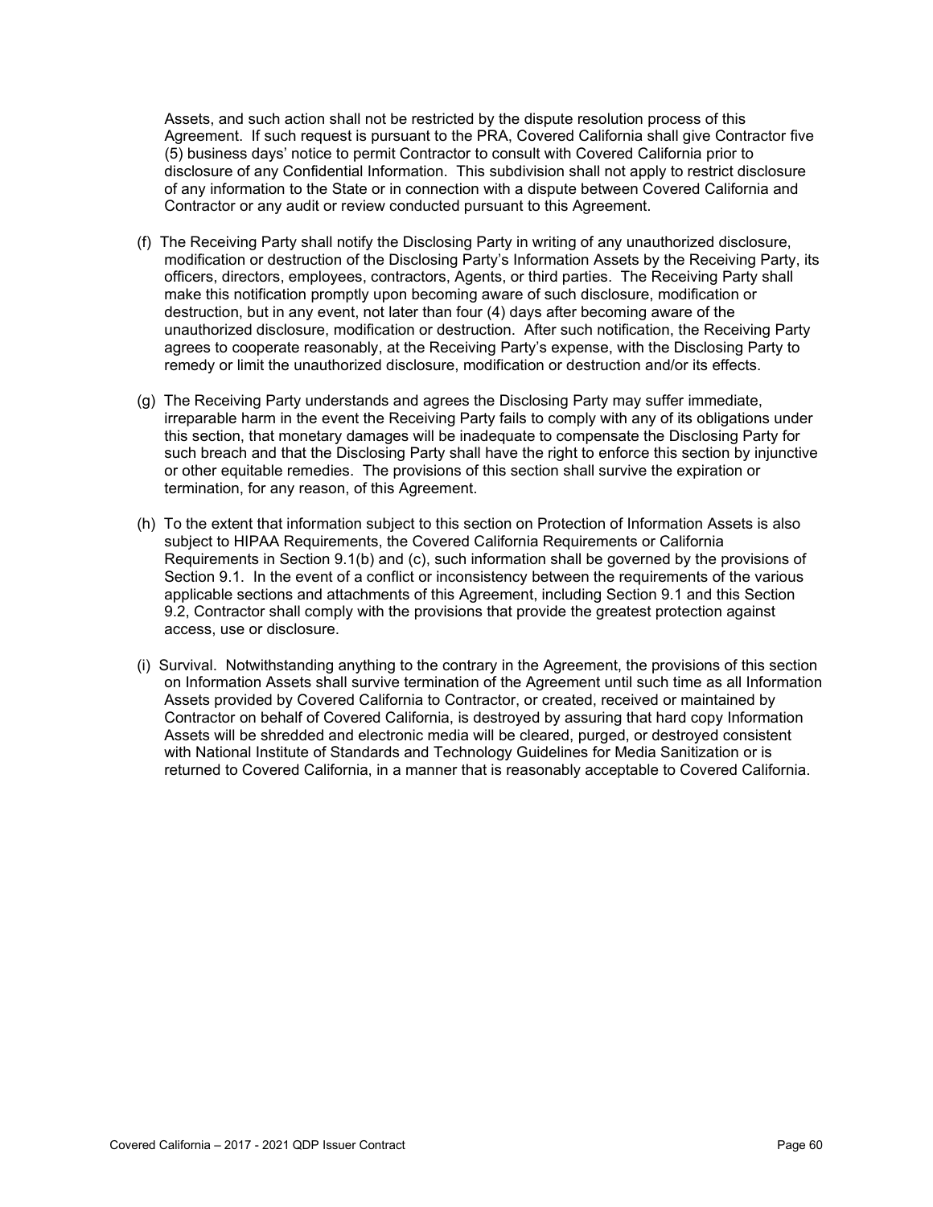Assets, and such action shall not be restricted by the dispute resolution process of this Agreement. If such request is pursuant to the PRA, Covered California shall give Contractor five (5) business days' notice to permit Contractor to consult with Covered California prior to disclosure of any Confidential Information. This subdivision shall not apply to restrict disclosure of any information to the State or in connection with a dispute between Covered California and Contractor or any audit or review conducted pursuant to this Agreement.

(f) The Receiving Party shall notify the Disclosing Party in writing of any unauthorized disclosure, modification or destruction of the Disclosing Party's Information Assets by the Receiving Party, its officers, directors, employees, contractors, Agents, or third parties. The Receiving Party shall make this notification promptly upon becoming aware of such disclosure, modification or destruction, but in any event, not later than four (4) days after becoming aware of the unauthorized disclosure, modification or destruction. After such notification, the Receiving Party agrees to cooperate reasonably, at the Receiving Party's expense, with the Disclosing Party to remedy or limit the unauthorized disclosure, modification or destruction and/or its effects.

(g) The Receiving Party understands and agrees the Disclosing Party may suffer immediate, irreparable harm in the event the Receiving Party fails to comply with any of its obligations under this section, that monetary damages will be inadequate to compensate the Disclosing Party for such breach and that the Disclosing Party shall have the right to enforce this section by injunctive or other equitable remedies. The provisions of this section shall survive the expiration or termination, for any reason, of this Agreement.

(h) To the extent that information subject to this section on Protection of Information Assets is also subject to HIPAA Requirements, the Covered California Requirements or California Requirements in Section 9.1(b) and (c), such information shall be governed by the provisions of Section 9.1. In the event of a conflict or inconsistency between the requirements of the various applicable sections and attachments of this Agreement, including Section 9.1 and this Section 9.2, Contractor shall comply with the provisions that provide the greatest protection against access, use or disclosure.

(i) Survival. Notwithstanding anything to the contrary in the Agreement, the provisions of this section on Information Assets shall survive termination of the Agreement until such time as all Information Assets provided by Covered California to Contractor, or created, received or maintained by Contractor on behalf of Covered California, is destroyed by assuring that hard copy Information Assets will be shredded and electronic media will be cleared, purged, or destroyed consistent with National Institute of Standards and Technology Guidelines for Media Sanitization or is returned to Covered California, in a manner that is reasonably acceptable to Covered California.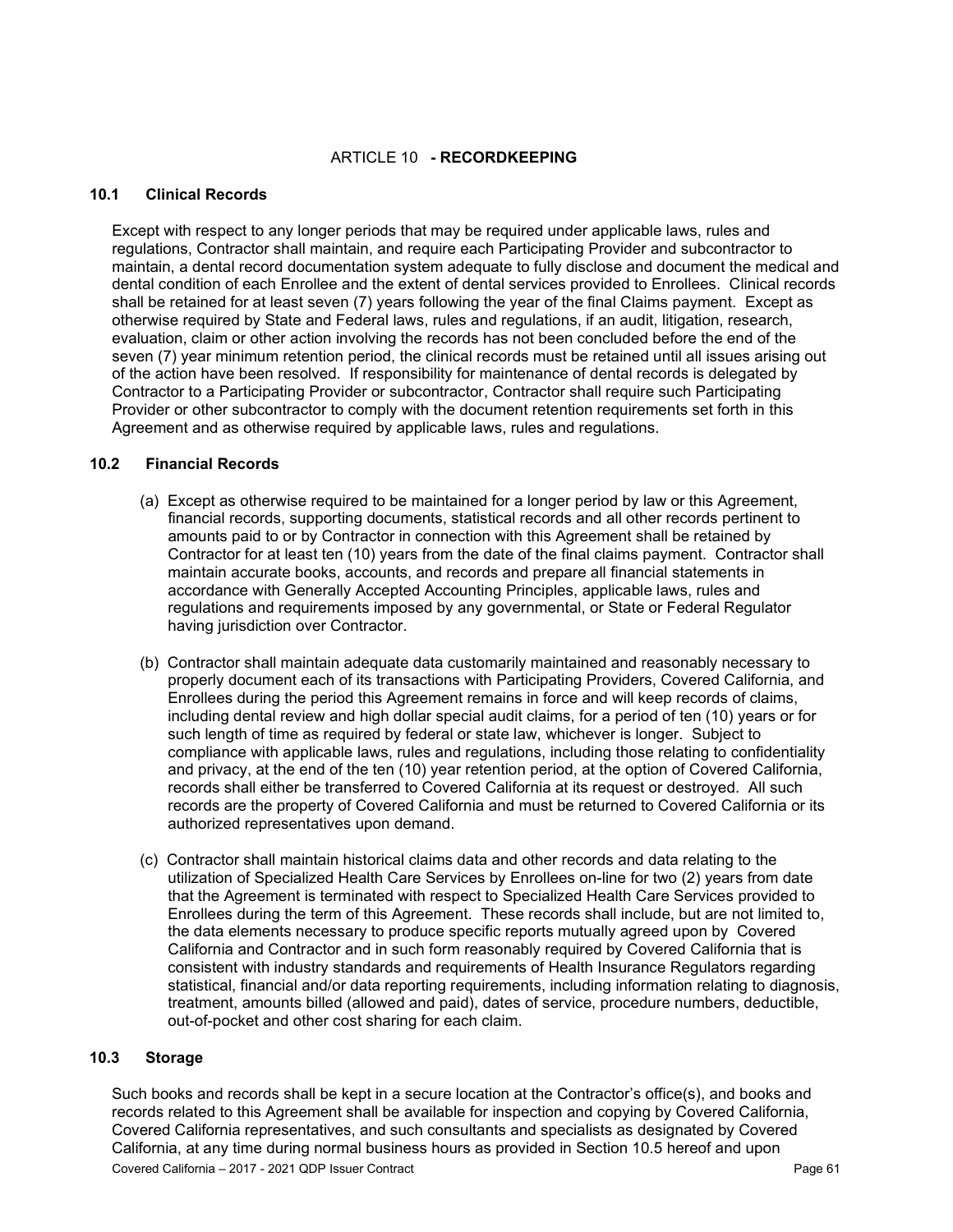## ARTICLE 10 - RECORDKEEPING

### 10.1 Clinical Records

Except with respect to any longer periods that may be required under applicable laws, rules and regulations, Contractor shall maintain, and require each Participating Provider and subcontractor to maintain, a dental record documentation system adequate to fully disclose and document the medical and dental condition of each Enrollee and the extent of dental services provided to Enrollees. Clinical records shall be retained for at least seven (7) years following the year of the final Claims payment. Except as otherwise required by State and Federal laws, rules and regulations, if an audit, litigation, research, evaluation, claim or other action involving the records has not been concluded before the end of the seven (7) year minimum retention period, the clinical records must be retained until all issues arising out of the action have been resolved. If responsibility for maintenance of dental records is delegated by Contractor to a Participating Provider or subcontractor, Contractor shall require such Participating Provider or other subcontractor to comply with the document retention requirements set forth in this Agreement and as otherwise required by applicable laws, rules and regulations.

### 10.2 Financial Records

(a) Except as otherwise required to be maintained for a longer period by law or this Agreement, financial records, supporting documents, statistical records and all other records pertinent to amounts paid to or by Contractor in connection with this Agreement shall be retained by Contractor for at least ten (10) years from the date of the final claims payment. Contractor shall maintain accurate books, accounts, and records and prepare all financial statements in accordance with Generally Accepted Accounting Principles, applicable laws, rules and regulations and requirements imposed by any governmental, or State or Federal Regulator having jurisdiction over Contractor.

(b) Contractor shall maintain adequate data customarily maintained and reasonably necessary to properly document each of its transactions with Participating Providers, Covered California, and Enrollees during the period this Agreement remains in force and will keep records of claims, including dental review and high dollar special audit claims, for a period of ten (10) years or for such length of time as required by federal or state law, whichever is longer. Subject to compliance with applicable laws, rules and regulations, including those relating to confidentiality and privacy, at the end of the ten (10) year retention period, at the option of Covered California, records shall either be transferred to Covered California at its request or destroyed. All such records are the property of Covered California and must be returned to Covered California or its authorized representatives upon demand.

(c) Contractor shall maintain historical claims data and other records and data relating to the utilization of Specialized Health Care Services by Enrollees on-line for two (2) years from date that the Agreement is terminated with respect to Specialized Health Care Services provided to Enrollees during the term of this Agreement. These records shall include, but are not limited to, the data elements necessary to produce specific reports mutually agreed upon by Covered California and Contractor and in such form reasonably required by Covered California that is consistent with industry standards and requirements of Health Insurance Regulators regarding statistical, financial and/or data reporting requirements, including information relating to diagnosis, treatment, amounts billed (allowed and paid), dates of service, procedure numbers, deductible, out-of-pocket and other cost sharing for each claim.

### 10.3 Storage

Such books and records shall be kept in a secure location at the Contractor's office(s), and books and records related to this Agreement shall be available for inspection and copying by Covered California, Covered California representatives, and such consultants and specialists as designated by Covered California, at any time during normal business hours as provided in Section 10.5 hereof and upon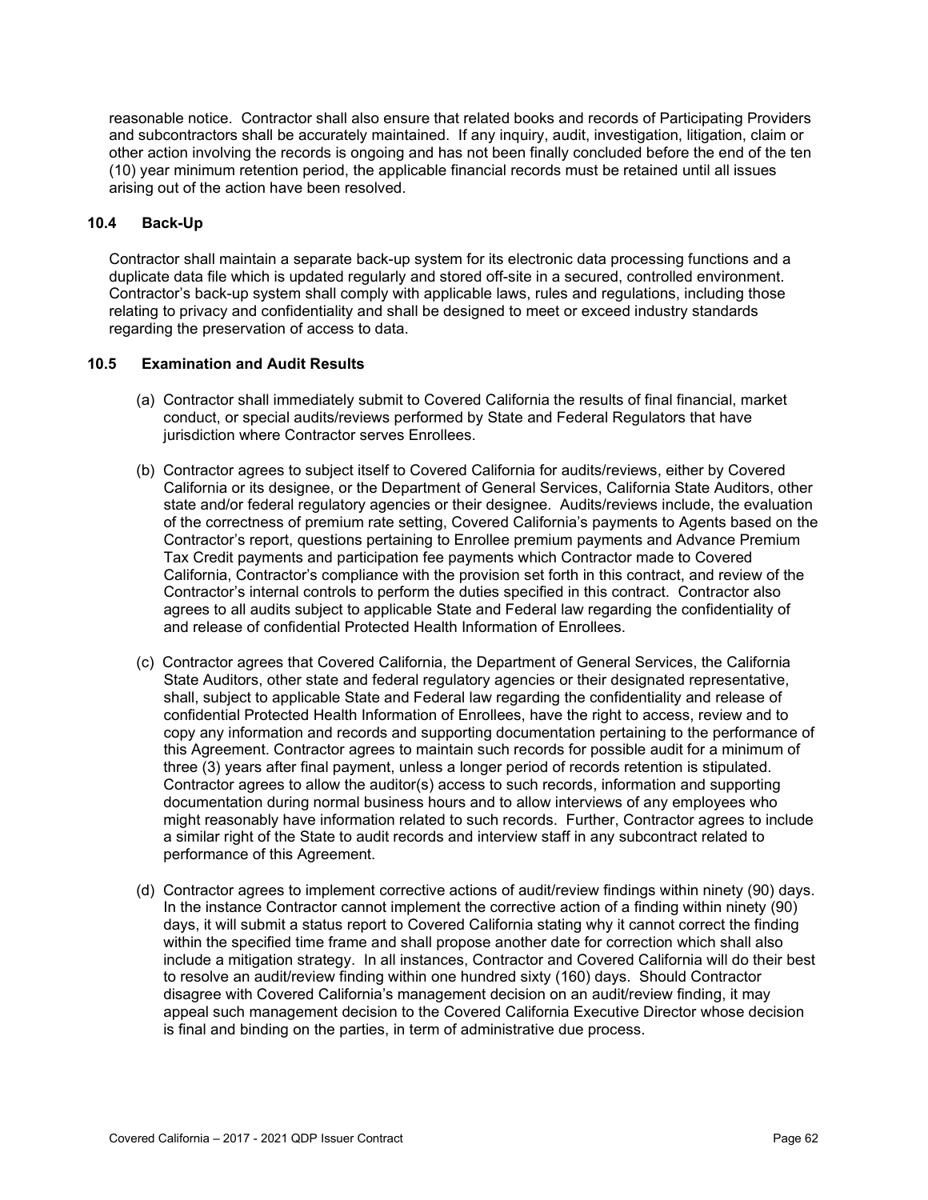reasonable notice. Contractor shall also ensure that related books and records of Participating Providers and subcontractors shall be accurately maintained. If any inquiry, audit, investigation, litigation, claim or other action involving the records is ongoing and has not been finally concluded before the end of the ten (10) year minimum retention period, the applicable financial records must be retained until all issues arising out of the action have been resolved.

### 10.4 Back-Up

Contractor shall maintain a separate back-up system for its electronic data processing functions and a duplicate data file which is updated regularly and stored off-site in a secured, controlled environment. Contractor's back-up system shall comply with applicable laws, rules and regulations, including those relating to privacy and confidentiality and shall be designed to meet or exceed industry standards regarding the preservation of access to data.

### 10.5 Examination and Audit Results

(a) Contractor shall immediately submit to Covered California the results of final financial, market conduct, or special audits/reviews performed by State and Federal Regulators that have jurisdiction where Contractor serves Enrollees.

(b) Contractor agrees to subject itself to Covered California for audits/reviews, either by Covered California or its designee, or the Department of General Services, California State Auditors, other state and/or federal regulatory agencies or their designee. Audits/reviews include, the evaluation of the correctness of premium rate setting, Covered California's payments to Agents based on the Contractor's report, questions pertaining to Enrollee premium payments and Advance Premium Tax Credit payments and participation fee payments which Contractor made to Covered California, Contractor's compliance with the provision set forth in this contract, and review of the Contractor's internal controls to perform the duties specified in this contract. Contractor also agrees to all audits subject to applicable State and Federal law regarding the confidentiality of and release of confidential Protected Health Information of Enrollees.

(c) Contractor agrees that Covered California, the Department of General Services, the California State Auditors, other state and federal regulatory agencies or their designated representative, shall, subject to applicable State and Federal law regarding the confidentiality and release of confidential Protected Health Information of Enrollees, have the right to access, review and to copy any information and records and supporting documentation pertaining to the performance of this Agreement. Contractor agrees to maintain such records for possible audit for a minimum of three (3) years after final payment, unless a longer period of records retention is stipulated. Contractor agrees to allow the auditor(s) access to such records, information and supporting documentation during normal business hours and to allow interviews of any employees who might reasonably have information related to such records. Further, Contractor agrees to include a similar right of the State to audit records and interview staff in any subcontract related to performance of this Agreement.

(d) Contractor agrees to implement corrective actions of audit/review findings within ninety (90) days. In the instance Contractor cannot implement the corrective action of a finding within ninety (90) days, it will submit a status report to Covered California stating why it cannot correct the finding within the specified time frame and shall propose another date for correction which shall also include a mitigation strategy. In all instances, Contractor and Covered California will do their best to resolve an audit/review finding within one hundred sixty (160) days. Should Contractor disagree with Covered California's management decision on an audit/review finding, it may appeal such management decision to the Covered California Executive Director whose decision is final and binding on the parties, in term of administrative due process.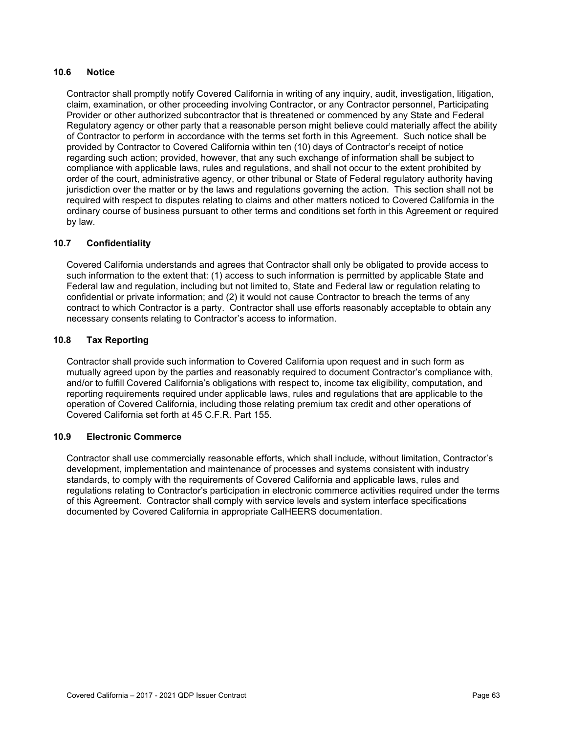### 10.6 Notice

Contractor shall promptly notify Covered California in writing of any inquiry, audit, investigation, litigation, claim, examination, or other proceeding involving Contractor, or any Contractor personnel, Participating Provider or other authorized subcontractor that is threatened or commenced by any State and Federal Regulatory agency or other party that a reasonable person might believe could materially affect the ability of Contractor to perform in accordance with the terms set forth in this Agreement. Such notice shall be provided by Contractor to Covered California within ten (10) days of Contractor's receipt of notice regarding such action; provided, however, that any such exchange of information shall be subject to compliance with applicable laws, rules and regulations, and shall not occur to the extent prohibited by order of the court, administrative agency, or other tribunal or State of Federal regulatory authority having jurisdiction over the matter or by the laws and regulations governing the action. This section shall not be required with respect to disputes relating to claims and other matters noticed to Covered California in the ordinary course of business pursuant to other terms and conditions set forth in this Agreement or required by law.

### 10.7 Confidentiality

Covered California understands and agrees that Contractor shall only be obligated to provide access to such information to the extent that: (1) access to such information is permitted by applicable State and Federal law and regulation, including but not limited to, State and Federal law or regulation relating to confidential or private information; and (2) it would not cause Contractor to breach the terms of any contract to which Contractor is a party. Contractor shall use efforts reasonably acceptable to obtain any necessary consents relating to Contractor's access to information.

### 10.8 Tax Reporting

Contractor shall provide such information to Covered California upon request and in such form as mutually agreed upon by the parties and reasonably required to document Contractor's compliance with, and/or to fulfill Covered California's obligations with respect to, income tax eligibility, computation, and reporting requirements required under applicable laws, rules and regulations that are applicable to the operation of Covered California, including those relating premium tax credit and other operations of Covered California set forth at 45 C.F.R. Part 155.

### 10.9 Electronic Commerce

Contractor shall use commercially reasonable efforts, which shall include, without limitation, Contractor's development, implementation and maintenance of processes and systems consistent with industry standards, to comply with the requirements of Covered California and applicable laws, rules and regulations relating to Contractor's participation in electronic commerce activities required under the terms of this Agreement. Contractor shall comply with service levels and system interface specifications documented by Covered California in appropriate CalHEERS documentation.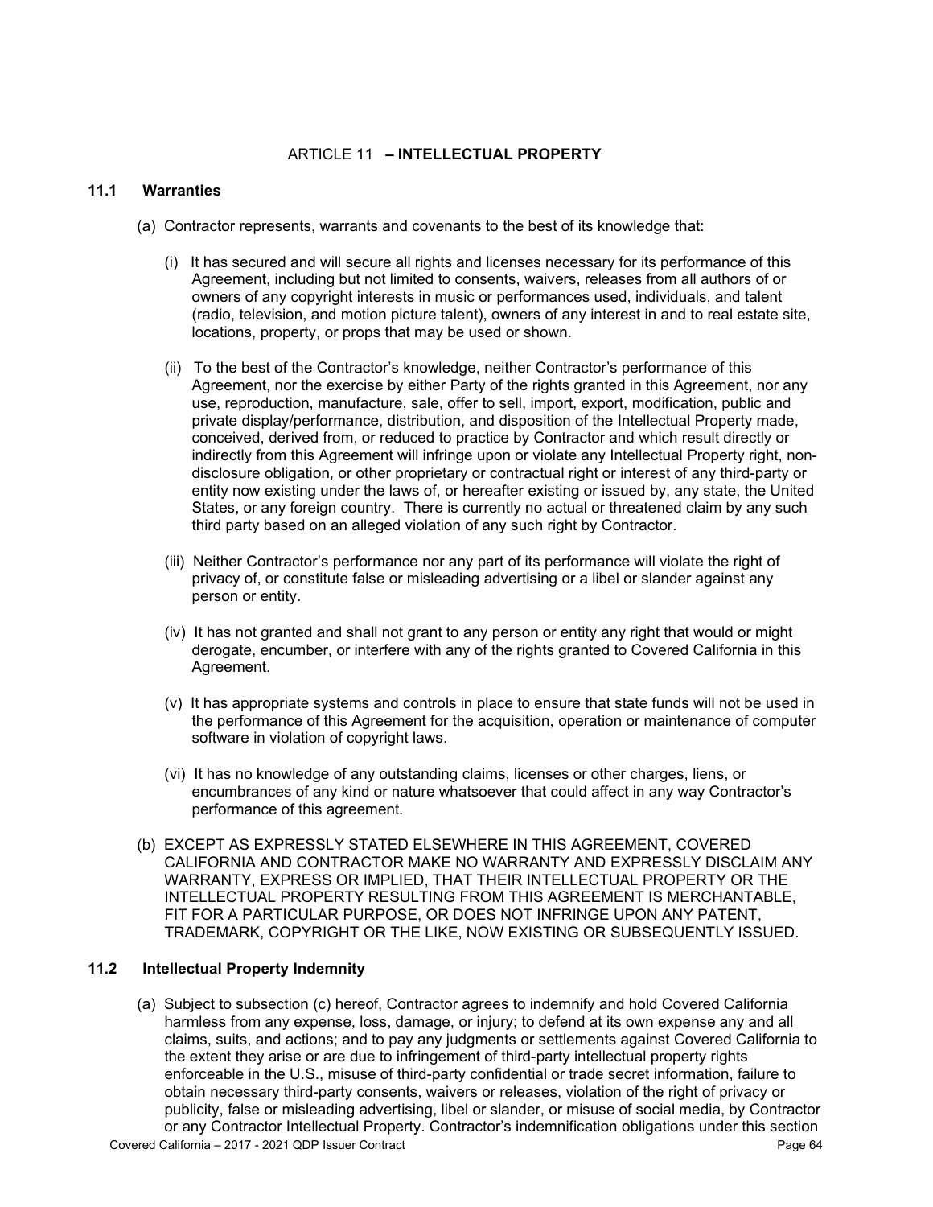## ARTICLE 11 – INTELLECTUAL PROPERTY

### 11.1 Warranties

(a) Contractor represents, warrants and covenants to the best of its knowledge that:

(i) It has secured and will secure all rights and licenses necessary for its performance of this Agreement, including but not limited to consents, waivers, releases from all authors of or owners of any copyright interests in music or performances used, individuals, and talent (radio, television, and motion picture talent), owners of any interest in and to real estate site, locations, property, or props that may be used or shown.

(ii) To the best of the Contractor's knowledge, neither Contractor's performance of this Agreement, nor the exercise by either Party of the rights granted in this Agreement, nor any use, reproduction, manufacture, sale, offer to sell, import, export, modification, public and private display/performance, distribution, and disposition of the Intellectual Property made, conceived, derived from, or reduced to practice by Contractor and which result directly or indirectly from this Agreement will infringe upon or violate any Intellectual Property right, non-disclosure obligation, or other proprietary or contractual right or interest of any third-party or entity now existing under the laws of, or hereafter existing or issued by, any state, the United States, or any foreign country. There is currently no actual or threatened claim by any such third party based on an alleged violation of any such right by Contractor.

(iii) Neither Contractor's performance nor any part of its performance will violate the right of privacy of, or constitute false or misleading advertising or a libel or slander against any person or entity.

(iv) It has not granted and shall not grant to any person or entity any right that would or might derogate, encumber, or interfere with any of the rights granted to Covered California in this Agreement.

(v) It has appropriate systems and controls in place to ensure that state funds will not be used in the performance of this Agreement for the acquisition, operation or maintenance of computer software in violation of copyright laws.

(vi) It has no knowledge of any outstanding claims, licenses or other charges, liens, or encumbrances of any kind or nature whatsoever that could affect in any way Contractor's performance of this agreement.

(b) EXCEPT AS EXPRESSLY STATED ELSEWHERE IN THIS AGREEMENT, COVERED CALIFORNIA AND CONTRACTOR MAKE NO WARRANTY AND EXPRESSLY DISCLAIM ANY WARRANTY, EXPRESS OR IMPLIED, THAT THEIR INTELLECTUAL PROPERTY OR THE INTELLECTUAL PROPERTY RESULTING FROM THIS AGREEMENT IS MERCHANTABLE, FIT FOR A PARTICULAR PURPOSE, OR DOES NOT INFRINGE UPON ANY PATENT, TRADEMARK, COPYRIGHT OR THE LIKE, NOW EXISTING OR SUBSEQUENTLY ISSUED.

### 11.2 Intellectual Property Indemnity

(a) Subject to subsection (c) hereof, Contractor agrees to indemnify and hold Covered California harmless from any expense, loss, damage, or injury; to defend at its own expense any and all claims, suits, and actions; and to pay any judgments or settlements against Covered California to the extent they arise or are due to infringement of third-party intellectual property rights enforceable in the U.S., misuse of third-party confidential or trade secret information, failure to obtain necessary third-party consents, waivers or releases, violation of the right of privacy or publicity, false or misleading advertising, libel or slander, or misuse of social media, by Contractor or any Contractor Intellectual Property. Contractor's indemnification obligations under this section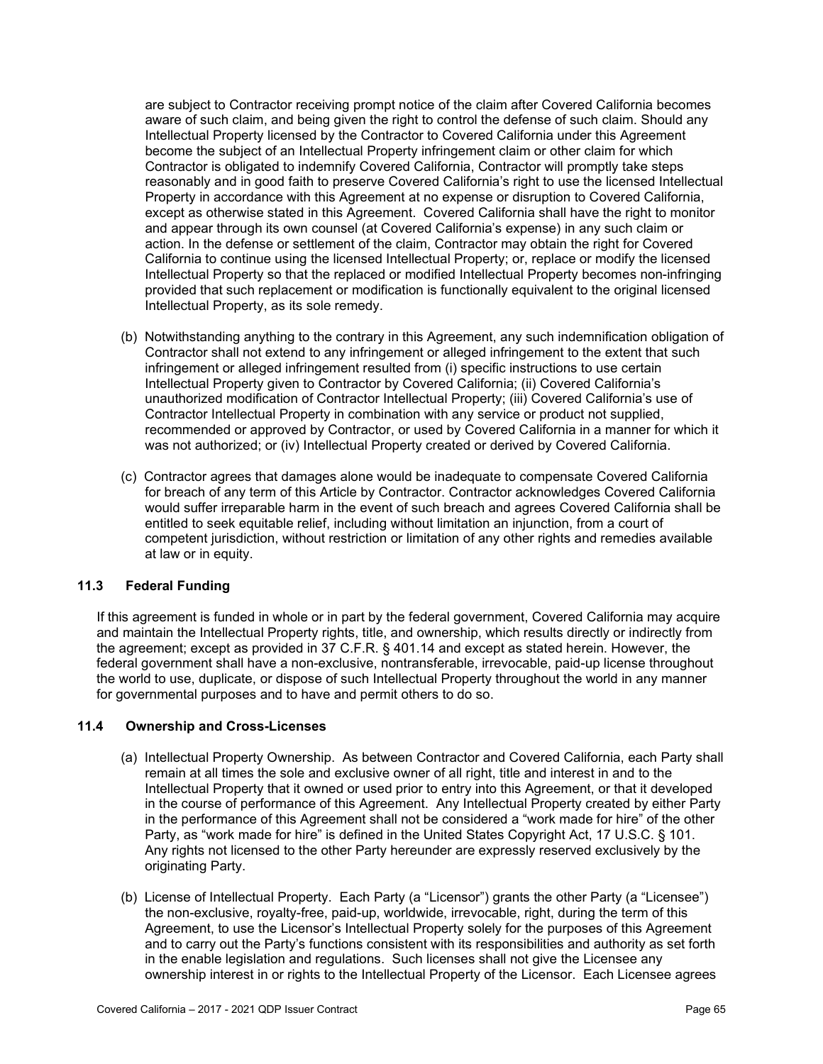are subject to Contractor receiving prompt notice of the claim after Covered California becomes aware of such claim, and being given the right to control the defense of such claim. Should any Intellectual Property licensed by the Contractor to Covered California under this Agreement become the subject of an Intellectual Property infringement claim or other claim for which Contractor is obligated to indemnify Covered California, Contractor will promptly take steps reasonably and in good faith to preserve Covered California's right to use the licensed Intellectual Property in accordance with this Agreement at no expense or disruption to Covered California, except as otherwise stated in this Agreement. Covered California shall have the right to monitor and appear through its own counsel (at Covered California's expense) in any such claim or action. In the defense or settlement of the claim, Contractor may obtain the right for Covered California to continue using the licensed Intellectual Property; or, replace or modify the licensed Intellectual Property so that the replaced or modified Intellectual Property becomes non-infringing provided that such replacement or modification is functionally equivalent to the original licensed Intellectual Property, as its sole remedy.

(b) Notwithstanding anything to the contrary in this Agreement, any such indemnification obligation of Contractor shall not extend to any infringement or alleged infringement to the extent that such infringement or alleged infringement resulted from (i) specific instructions to use certain Intellectual Property given to Contractor by Covered California; (ii) Covered California's unauthorized modification of Contractor Intellectual Property; (iii) Covered California's use of Contractor Intellectual Property in combination with any service or product not supplied, recommended or approved by Contractor, or used by Covered California in a manner for which it was not authorized; or (iv) Intellectual Property created or derived by Covered California.

(c) Contractor agrees that damages alone would be inadequate to compensate Covered California for breach of any term of this Article by Contractor. Contractor acknowledges Covered California would suffer irreparable harm in the event of such breach and agrees Covered California shall be entitled to seek equitable relief, including without limitation an injunction, from a court of competent jurisdiction, without restriction or limitation of any other rights and remedies available at law or in equity.

### 11.3 Federal Funding

If this agreement is funded in whole or in part by the federal government, Covered California may acquire and maintain the Intellectual Property rights, title, and ownership, which results directly or indirectly from the agreement; except as provided in 37 C.F.R. § 401.14 and except as stated herein. However, the federal government shall have a non-exclusive, nontransferable, irrevocable, paid-up license throughout the world to use, duplicate, or dispose of such Intellectual Property throughout the world in any manner for governmental purposes and to have and permit others to do so.

### 11.4 Ownership and Cross-Licenses

(a) Intellectual Property Ownership. As between Contractor and Covered California, each Party shall remain at all times the sole and exclusive owner of all right, title and interest in and to the Intellectual Property that it owned or used prior to entry into this Agreement, or that it developed in the course of performance of this Agreement. Any Intellectual Property created by either Party in the performance of this Agreement shall not be considered a "work made for hire" of the other Party, as "work made for hire" is defined in the United States Copyright Act, 17 U.S.C. § 101. Any rights not licensed to the other Party hereunder are expressly reserved exclusively by the originating Party.

(b) License of Intellectual Property. Each Party (a "Licensor") grants the other Party (a "Licensee") the non-exclusive, royalty-free, paid-up, worldwide, irrevocable, right, during the term of this Agreement, to use the Licensor's Intellectual Property solely for the purposes of this Agreement and to carry out the Party's functions consistent with its responsibilities and authority as set forth in the enable legislation and regulations. Such licenses shall not give the Licensee any ownership interest in or rights to the Intellectual Property of the Licensor. Each Licensee agrees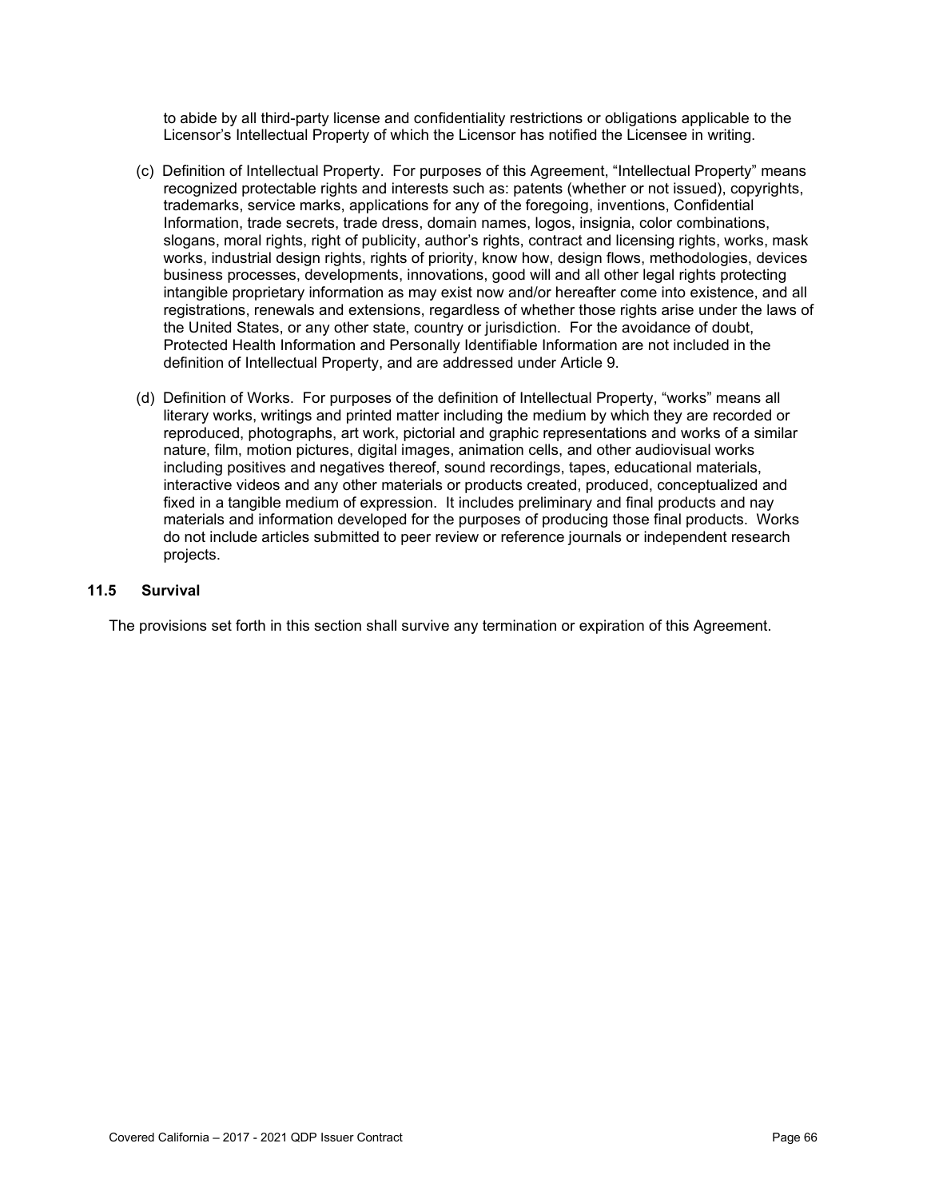to abide by all third-party license and confidentiality restrictions or obligations applicable to the Licensor's Intellectual Property of which the Licensor has notified the Licensee in writing.

(c) Definition of Intellectual Property. For purposes of this Agreement, "Intellectual Property" means recognized protectable rights and interests such as: patents (whether or not issued), copyrights, trademarks, service marks, applications for any of the foregoing, inventions, Confidential Information, trade secrets, trade dress, domain names, logos, insignia, color combinations, slogans, moral rights, right of publicity, author's rights, contract and licensing rights, works, mask works, industrial design rights, rights of priority, know how, design flows, methodologies, devices business processes, developments, innovations, good will and all other legal rights protecting intangible proprietary information as may exist now and/or hereafter come into existence, and all registrations, renewals and extensions, regardless of whether those rights arise under the laws of the United States, or any other state, country or jurisdiction. For the avoidance of doubt, Protected Health Information and Personally Identifiable Information are not included in the definition of Intellectual Property, and are addressed under Article 9.

(d) Definition of Works. For purposes of the definition of Intellectual Property, "works" means all literary works, writings and printed matter including the medium by which they are recorded or reproduced, photographs, art work, pictorial and graphic representations and works of a similar nature, film, motion pictures, digital images, animation cells, and other audiovisual works including positives and negatives thereof, sound recordings, tapes, educational materials, interactive videos and any other materials or products created, produced, conceptualized and fixed in a tangible medium of expression. It includes preliminary and final products and nay materials and information developed for the purposes of producing those final products. Works do not include articles submitted to peer review or reference journals or independent research projects.

### 11.5 Survival

The provisions set forth in this section shall survive any termination or expiration of this Agreement.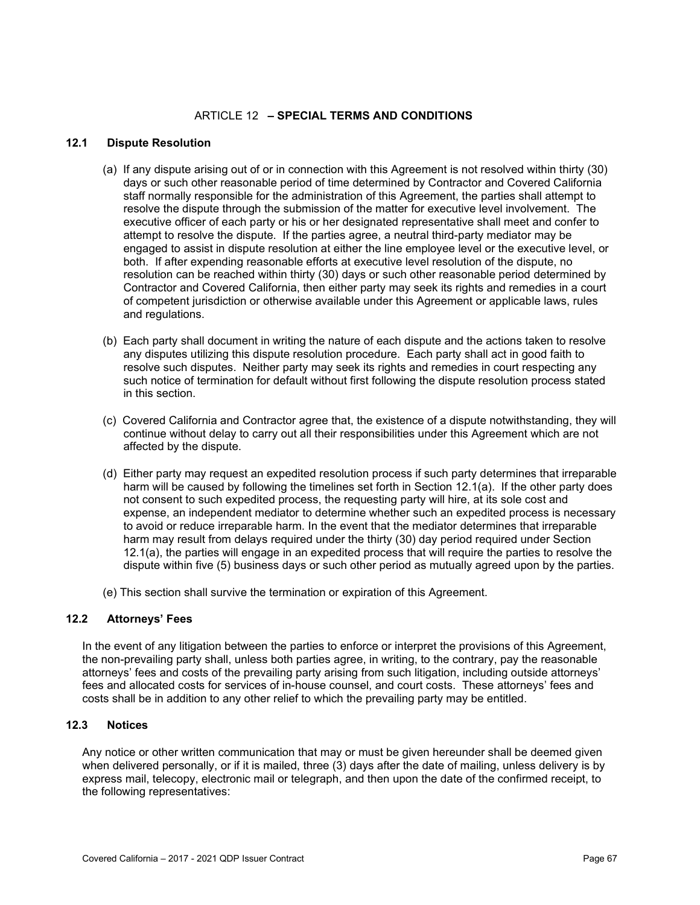## ARTICLE 12 – SPECIAL TERMS AND CONDITIONS

### 12.1 Dispute Resolution

(a) If any dispute arising out of or in connection with this Agreement is not resolved within thirty (30) days or such other reasonable period of time determined by Contractor and Covered California staff normally responsible for the administration of this Agreement, the parties shall attempt to resolve the dispute through the submission of the matter for executive level involvement. The executive officer of each party or his or her designated representative shall meet and confer to attempt to resolve the dispute. If the parties agree, a neutral third-party mediator may be engaged to assist in dispute resolution at either the line employee level or the executive level, or both. If after expending reasonable efforts at executive level resolution of the dispute, no resolution can be reached within thirty (30) days or such other reasonable period determined by Contractor and Covered California, then either party may seek its rights and remedies in a court of competent jurisdiction or otherwise available under this Agreement or applicable laws, rules and regulations.

(b) Each party shall document in writing the nature of each dispute and the actions taken to resolve any disputes utilizing this dispute resolution procedure. Each party shall act in good faith to resolve such disputes. Neither party may seek its rights and remedies in court respecting any such notice of termination for default without first following the dispute resolution process stated in this section.

(c) Covered California and Contractor agree that, the existence of a dispute notwithstanding, they will continue without delay to carry out all their responsibilities under this Agreement which are not affected by the dispute.

(d) Either party may request an expedited resolution process if such party determines that irreparable harm will be caused by following the timelines set forth in Section 12.1(a). If the other party does not consent to such expedited process, the requesting party will hire, at its sole cost and expense, an independent mediator to determine whether such an expedited process is necessary to avoid or reduce irreparable harm. In the event that the mediator determines that irreparable harm may result from delays required under the thirty (30) day period required under Section 12.1(a), the parties will engage in an expedited process that will require the parties to resolve the dispute within five (5) business days or such other period as mutually agreed upon by the parties.

(e) This section shall survive the termination or expiration of this Agreement.

### 12.2 Attorneys' Fees

In the event of any litigation between the parties to enforce or interpret the provisions of this Agreement, the non-prevailing party shall, unless both parties agree, in writing, to the contrary, pay the reasonable attorneys' fees and costs of the prevailing party arising from such litigation, including outside attorneys' fees and allocated costs for services of in-house counsel, and court costs. These attorneys' fees and costs shall be in addition to any other relief to which the prevailing party may be entitled.

### 12.3 Notices

Any notice or other written communication that may or must be given hereunder shall be deemed given when delivered personally, or if it is mailed, three (3) days after the date of mailing, unless delivery is by express mail, telecopy, electronic mail or telegraph, and then upon the date of the confirmed receipt, to the following representatives: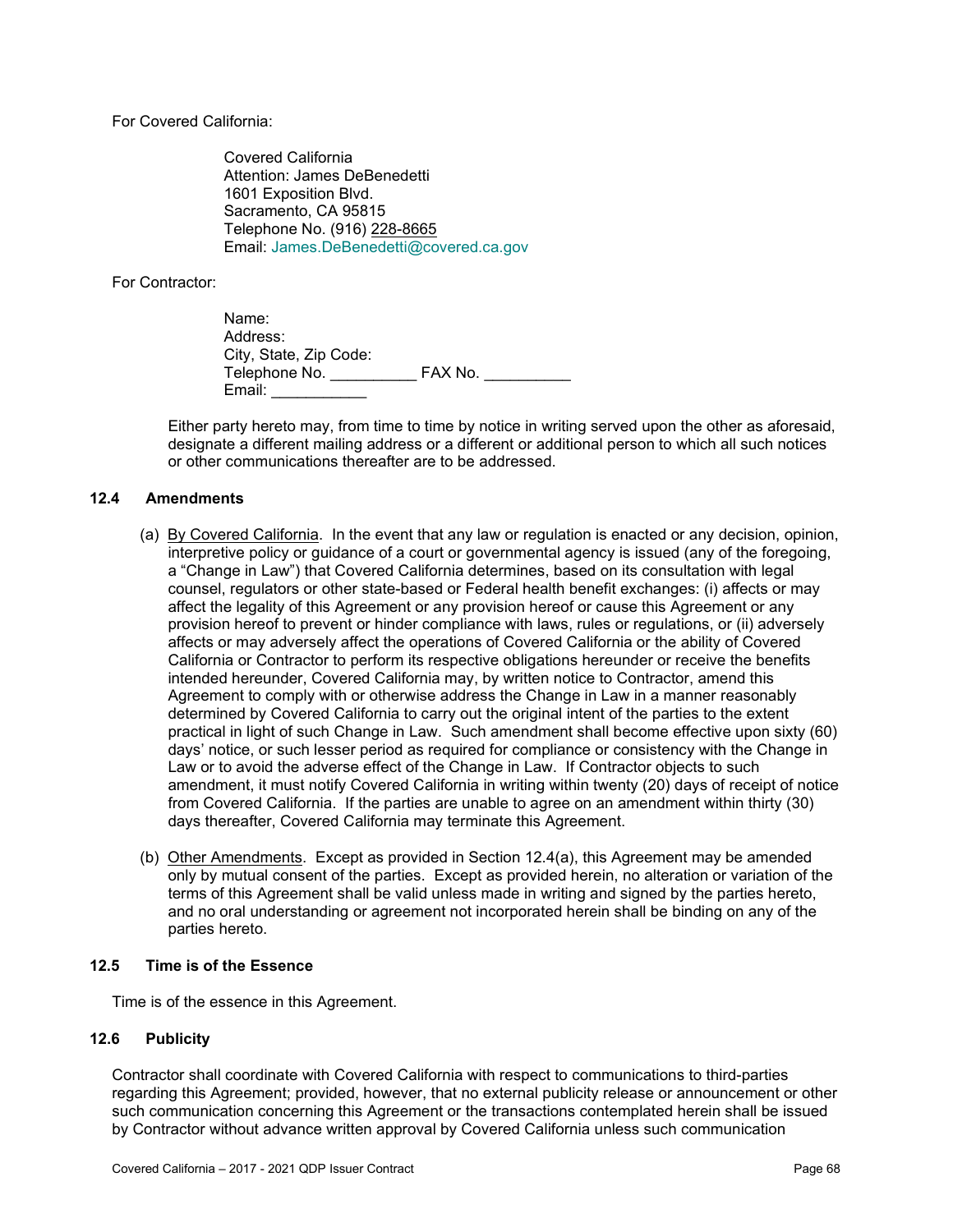For Covered California:

Covered California
Attention: James DeBenedetti
1601 Exposition Blvd.
Sacramento, CA 95815
Telephone No. (916) 228-8665
Email: James.DeBenedetti@covered.ca.gov

For Contractor:

Name:
Address:
City, State, Zip Code:
Telephone No. __________ FAX No. __________
Email: ___________

Either party hereto may, from time to time by notice in writing served upon the other as aforesaid, designate a different mailing address or a different or additional person to which all such notices or other communications thereafter are to be addressed.

### 12.4 Amendments

(a) By Covered California. In the event that any law or regulation is enacted or any decision, opinion, interpretive policy or guidance of a court or governmental agency is issued (any of the foregoing, a "Change in Law") that Covered California determines, based on its consultation with legal counsel, regulators or other state-based or Federal health benefit exchanges: (i) affects or may affect the legality of this Agreement or any provision hereof or cause this Agreement or any provision hereof to prevent or hinder compliance with laws, rules or regulations, or (ii) adversely affects or may adversely affect the operations of Covered California or the ability of Covered California or Contractor to perform its respective obligations hereunder or receive the benefits intended hereunder, Covered California may, by written notice to Contractor, amend this Agreement to comply with or otherwise address the Change in Law in a manner reasonably determined by Covered California to carry out the original intent of the parties to the extent practical in light of such Change in Law. Such amendment shall become effective upon sixty (60) days' notice, or such lesser period as required for compliance or consistency with the Change in Law or to avoid the adverse effect of the Change in Law. If Contractor objects to such amendment, it must notify Covered California in writing within twenty (20) days of receipt of notice from Covered California. If the parties are unable to agree on an amendment within thirty (30) days thereafter, Covered California may terminate this Agreement.

(b) Other Amendments. Except as provided in Section 12.4(a), this Agreement may be amended only by mutual consent of the parties. Except as provided herein, no alteration or variation of the terms of this Agreement shall be valid unless made in writing and signed by the parties hereto, and no oral understanding or agreement not incorporated herein shall be binding on any of the parties hereto.

### 12.5 Time is of the Essence

Time is of the essence in this Agreement.

### 12.6 Publicity

Contractor shall coordinate with Covered California with respect to communications to third-parties regarding this Agreement; provided, however, that no external publicity release or announcement or other such communication concerning this Agreement or the transactions contemplated herein shall be issued by Contractor without advance written approval by Covered California unless such communication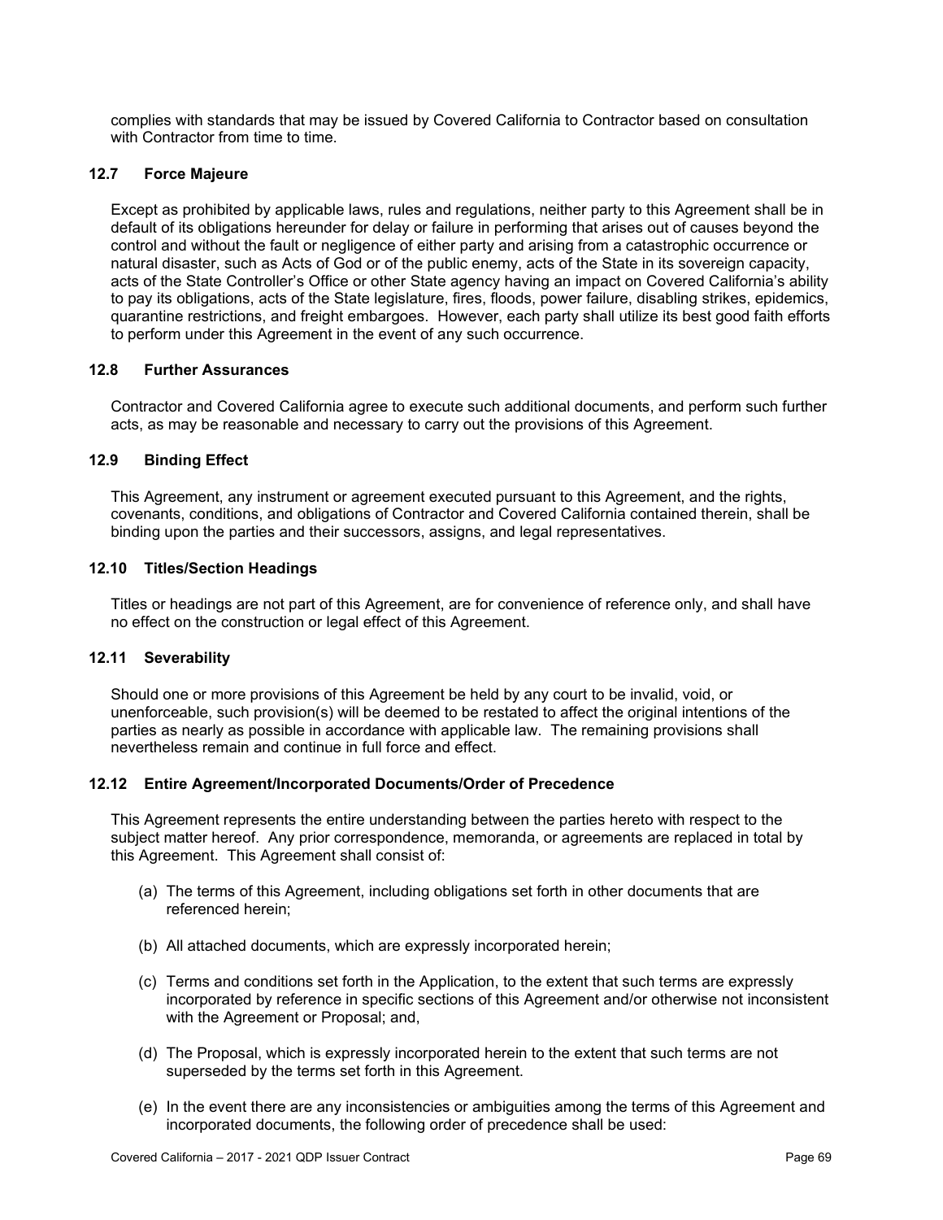complies with standards that may be issued by Covered California to Contractor based on consultation with Contractor from time to time.

### 12.7 Force Majeure

Except as prohibited by applicable laws, rules and regulations, neither party to this Agreement shall be in default of its obligations hereunder for delay or failure in performing that arises out of causes beyond the control and without the fault or negligence of either party and arising from a catastrophic occurrence or natural disaster, such as Acts of God or of the public enemy, acts of the State in its sovereign capacity, acts of the State Controller's Office or other State agency having an impact on Covered California's ability to pay its obligations, acts of the State legislature, fires, floods, power failure, disabling strikes, epidemics, quarantine restrictions, and freight embargoes. However, each party shall utilize its best good faith efforts to perform under this Agreement in the event of any such occurrence.

### 12.8 Further Assurances

Contractor and Covered California agree to execute such additional documents, and perform such further acts, as may be reasonable and necessary to carry out the provisions of this Agreement.

### 12.9 Binding Effect

This Agreement, any instrument or agreement executed pursuant to this Agreement, and the rights, covenants, conditions, and obligations of Contractor and Covered California contained therein, shall be binding upon the parties and their successors, assigns, and legal representatives.

### 12.10 Titles/Section Headings

Titles or headings are not part of this Agreement, are for convenience of reference only, and shall have no effect on the construction or legal effect of this Agreement.

### 12.11 Severability

Should one or more provisions of this Agreement be held by any court to be invalid, void, or unenforceable, such provision(s) will be deemed to be restated to affect the original intentions of the parties as nearly as possible in accordance with applicable law. The remaining provisions shall nevertheless remain and continue in full force and effect.

### 12.12 Entire Agreement/Incorporated Documents/Order of Precedence

This Agreement represents the entire understanding between the parties hereto with respect to the subject matter hereof. Any prior correspondence, memoranda, or agreements are replaced in total by this Agreement. This Agreement shall consist of:

(a) The terms of this Agreement, including obligations set forth in other documents that are referenced herein;

(b) All attached documents, which are expressly incorporated herein;

(c) Terms and conditions set forth in the Application, to the extent that such terms are expressly incorporated by reference in specific sections of this Agreement and/or otherwise not inconsistent with the Agreement or Proposal; and,

(d) The Proposal, which is expressly incorporated herein to the extent that such terms are not superseded by the terms set forth in this Agreement.

(e) In the event there are any inconsistencies or ambiguities among the terms of this Agreement and incorporated documents, the following order of precedence shall be used: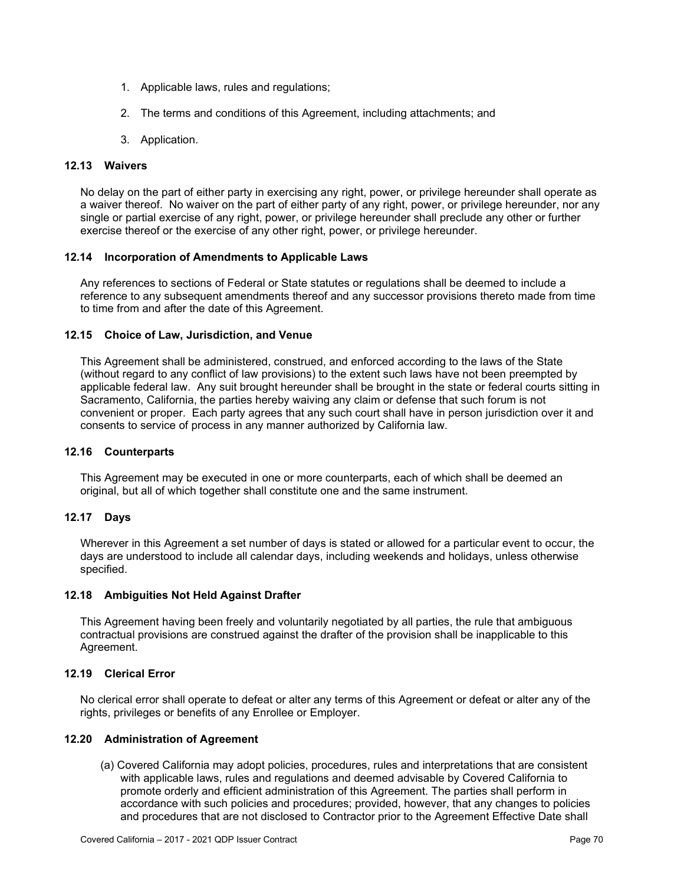1. Applicable laws, rules and regulations;
2. The terms and conditions of this Agreement, including attachments; and
3. Application.

### 12.13 Waivers

No delay on the part of either party in exercising any right, power, or privilege hereunder shall operate as a waiver thereof. No waiver on the part of either party of any right, power, or privilege hereunder, nor any single or partial exercise of any right, power, or privilege hereunder shall preclude any other or further exercise thereof or the exercise of any other right, power, or privilege hereunder.

### 12.14 Incorporation of Amendments to Applicable Laws

Any references to sections of Federal or State statutes or regulations shall be deemed to include a reference to any subsequent amendments thereof and any successor provisions thereto made from time to time from and after the date of this Agreement.

### 12.15 Choice of Law, Jurisdiction, and Venue

This Agreement shall be administered, construed, and enforced according to the laws of the State (without regard to any conflict of law provisions) to the extent such laws have not been preempted by applicable federal law. Any suit brought hereunder shall be brought in the state or federal courts sitting in Sacramento, California, the parties hereby waiving any claim or defense that such forum is not convenient or proper. Each party agrees that any such court shall have in person jurisdiction over it and consents to service of process in any manner authorized by California law.

### 12.16 Counterparts

This Agreement may be executed in one or more counterparts, each of which shall be deemed an original, but all of which together shall constitute one and the same instrument.

### 12.17 Days

Wherever in this Agreement a set number of days is stated or allowed for a particular event to occur, the days are understood to include all calendar days, including weekends and holidays, unless otherwise specified.

### 12.18 Ambiguities Not Held Against Drafter

This Agreement having been freely and voluntarily negotiated by all parties, the rule that ambiguous contractual provisions are construed against the drafter of the provision shall be inapplicable to this Agreement.

### 12.19 Clerical Error

No clerical error shall operate to defeat or alter any terms of this Agreement or defeat or alter any of the rights, privileges or benefits of any Enrollee or Employer.

### 12.20 Administration of Agreement

(a) Covered California may adopt policies, procedures, rules and interpretations that are consistent with applicable laws, rules and regulations and deemed advisable by Covered California to promote orderly and efficient administration of this Agreement. The parties shall perform in accordance with such policies and procedures; provided, however, that any changes to policies and procedures that are not disclosed to Contractor prior to the Agreement Effective Date shall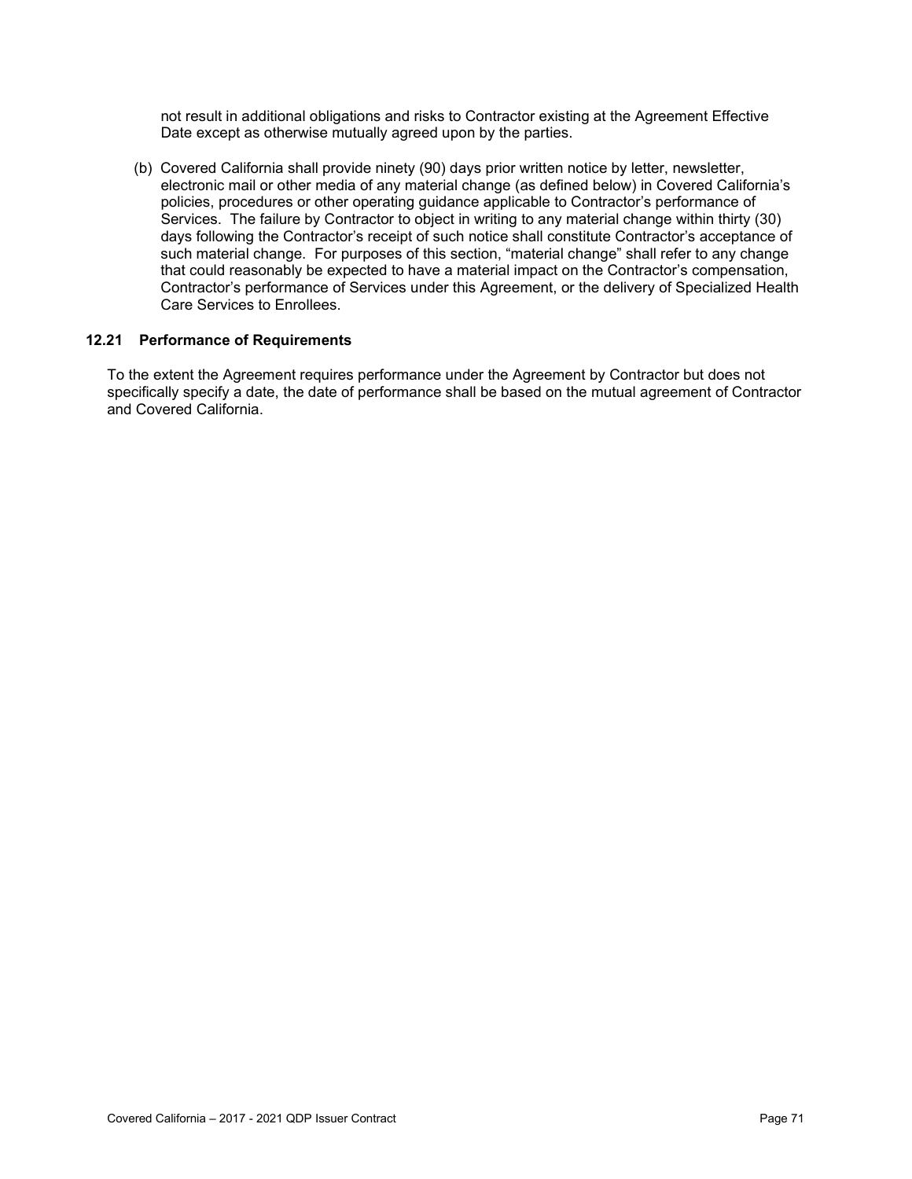not result in additional obligations and risks to Contractor existing at the Agreement Effective Date except as otherwise mutually agreed upon by the parties.

(b) Covered California shall provide ninety (90) days prior written notice by letter, newsletter, electronic mail or other media of any material change (as defined below) in Covered California's policies, procedures or other operating guidance applicable to Contractor's performance of Services. The failure by Contractor to object in writing to any material change within thirty (30) days following the Contractor's receipt of such notice shall constitute Contractor's acceptance of such material change. For purposes of this section, "material change" shall refer to any change that could reasonably be expected to have a material impact on the Contractor's compensation, Contractor's performance of Services under this Agreement, or the delivery of Specialized Health Care Services to Enrollees.

### 12.21 Performance of Requirements

To the extent the Agreement requires performance under the Agreement by Contractor but does not specifically specify a date, the date of performance shall be based on the mutual agreement of Contractor and Covered California.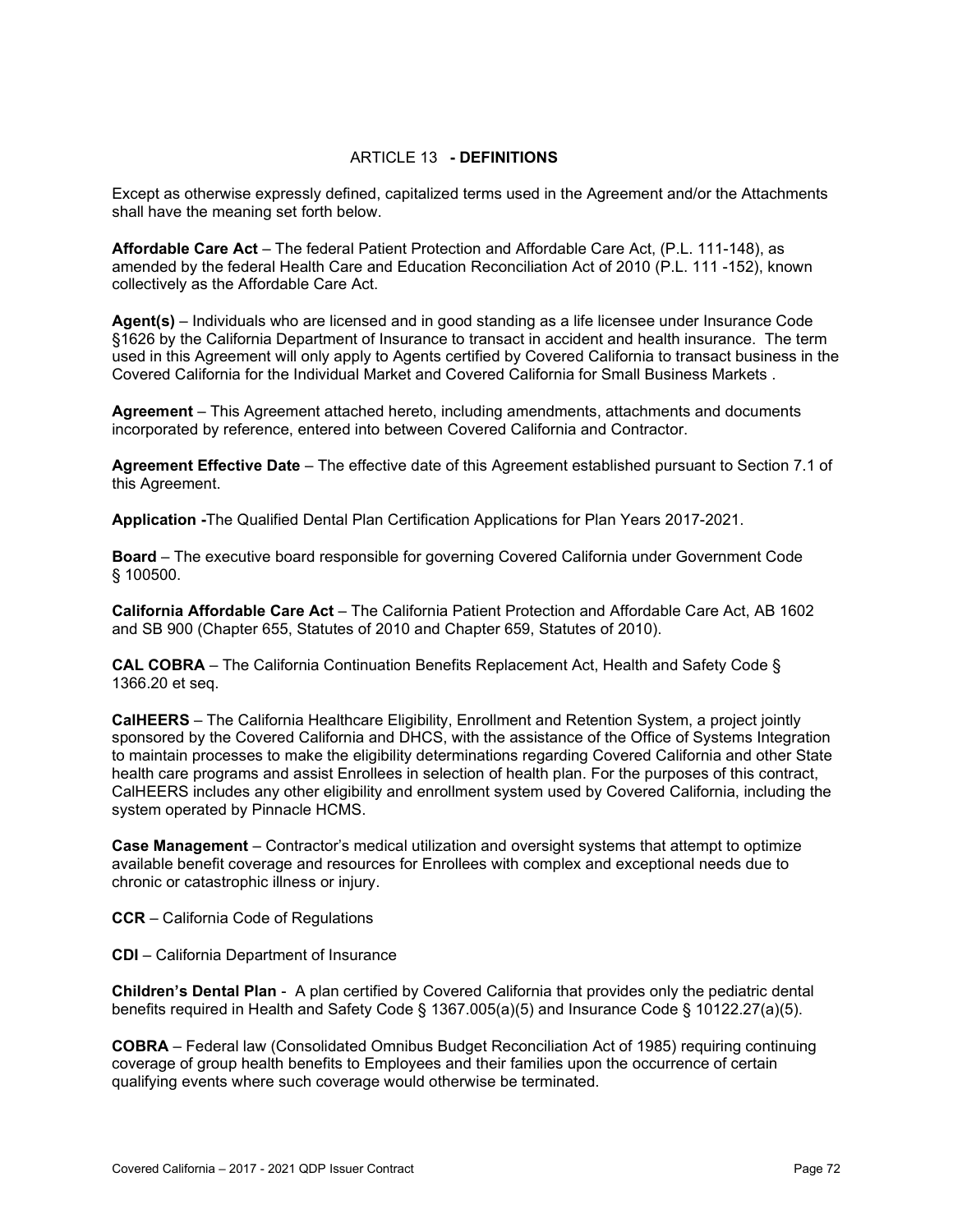## ARTICLE 13 - DEFINITIONS

Except as otherwise expressly defined, capitalized terms used in the Agreement and/or the Attachments shall have the meaning set forth below.

**Affordable Care Act** – The federal Patient Protection and Affordable Care Act, (P.L. 111-148), as amended by the federal Health Care and Education Reconciliation Act of 2010 (P.L. 111 -152), known collectively as the Affordable Care Act.

**Agent(s)** – Individuals who are licensed and in good standing as a life licensee under Insurance Code §1626 by the California Department of Insurance to transact in accident and health insurance. The term used in this Agreement will only apply to Agents certified by Covered California to transact business in the Covered California for the Individual Market and Covered California for Small Business Markets .

**Agreement** – This Agreement attached hereto, including amendments, attachments and documents incorporated by reference, entered into between Covered California and Contractor.

**Agreement Effective Date** – The effective date of this Agreement established pursuant to Section 7.1 of this Agreement.

**Application -**The Qualified Dental Plan Certification Applications for Plan Years 2017-2021.

**Board** – The executive board responsible for governing Covered California under Government Code § 100500.

**California Affordable Care Act** – The California Patient Protection and Affordable Care Act, AB 1602 and SB 900 (Chapter 655, Statutes of 2010 and Chapter 659, Statutes of 2010).

**CAL COBRA** – The California Continuation Benefits Replacement Act, Health and Safety Code § 1366.20 et seq.

**CalHEERS** – The California Healthcare Eligibility, Enrollment and Retention System, a project jointly sponsored by the Covered California and DHCS, with the assistance of the Office of Systems Integration to maintain processes to make the eligibility determinations regarding Covered California and other State health care programs and assist Enrollees in selection of health plan. For the purposes of this contract, CalHEERS includes any other eligibility and enrollment system used by Covered California, including the system operated by Pinnacle HCMS.

**Case Management** – Contractor's medical utilization and oversight systems that attempt to optimize available benefit coverage and resources for Enrollees with complex and exceptional needs due to chronic or catastrophic illness or injury.

**CCR** – California Code of Regulations

**CDI** – California Department of Insurance

**Children's Dental Plan** - A plan certified by Covered California that provides only the pediatric dental benefits required in Health and Safety Code § 1367.005(a)(5) and Insurance Code § 10122.27(a)(5).

**COBRA** – Federal law (Consolidated Omnibus Budget Reconciliation Act of 1985) requiring continuing coverage of group health benefits to Employees and their families upon the occurrence of certain qualifying events where such coverage would otherwise be terminated.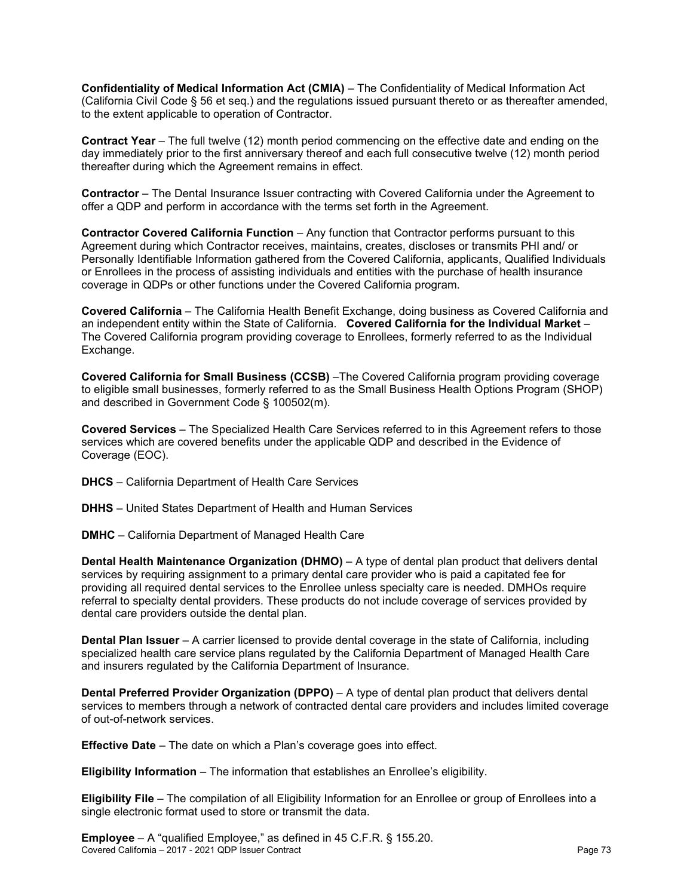**Confidentiality of Medical Information Act (CMIA)** – The Confidentiality of Medical Information Act (California Civil Code § 56 et seq.) and the regulations issued pursuant thereto or as thereafter amended, to the extent applicable to operation of Contractor.

**Contract Year** – The full twelve (12) month period commencing on the effective date and ending on the day immediately prior to the first anniversary thereof and each full consecutive twelve (12) month period thereafter during which the Agreement remains in effect.

**Contractor** – The Dental Insurance Issuer contracting with Covered California under the Agreement to offer a QDP and perform in accordance with the terms set forth in the Agreement.

**Contractor Covered California Function** – Any function that Contractor performs pursuant to this Agreement during which Contractor receives, maintains, creates, discloses or transmits PHI and/ or Personally Identifiable Information gathered from the Covered California, applicants, Qualified Individuals or Enrollees in the process of assisting individuals and entities with the purchase of health insurance coverage in QDPs or other functions under the Covered California program.

**Covered California** – The California Health Benefit Exchange, doing business as Covered California and an independent entity within the State of California. **Covered California for the Individual Market** – The Covered California program providing coverage to Enrollees, formerly referred to as the Individual Exchange.

**Covered California for Small Business (CCSB)** –The Covered California program providing coverage to eligible small businesses, formerly referred to as the Small Business Health Options Program (SHOP) and described in Government Code § 100502(m).

**Covered Services** – The Specialized Health Care Services referred to in this Agreement refers to those services which are covered benefits under the applicable QDP and described in the Evidence of Coverage (EOC).

**DHCS** – California Department of Health Care Services

**DHHS** – United States Department of Health and Human Services

**DMHC** – California Department of Managed Health Care

**Dental Health Maintenance Organization (DHMO)** – A type of dental plan product that delivers dental services by requiring assignment to a primary dental care provider who is paid a capitated fee for providing all required dental services to the Enrollee unless specialty care is needed. DMHOs require referral to specialty dental providers. These products do not include coverage of services provided by dental care providers outside the dental plan.

**Dental Plan Issuer** – A carrier licensed to provide dental coverage in the state of California, including specialized health care service plans regulated by the California Department of Managed Health Care and insurers regulated by the California Department of Insurance.

**Dental Preferred Provider Organization (DPPO)** – A type of dental plan product that delivers dental services to members through a network of contracted dental care providers and includes limited coverage of out-of-network services.

**Effective Date** – The date on which a Plan's coverage goes into effect.

**Eligibility Information** – The information that establishes an Enrollee's eligibility.

**Eligibility File** – The compilation of all Eligibility Information for an Enrollee or group of Enrollees into a single electronic format used to store or transmit the data.

**Employee** – A "qualified Employee," as defined in 45 C.F.R. § 155.20.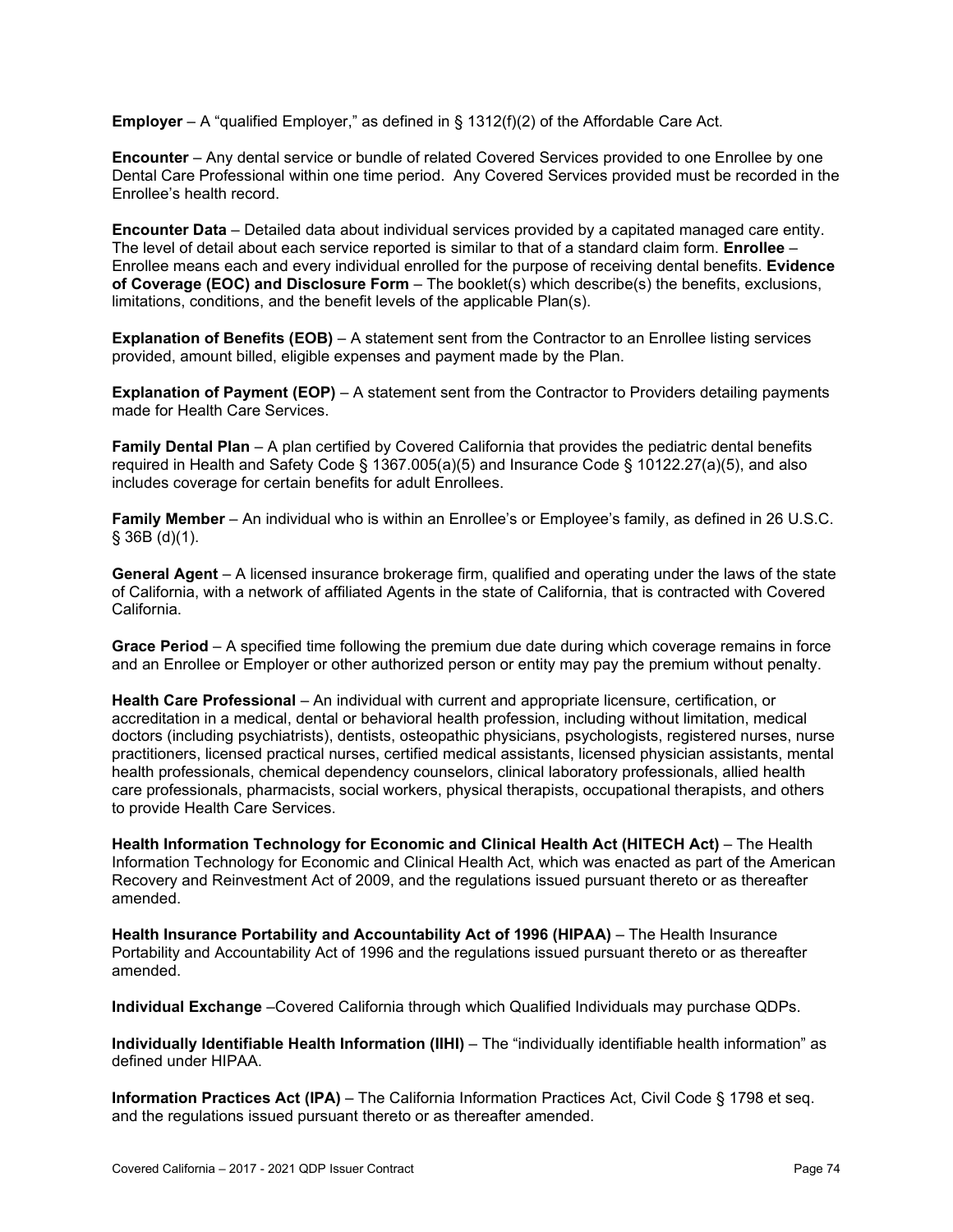**Employer** – A "qualified Employer," as defined in § 1312(f)(2) of the Affordable Care Act.

**Encounter** – Any dental service or bundle of related Covered Services provided to one Enrollee by one Dental Care Professional within one time period. Any Covered Services provided must be recorded in the Enrollee's health record.

**Encounter Data** – Detailed data about individual services provided by a capitated managed care entity. The level of detail about each service reported is similar to that of a standard claim form. **Enrollee** – Enrollee means each and every individual enrolled for the purpose of receiving dental benefits. **Evidence of Coverage (EOC) and Disclosure Form** – The booklet(s) which describe(s) the benefits, exclusions, limitations, conditions, and the benefit levels of the applicable Plan(s).

**Explanation of Benefits (EOB)** – A statement sent from the Contractor to an Enrollee listing services provided, amount billed, eligible expenses and payment made by the Plan.

**Explanation of Payment (EOP)** – A statement sent from the Contractor to Providers detailing payments made for Health Care Services.

**Family Dental Plan** – A plan certified by Covered California that provides the pediatric dental benefits required in Health and Safety Code § 1367.005(a)(5) and Insurance Code § 10122.27(a)(5), and also includes coverage for certain benefits for adult Enrollees.

**Family Member** – An individual who is within an Enrollee's or Employee's family, as defined in 26 U.S.C. § 36B (d)(1).

**General Agent** – A licensed insurance brokerage firm, qualified and operating under the laws of the state of California, with a network of affiliated Agents in the state of California, that is contracted with Covered California.

**Grace Period** – A specified time following the premium due date during which coverage remains in force and an Enrollee or Employer or other authorized person or entity may pay the premium without penalty.

**Health Care Professional** – An individual with current and appropriate licensure, certification, or accreditation in a medical, dental or behavioral health profession, including without limitation, medical doctors (including psychiatrists), dentists, osteopathic physicians, psychologists, registered nurses, nurse practitioners, licensed practical nurses, certified medical assistants, licensed physician assistants, mental health professionals, chemical dependency counselors, clinical laboratory professionals, allied health care professionals, pharmacists, social workers, physical therapists, occupational therapists, and others to provide Health Care Services.

**Health Information Technology for Economic and Clinical Health Act (HITECH Act)** – The Health Information Technology for Economic and Clinical Health Act, which was enacted as part of the American Recovery and Reinvestment Act of 2009, and the regulations issued pursuant thereto or as thereafter amended.

**Health Insurance Portability and Accountability Act of 1996 (HIPAA)** – The Health Insurance Portability and Accountability Act of 1996 and the regulations issued pursuant thereto or as thereafter amended.

**Individual Exchange** –Covered California through which Qualified Individuals may purchase QDPs.

**Individually Identifiable Health Information (IIHI)** – The "individually identifiable health information" as defined under HIPAA.

**Information Practices Act (IPA)** – The California Information Practices Act, Civil Code § 1798 et seq. and the regulations issued pursuant thereto or as thereafter amended.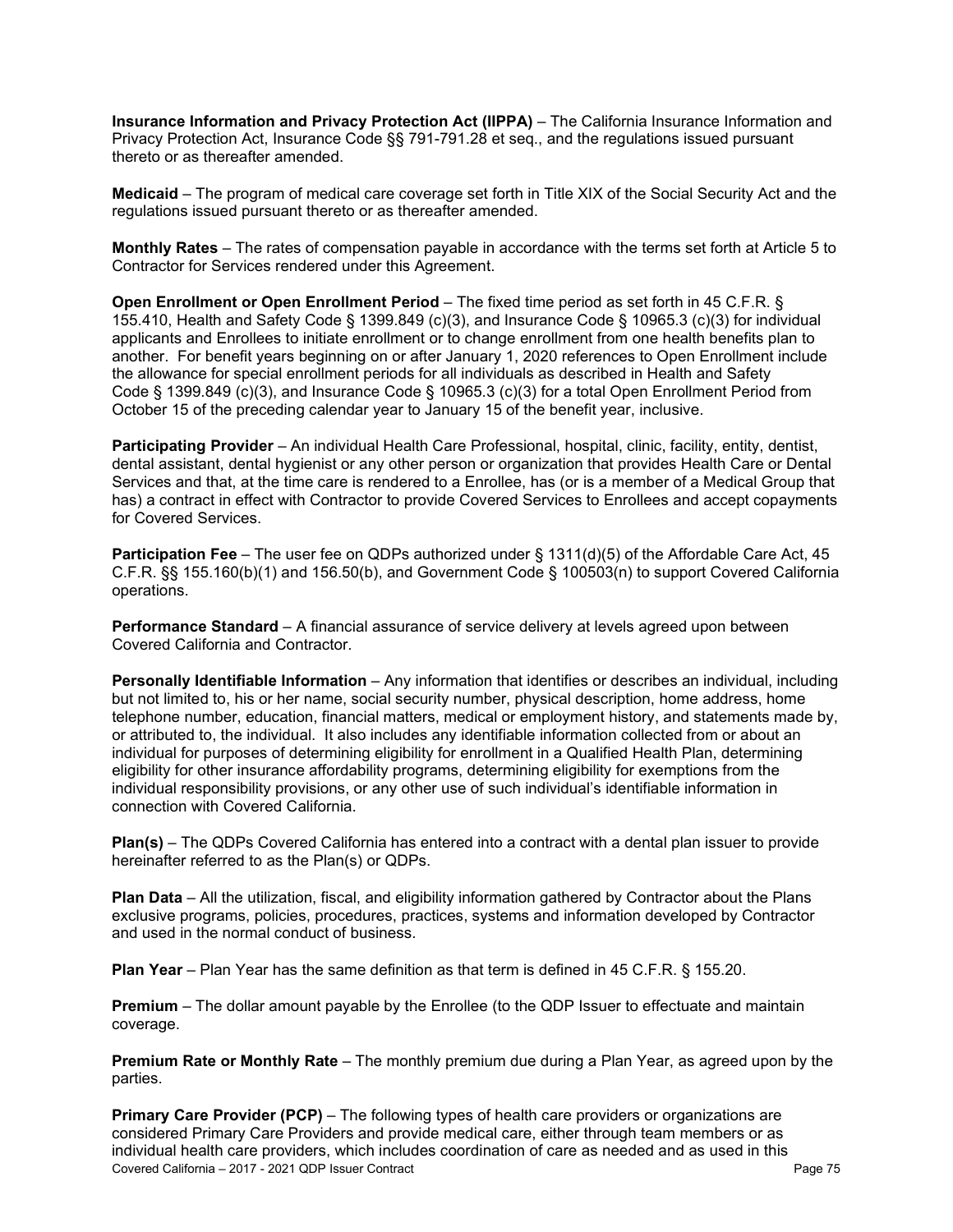**Insurance Information and Privacy Protection Act (IIPPA)** – The California Insurance Information and Privacy Protection Act, Insurance Code §§ 791-791.28 et seq., and the regulations issued pursuant thereto or as thereafter amended.

**Medicaid** – The program of medical care coverage set forth in Title XIX of the Social Security Act and the regulations issued pursuant thereto or as thereafter amended.

**Monthly Rates** – The rates of compensation payable in accordance with the terms set forth at Article 5 to Contractor for Services rendered under this Agreement.

**Open Enrollment or Open Enrollment Period** – The fixed time period as set forth in 45 C.F.R. § 155.410, Health and Safety Code § 1399.849 (c)(3), and Insurance Code § 10965.3 (c)(3) for individual applicants and Enrollees to initiate enrollment or to change enrollment from one health benefits plan to another. For benefit years beginning on or after January 1, 2020 references to Open Enrollment include the allowance for special enrollment periods for all individuals as described in Health and Safety Code § 1399.849 (c)(3), and Insurance Code § 10965.3 (c)(3) for a total Open Enrollment Period from October 15 of the preceding calendar year to January 15 of the benefit year, inclusive.

**Participating Provider** – An individual Health Care Professional, hospital, clinic, facility, entity, dentist, dental assistant, dental hygienist or any other person or organization that provides Health Care or Dental Services and that, at the time care is rendered to a Enrollee, has (or is a member of a Medical Group that has) a contract in effect with Contractor to provide Covered Services to Enrollees and accept copayments for Covered Services.

**Participation Fee** – The user fee on QDPs authorized under § 1311(d)(5) of the Affordable Care Act, 45 C.F.R. §§ 155.160(b)(1) and 156.50(b), and Government Code § 100503(n) to support Covered California operations.

**Performance Standard** – A financial assurance of service delivery at levels agreed upon between Covered California and Contractor.

**Personally Identifiable Information** – Any information that identifies or describes an individual, including but not limited to, his or her name, social security number, physical description, home address, home telephone number, education, financial matters, medical or employment history, and statements made by, or attributed to, the individual. It also includes any identifiable information collected from or about an individual for purposes of determining eligibility for enrollment in a Qualified Health Plan, determining eligibility for other insurance affordability programs, determining eligibility for exemptions from the individual responsibility provisions, or any other use of such individual's identifiable information in connection with Covered California.

**Plan(s)** – The QDPs Covered California has entered into a contract with a dental plan issuer to provide hereinafter referred to as the Plan(s) or QDPs.

**Plan Data** – All the utilization, fiscal, and eligibility information gathered by Contractor about the Plans exclusive programs, policies, procedures, practices, systems and information developed by Contractor and used in the normal conduct of business.

**Plan Year** – Plan Year has the same definition as that term is defined in 45 C.F.R. § 155.20.

**Premium** – The dollar amount payable by the Enrollee (to the QDP Issuer to effectuate and maintain coverage.

**Premium Rate or Monthly Rate** – The monthly premium due during a Plan Year, as agreed upon by the parties.

**Primary Care Provider (PCP)** – The following types of health care providers or organizations are considered Primary Care Providers and provide medical care, either through team members or as individual health care providers, which includes coordination of care as needed and as used in this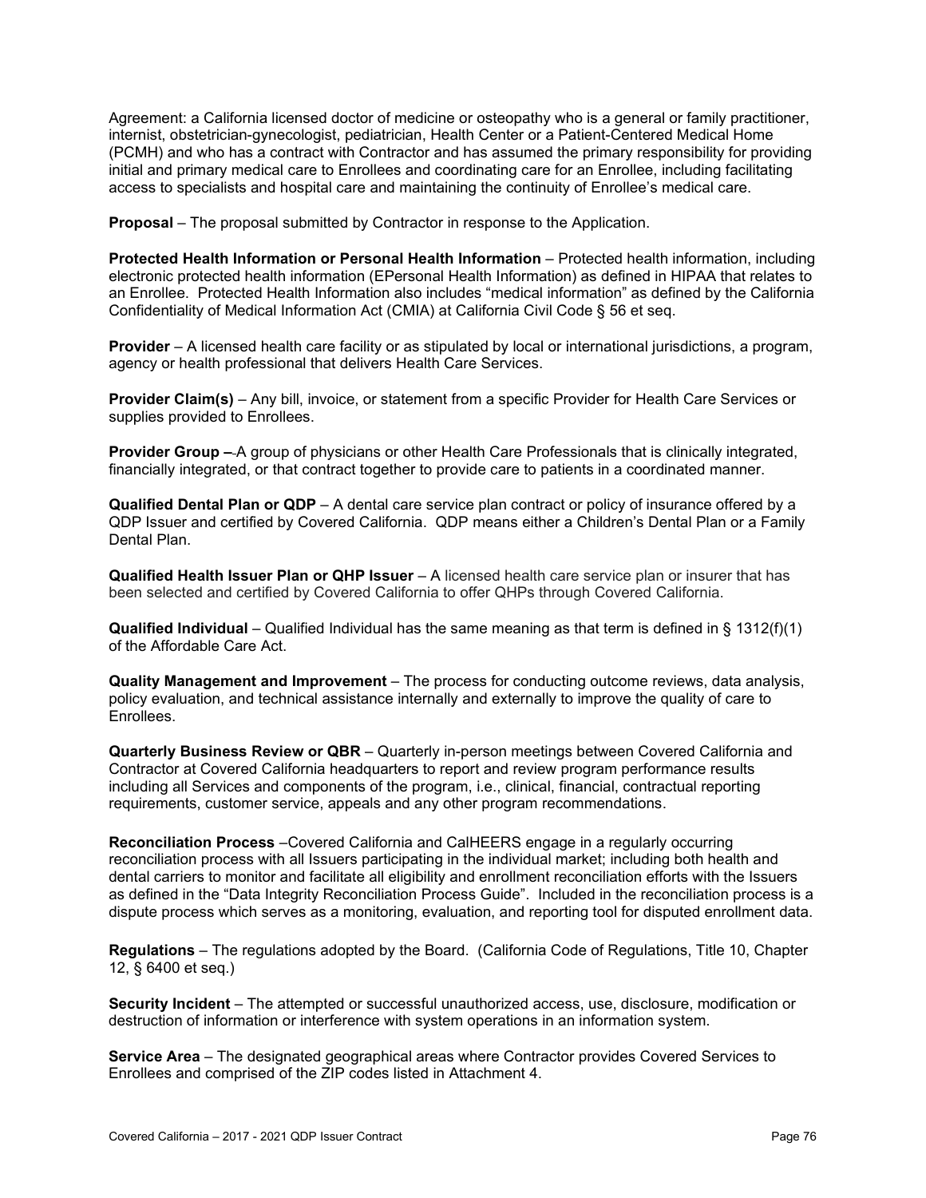Agreement: a California licensed doctor of medicine or osteopathy who is a general or family practitioner, internist, obstetrician-gynecologist, pediatrician, Health Center or a Patient-Centered Medical Home (PCMH) and who has a contract with Contractor and has assumed the primary responsibility for providing initial and primary medical care to Enrollees and coordinating care for an Enrollee, including facilitating access to specialists and hospital care and maintaining the continuity of Enrollee's medical care.

**Proposal** – The proposal submitted by Contractor in response to the Application.

**Protected Health Information or Personal Health Information** – Protected health information, including electronic protected health information (EPersonal Health Information) as defined in HIPAA that relates to an Enrollee. Protected Health Information also includes "medical information" as defined by the California Confidentiality of Medical Information Act (CMIA) at California Civil Code § 56 et seq.

**Provider** – A licensed health care facility or as stipulated by local or international jurisdictions, a program, agency or health professional that delivers Health Care Services.

**Provider Claim(s)** – Any bill, invoice, or statement from a specific Provider for Health Care Services or supplies provided to Enrollees.

**Provider Group –** A group of physicians or other Health Care Professionals that is clinically integrated, financially integrated, or that contract together to provide care to patients in a coordinated manner.

**Qualified Dental Plan or QDP** – A dental care service plan contract or policy of insurance offered by a QDP Issuer and certified by Covered California. QDP means either a Children's Dental Plan or a Family Dental Plan.

**Qualified Health Issuer Plan or QHP Issuer** – A licensed health care service plan or insurer that has been selected and certified by Covered California to offer QHPs through Covered California.

**Qualified Individual** – Qualified Individual has the same meaning as that term is defined in § 1312(f)(1) of the Affordable Care Act.

**Quality Management and Improvement** – The process for conducting outcome reviews, data analysis, policy evaluation, and technical assistance internally and externally to improve the quality of care to Enrollees.

**Quarterly Business Review or QBR** – Quarterly in-person meetings between Covered California and Contractor at Covered California headquarters to report and review program performance results including all Services and components of the program, i.e., clinical, financial, contractual reporting requirements, customer service, appeals and any other program recommendations.

**Reconciliation Process** –Covered California and CalHEERS engage in a regularly occurring reconciliation process with all Issuers participating in the individual market; including both health and dental carriers to monitor and facilitate all eligibility and enrollment reconciliation efforts with the Issuers as defined in the "Data Integrity Reconciliation Process Guide". Included in the reconciliation process is a dispute process which serves as a monitoring, evaluation, and reporting tool for disputed enrollment data.

**Regulations** – The regulations adopted by the Board. (California Code of Regulations, Title 10, Chapter 12, § 6400 et seq.)

**Security Incident** – The attempted or successful unauthorized access, use, disclosure, modification or destruction of information or interference with system operations in an information system.

**Service Area** – The designated geographical areas where Contractor provides Covered Services to Enrollees and comprised of the ZIP codes listed in Attachment 4.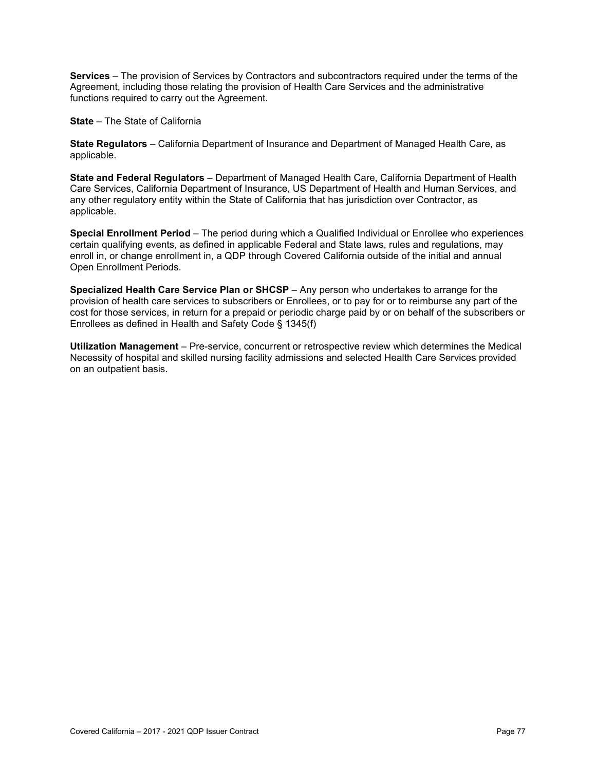**Services** – The provision of Services by Contractors and subcontractors required under the terms of the Agreement, including those relating the provision of Health Care Services and the administrative functions required to carry out the Agreement.

**State** – The State of California

**State Regulators** – California Department of Insurance and Department of Managed Health Care, as applicable.

**State and Federal Regulators** – Department of Managed Health Care, California Department of Health Care Services, California Department of Insurance, US Department of Health and Human Services, and any other regulatory entity within the State of California that has jurisdiction over Contractor, as applicable.

**Special Enrollment Period** – The period during which a Qualified Individual or Enrollee who experiences certain qualifying events, as defined in applicable Federal and State laws, rules and regulations, may enroll in, or change enrollment in, a QDP through Covered California outside of the initial and annual Open Enrollment Periods.

**Specialized Health Care Service Plan or SHCSP** – Any person who undertakes to arrange for the provision of health care services to subscribers or Enrollees, or to pay for or to reimburse any part of the cost for those services, in return for a prepaid or periodic charge paid by or on behalf of the subscribers or Enrollees as defined in Health and Safety Code § 1345(f)

**Utilization Management** – Pre-service, concurrent or retrospective review which determines the Medical Necessity of hospital and skilled nursing facility admissions and selected Health Care Services provided on an outpatient basis.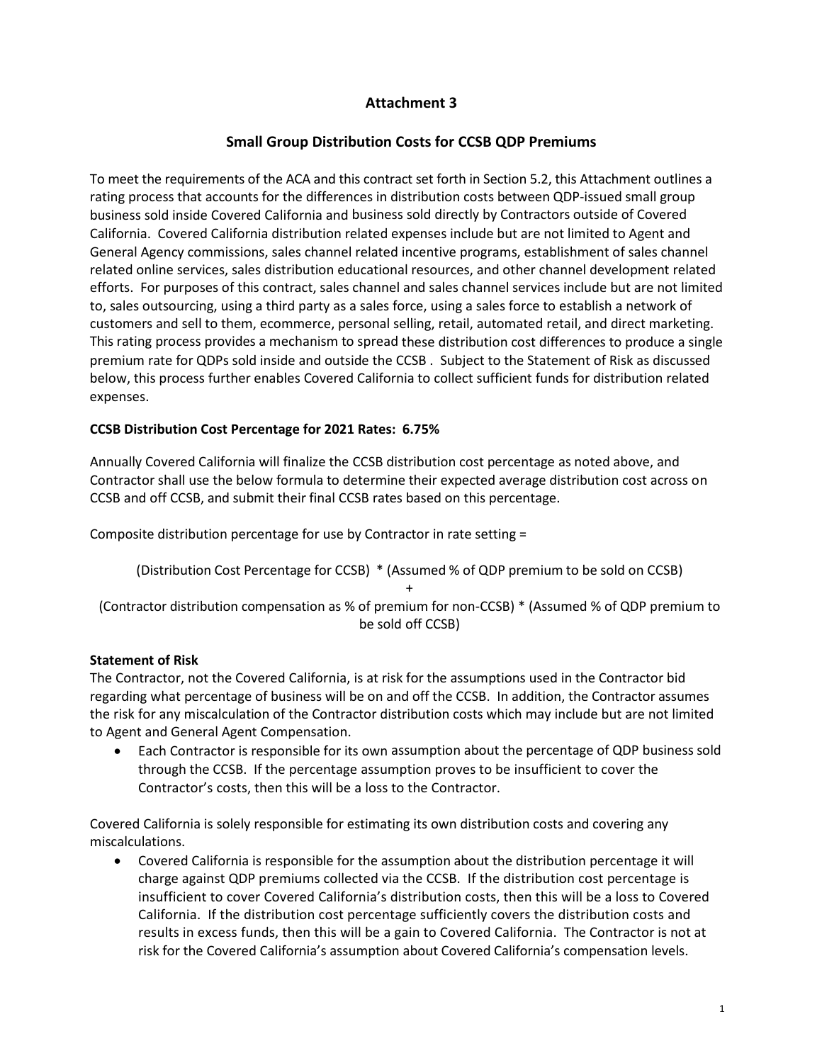# Attachment 3

## Small Group Distribution Costs for CCSB QDP Premiums

To meet the requirements of the ACA and this contract set forth in Section 5.2, this Attachment outlines a rating process that accounts for the differences in distribution costs between QDP-issued small group business sold inside Covered California and business sold directly by Contractors outside of Covered California. Covered California distribution related expenses include but are not limited to Agent and General Agency commissions, sales channel related incentive programs, establishment of sales channel related online services, sales distribution educational resources, and other channel development related efforts. For purposes of this contract, sales channel and sales channel services include but are not limited to, sales outsourcing, using a third party as a sales force, using a sales force to establish a network of customers and sell to them, ecommerce, personal selling, retail, automated retail, and direct marketing. This rating process provides a mechanism to spread these distribution cost differences to produce a single premium rate for QDPs sold inside and outside the CCSB . Subject to the Statement of Risk as discussed below, this process further enables Covered California to collect sufficient funds for distribution related expenses.

**CCSB Distribution Cost Percentage for 2021 Rates: 6.75%**

Annually Covered California will finalize the CCSB distribution cost percentage as noted above, and Contractor shall use the below formula to determine their expected average distribution cost across on CCSB and off CCSB, and submit their final CCSB rates based on this percentage.

Composite distribution percentage for use by Contractor in rate setting =

(Distribution Cost Percentage for CCSB) * (Assumed % of QDP premium to be sold on CCSB)

+

(Contractor distribution compensation as % of premium for non-CCSB) * (Assumed % of QDP premium to be sold off CCSB)

**Statement of Risk**

The Contractor, not the Covered California, is at risk for the assumptions used in the Contractor bid regarding what percentage of business will be on and off the CCSB. In addition, the Contractor assumes the risk for any miscalculation of the Contractor distribution costs which may include but are not limited to Agent and General Agent Compensation.

- Each Contractor is responsible for its own assumption about the percentage of QDP business sold through the CCSB. If the percentage assumption proves to be insufficient to cover the Contractor's costs, then this will be a loss to the Contractor.

Covered California is solely responsible for estimating its own distribution costs and covering any miscalculations.

- Covered California is responsible for the assumption about the distribution percentage it will charge against QDP premiums collected via the CCSB. If the distribution cost percentage is insufficient to cover Covered California's distribution costs, then this will be a loss to Covered California. If the distribution cost percentage sufficiently covers the distribution costs and results in excess funds, then this will be a gain to Covered California. The Contractor is not at risk for the Covered California's assumption about Covered California's compensation levels.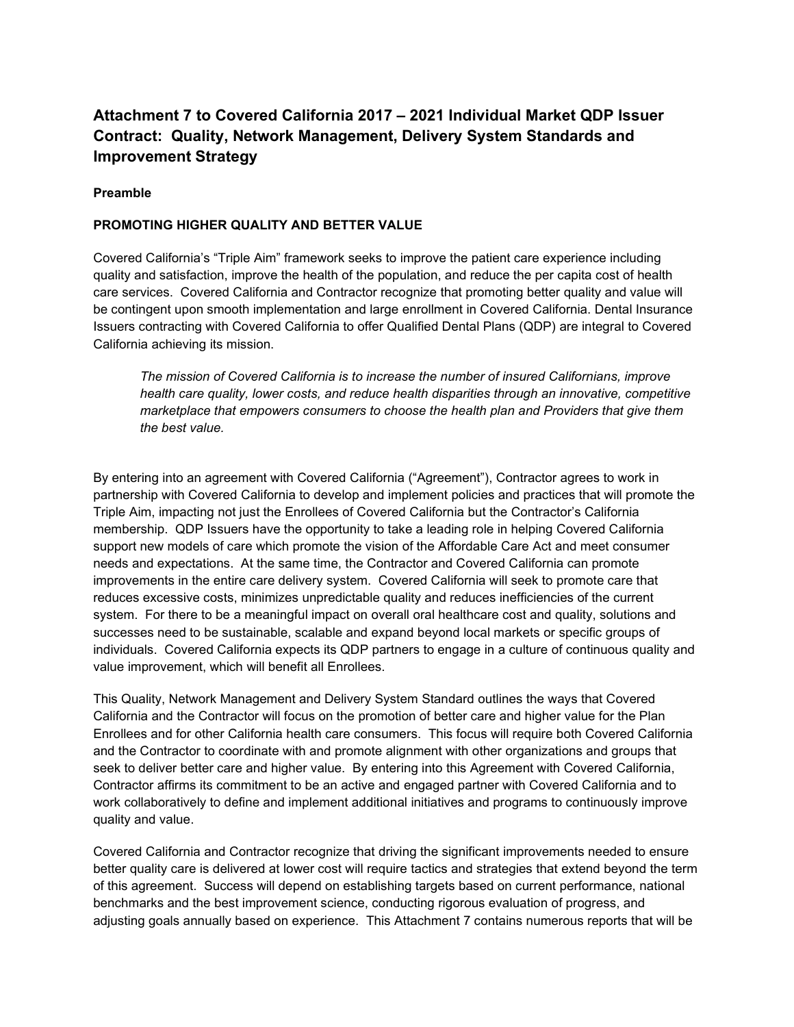# Attachment 7 to Covered California 2017 – 2021 Individual Market QDP Issuer Contract: Quality, Network Management, Delivery System Standards and Improvement Strategy

**Preamble**

**PROMOTING HIGHER QUALITY AND BETTER VALUE**

Covered California's "Triple Aim" framework seeks to improve the patient care experience including quality and satisfaction, improve the health of the population, and reduce the per capita cost of health care services. Covered California and Contractor recognize that promoting better quality and value will be contingent upon smooth implementation and large enrollment in Covered California. Dental Insurance Issuers contracting with Covered California to offer Qualified Dental Plans (QDP) are integral to Covered California achieving its mission.

> *The mission of Covered California is to increase the number of insured Californians, improve health care quality, lower costs, and reduce health disparities through an innovative, competitive marketplace that empowers consumers to choose the health plan and Providers that give them the best value.*

By entering into an agreement with Covered California ("Agreement"), Contractor agrees to work in partnership with Covered California to develop and implement policies and practices that will promote the Triple Aim, impacting not just the Enrollees of Covered California but the Contractor's California membership. QDP Issuers have the opportunity to take a leading role in helping Covered California support new models of care which promote the vision of the Affordable Care Act and meet consumer needs and expectations. At the same time, the Contractor and Covered California can promote improvements in the entire care delivery system. Covered California will seek to promote care that reduces excessive costs, minimizes unpredictable quality and reduces inefficiencies of the current system. For there to be a meaningful impact on overall oral healthcare cost and quality, solutions and successes need to be sustainable, scalable and expand beyond local markets or specific groups of individuals. Covered California expects its QDP partners to engage in a culture of continuous quality and value improvement, which will benefit all Enrollees.

This Quality, Network Management and Delivery System Standard outlines the ways that Covered California and the Contractor will focus on the promotion of better care and higher value for the Plan Enrollees and for other California health care consumers. This focus will require both Covered California and the Contractor to coordinate with and promote alignment with other organizations and groups that seek to deliver better care and higher value. By entering into this Agreement with Covered California, Contractor affirms its commitment to be an active and engaged partner with Covered California and to work collaboratively to define and implement additional initiatives and programs to continuously improve quality and value.

Covered California and Contractor recognize that driving the significant improvements needed to ensure better quality care is delivered at lower cost will require tactics and strategies that extend beyond the term of this agreement. Success will depend on establishing targets based on current performance, national benchmarks and the best improvement science, conducting rigorous evaluation of progress, and adjusting goals annually based on experience. This Attachment 7 contains numerous reports that will be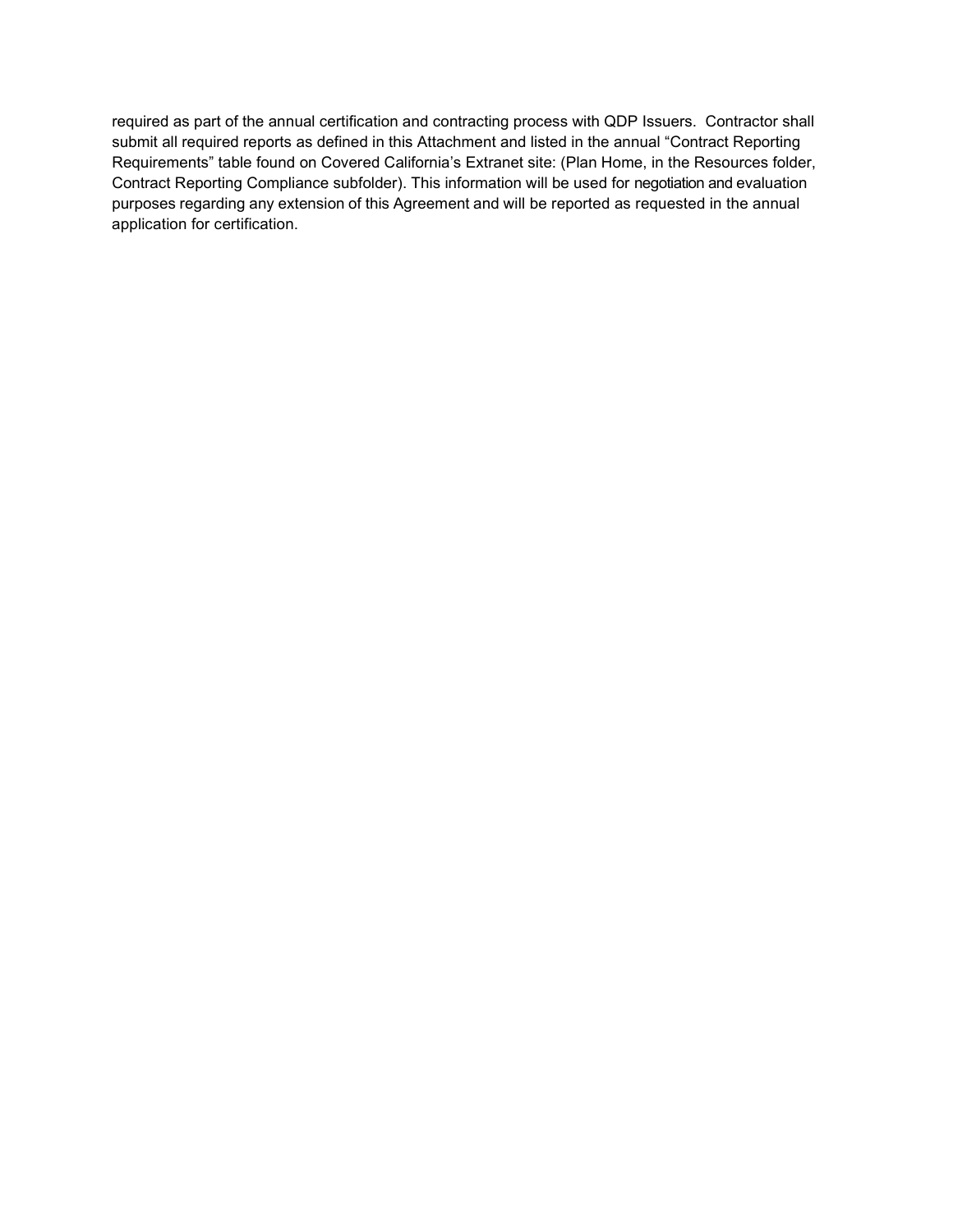required as part of the annual certification and contracting process with QDP Issuers. Contractor shall submit all required reports as defined in this Attachment and listed in the annual "Contract Reporting Requirements" table found on Covered California's Extranet site: (Plan Home, in the Resources folder, Contract Reporting Compliance subfolder). This information will be used for negotiation and evaluation purposes regarding any extension of this Agreement and will be reported as requested in the annual application for certification.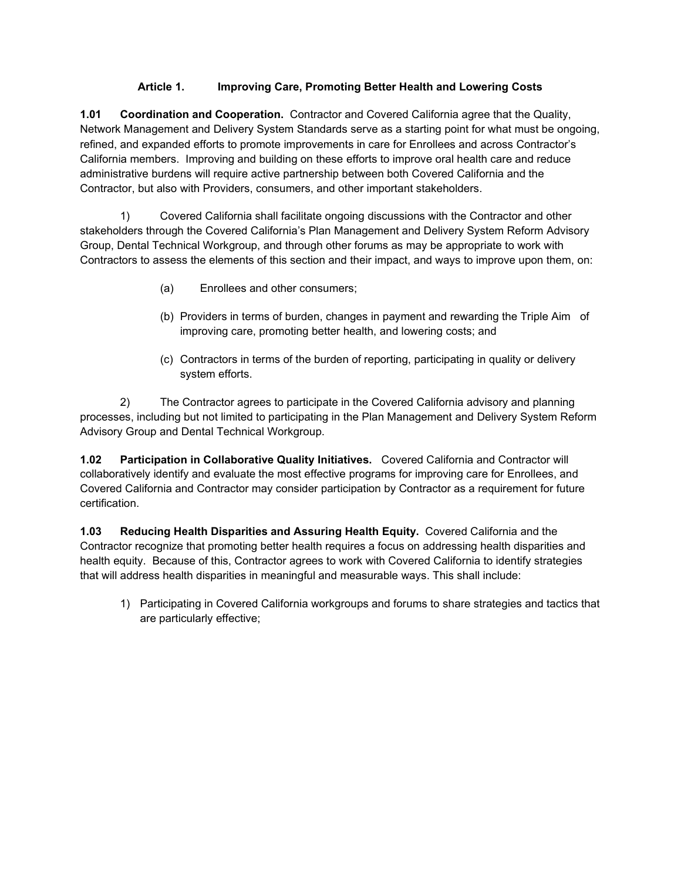## Article 1. Improving Care, Promoting Better Health and Lowering Costs

**1.01 Coordination and Cooperation.** Contractor and Covered California agree that the Quality, Network Management and Delivery System Standards serve as a starting point for what must be ongoing, refined, and expanded efforts to promote improvements in care for Enrollees and across Contractor's California members. Improving and building on these efforts to improve oral health care and reduce administrative burdens will require active partnership between both Covered California and the Contractor, but also with Providers, consumers, and other important stakeholders.

1) Covered California shall facilitate ongoing discussions with the Contractor and other stakeholders through the Covered California's Plan Management and Delivery System Reform Advisory Group, Dental Technical Workgroup, and through other forums as may be appropriate to work with Contractors to assess the elements of this section and their impact, and ways to improve upon them, on:

(a) Enrollees and other consumers;

(b) Providers in terms of burden, changes in payment and rewarding the Triple Aim of improving care, promoting better health, and lowering costs; and

(c) Contractors in terms of the burden of reporting, participating in quality or delivery system efforts.

2) The Contractor agrees to participate in the Covered California advisory and planning processes, including but not limited to participating in the Plan Management and Delivery System Reform Advisory Group and Dental Technical Workgroup.

**1.02 Participation in Collaborative Quality Initiatives.** Covered California and Contractor will collaboratively identify and evaluate the most effective programs for improving care for Enrollees, and Covered California and Contractor may consider participation by Contractor as a requirement for future certification.

**1.03 Reducing Health Disparities and Assuring Health Equity.** Covered California and the Contractor recognize that promoting better health requires a focus on addressing health disparities and health equity. Because of this, Contractor agrees to work with Covered California to identify strategies that will address health disparities in meaningful and measurable ways. This shall include:

1) Participating in Covered California workgroups and forums to share strategies and tactics that are particularly effective;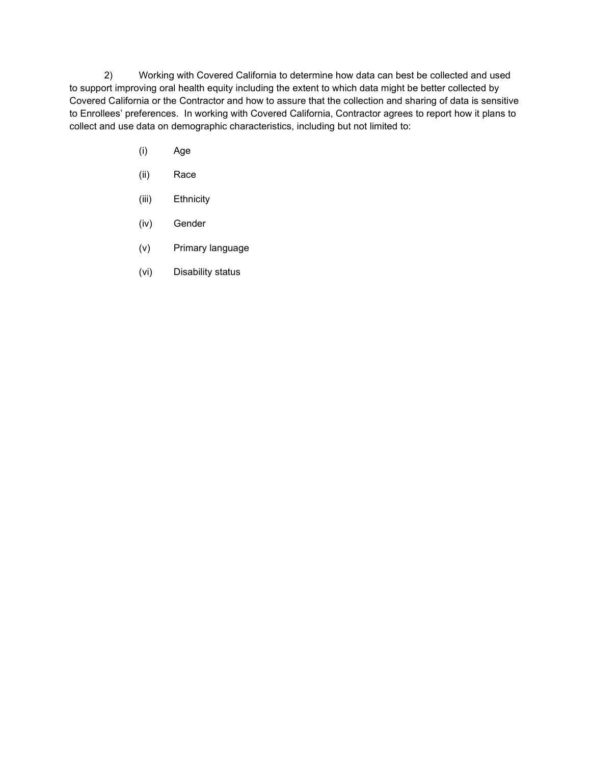2) Working with Covered California to determine how data can best be collected and used to support improving oral health equity including the extent to which data might be better collected by Covered California or the Contractor and how to assure that the collection and sharing of data is sensitive to Enrollees' preferences. In working with Covered California, Contractor agrees to report how it plans to collect and use data on demographic characteristics, including but not limited to:

(i) Age

(ii) Race

(iii) Ethnicity

(iv) Gender

(v) Primary language

(vi) Disability status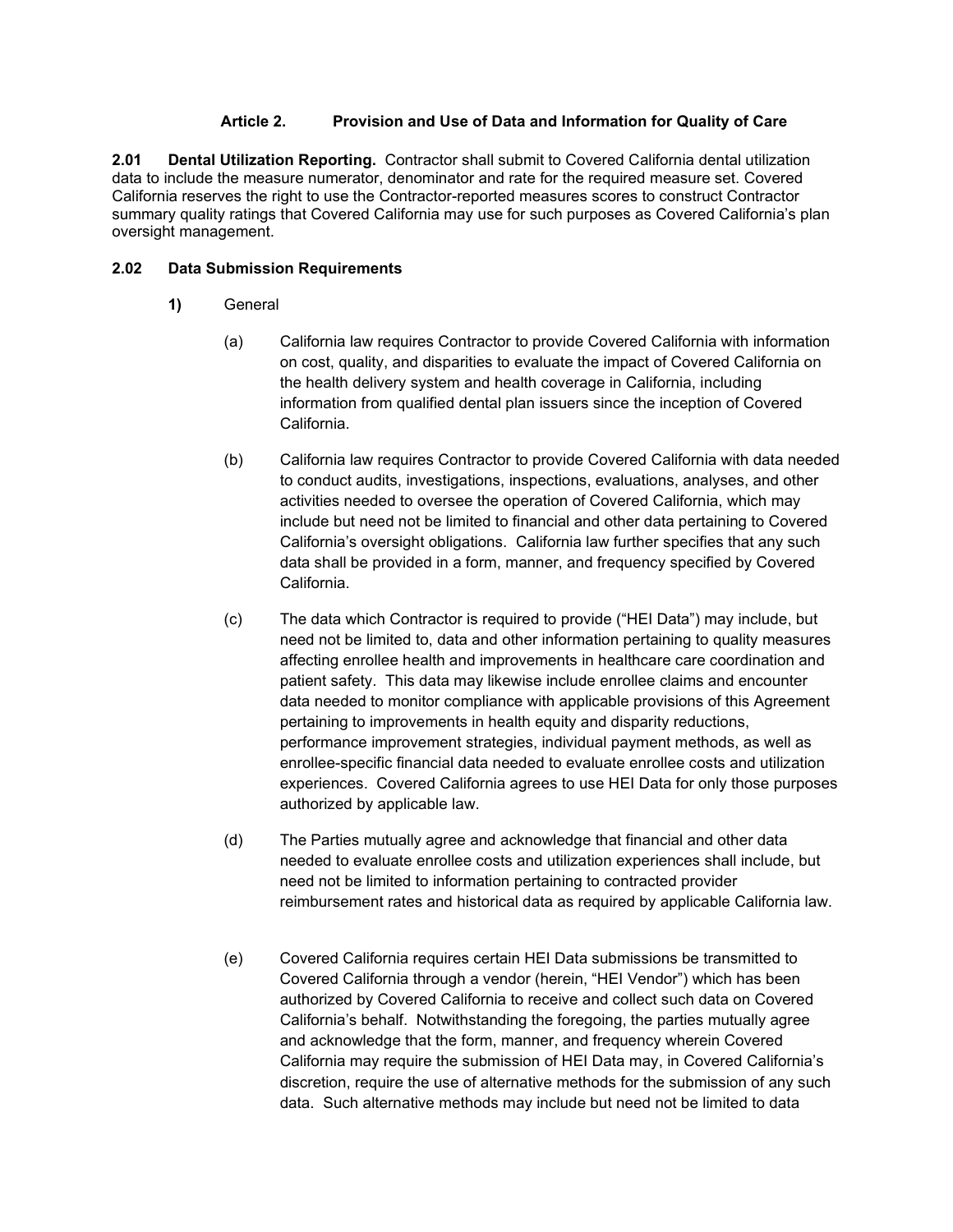### Article 2. Provision and Use of Data and Information for Quality of Care

**2.01 Dental Utilization Reporting.** Contractor shall submit to Covered California dental utilization data to include the measure numerator, denominator and rate for the required measure set. Covered California reserves the right to use the Contractor-reported measures scores to construct Contractor summary quality ratings that Covered California may use for such purposes as Covered California's plan oversight management.

**2.02 Data Submission Requirements**

**1)** General

(a) California law requires Contractor to provide Covered California with information on cost, quality, and disparities to evaluate the impact of Covered California on the health delivery system and health coverage in California, including information from qualified dental plan issuers since the inception of Covered California.

(b) California law requires Contractor to provide Covered California with data needed to conduct audits, investigations, inspections, evaluations, analyses, and other activities needed to oversee the operation of Covered California, which may include but need not be limited to financial and other data pertaining to Covered California's oversight obligations. California law further specifies that any such data shall be provided in a form, manner, and frequency specified by Covered California.

(c) The data which Contractor is required to provide ("HEI Data") may include, but need not be limited to, data and other information pertaining to quality measures affecting enrollee health and improvements in healthcare care coordination and patient safety. This data may likewise include enrollee claims and encounter data needed to monitor compliance with applicable provisions of this Agreement pertaining to improvements in health equity and disparity reductions, performance improvement strategies, individual payment methods, as well as enrollee-specific financial data needed to evaluate enrollee costs and utilization experiences. Covered California agrees to use HEI Data for only those purposes authorized by applicable law.

(d) The Parties mutually agree and acknowledge that financial and other data needed to evaluate enrollee costs and utilization experiences shall include, but need not be limited to information pertaining to contracted provider reimbursement rates and historical data as required by applicable California law.

(e) Covered California requires certain HEI Data submissions be transmitted to Covered California through a vendor (herein, "HEI Vendor") which has been authorized by Covered California to receive and collect such data on Covered California's behalf. Notwithstanding the foregoing, the parties mutually agree and acknowledge that the form, manner, and frequency wherein Covered California may require the submission of HEI Data may, in Covered California's discretion, require the use of alternative methods for the submission of any such data. Such alternative methods may include but need not be limited to data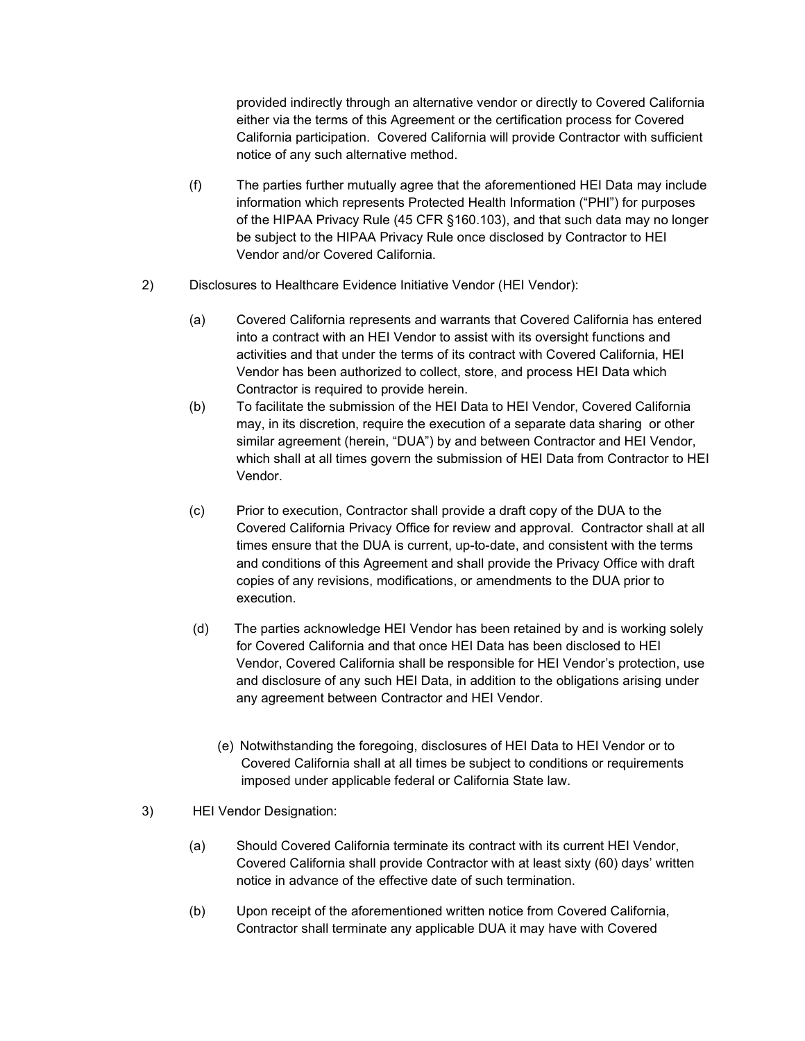provided indirectly through an alternative vendor or directly to Covered California either via the terms of this Agreement or the certification process for Covered California participation. Covered California will provide Contractor with sufficient notice of any such alternative method.

(f) The parties further mutually agree that the aforementioned HEI Data may include information which represents Protected Health Information ("PHI") for purposes of the HIPAA Privacy Rule (45 CFR §160.103), and that such data may no longer be subject to the HIPAA Privacy Rule once disclosed by Contractor to HEI Vendor and/or Covered California.

2) Disclosures to Healthcare Evidence Initiative Vendor (HEI Vendor):

(a) Covered California represents and warrants that Covered California has entered into a contract with an HEI Vendor to assist with its oversight functions and activities and that under the terms of its contract with Covered California, HEI Vendor has been authorized to collect, store, and process HEI Data which Contractor is required to provide herein.

(b) To facilitate the submission of the HEI Data to HEI Vendor, Covered California may, in its discretion, require the execution of a separate data sharing or other similar agreement (herein, "DUA") by and between Contractor and HEI Vendor, which shall at all times govern the submission of HEI Data from Contractor to HEI Vendor.

(c) Prior to execution, Contractor shall provide a draft copy of the DUA to the Covered California Privacy Office for review and approval. Contractor shall at all times ensure that the DUA is current, up-to-date, and consistent with the terms and conditions of this Agreement and shall provide the Privacy Office with draft copies of any revisions, modifications, or amendments to the DUA prior to execution.

(d) The parties acknowledge HEI Vendor has been retained by and is working solely for Covered California and that once HEI Data has been disclosed to HEI Vendor, Covered California shall be responsible for HEI Vendor's protection, use and disclosure of any such HEI Data, in addition to the obligations arising under any agreement between Contractor and HEI Vendor.

(e) Notwithstanding the foregoing, disclosures of HEI Data to HEI Vendor or to Covered California shall at all times be subject to conditions or requirements imposed under applicable federal or California State law.

3) HEI Vendor Designation:

(a) Should Covered California terminate its contract with its current HEI Vendor, Covered California shall provide Contractor with at least sixty (60) days' written notice in advance of the effective date of such termination.

(b) Upon receipt of the aforementioned written notice from Covered California, Contractor shall terminate any applicable DUA it may have with Covered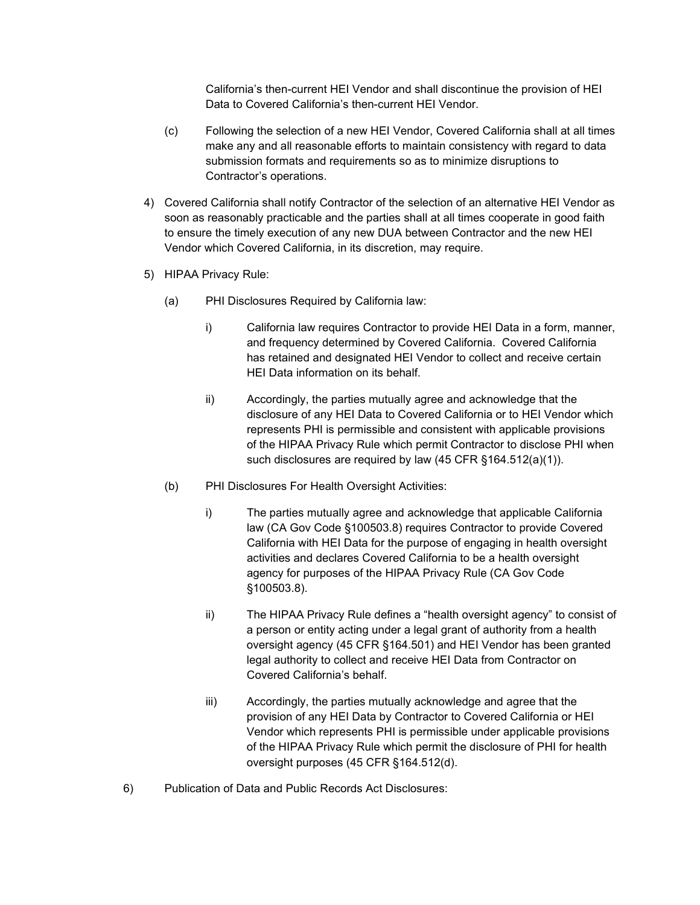California's then-current HEI Vendor and shall discontinue the provision of HEI Data to Covered California's then-current HEI Vendor.

(c) Following the selection of a new HEI Vendor, Covered California shall at all times make any and all reasonable efforts to maintain consistency with regard to data submission formats and requirements so as to minimize disruptions to Contractor's operations.

4) Covered California shall notify Contractor of the selection of an alternative HEI Vendor as soon as reasonably practicable and the parties shall at all times cooperate in good faith to ensure the timely execution of any new DUA between Contractor and the new HEI Vendor which Covered California, in its discretion, may require.

5) HIPAA Privacy Rule:

(a) PHI Disclosures Required by California law:

i) California law requires Contractor to provide HEI Data in a form, manner, and frequency determined by Covered California. Covered California has retained and designated HEI Vendor to collect and receive certain HEI Data information on its behalf.

ii) Accordingly, the parties mutually agree and acknowledge that the disclosure of any HEI Data to Covered California or to HEI Vendor which represents PHI is permissible and consistent with applicable provisions of the HIPAA Privacy Rule which permit Contractor to disclose PHI when such disclosures are required by law (45 CFR §164.512(a)(1)).

(b) PHI Disclosures For Health Oversight Activities:

i) The parties mutually agree and acknowledge that applicable California law (CA Gov Code §100503.8) requires Contractor to provide Covered California with HEI Data for the purpose of engaging in health oversight activities and declares Covered California to be a health oversight agency for purposes of the HIPAA Privacy Rule (CA Gov Code §100503.8).

ii) The HIPAA Privacy Rule defines a "health oversight agency" to consist of a person or entity acting under a legal grant of authority from a health oversight agency (45 CFR §164.501) and HEI Vendor has been granted legal authority to collect and receive HEI Data from Contractor on Covered California's behalf.

iii) Accordingly, the parties mutually acknowledge and agree that the provision of any HEI Data by Contractor to Covered California or HEI Vendor which represents PHI is permissible under applicable provisions of the HIPAA Privacy Rule which permit the disclosure of PHI for health oversight purposes (45 CFR §164.512(d).

6) Publication of Data and Public Records Act Disclosures: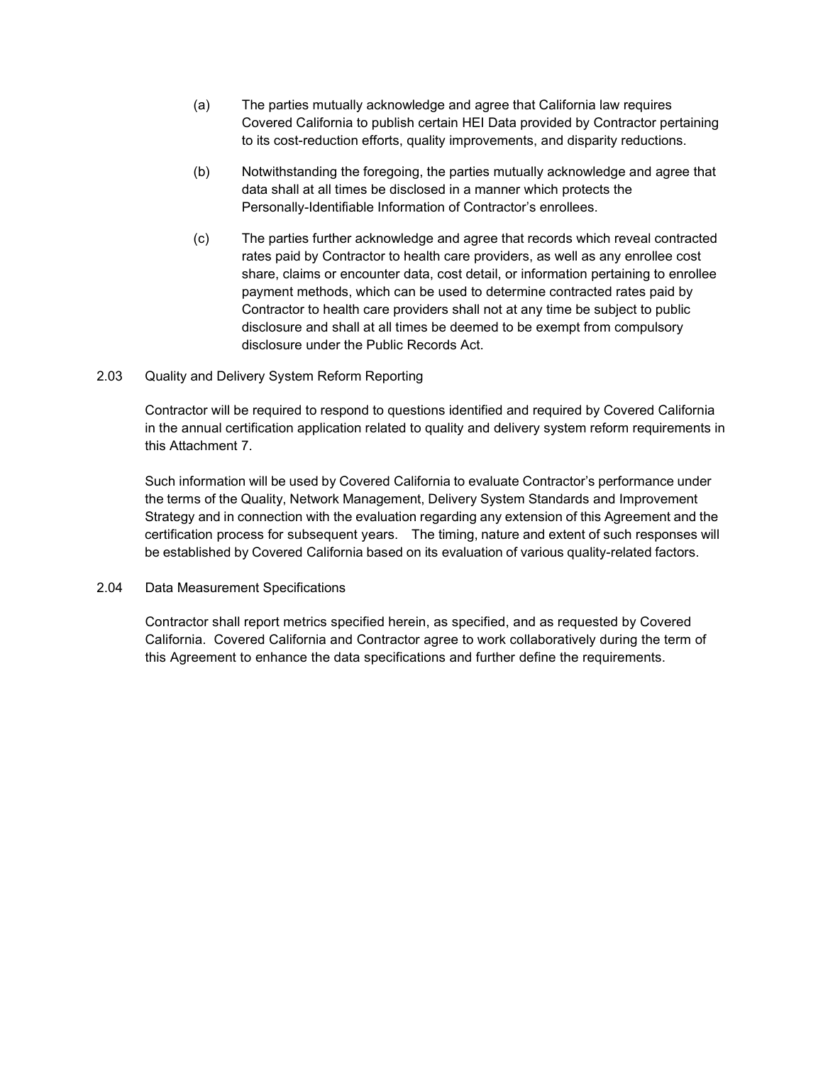(a) The parties mutually acknowledge and agree that California law requires Covered California to publish certain HEI Data provided by Contractor pertaining to its cost-reduction efforts, quality improvements, and disparity reductions.

(b) Notwithstanding the foregoing, the parties mutually acknowledge and agree that data shall at all times be disclosed in a manner which protects the Personally-Identifiable Information of Contractor's enrollees.

(c) The parties further acknowledge and agree that records which reveal contracted rates paid by Contractor to health care providers, as well as any enrollee cost share, claims or encounter data, cost detail, or information pertaining to enrollee payment methods, which can be used to determine contracted rates paid by Contractor to health care providers shall not at any time be subject to public disclosure and shall at all times be deemed to be exempt from compulsory disclosure under the Public Records Act.

### 2.03 Quality and Delivery System Reform Reporting

Contractor will be required to respond to questions identified and required by Covered California in the annual certification application related to quality and delivery system reform requirements in this Attachment 7.

Such information will be used by Covered California to evaluate Contractor's performance under the terms of the Quality, Network Management, Delivery System Standards and Improvement Strategy and in connection with the evaluation regarding any extension of this Agreement and the certification process for subsequent years. The timing, nature and extent of such responses will be established by Covered California based on its evaluation of various quality-related factors.

### 2.04 Data Measurement Specifications

Contractor shall report metrics specified herein, as specified, and as requested by Covered California. Covered California and Contractor agree to work collaboratively during the term of this Agreement to enhance the data specifications and further define the requirements.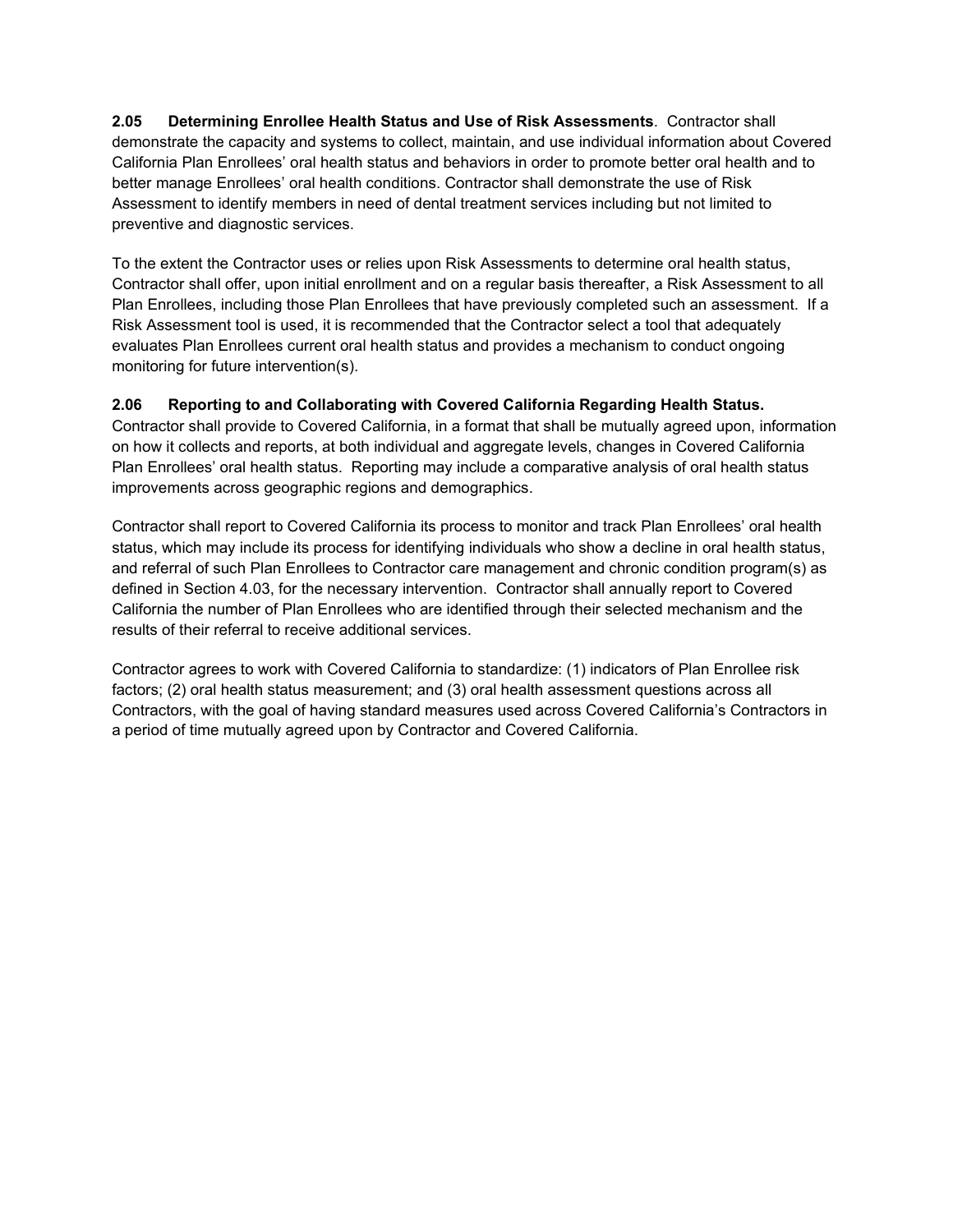**2.05 Determining Enrollee Health Status and Use of Risk Assessments**. Contractor shall demonstrate the capacity and systems to collect, maintain, and use individual information about Covered California Plan Enrollees' oral health status and behaviors in order to promote better oral health and to better manage Enrollees' oral health conditions. Contractor shall demonstrate the use of Risk Assessment to identify members in need of dental treatment services including but not limited to preventive and diagnostic services.

To the extent the Contractor uses or relies upon Risk Assessments to determine oral health status, Contractor shall offer, upon initial enrollment and on a regular basis thereafter, a Risk Assessment to all Plan Enrollees, including those Plan Enrollees that have previously completed such an assessment. If a Risk Assessment tool is used, it is recommended that the Contractor select a tool that adequately evaluates Plan Enrollees current oral health status and provides a mechanism to conduct ongoing monitoring for future intervention(s).

**2.06 Reporting to and Collaborating with Covered California Regarding Health Status.** Contractor shall provide to Covered California, in a format that shall be mutually agreed upon, information on how it collects and reports, at both individual and aggregate levels, changes in Covered California Plan Enrollees' oral health status. Reporting may include a comparative analysis of oral health status improvements across geographic regions and demographics.

Contractor shall report to Covered California its process to monitor and track Plan Enrollees' oral health status, which may include its process for identifying individuals who show a decline in oral health status, and referral of such Plan Enrollees to Contractor care management and chronic condition program(s) as defined in Section 4.03, for the necessary intervention. Contractor shall annually report to Covered California the number of Plan Enrollees who are identified through their selected mechanism and the results of their referral to receive additional services.

Contractor agrees to work with Covered California to standardize: (1) indicators of Plan Enrollee risk factors; (2) oral health status measurement; and (3) oral health assessment questions across all Contractors, with the goal of having standard measures used across Covered California's Contractors in a period of time mutually agreed upon by Contractor and Covered California.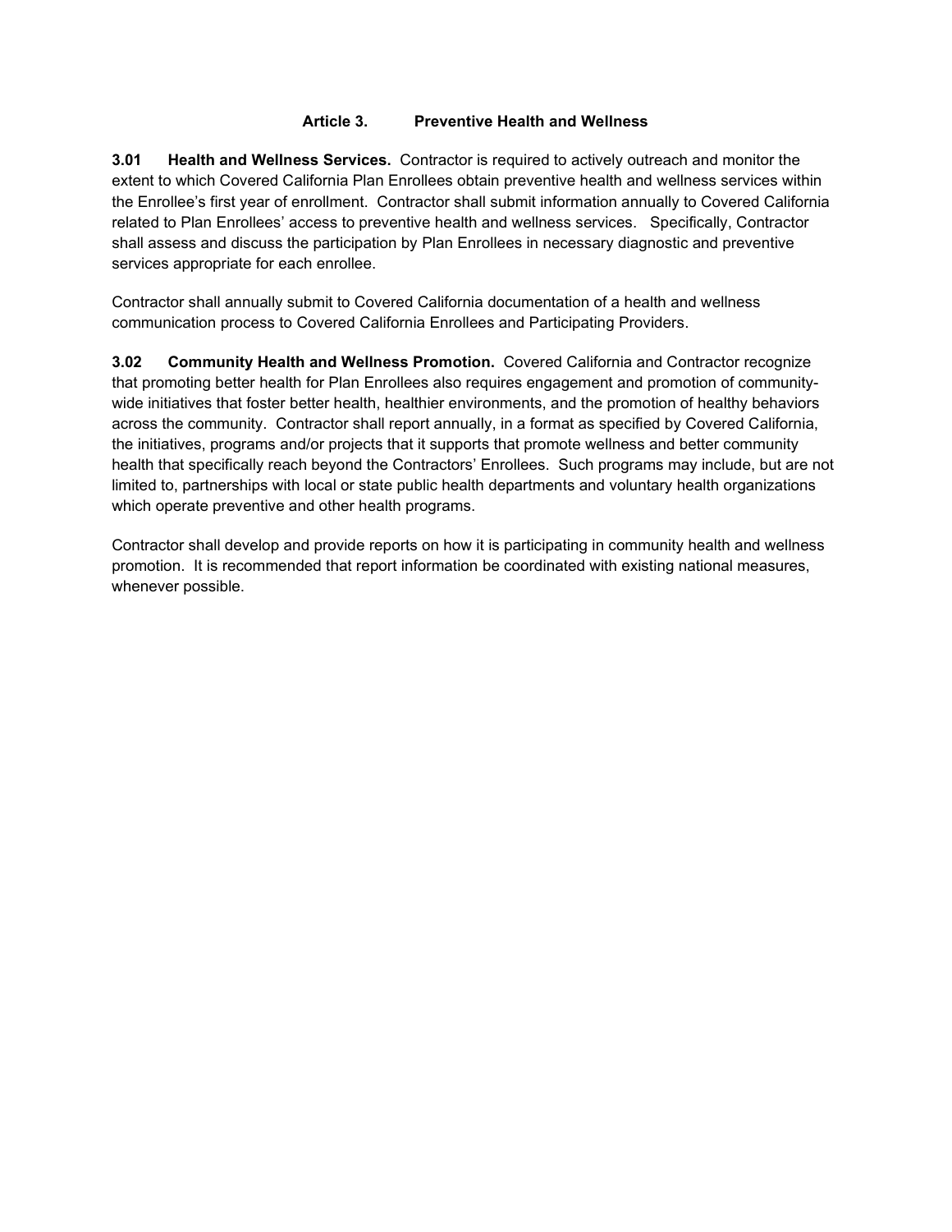## Article 3. Preventive Health and Wellness

**3.01 Health and Wellness Services.** Contractor is required to actively outreach and monitor the extent to which Covered California Plan Enrollees obtain preventive health and wellness services within the Enrollee's first year of enrollment. Contractor shall submit information annually to Covered California related to Plan Enrollees' access to preventive health and wellness services. Specifically, Contractor shall assess and discuss the participation by Plan Enrollees in necessary diagnostic and preventive services appropriate for each enrollee.

Contractor shall annually submit to Covered California documentation of a health and wellness communication process to Covered California Enrollees and Participating Providers.

**3.02 Community Health and Wellness Promotion.** Covered California and Contractor recognize that promoting better health for Plan Enrollees also requires engagement and promotion of community-wide initiatives that foster better health, healthier environments, and the promotion of healthy behaviors across the community. Contractor shall report annually, in a format as specified by Covered California, the initiatives, programs and/or projects that it supports that promote wellness and better community health that specifically reach beyond the Contractors' Enrollees. Such programs may include, but are not limited to, partnerships with local or state public health departments and voluntary health organizations which operate preventive and other health programs.

Contractor shall develop and provide reports on how it is participating in community health and wellness promotion. It is recommended that report information be coordinated with existing national measures, whenever possible.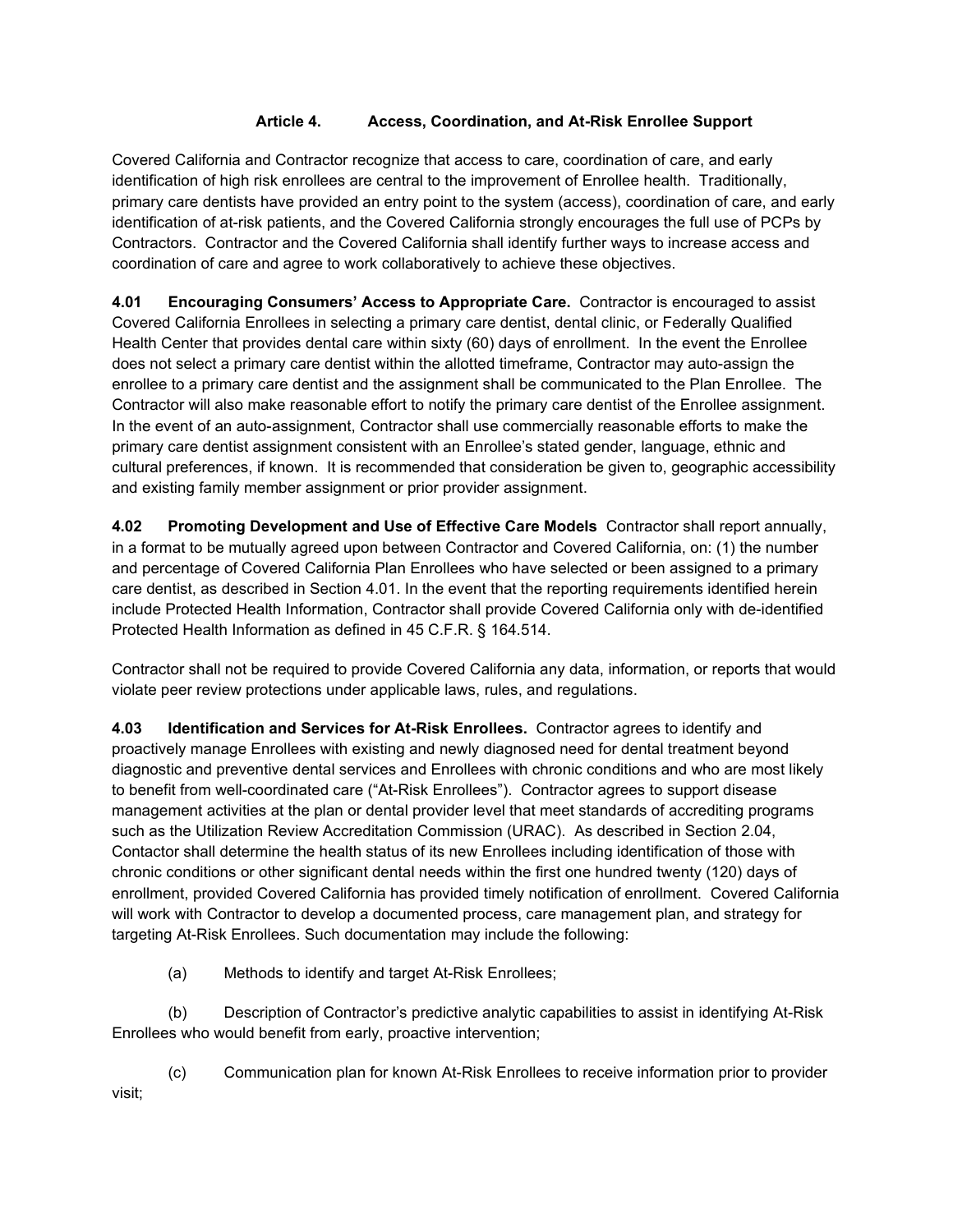## Article 4. Access, Coordination, and At-Risk Enrollee Support

Covered California and Contractor recognize that access to care, coordination of care, and early identification of high risk enrollees are central to the improvement of Enrollee health. Traditionally, primary care dentists have provided an entry point to the system (access), coordination of care, and early identification of at-risk patients, and the Covered California strongly encourages the full use of PCPs by Contractors. Contractor and the Covered California shall identify further ways to increase access and coordination of care and agree to work collaboratively to achieve these objectives.

**4.01 Encouraging Consumers' Access to Appropriate Care.** Contractor is encouraged to assist Covered California Enrollees in selecting a primary care dentist, dental clinic, or Federally Qualified Health Center that provides dental care within sixty (60) days of enrollment. In the event the Enrollee does not select a primary care dentist within the allotted timeframe, Contractor may auto-assign the enrollee to a primary care dentist and the assignment shall be communicated to the Plan Enrollee. The Contractor will also make reasonable effort to notify the primary care dentist of the Enrollee assignment. In the event of an auto-assignment, Contractor shall use commercially reasonable efforts to make the primary care dentist assignment consistent with an Enrollee's stated gender, language, ethnic and cultural preferences, if known. It is recommended that consideration be given to, geographic accessibility and existing family member assignment or prior provider assignment.

**4.02 Promoting Development and Use of Effective Care Models** Contractor shall report annually, in a format to be mutually agreed upon between Contractor and Covered California, on: (1) the number and percentage of Covered California Plan Enrollees who have selected or been assigned to a primary care dentist, as described in Section 4.01. In the event that the reporting requirements identified herein include Protected Health Information, Contractor shall provide Covered California only with de-identified Protected Health Information as defined in 45 C.F.R. § 164.514.

Contractor shall not be required to provide Covered California any data, information, or reports that would violate peer review protections under applicable laws, rules, and regulations.

**4.03 Identification and Services for At-Risk Enrollees.** Contractor agrees to identify and proactively manage Enrollees with existing and newly diagnosed need for dental treatment beyond diagnostic and preventive dental services and Enrollees with chronic conditions and who are most likely to benefit from well-coordinated care ("At-Risk Enrollees"). Contractor agrees to support disease management activities at the plan or dental provider level that meet standards of accrediting programs such as the Utilization Review Accreditation Commission (URAC). As described in Section 2.04, Contactor shall determine the health status of its new Enrollees including identification of those with chronic conditions or other significant dental needs within the first one hundred twenty (120) days of enrollment, provided Covered California has provided timely notification of enrollment. Covered California will work with Contractor to develop a documented process, care management plan, and strategy for targeting At-Risk Enrollees. Such documentation may include the following:

(a) Methods to identify and target At-Risk Enrollees;

(b) Description of Contractor's predictive analytic capabilities to assist in identifying At-Risk Enrollees who would benefit from early, proactive intervention;

(c) Communication plan for known At-Risk Enrollees to receive information prior to provider visit;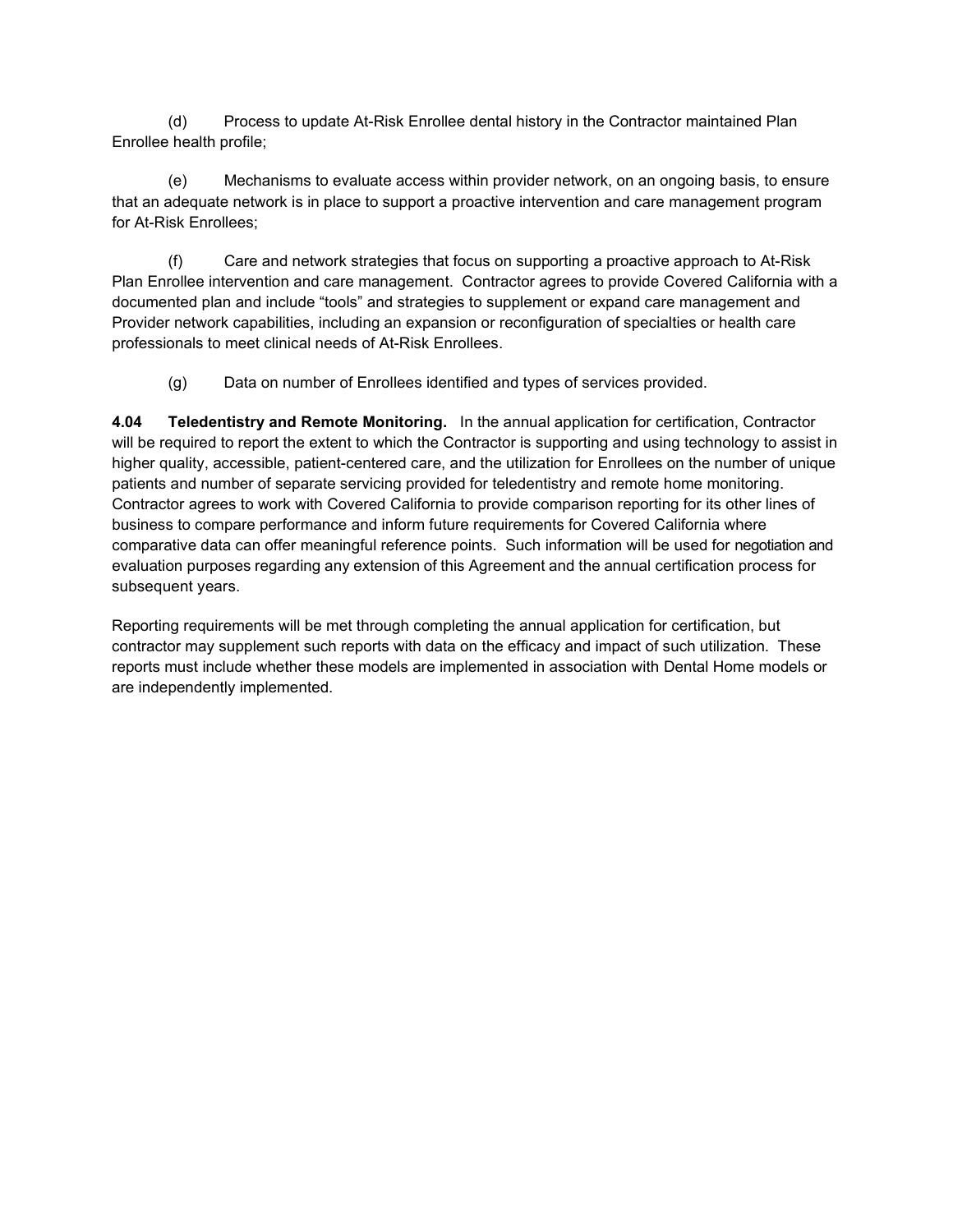(d) Process to update At-Risk Enrollee dental history in the Contractor maintained Plan Enrollee health profile;

(e) Mechanisms to evaluate access within provider network, on an ongoing basis, to ensure that an adequate network is in place to support a proactive intervention and care management program for At-Risk Enrollees;

(f) Care and network strategies that focus on supporting a proactive approach to At-Risk Plan Enrollee intervention and care management. Contractor agrees to provide Covered California with a documented plan and include "tools" and strategies to supplement or expand care management and Provider network capabilities, including an expansion or reconfiguration of specialties or health care professionals to meet clinical needs of At-Risk Enrollees.

(g) Data on number of Enrollees identified and types of services provided.

**4.04 Teledentistry and Remote Monitoring.** In the annual application for certification, Contractor will be required to report the extent to which the Contractor is supporting and using technology to assist in higher quality, accessible, patient-centered care, and the utilization for Enrollees on the number of unique patients and number of separate servicing provided for teledentistry and remote home monitoring. Contractor agrees to work with Covered California to provide comparison reporting for its other lines of business to compare performance and inform future requirements for Covered California where comparative data can offer meaningful reference points. Such information will be used for negotiation and evaluation purposes regarding any extension of this Agreement and the annual certification process for subsequent years.

Reporting requirements will be met through completing the annual application for certification, but contractor may supplement such reports with data on the efficacy and impact of such utilization. These reports must include whether these models are implemented in association with Dental Home models or are independently implemented.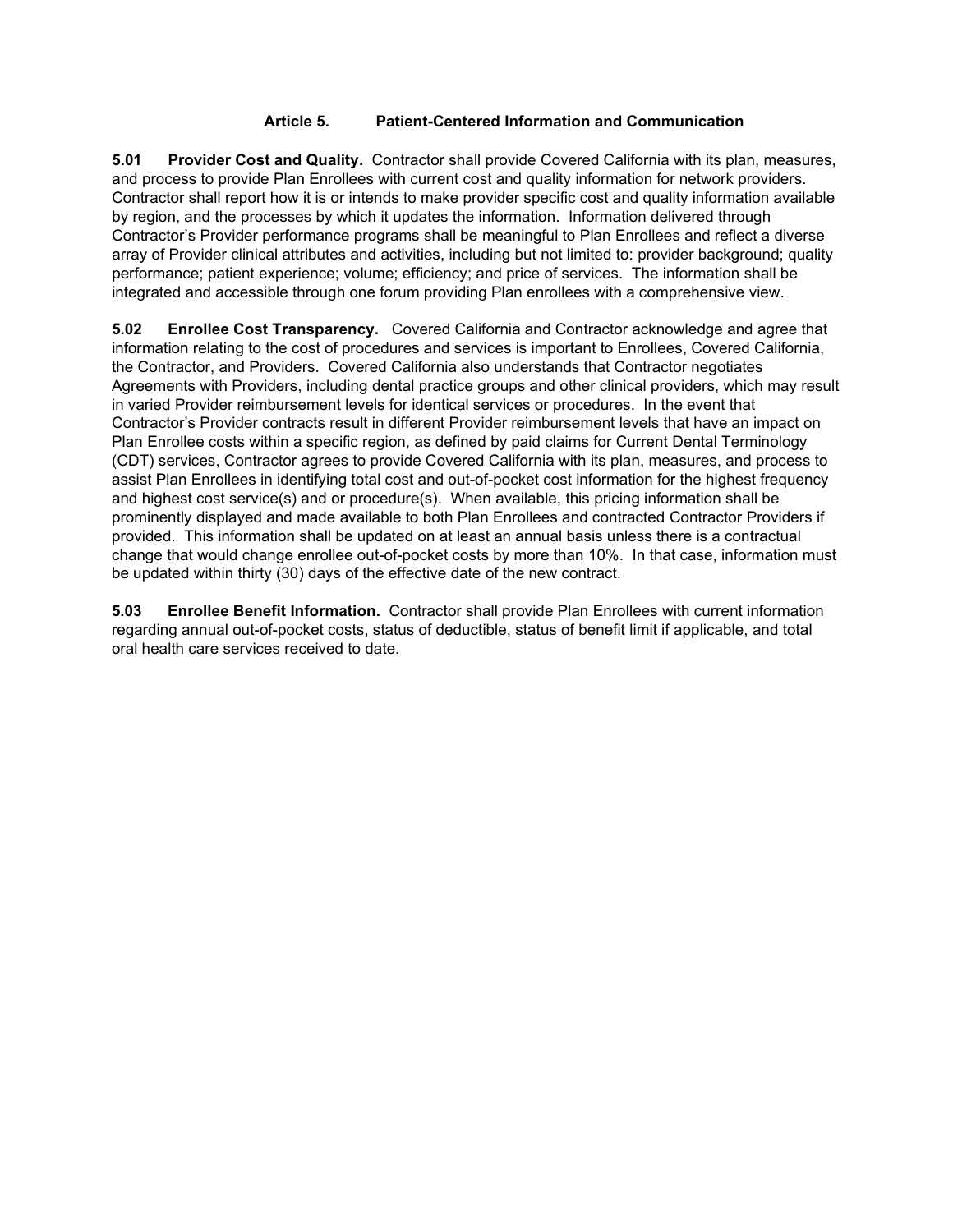## Article 5. Patient-Centered Information and Communication

**5.01 Provider Cost and Quality.** Contractor shall provide Covered California with its plan, measures, and process to provide Plan Enrollees with current cost and quality information for network providers. Contractor shall report how it is or intends to make provider specific cost and quality information available by region, and the processes by which it updates the information. Information delivered through Contractor's Provider performance programs shall be meaningful to Plan Enrollees and reflect a diverse array of Provider clinical attributes and activities, including but not limited to: provider background; quality performance; patient experience; volume; efficiency; and price of services. The information shall be integrated and accessible through one forum providing Plan enrollees with a comprehensive view.

**5.02 Enrollee Cost Transparency.** Covered California and Contractor acknowledge and agree that information relating to the cost of procedures and services is important to Enrollees, Covered California, the Contractor, and Providers. Covered California also understands that Contractor negotiates Agreements with Providers, including dental practice groups and other clinical providers, which may result in varied Provider reimbursement levels for identical services or procedures. In the event that Contractor's Provider contracts result in different Provider reimbursement levels that have an impact on Plan Enrollee costs within a specific region, as defined by paid claims for Current Dental Terminology (CDT) services, Contractor agrees to provide Covered California with its plan, measures, and process to assist Plan Enrollees in identifying total cost and out-of-pocket cost information for the highest frequency and highest cost service(s) and or procedure(s). When available, this pricing information shall be prominently displayed and made available to both Plan Enrollees and contracted Contractor Providers if provided. This information shall be updated on at least an annual basis unless there is a contractual change that would change enrollee out-of-pocket costs by more than 10%. In that case, information must be updated within thirty (30) days of the effective date of the new contract.

**5.03 Enrollee Benefit Information.** Contractor shall provide Plan Enrollees with current information regarding annual out-of-pocket costs, status of deductible, status of benefit limit if applicable, and total oral health care services received to date.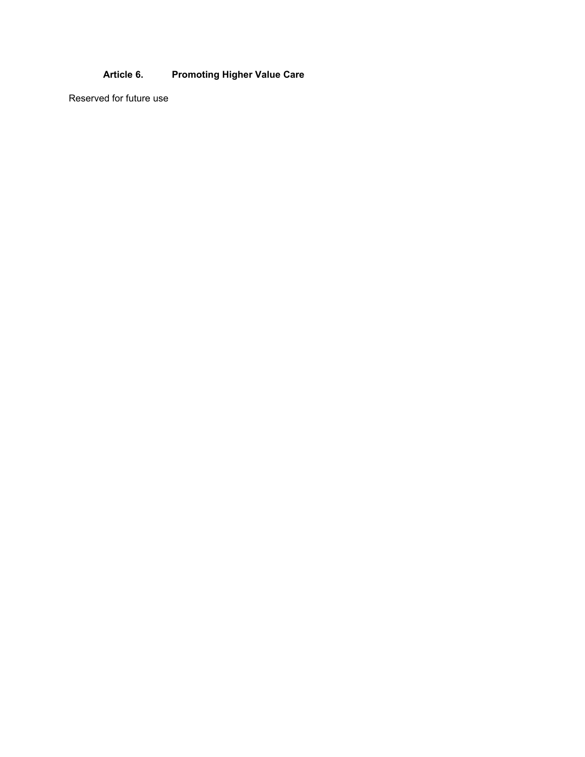## Article 6. Promoting Higher Value Care

Reserved for future use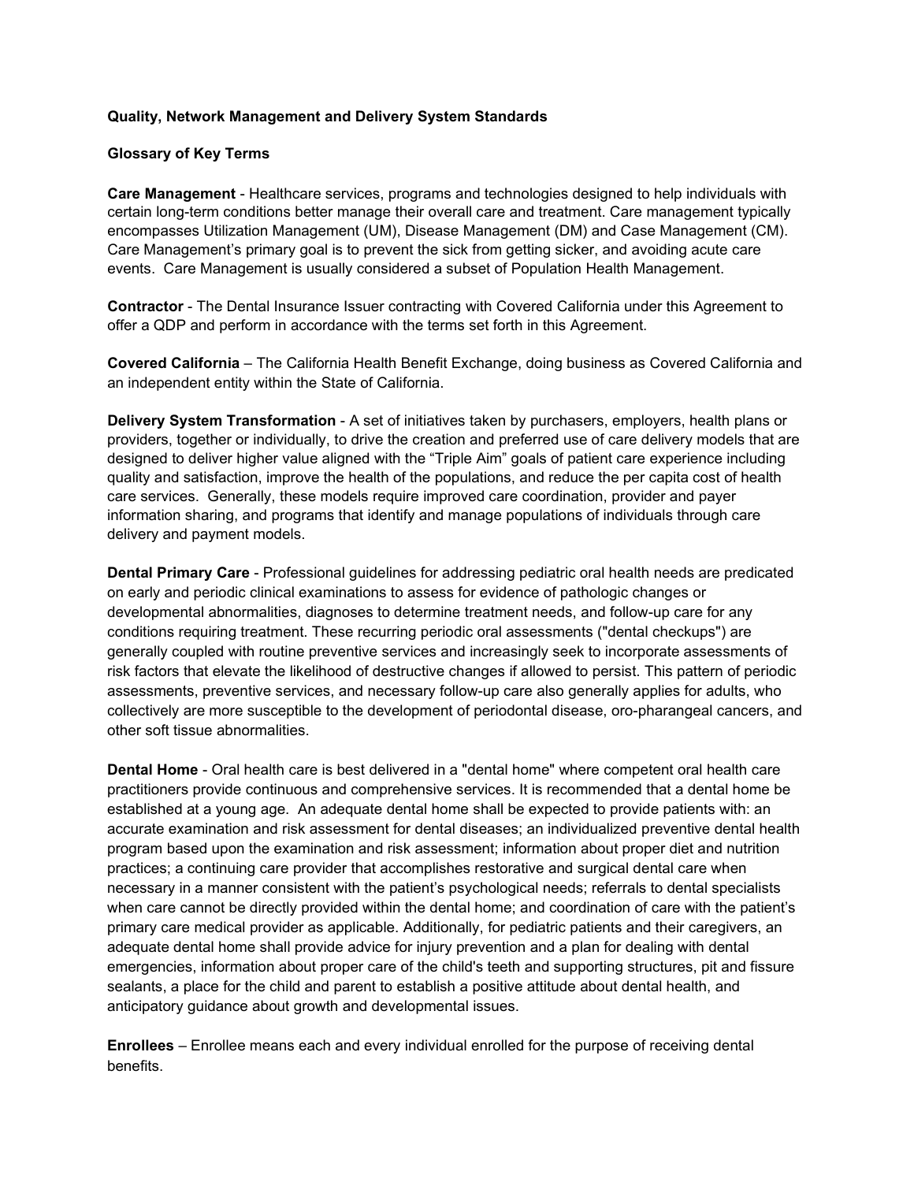**Quality, Network Management and Delivery System Standards**

**Glossary of Key Terms**

**Care Management** - Healthcare services, programs and technologies designed to help individuals with certain long-term conditions better manage their overall care and treatment. Care management typically encompasses Utilization Management (UM), Disease Management (DM) and Case Management (CM). Care Management's primary goal is to prevent the sick from getting sicker, and avoiding acute care events. Care Management is usually considered a subset of Population Health Management.

**Contractor** - The Dental Insurance Issuer contracting with Covered California under this Agreement to offer a QDP and perform in accordance with the terms set forth in this Agreement.

**Covered California** – The California Health Benefit Exchange, doing business as Covered California and an independent entity within the State of California.

**Delivery System Transformation** - A set of initiatives taken by purchasers, employers, health plans or providers, together or individually, to drive the creation and preferred use of care delivery models that are designed to deliver higher value aligned with the "Triple Aim" goals of patient care experience including quality and satisfaction, improve the health of the populations, and reduce the per capita cost of health care services. Generally, these models require improved care coordination, provider and payer information sharing, and programs that identify and manage populations of individuals through care delivery and payment models.

**Dental Primary Care** - Professional guidelines for addressing pediatric oral health needs are predicated on early and periodic clinical examinations to assess for evidence of pathologic changes or developmental abnormalities, diagnoses to determine treatment needs, and follow-up care for any conditions requiring treatment. These recurring periodic oral assessments ("dental checkups") are generally coupled with routine preventive services and increasingly seek to incorporate assessments of risk factors that elevate the likelihood of destructive changes if allowed to persist. This pattern of periodic assessments, preventive services, and necessary follow-up care also generally applies for adults, who collectively are more susceptible to the development of periodontal disease, oro-pharangeal cancers, and other soft tissue abnormalities.

**Dental Home** - Oral health care is best delivered in a "dental home" where competent oral health care practitioners provide continuous and comprehensive services. It is recommended that a dental home be established at a young age. An adequate dental home shall be expected to provide patients with: an accurate examination and risk assessment for dental diseases; an individualized preventive dental health program based upon the examination and risk assessment; information about proper diet and nutrition practices; a continuing care provider that accomplishes restorative and surgical dental care when necessary in a manner consistent with the patient's psychological needs; referrals to dental specialists when care cannot be directly provided within the dental home; and coordination of care with the patient's primary care medical provider as applicable. Additionally, for pediatric patients and their caregivers, an adequate dental home shall provide advice for injury prevention and a plan for dealing with dental emergencies, information about proper care of the child's teeth and supporting structures, pit and fissure sealants, a place for the child and parent to establish a positive attitude about dental health, and anticipatory guidance about growth and developmental issues.

**Enrollees** – Enrollee means each and every individual enrolled for the purpose of receiving dental benefits.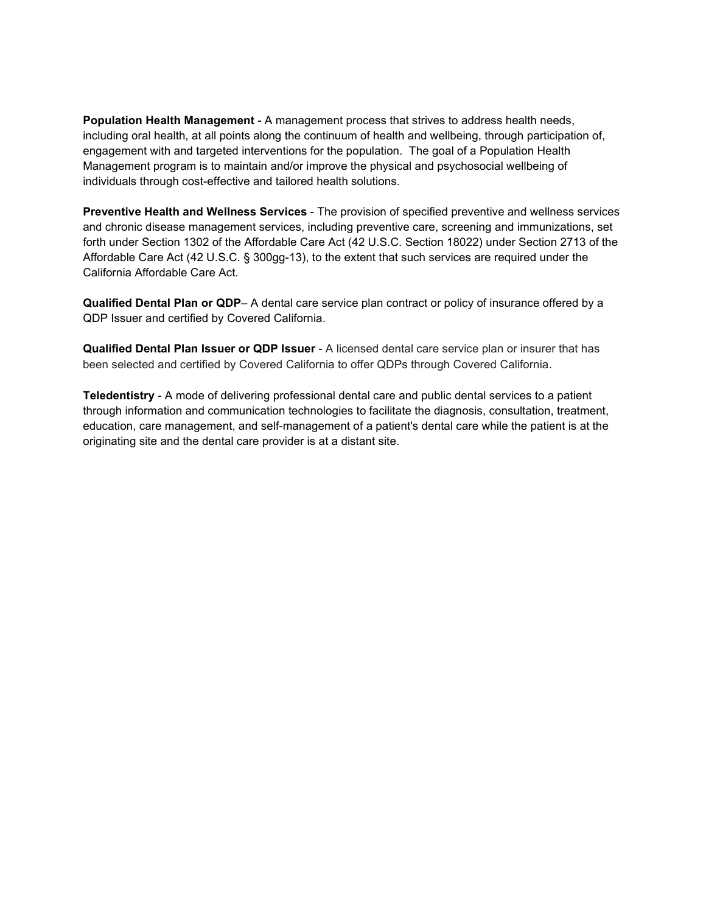**Population Health Management** - A management process that strives to address health needs, including oral health, at all points along the continuum of health and wellbeing, through participation of, engagement with and targeted interventions for the population. The goal of a Population Health Management program is to maintain and/or improve the physical and psychosocial wellbeing of individuals through cost-effective and tailored health solutions.

**Preventive Health and Wellness Services** - The provision of specified preventive and wellness services and chronic disease management services, including preventive care, screening and immunizations, set forth under Section 1302 of the Affordable Care Act (42 U.S.C. Section 18022) under Section 2713 of the Affordable Care Act (42 U.S.C. § 300gg-13), to the extent that such services are required under the California Affordable Care Act.

**Qualified Dental Plan or QDP**– A dental care service plan contract or policy of insurance offered by a QDP Issuer and certified by Covered California.

**Qualified Dental Plan Issuer or QDP Issuer** - A licensed dental care service plan or insurer that has been selected and certified by Covered California to offer QDPs through Covered California.

**Teledentistry** - A mode of delivering professional dental care and public dental services to a patient through information and communication technologies to facilitate the diagnosis, consultation, treatment, education, care management, and self-management of a patient's dental care while the patient is at the originating site and the dental care provider is at a distant site.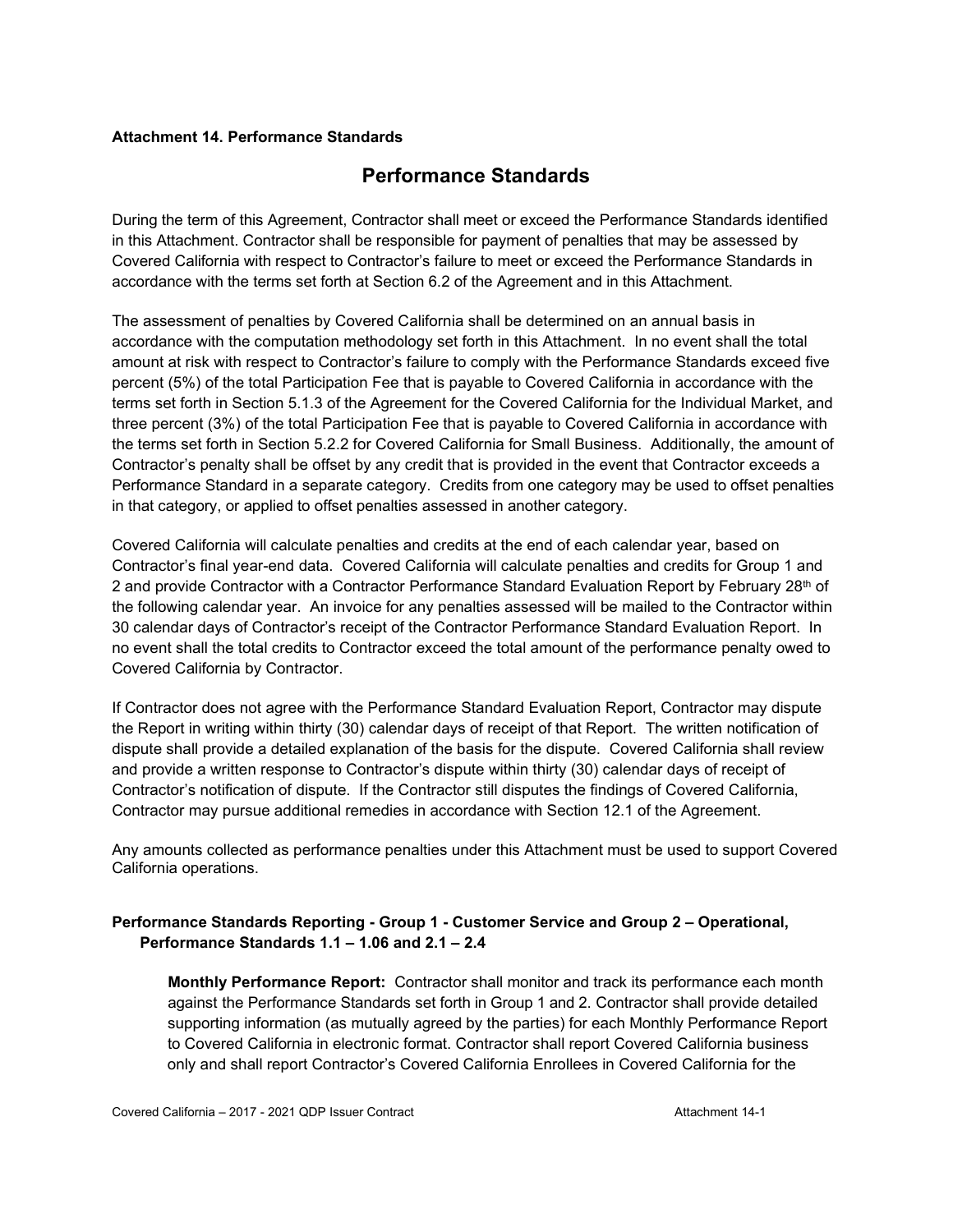**Attachment 14. Performance Standards**

# Performance Standards

During the term of this Agreement, Contractor shall meet or exceed the Performance Standards identified in this Attachment. Contractor shall be responsible for payment of penalties that may be assessed by Covered California with respect to Contractor's failure to meet or exceed the Performance Standards in accordance with the terms set forth at Section 6.2 of the Agreement and in this Attachment.

The assessment of penalties by Covered California shall be determined on an annual basis in accordance with the computation methodology set forth in this Attachment. In no event shall the total amount at risk with respect to Contractor's failure to comply with the Performance Standards exceed five percent (5%) of the total Participation Fee that is payable to Covered California in accordance with the terms set forth in Section 5.1.3 of the Agreement for the Covered California for the Individual Market, and three percent (3%) of the total Participation Fee that is payable to Covered California in accordance with the terms set forth in Section 5.2.2 for Covered California for Small Business. Additionally, the amount of Contractor's penalty shall be offset by any credit that is provided in the event that Contractor exceeds a Performance Standard in a separate category. Credits from one category may be used to offset penalties in that category, or applied to offset penalties assessed in another category.

Covered California will calculate penalties and credits at the end of each calendar year, based on Contractor's final year-end data. Covered California will calculate penalties and credits for Group 1 and 2 and provide Contractor with a Contractor Performance Standard Evaluation Report by February 28th of the following calendar year. An invoice for any penalties assessed will be mailed to the Contractor within 30 calendar days of Contractor's receipt of the Contractor Performance Standard Evaluation Report. In no event shall the total credits to Contractor exceed the total amount of the performance penalty owed to Covered California by Contractor.

If Contractor does not agree with the Performance Standard Evaluation Report, Contractor may dispute the Report in writing within thirty (30) calendar days of receipt of that Report. The written notification of dispute shall provide a detailed explanation of the basis for the dispute. Covered California shall review and provide a written response to Contractor's dispute within thirty (30) calendar days of receipt of Contractor's notification of dispute. If the Contractor still disputes the findings of Covered California, Contractor may pursue additional remedies in accordance with Section 12.1 of the Agreement.

Any amounts collected as performance penalties under this Attachment must be used to support Covered California operations.

**Performance Standards Reporting - Group 1 - Customer Service and Group 2 – Operational, Performance Standards 1.1 – 1.06 and 2.1 – 2.4**

**Monthly Performance Report:** Contractor shall monitor and track its performance each month against the Performance Standards set forth in Group 1 and 2. Contractor shall provide detailed supporting information (as mutually agreed by the parties) for each Monthly Performance Report to Covered California in electronic format. Contractor shall report Covered California business only and shall report Contractor's Covered California Enrollees in Covered California for the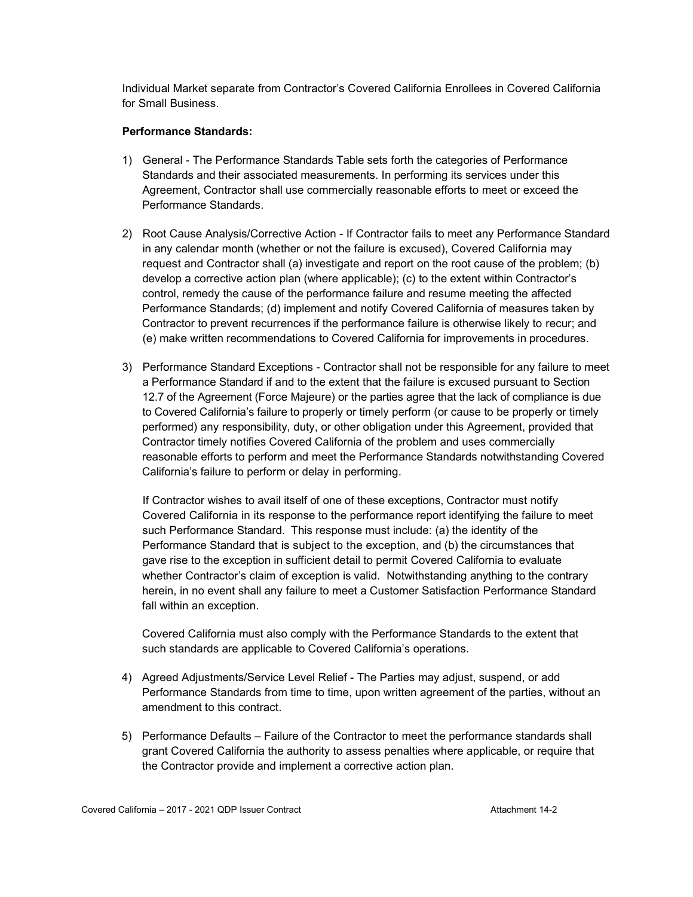Individual Market separate from Contractor's Covered California Enrollees in Covered California for Small Business.

**Performance Standards:**

1) General - The Performance Standards Table sets forth the categories of Performance Standards and their associated measurements. In performing its services under this Agreement, Contractor shall use commercially reasonable efforts to meet or exceed the Performance Standards.

2) Root Cause Analysis/Corrective Action - If Contractor fails to meet any Performance Standard in any calendar month (whether or not the failure is excused), Covered California may request and Contractor shall (a) investigate and report on the root cause of the problem; (b) develop a corrective action plan (where applicable); (c) to the extent within Contractor's control, remedy the cause of the performance failure and resume meeting the affected Performance Standards; (d) implement and notify Covered California of measures taken by Contractor to prevent recurrences if the performance failure is otherwise likely to recur; and (e) make written recommendations to Covered California for improvements in procedures.

3) Performance Standard Exceptions - Contractor shall not be responsible for any failure to meet a Performance Standard if and to the extent that the failure is excused pursuant to Section 12.7 of the Agreement (Force Majeure) or the parties agree that the lack of compliance is due to Covered California's failure to properly or timely perform (or cause to be properly or timely performed) any responsibility, duty, or other obligation under this Agreement, provided that Contractor timely notifies Covered California of the problem and uses commercially reasonable efforts to perform and meet the Performance Standards notwithstanding Covered California's failure to perform or delay in performing.

   If Contractor wishes to avail itself of one of these exceptions, Contractor must notify Covered California in its response to the performance report identifying the failure to meet such Performance Standard. This response must include: (a) the identity of the Performance Standard that is subject to the exception, and (b) the circumstances that gave rise to the exception in sufficient detail to permit Covered California to evaluate whether Contractor's claim of exception is valid. Notwithstanding anything to the contrary herein, in no event shall any failure to meet a Customer Satisfaction Performance Standard fall within an exception.

   Covered California must also comply with the Performance Standards to the extent that such standards are applicable to Covered California's operations.

4) Agreed Adjustments/Service Level Relief - The Parties may adjust, suspend, or add Performance Standards from time to time, upon written agreement of the parties, without an amendment to this contract.

5) Performance Defaults – Failure of the Contractor to meet the performance standards shall grant Covered California the authority to assess penalties where applicable, or require that the Contractor provide and implement a corrective action plan.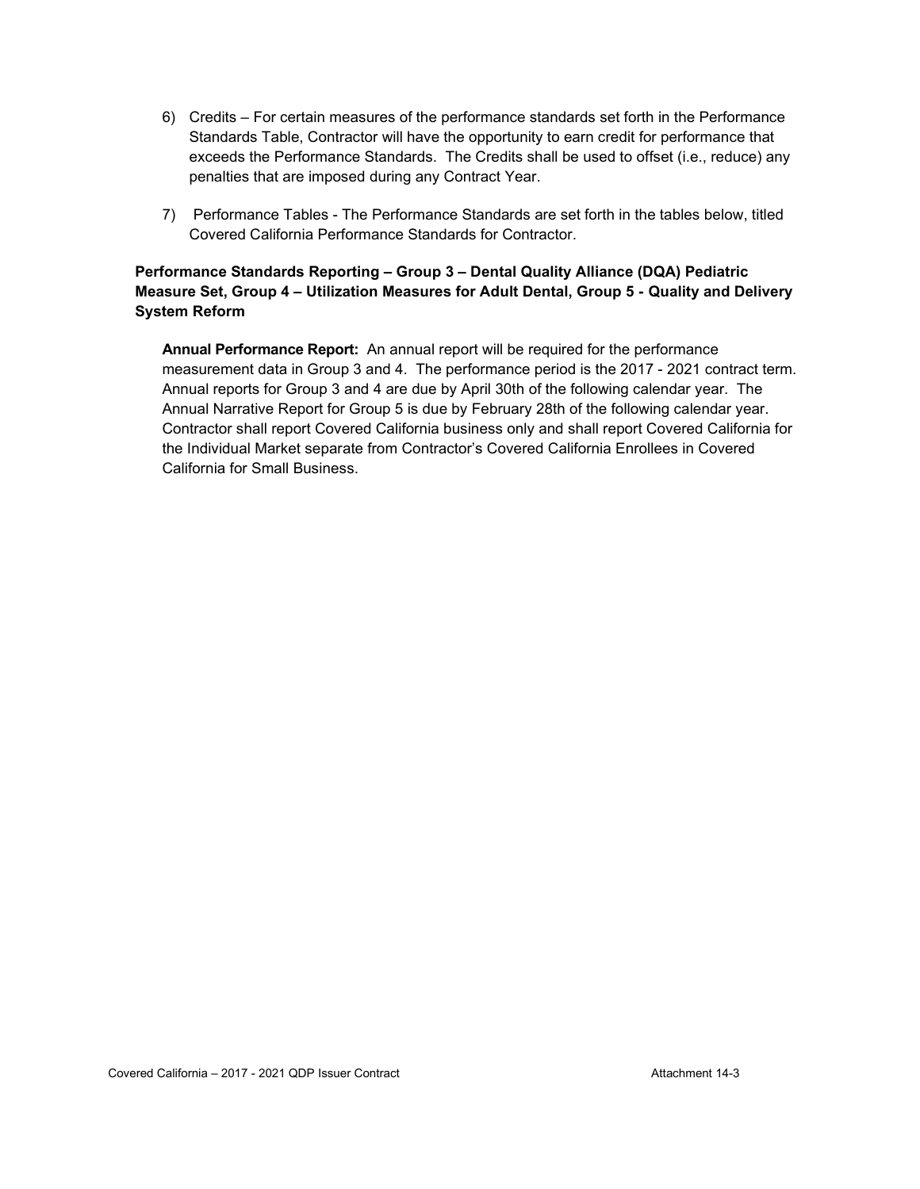6) Credits – For certain measures of the performance standards set forth in the Performance Standards Table, Contractor will have the opportunity to earn credit for performance that exceeds the Performance Standards. The Credits shall be used to offset (i.e., reduce) any penalties that are imposed during any Contract Year.

7) Performance Tables - The Performance Standards are set forth in the tables below, titled Covered California Performance Standards for Contractor.

**Performance Standards Reporting – Group 3 – Dental Quality Alliance (DQA) Pediatric Measure Set, Group 4 – Utilization Measures for Adult Dental, Group 5 - Quality and Delivery System Reform**

**Annual Performance Report:** An annual report will be required for the performance measurement data in Group 3 and 4. The performance period is the 2017 - 2021 contract term. Annual reports for Group 3 and 4 are due by April 30th of the following calendar year. The Annual Narrative Report for Group 5 is due by February 28th of the following calendar year. Contractor shall report Covered California business only and shall report Covered California for the Individual Market separate from Contractor's Covered California Enrollees in Covered California for Small Business.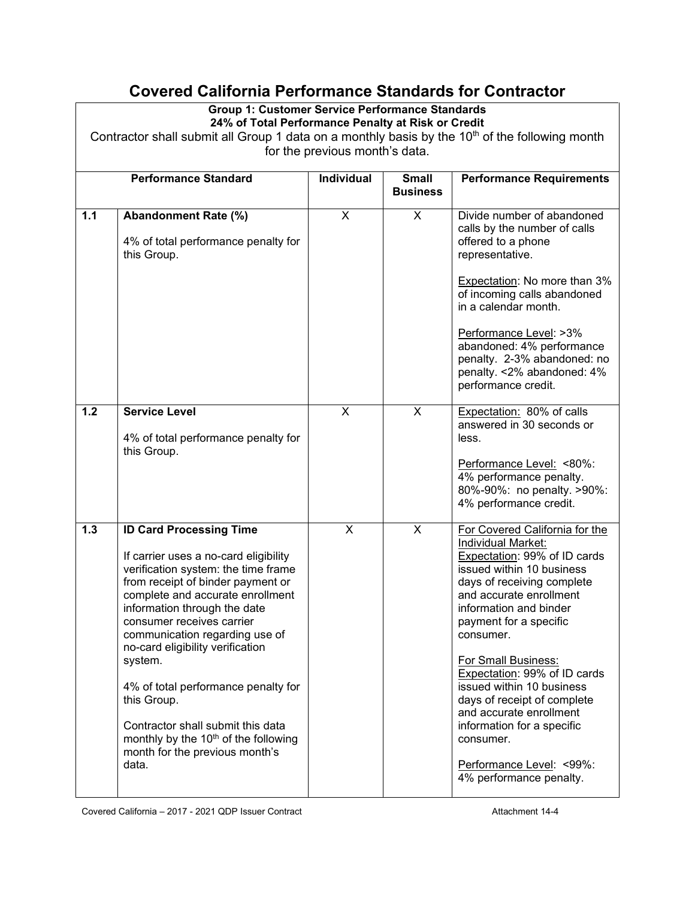# Covered California Performance Standards for Contractor

| Group 1: Customer Service Performance Standards<br>24% of Total Performance Penalty at Risk or Credit<br>Contractor shall submit all Group 1 data on a monthly basis by the 10th of the following month for the previous month's data. | | | | |
|---|---|---|---|---|
| **Performance Standard** | | **Individual** | **Small Business** | **Performance Requirements** |
| **1.1** | **Abandonment Rate (%)**<br><br>4% of total performance penalty for this Group. | X | X | Divide number of abandoned calls by the number of calls offered to a phone representative.<br><br>Expectation: No more than 3% of incoming calls abandoned in a calendar month.<br><br>Performance Level: >3% abandoned: 4% performance penalty. 2-3% abandoned: no penalty. <2% abandoned: 4% performance credit. |
| **1.2** | **Service Level**<br><br>4% of total performance penalty for this Group. | X | X | Expectation: 80% of calls answered in 30 seconds or less.<br><br>Performance Level: <80%: 4% performance penalty. 80%-90%: no penalty. >90%: 4% performance credit. |
| **1.3** | **ID Card Processing Time**<br><br>If carrier uses a no-card eligibility verification system: the time frame from receipt of binder payment or complete and accurate enrollment information through the date consumer receives carrier communication regarding use of no-card eligibility verification system.<br><br>4% of total performance penalty for this Group.<br><br>Contractor shall submit this data monthly by the 10th of the following month for the previous month's data. | X | X | For Covered California for the Individual Market:<br>Expectation: 99% of ID cards issued within 10 business days of receiving complete and accurate enrollment information and binder payment for a specific consumer.<br><br>For Small Business:<br>Expectation: 99% of ID cards issued within 10 business days of receipt of complete and accurate enrollment information for a specific consumer.<br><br>Performance Level: <99%: 4% performance penalty. |

Covered California – 2017 - 2021 QDP Issuer Contract | Attachment 14-4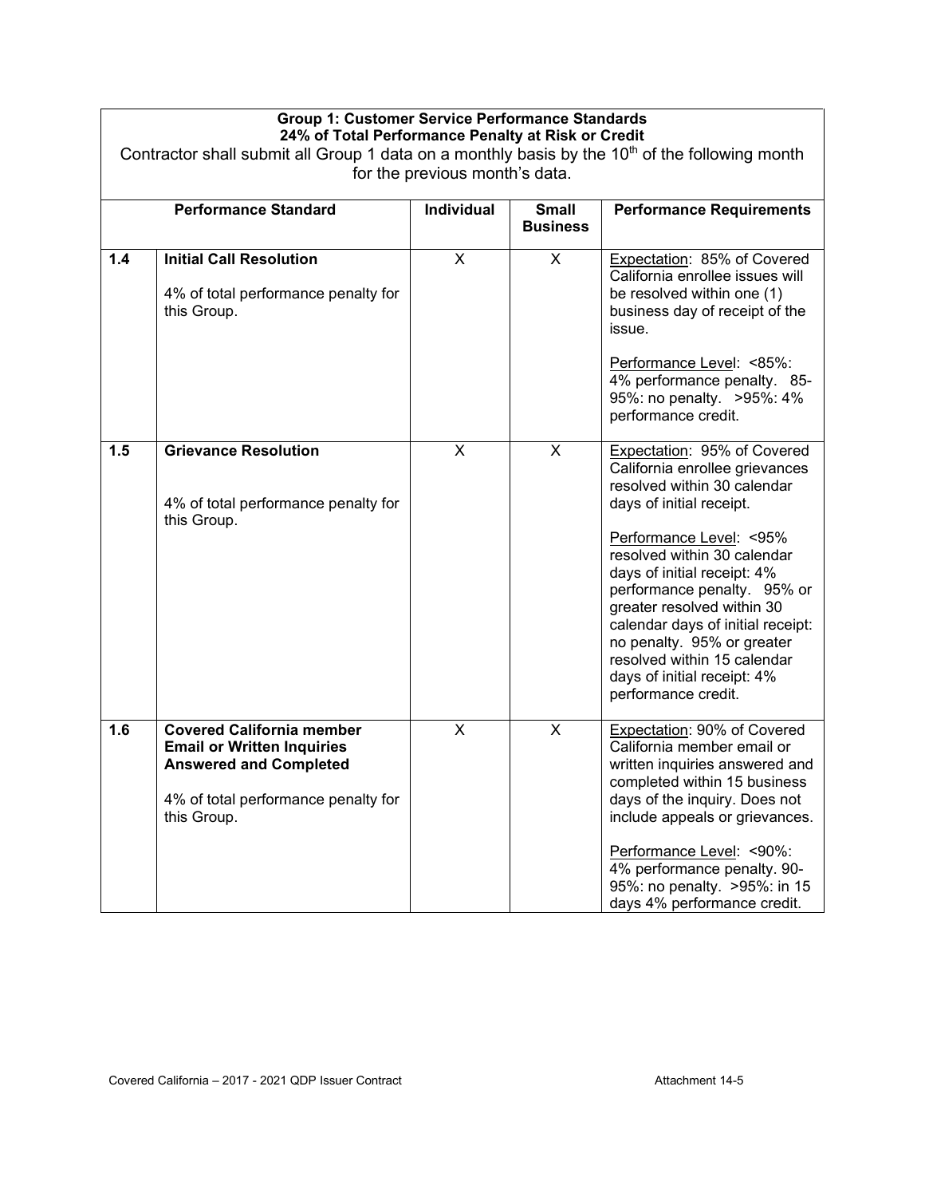**Group 1: Customer Service Performance Standards**
**24% of Total Performance Penalty at Risk or Credit**

Contractor shall submit all Group 1 data on a monthly basis by the 10th of the following month for the previous month's data.

| | Performance Standard | Individual | Small Business | Performance Requirements |
|---|---|---|---|---|
| **1.4** | **Initial Call Resolution**<br><br>4% of total performance penalty for this Group. | X | X | Expectation: 85% of Covered California enrollee issues will be resolved within one (1) business day of receipt of the issue.<br><br>Performance Level: <85%: 4% performance penalty. 85-95%: no penalty. >95%: 4% performance credit. |
| **1.5** | **Grievance Resolution**<br><br>4% of total performance penalty for this Group. | X | X | Expectation: 95% of Covered California enrollee grievances resolved within 30 calendar days of initial receipt.<br><br>Performance Level: <95% resolved within 30 calendar days of initial receipt: 4% performance penalty. 95% or greater resolved within 30 calendar days of initial receipt: no penalty. 95% or greater resolved within 15 calendar days of initial receipt: 4% performance credit. |
| **1.6** | **Covered California member Email or Written Inquiries Answered and Completed**<br><br>4% of total performance penalty for this Group. | X | X | Expectation: 90% of Covered California member email or written inquiries answered and completed within 15 business days of the inquiry. Does not include appeals or grievances.<br><br>Performance Level: <90%: 4% performance penalty. 90-95%: no penalty. >95%: in 15 days 4% performance credit. |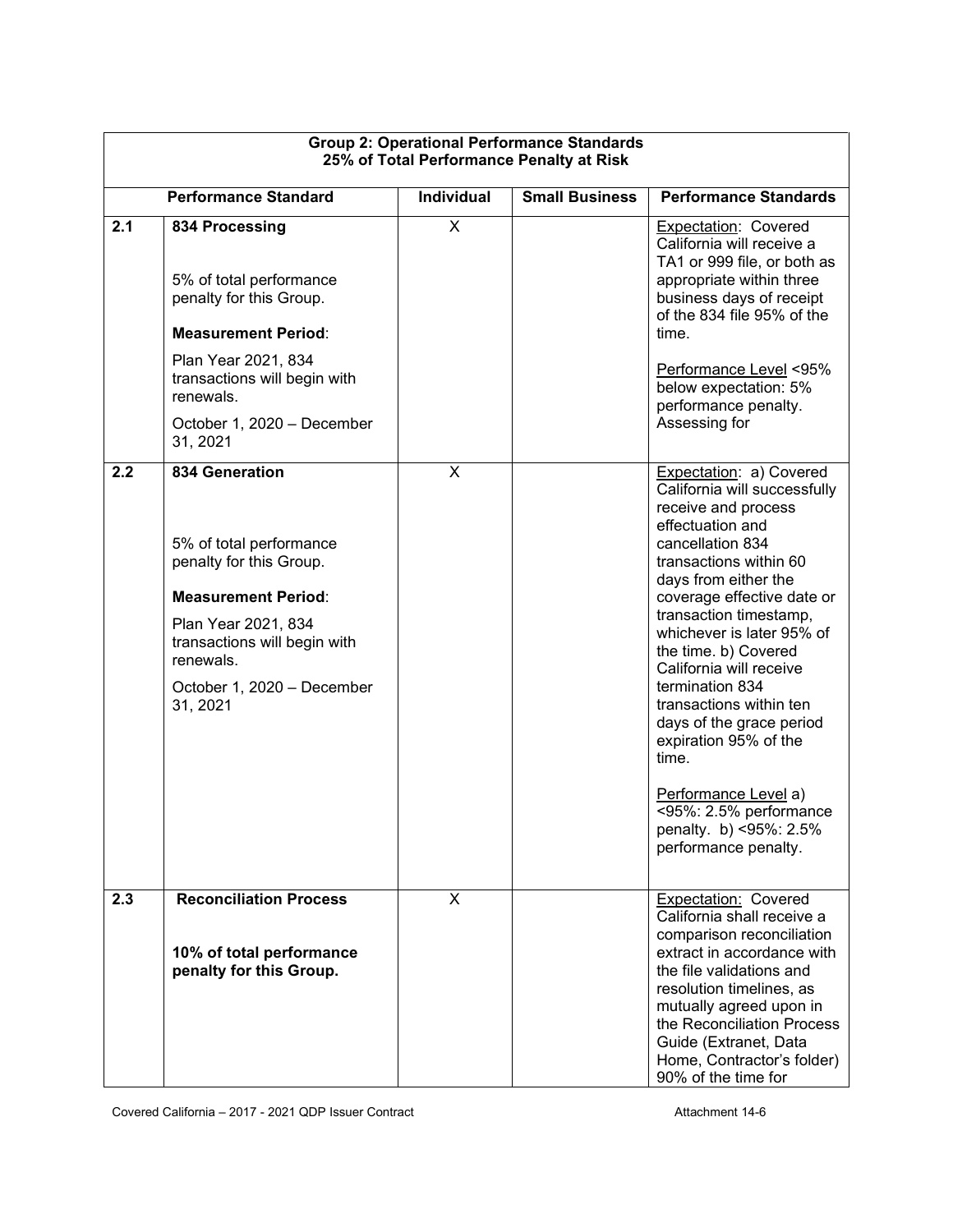| **Group 2: Operational Performance Standards<br>25% of Total Performance Penalty at Risk** | | | | |
|---|---|---|---|---|
| **Performance Standard** | | **Individual** | **Small Business** | **Performance Standards** |
| **2.1** | **834 Processing**<br><br>5% of total performance penalty for this Group.<br><br>**Measurement Period**:<br><br>Plan Year 2021, 834 transactions will begin with renewals.<br><br>October 1, 2020 – December 31, 2021 | X | | Expectation: Covered California will receive a TA1 or 999 file, or both as appropriate within three business days of receipt of the 834 file 95% of the time.<br><br>Performance Level <95% below expectation: 5% performance penalty. Assessing for |
| **2.2** | **834 Generation**<br><br>5% of total performance penalty for this Group.<br><br>**Measurement Period**:<br><br>Plan Year 2021, 834 transactions will begin with renewals.<br><br>October 1, 2020 – December 31, 2021 | X | | Expectation: a) Covered California will successfully receive and process effectuation and cancellation 834 transactions within 60 days from either the coverage effective date or transaction timestamp, whichever is later 95% of the time. b) Covered California will receive termination 834 transactions within ten days of the grace period expiration 95% of the time.<br><br>Performance Level a) <95%: 2.5% performance penalty. b) <95%: 2.5% performance penalty. |
| **2.3** | **Reconciliation Process**<br><br>**10% of total performance penalty for this Group.** | X | | Expectation: Covered California shall receive a comparison reconciliation extract in accordance with the file validations and resolution timelines, as mutually agreed upon in the Reconciliation Process Guide (Extranet, Data Home, Contractor's folder) 90% of the time for |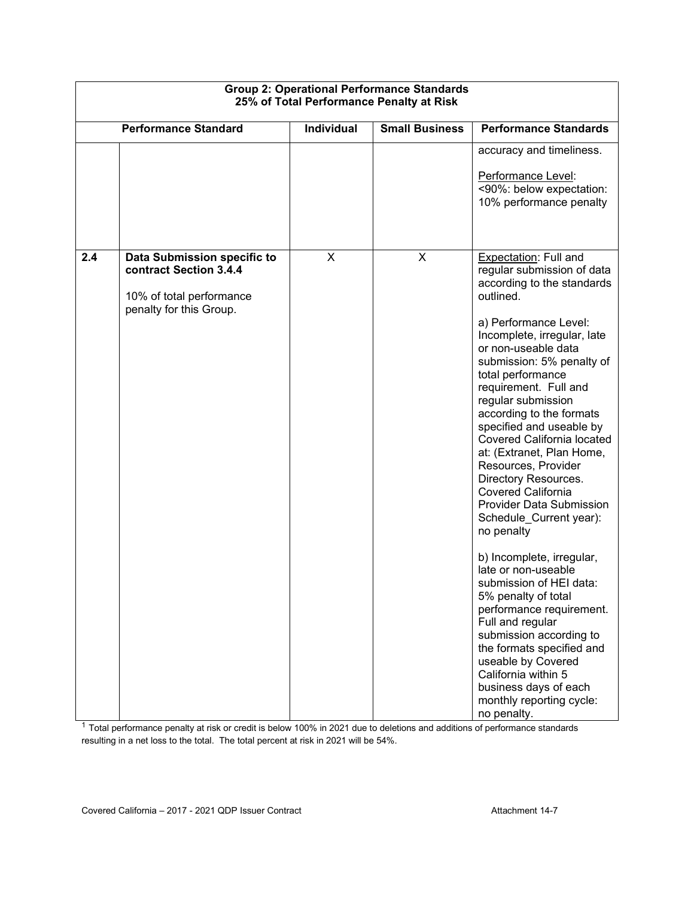| Group 2: Operational Performance Standards 25% of Total Performance Penalty at Risk | | | | |
|---|---|---|---|---|
| **Performance Standard** | | **Individual** | **Small Business** | **Performance Standards** |
| | | | | accuracy and timeliness.<br><br>Performance Level:<br><90%: below expectation: 10% performance penalty |
| **2.4** | **Data Submission specific to contract Section 3.4.4**<br><br>10% of total performance penalty for this Group. | X | X | Expectation: Full and regular submission of data according to the standards outlined.<br><br>a) Performance Level: Incomplete, irregular, late or non-useable data submission: 5% penalty of total performance requirement. Full and regular submission according to the formats specified and useable by Covered California located at: (Extranet, Plan Home, Resources, Provider Directory Resources. Covered California Provider Data Submission Schedule_Current year): no penalty<br><br>b) Incomplete, irregular, late or non-useable submission of HEI data: 5% penalty of total performance requirement. Full and regular submission according to the formats specified and useable by Covered California within 5 business days of each monthly reporting cycle: no penalty. |

[1] Total performance penalty at risk or credit is below 100% in 2021 due to deletions and additions of performance standards resulting in a net loss to the total. The total percent at risk in 2021 will be 54%.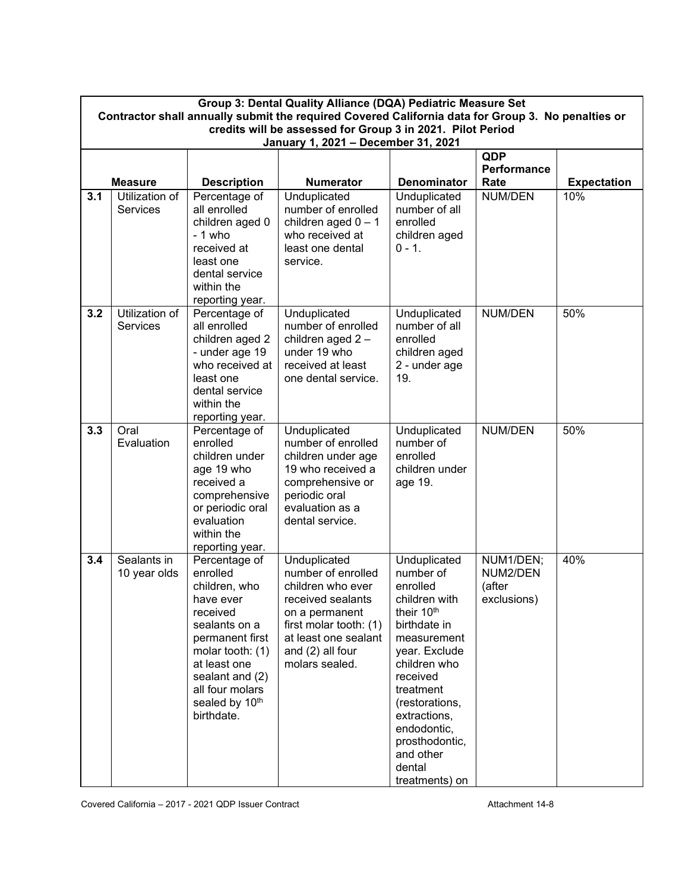| | Group 3: Dental Quality Alliance (DQA) Pediatric Measure Set<br>Contractor shall annually submit the required Covered California data for Group 3. No penalties or credits will be assessed for Group 3 in 2021. Pilot Period<br>January 1, 2021 – December 31, 2021 | | | | | |
|---|---|---|---|---|---|---|
| | **Measure** | **Description** | **Numerator** | **Denominator** | **QDP Performance Rate** | **Expectation** |
| **3.1** | Utilization of Services | Percentage of all enrolled children aged 0 - 1 who received at least one dental service within the reporting year. | Unduplicated number of enrolled children aged 0 – 1 who received at least one dental service. | Unduplicated number of all enrolled children aged 0 - 1. | NUM/DEN | 10% |
| **3.2** | Utilization of Services | Percentage of all enrolled children aged 2 - under age 19 who received at least one dental service within the reporting year. | Unduplicated number of enrolled children aged 2 – under 19 who received at least one dental service. | Unduplicated number of all enrolled children aged 2 - under age 19. | NUM/DEN | 50% |
| **3.3** | Oral Evaluation | Percentage of enrolled children under age 19 who received a comprehensive or periodic oral evaluation within the reporting year. | Unduplicated number of enrolled children under age 19 who received a comprehensive or periodic oral evaluation as a dental service. | Unduplicated number of enrolled children under age 19. | NUM/DEN | 50% |
| **3.4** | Sealants in 10 year olds | Percentage of enrolled children, who have ever received sealants on a permanent first molar tooth: (1) at least one sealant and (2) all four molars sealed by 10th birthdate. | Unduplicated number of enrolled children who ever received sealants on a permanent first molar tooth: (1) at least one sealant and (2) all four molars sealed. | Unduplicated number of enrolled children with their 10th birthdate in measurement year. Exclude children who received treatment (restorations, extractions, endodontic, prosthodontic, and other dental treatments) on | NUM1/DEN; NUM2/DEN (after exclusions) | 40% |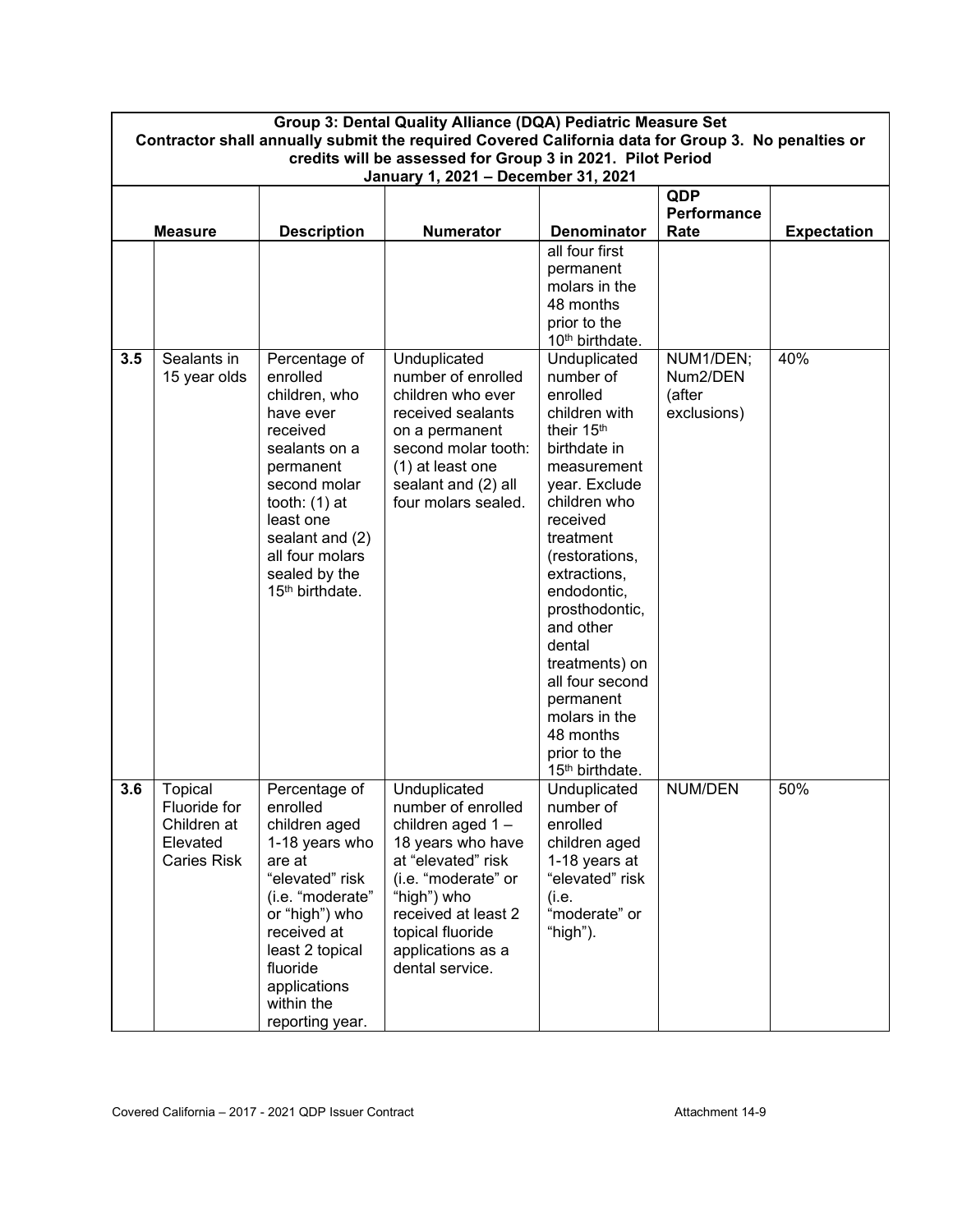| Group 3: Dental Quality Alliance (DQA) Pediatric Measure Set Contractor shall annually submit the required Covered California data for Group 3. No penalties or credits will be assessed for Group 3 in 2021. Pilot Period January 1, 2021 – December 31, 2021 | | | | | | |
|---|---|---|---|---|---|---|
| | **Measure** | **Description** | **Numerator** | **Denominator** | **QDP Performance Rate** | **Expectation** |
| | | | | all four first permanent molars in the 48 months prior to the 10th birthdate. | | |
| **3.5** | Sealants in 15 year olds | Percentage of enrolled children, who have ever received sealants on a permanent second molar tooth: (1) at least one sealant and (2) all four molars sealed by the 15th birthdate. | Unduplicated number of enrolled children who ever received sealants on a permanent second molar tooth: (1) at least one sealant and (2) all four molars sealed. | Unduplicated number of enrolled children with their 15th birthdate in measurement year. Exclude children who received treatment (restorations, extractions, endodontic, prosthodontic, and other dental treatments) on all four second permanent molars in the 48 months prior to the 15th birthdate. | NUM1/DEN; Num2/DEN (after exclusions) | 40% |
| **3.6** | Topical Fluoride for Children at Elevated Caries Risk | Percentage of enrolled children aged 1-18 years who are at "elevated" risk (i.e. "moderate" or "high") who received at least 2 topical fluoride applications within the reporting year. | Unduplicated number of enrolled children aged 1 – 18 years who have at "elevated" risk (i.e. "moderate" or "high") who received at least 2 topical fluoride applications as a dental service. | Unduplicated number of enrolled children aged 1-18 years at "elevated" risk (i.e. "moderate" or "high"). | NUM/DEN | 50% |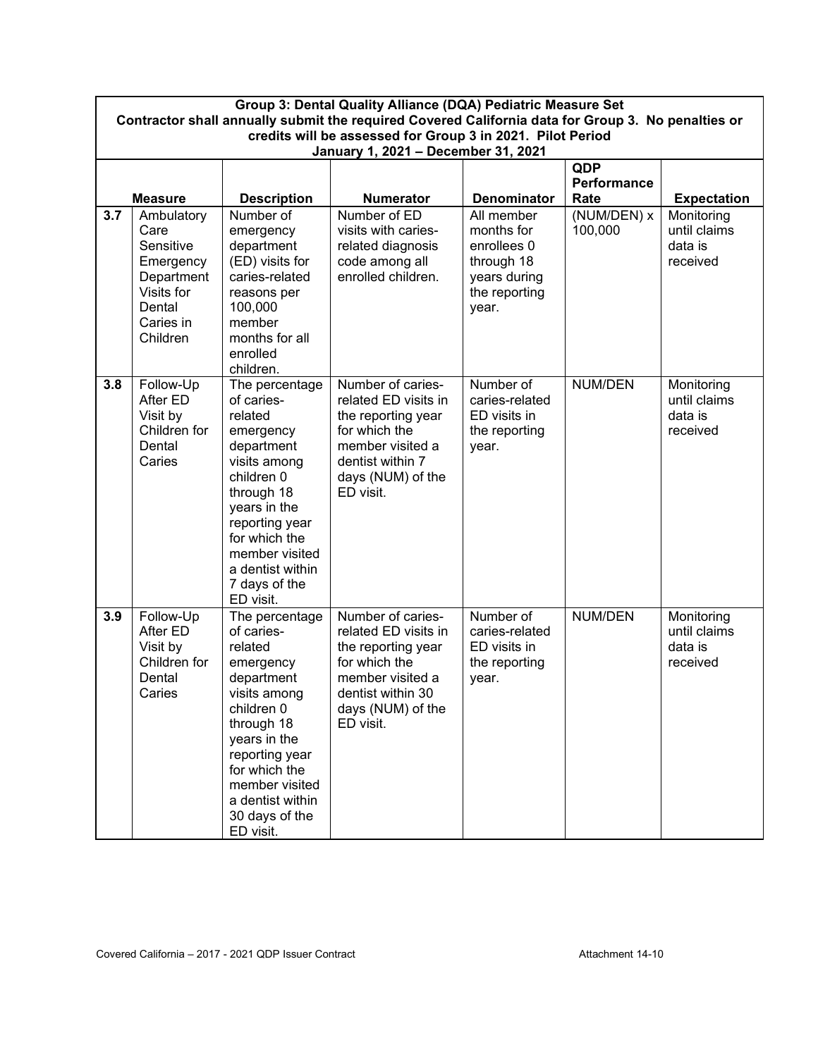| Group 3: Dental Quality Alliance (DQA) Pediatric Measure Set<br>Contractor shall annually submit the required Covered California data for Group 3. No penalties or credits will be assessed for Group 3 in 2021. Pilot Period<br>January 1, 2021 – December 31, 2021 | | | | | | |
|---|---|---|---|---|---|---|
| | **Measure** | **Description** | **Numerator** | **Denominator** | **QDP Performance Rate** | **Expectation** |
| **3.7** | Ambulatory Care Sensitive Emergency Department Visits for Dental Caries in Children | Number of emergency department (ED) visits for caries-related reasons per 100,000 member months for all enrolled children. | Number of ED visits with caries-related diagnosis code among all enrolled children. | All member months for enrollees 0 through 18 years during the reporting year. | (NUM/DEN) x 100,000 | Monitoring until claims data is received |
| **3.8** | Follow-Up After ED Visit by Children for Dental Caries | The percentage of caries-related emergency department visits among children 0 through 18 years in the reporting year for which the member visited a dentist within 7 days of the ED visit. | Number of caries-related ED visits in the reporting year for which the member visited a dentist within 7 days (NUM) of the ED visit. | Number of caries-related ED visits in the reporting year. | NUM/DEN | Monitoring until claims data is received |
| **3.9** | Follow-Up After ED Visit by Children for Dental Caries | The percentage of caries-related emergency department visits among children 0 through 18 years in the reporting year for which the member visited a dentist within 30 days of the ED visit. | Number of caries-related ED visits in the reporting year for which the member visited a dentist within 30 days (NUM) of the ED visit. | Number of caries-related ED visits in the reporting year. | NUM/DEN | Monitoring until claims data is received |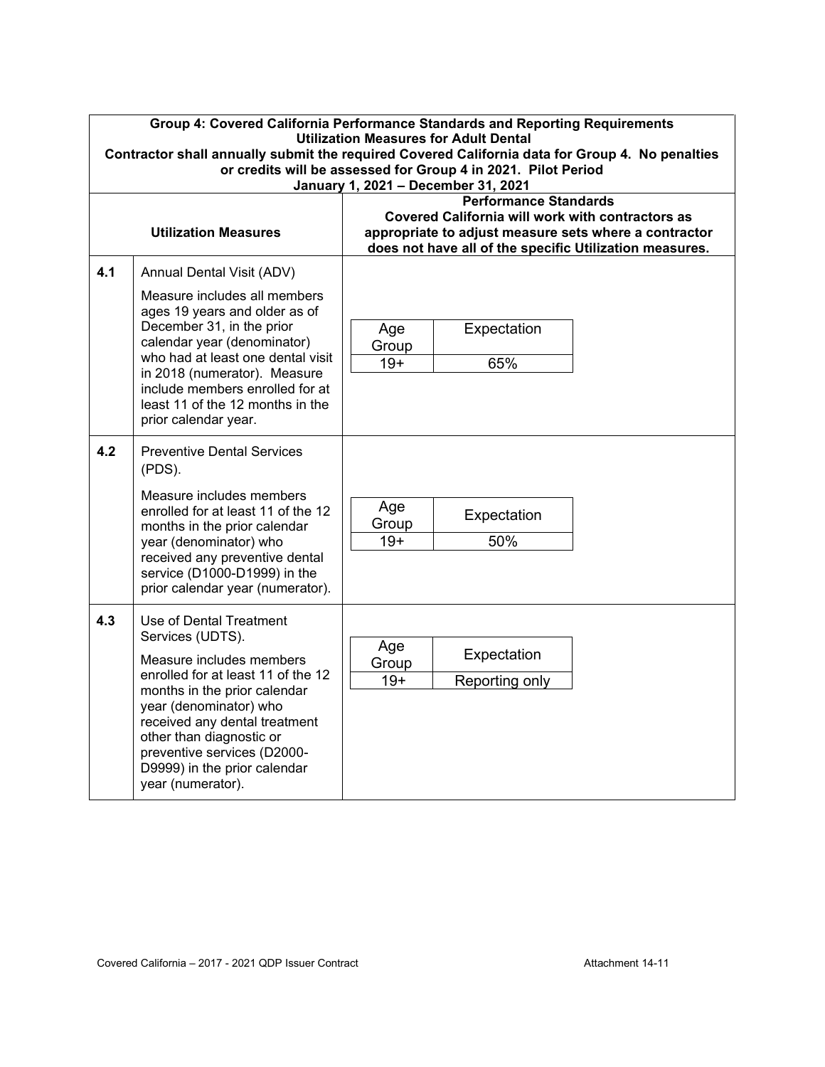| Group 4: Covered California Performance Standards and Reporting Requirements<br>Utilization Measures for Adult Dental<br>Contractor shall annually submit the required Covered California data for Group 4. No penalties or credits will be assessed for Group 4 in 2021. Pilot Period<br>January 1, 2021 – December 31, 2021 | | |
|---|---|---|
| **Utilization Measures** | | **Performance Standards**<br>**Covered California will work with contractors as appropriate to adjust measure sets where a contractor does not have all of the specific Utilization measures.** |
| **4.1** | Annual Dental Visit (ADV)<br><br>Measure includes all members ages 19 years and older as of December 31, in the prior calendar year (denominator) who had at least one dental visit in 2018 (numerator). Measure include members enrolled for at least 11 of the 12 months in the prior calendar year. | Age Group: 19+ — Expectation: 65% |
| **4.2** | Preventive Dental Services (PDS).<br><br>Measure includes members enrolled for at least 11 of the 12 months in the prior calendar year (denominator) who received any preventive dental service (D1000-D1999) in the prior calendar year (numerator). | Age Group: 19+ — Expectation: 50% |
| **4.3** | Use of Dental Treatment Services (UDTS).<br><br>Measure includes members enrolled for at least 11 of the 12 months in the prior calendar year (denominator) who received any dental treatment other than diagnostic or preventive services (D2000-D9999) in the prior calendar year (numerator). | Age Group: 19+ — Expectation: Reporting only |

Covered California – 2017 - 2021 QDP Issuer Contract Attachment 14-11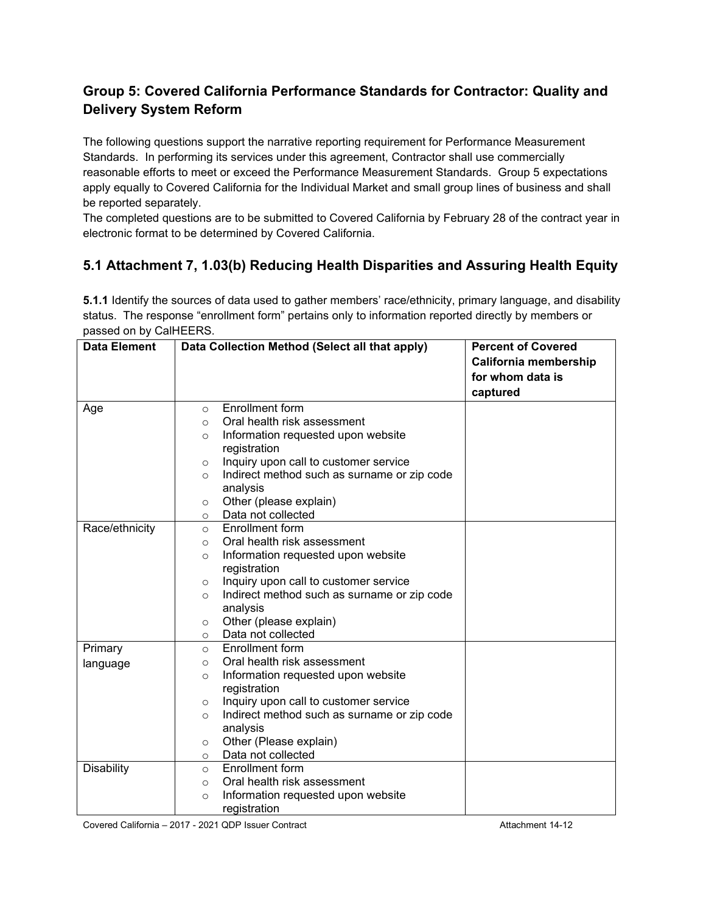## Group 5: Covered California Performance Standards for Contractor: Quality and Delivery System Reform

The following questions support the narrative reporting requirement for Performance Measurement Standards. In performing its services under this agreement, Contractor shall use commercially reasonable efforts to meet or exceed the Performance Measurement Standards. Group 5 expectations apply equally to Covered California for the Individual Market and small group lines of business and shall be reported separately.

The completed questions are to be submitted to Covered California by February 28 of the contract year in electronic format to be determined by Covered California.

## 5.1 Attachment 7, 1.03(b) Reducing Health Disparities and Assuring Health Equity

**5.1.1** Identify the sources of data used to gather members' race/ethnicity, primary language, and disability status. The response "enrollment form" pertains only to information reported directly by members or passed on by CalHEERS.

| Data Element | Data Collection Method (Select all that apply) | Percent of Covered California membership for whom data is captured |
|---|---|---|
| Age | ○ Enrollment form<br>○ Oral health risk assessment<br>○ Information requested upon website registration<br>○ Inquiry upon call to customer service<br>○ Indirect method such as surname or zip code analysis<br>○ Other (please explain)<br>○ Data not collected | |
| Race/ethnicity | ○ Enrollment form<br>○ Oral health risk assessment<br>○ Information requested upon website registration<br>○ Inquiry upon call to customer service<br>○ Indirect method such as surname or zip code analysis<br>○ Other (please explain)<br>○ Data not collected | |
| Primary language | ○ Enrollment form<br>○ Oral health risk assessment<br>○ Information requested upon website registration<br>○ Inquiry upon call to customer service<br>○ Indirect method such as surname or zip code analysis<br>○ Other (Please explain)<br>○ Data not collected | |
| Disability | ○ Enrollment form<br>○ Oral health risk assessment<br>○ Information requested upon website registration | |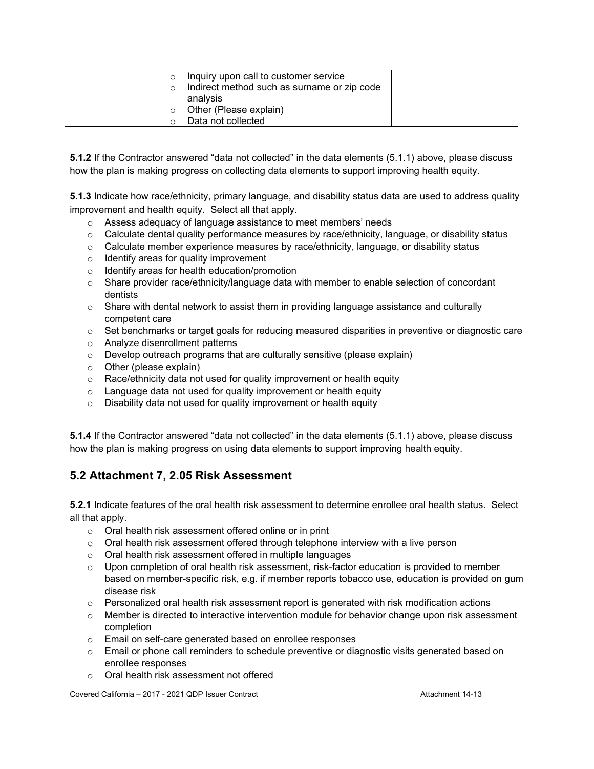| | ○ Inquiry upon call to customer service<br>○ Indirect method such as surname or zip code analysis<br>○ Other (Please explain)<br>○ Data not collected | |
|---|---|---|

**5.1.2** If the Contractor answered "data not collected" in the data elements (5.1.1) above, please discuss how the plan is making progress on collecting data elements to support improving health equity.

**5.1.3** Indicate how race/ethnicity, primary language, and disability status data are used to address quality improvement and health equity. Select all that apply.

- ○ Assess adequacy of language assistance to meet members' needs
- ○ Calculate dental quality performance measures by race/ethnicity, language, or disability status
- ○ Calculate member experience measures by race/ethnicity, language, or disability status
- ○ Identify areas for quality improvement
- ○ Identify areas for health education/promotion
- ○ Share provider race/ethnicity/language data with member to enable selection of concordant dentists
- ○ Share with dental network to assist them in providing language assistance and culturally competent care
- ○ Set benchmarks or target goals for reducing measured disparities in preventive or diagnostic care
- ○ Analyze disenrollment patterns
- ○ Develop outreach programs that are culturally sensitive (please explain)
- ○ Other (please explain)
- ○ Race/ethnicity data not used for quality improvement or health equity
- ○ Language data not used for quality improvement or health equity
- ○ Disability data not used for quality improvement or health equity

**5.1.4** If the Contractor answered "data not collected" in the data elements (5.1.1) above, please discuss how the plan is making progress on using data elements to support improving health equity.

## 5.2 Attachment 7, 2.05 Risk Assessment

**5.2.1** Indicate features of the oral health risk assessment to determine enrollee oral health status. Select all that apply.

- ○ Oral health risk assessment offered online or in print
- ○ Oral health risk assessment offered through telephone interview with a live person
- ○ Oral health risk assessment offered in multiple languages
- ○ Upon completion of oral health risk assessment, risk-factor education is provided to member based on member-specific risk, e.g. if member reports tobacco use, education is provided on gum disease risk
- ○ Personalized oral health risk assessment report is generated with risk modification actions
- ○ Member is directed to interactive intervention module for behavior change upon risk assessment completion
- ○ Email on self-care generated based on enrollee responses
- ○ Email or phone call reminders to schedule preventive or diagnostic visits generated based on enrollee responses
- ○ Oral health risk assessment not offered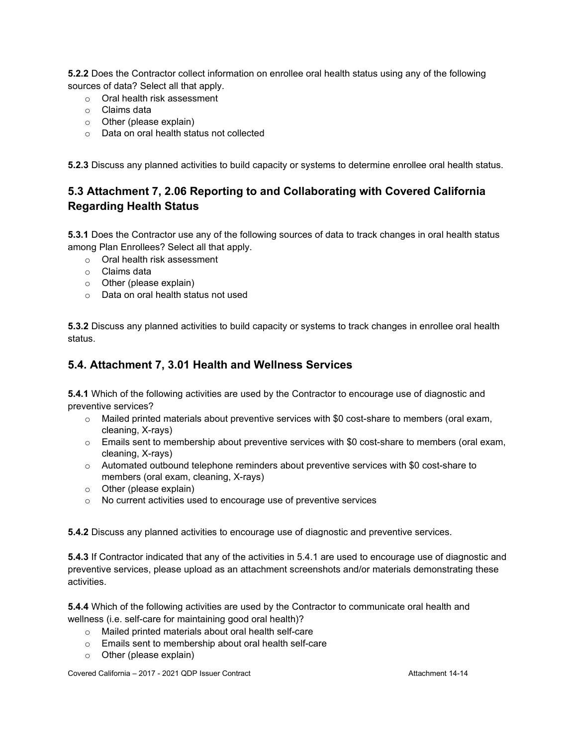**5.2.2** Does the Contractor collect information on enrollee oral health status using any of the following sources of data? Select all that apply.

- Oral health risk assessment
- Claims data
- Other (please explain)
- Data on oral health status not collected

**5.2.3** Discuss any planned activities to build capacity or systems to determine enrollee oral health status.

## 5.3 Attachment 7, 2.06 Reporting to and Collaborating with Covered California Regarding Health Status

**5.3.1** Does the Contractor use any of the following sources of data to track changes in oral health status among Plan Enrollees? Select all that apply.

- Oral health risk assessment
- Claims data
- Other (please explain)
- Data on oral health status not used

**5.3.2** Discuss any planned activities to build capacity or systems to track changes in enrollee oral health status.

## 5.4. Attachment 7, 3.01 Health and Wellness Services

**5.4.1** Which of the following activities are used by the Contractor to encourage use of diagnostic and preventive services?

- Mailed printed materials about preventive services with $0 cost-share to members (oral exam, cleaning, X-rays)
- Emails sent to membership about preventive services with $0 cost-share to members (oral exam, cleaning, X-rays)
- Automated outbound telephone reminders about preventive services with $0 cost-share to members (oral exam, cleaning, X-rays)
- Other (please explain)
- No current activities used to encourage use of preventive services

**5.4.2** Discuss any planned activities to encourage use of diagnostic and preventive services.

**5.4.3** If Contractor indicated that any of the activities in 5.4.1 are used to encourage use of diagnostic and preventive services, please upload as an attachment screenshots and/or materials demonstrating these activities.

**5.4.4** Which of the following activities are used by the Contractor to communicate oral health and wellness (i.e. self-care for maintaining good oral health)?

- Mailed printed materials about oral health self-care
- Emails sent to membership about oral health self-care
- Other (please explain)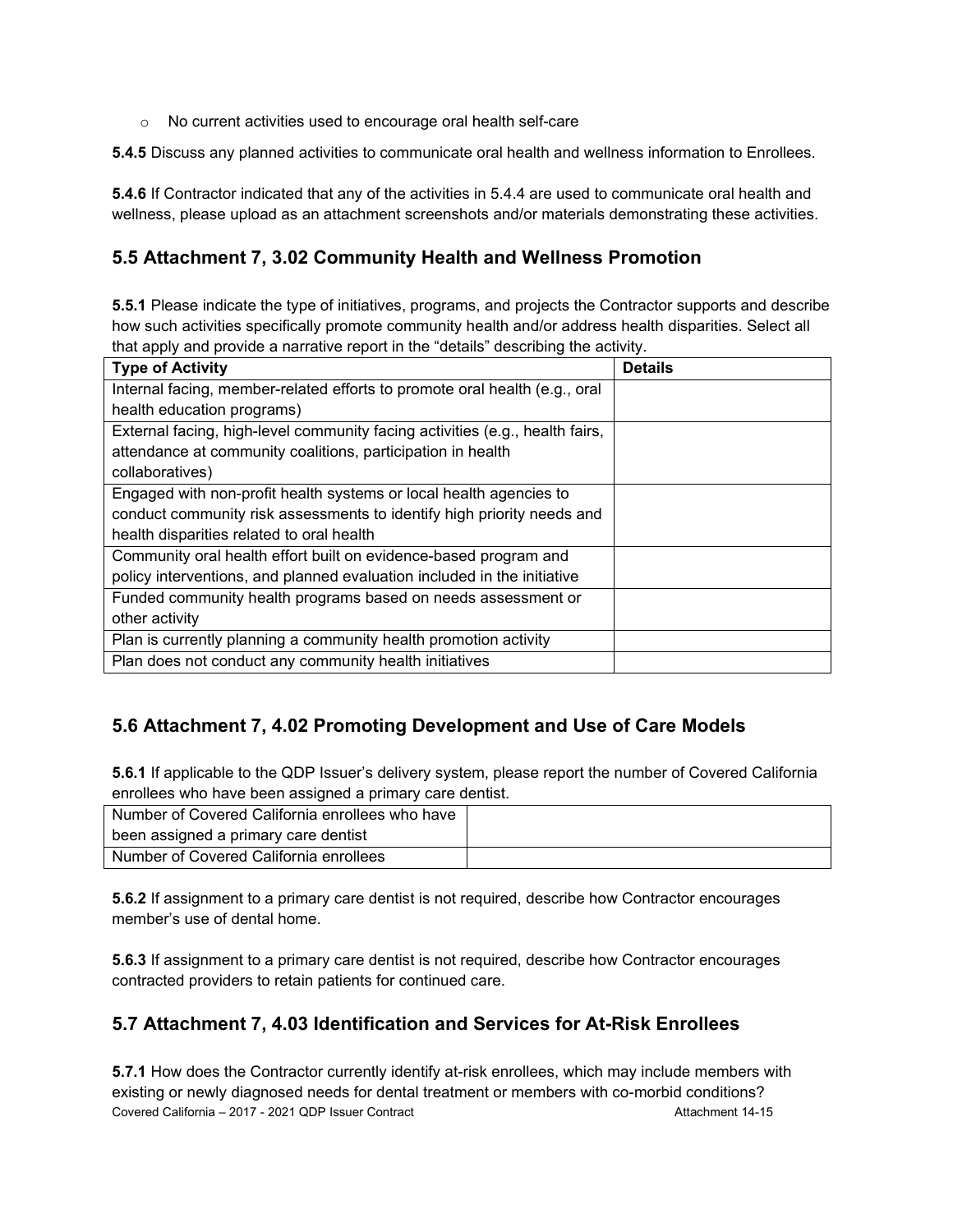- No current activities used to encourage oral health self-care

**5.4.5** Discuss any planned activities to communicate oral health and wellness information to Enrollees.

**5.4.6** If Contractor indicated that any of the activities in 5.4.4 are used to communicate oral health and wellness, please upload as an attachment screenshots and/or materials demonstrating these activities.

## 5.5 Attachment 7, 3.02 Community Health and Wellness Promotion

**5.5.1** Please indicate the type of initiatives, programs, and projects the Contractor supports and describe how such activities specifically promote community health and/or address health disparities. Select all that apply and provide a narrative report in the "details" describing the activity.

| Type of Activity | Details |
|---|---|
| Internal facing, member-related efforts to promote oral health (e.g., oral health education programs) | |
| External facing, high-level community facing activities (e.g., health fairs, attendance at community coalitions, participation in health collaboratives) | |
| Engaged with non-profit health systems or local health agencies to conduct community risk assessments to identify high priority needs and health disparities related to oral health | |
| Community oral health effort built on evidence-based program and policy interventions, and planned evaluation included in the initiative | |
| Funded community health programs based on needs assessment or other activity | |
| Plan is currently planning a community health promotion activity | |
| Plan does not conduct any community health initiatives | |

## 5.6 Attachment 7, 4.02 Promoting Development and Use of Care Models

**5.6.1** If applicable to the QDP Issuer's delivery system, please report the number of Covered California enrollees who have been assigned a primary care dentist.

| | |
|---|---|
| Number of Covered California enrollees who have been assigned a primary care dentist | |
| Number of Covered California enrollees | |

**5.6.2** If assignment to a primary care dentist is not required, describe how Contractor encourages member's use of dental home.

**5.6.3** If assignment to a primary care dentist is not required, describe how Contractor encourages contracted providers to retain patients for continued care.

## 5.7 Attachment 7, 4.03 Identification and Services for At-Risk Enrollees

**5.7.1** How does the Contractor currently identify at-risk enrollees, which may include members with existing or newly diagnosed needs for dental treatment or members with co-morbid conditions?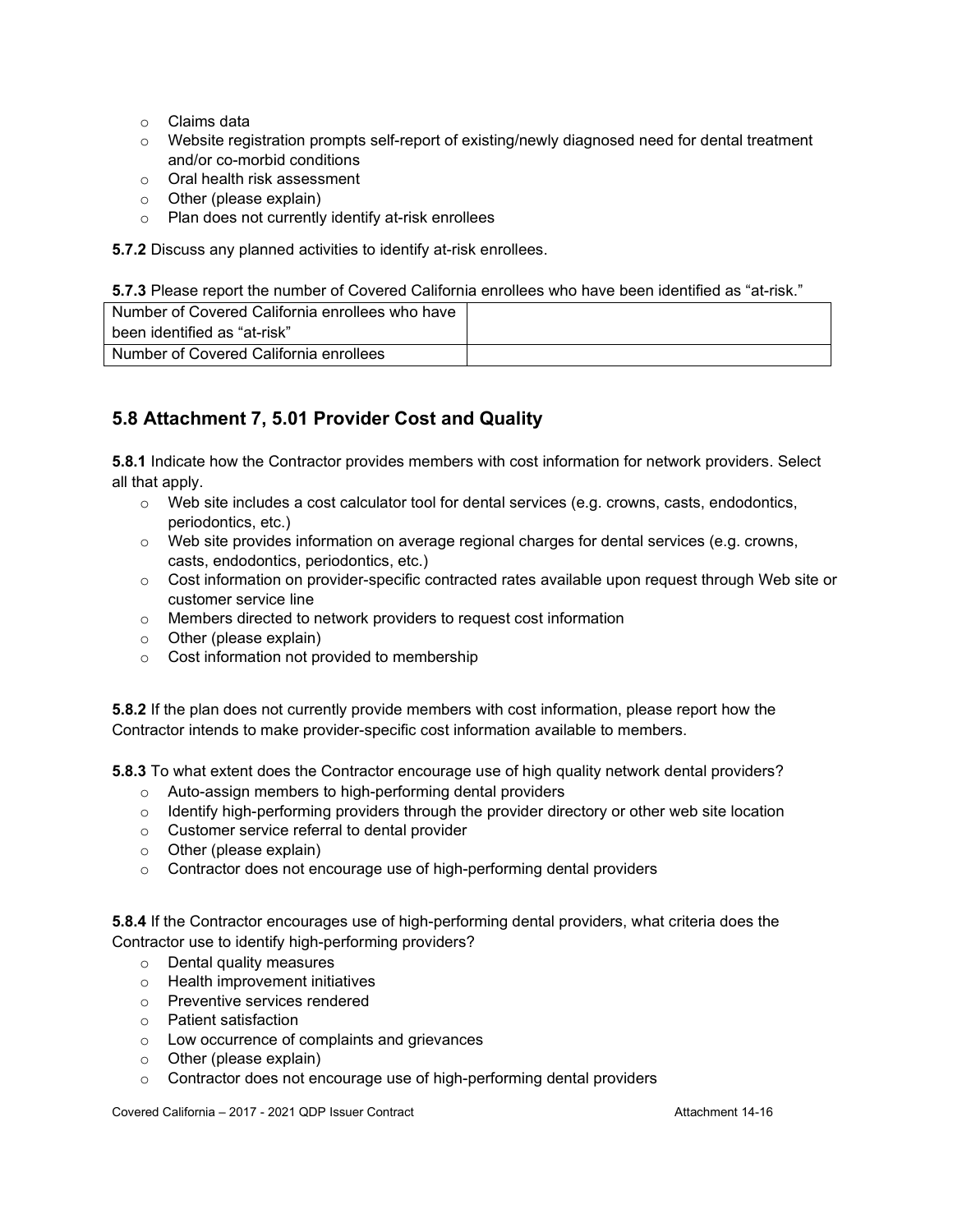- Claims data
- Website registration prompts self-report of existing/newly diagnosed need for dental treatment and/or co-morbid conditions
- Oral health risk assessment
- Other (please explain)
- Plan does not currently identify at-risk enrollees

**5.7.2** Discuss any planned activities to identify at-risk enrollees.

**5.7.3** Please report the number of Covered California enrollees who have been identified as "at-risk."

| Number of Covered California enrollees who have been identified as "at-risk" | |
|---|---|
| Number of Covered California enrollees | |

## 5.8 Attachment 7, 5.01 Provider Cost and Quality

**5.8.1** Indicate how the Contractor provides members with cost information for network providers. Select all that apply.

- Web site includes a cost calculator tool for dental services (e.g. crowns, casts, endodontics, periodontics, etc.)
- Web site provides information on average regional charges for dental services (e.g. crowns, casts, endodontics, periodontics, etc.)
- Cost information on provider-specific contracted rates available upon request through Web site or customer service line
- Members directed to network providers to request cost information
- Other (please explain)
- Cost information not provided to membership

**5.8.2** If the plan does not currently provide members with cost information, please report how the Contractor intends to make provider-specific cost information available to members.

**5.8.3** To what extent does the Contractor encourage use of high quality network dental providers?

- Auto-assign members to high-performing dental providers
- Identify high-performing providers through the provider directory or other web site location
- Customer service referral to dental provider
- Other (please explain)
- Contractor does not encourage use of high-performing dental providers

**5.8.4** If the Contractor encourages use of high-performing dental providers, what criteria does the Contractor use to identify high-performing providers?

- Dental quality measures
- Health improvement initiatives
- Preventive services rendered
- Patient satisfaction
- Low occurrence of complaints and grievances
- Other (please explain)
- Contractor does not encourage use of high-performing dental providers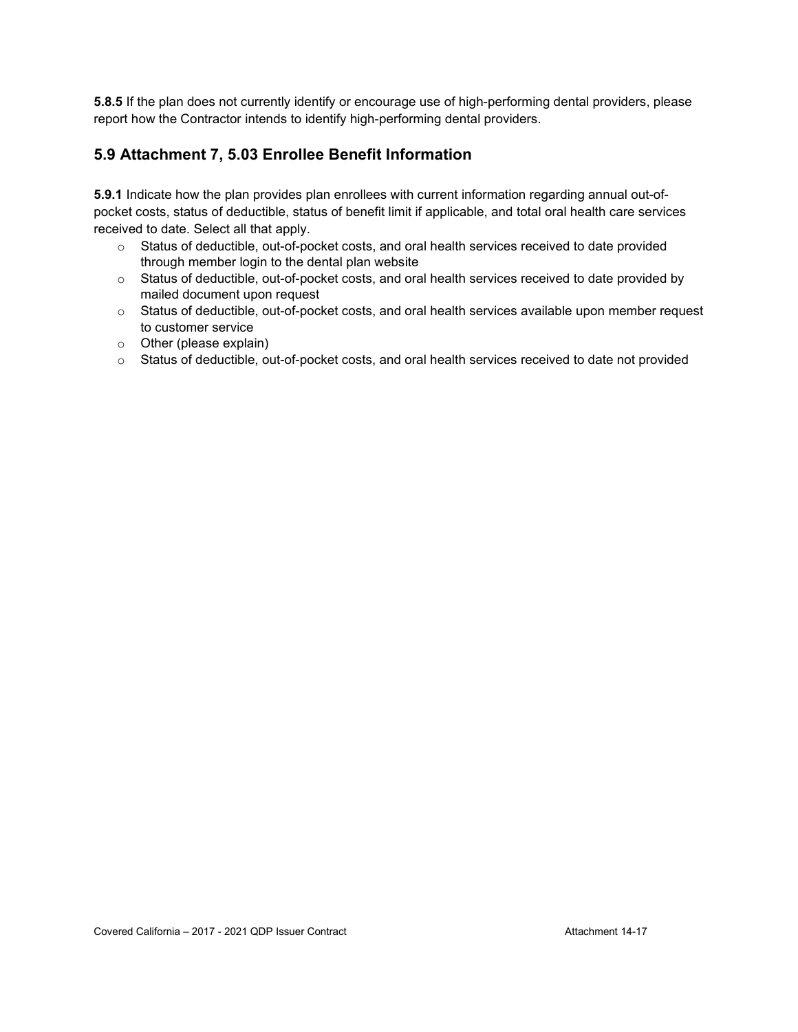**5.8.5** If the plan does not currently identify or encourage use of high-performing dental providers, please report how the Contractor intends to identify high-performing dental providers.

## 5.9 Attachment 7, 5.03 Enrollee Benefit Information

**5.9.1** Indicate how the plan provides plan enrollees with current information regarding annual out-of-pocket costs, status of deductible, status of benefit limit if applicable, and total oral health care services received to date. Select all that apply.

- Status of deductible, out-of-pocket costs, and oral health services received to date provided through member login to the dental plan website
- Status of deductible, out-of-pocket costs, and oral health services received to date provided by mailed document upon request
- Status of deductible, out-of-pocket costs, and oral health services available upon member request to customer service
- Other (please explain)
- Status of deductible, out-of-pocket costs, and oral health services received to date not provided